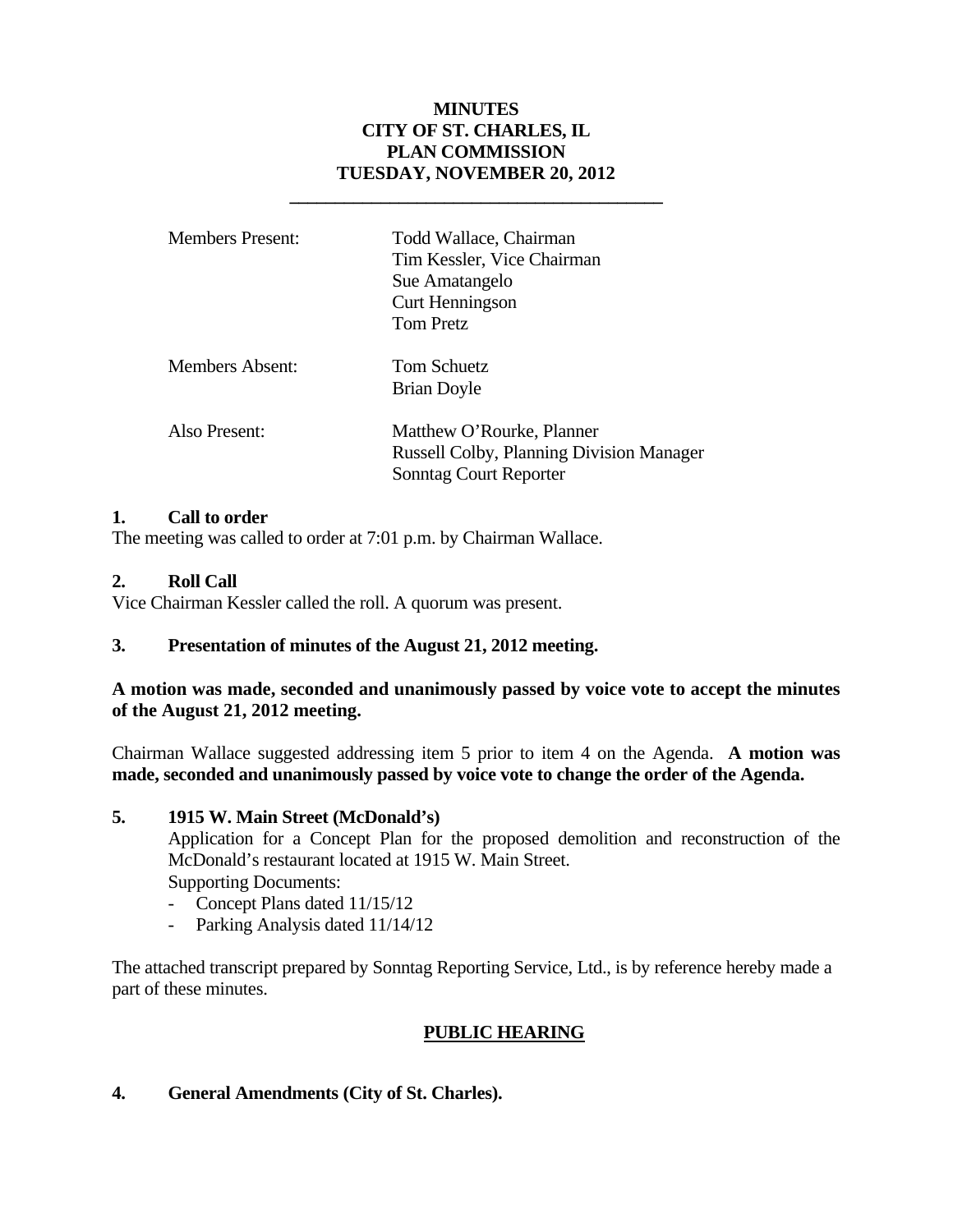# MINUTES
# CITY OF ST. CHARLES, IL
# PLAN COMMISSION
# TUESDAY, NOVEMBER 20, 2012

---

| | |
|---|---|
| Members Present: | Todd Wallace, Chairman<br>Tim Kessler, Vice Chairman<br>Sue Amatangelo<br>Curt Henningson<br>Tom Pretz |
| Members Absent: | Tom Schuetz<br>Brian Doyle |
| Also Present: | Matthew O'Rourke, Planner<br>Russell Colby, Planning Division Manager<br>Sonntag Court Reporter |

**1. Call to order**

The meeting was called to order at 7:01 p.m. by Chairman Wallace.

**2. Roll Call**

Vice Chairman Kessler called the roll. A quorum was present.

**3. Presentation of minutes of the August 21, 2012 meeting.**

**A motion was made, seconded and unanimously passed by voice vote to accept the minutes of the August 21, 2012 meeting.**

Chairman Wallace suggested addressing item 5 prior to item 4 on the Agenda. **A motion was made, seconded and unanimously passed by voice vote to change the order of the Agenda.**

**5. 1915 W. Main Street (McDonald's)**

Application for a Concept Plan for the proposed demolition and reconstruction of the McDonald's restaurant located at 1915 W. Main Street.

Supporting Documents:

- Concept Plans dated 11/15/12
- Parking Analysis dated 11/14/12

The attached transcript prepared by Sonntag Reporting Service, Ltd., is by reference hereby made a part of these minutes.

## PUBLIC HEARING

**4. General Amendments (City of St. Charles).**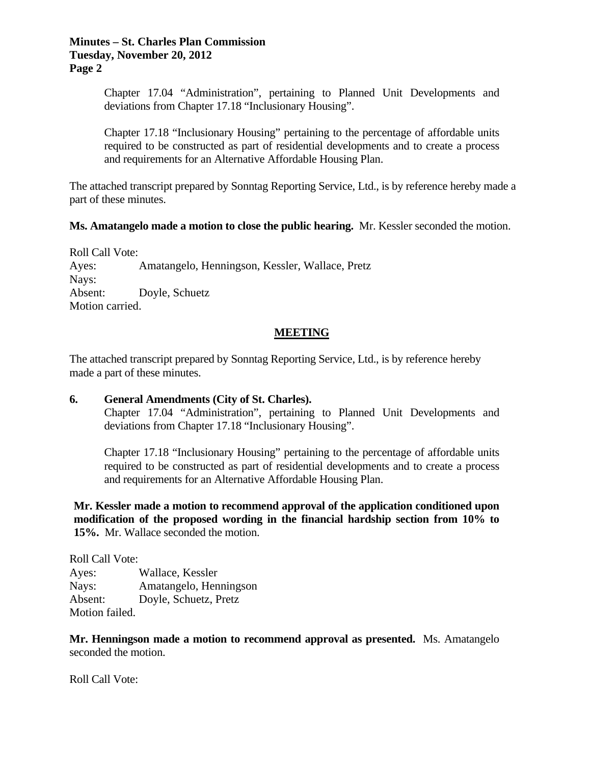Chapter 17.04 "Administration", pertaining to Planned Unit Developments and deviations from Chapter 17.18 "Inclusionary Housing".

Chapter 17.18 "Inclusionary Housing" pertaining to the percentage of affordable units required to be constructed as part of residential developments and to create a process and requirements for an Alternative Affordable Housing Plan.

The attached transcript prepared by Sonntag Reporting Service, Ltd., is by reference hereby made a part of these minutes.

**Ms. Amatangelo made a motion to close the public hearing.** Mr. Kessler seconded the motion.

Roll Call Vote:
Ayes: Amatangelo, Henningson, Kessler, Wallace, Pretz
Nays:
Absent: Doyle, Schuetz
Motion carried.

## MEETING

The attached transcript prepared by Sonntag Reporting Service, Ltd., is by reference hereby made a part of these minutes.

**6. General Amendments (City of St. Charles).**

Chapter 17.04 "Administration", pertaining to Planned Unit Developments and deviations from Chapter 17.18 "Inclusionary Housing".

Chapter 17.18 "Inclusionary Housing" pertaining to the percentage of affordable units required to be constructed as part of residential developments and to create a process and requirements for an Alternative Affordable Housing Plan.

**Mr. Kessler made a motion to recommend approval of the application conditioned upon modification of the proposed wording in the financial hardship section from 10% to 15%.** Mr. Wallace seconded the motion.

Roll Call Vote:
Ayes: Wallace, Kessler
Nays: Amatangelo, Henningson
Absent: Doyle, Schuetz, Pretz
Motion failed.

**Mr. Henningson made a motion to recommend approval as presented.** Ms. Amatangelo seconded the motion.

Roll Call Vote: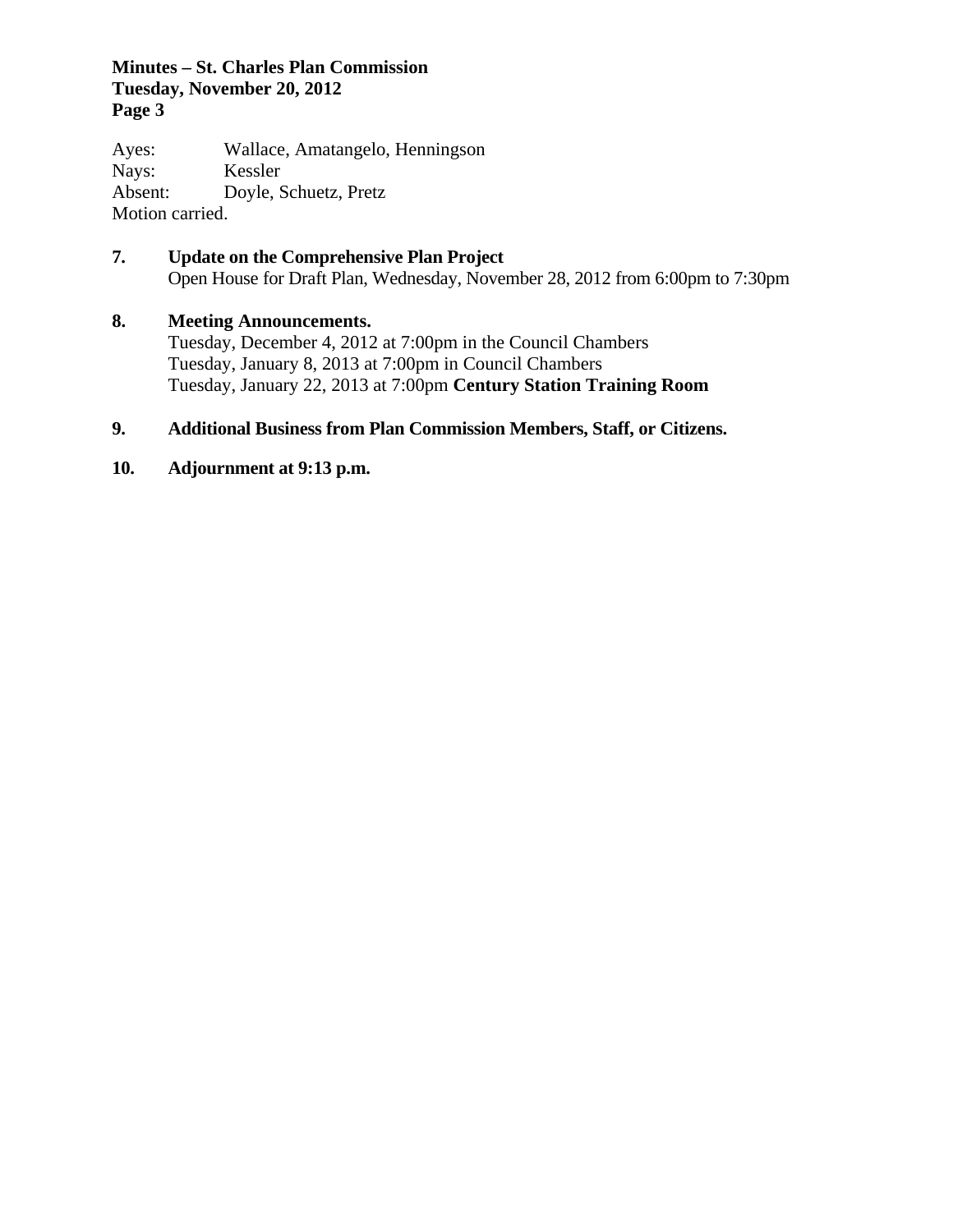Ayes: Wallace, Amatangelo, Henningson
Nays: Kessler
Absent: Doyle, Schuetz, Pretz
Motion carried.

**7. Update on the Comprehensive Plan Project**
Open House for Draft Plan, Wednesday, November 28, 2012 from 6:00pm to 7:30pm

**8. Meeting Announcements.**
Tuesday, December 4, 2012 at 7:00pm in the Council Chambers
Tuesday, January 8, 2013 at 7:00pm in Council Chambers
Tuesday, January 22, 2013 at 7:00pm **Century Station Training Room**

**9. Additional Business from Plan Commission Members, Staff, or Citizens.**

**10. Adjournment at 9:13 p.m.**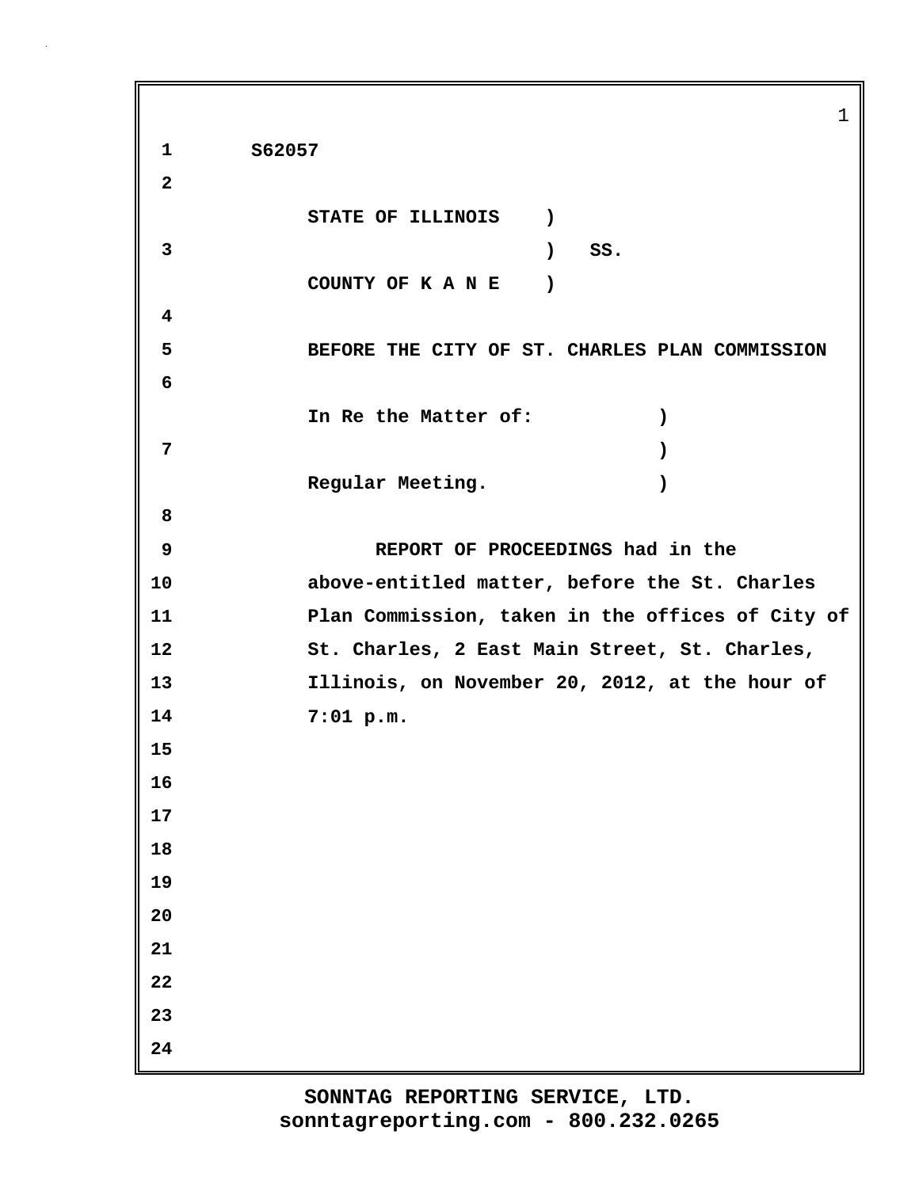S62057

STATE OF ILLINOIS )
) SS.
COUNTY OF K A N E )

BEFORE THE CITY OF ST. CHARLES PLAN COMMISSION

In Re the Matter of: )
)
Regular Meeting. )

REPORT OF PROCEEDINGS had in the above-entitled matter, before the St. Charles Plan Commission, taken in the offices of City of St. Charles, 2 East Main Street, St. Charles, Illinois, on November 20, 2012, at the hour of 7:01 p.m.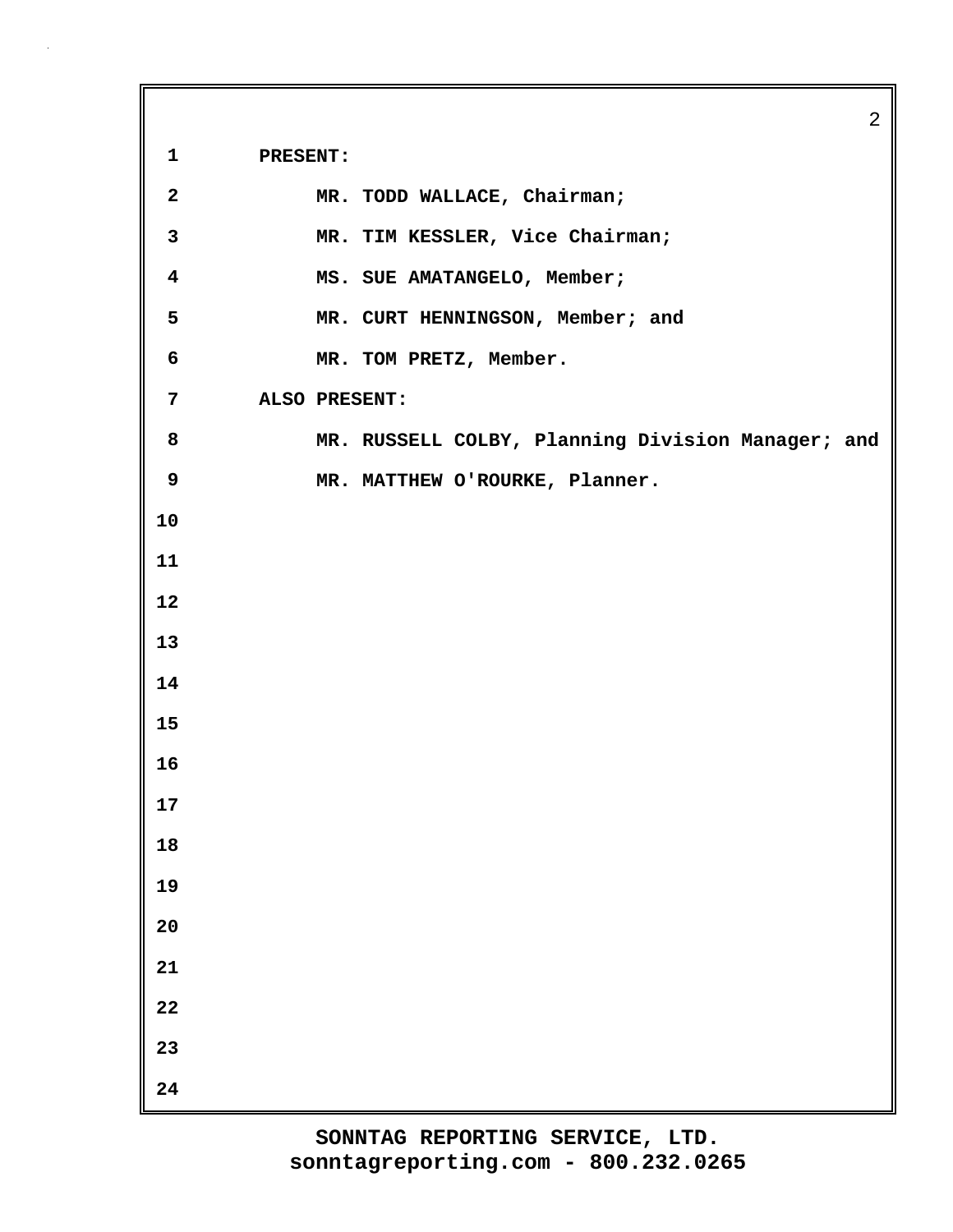PRESENT:

MR. TODD WALLACE, Chairman;
MR. TIM KESSLER, Vice Chairman;
MS. SUE AMATANGELO, Member;
MR. CURT HENNINGSON, Member; and
MR. TOM PRETZ, Member.

ALSO PRESENT:

MR. RUSSELL COLBY, Planning Division Manager; and
MR. MATTHEW O'ROURKE, Planner.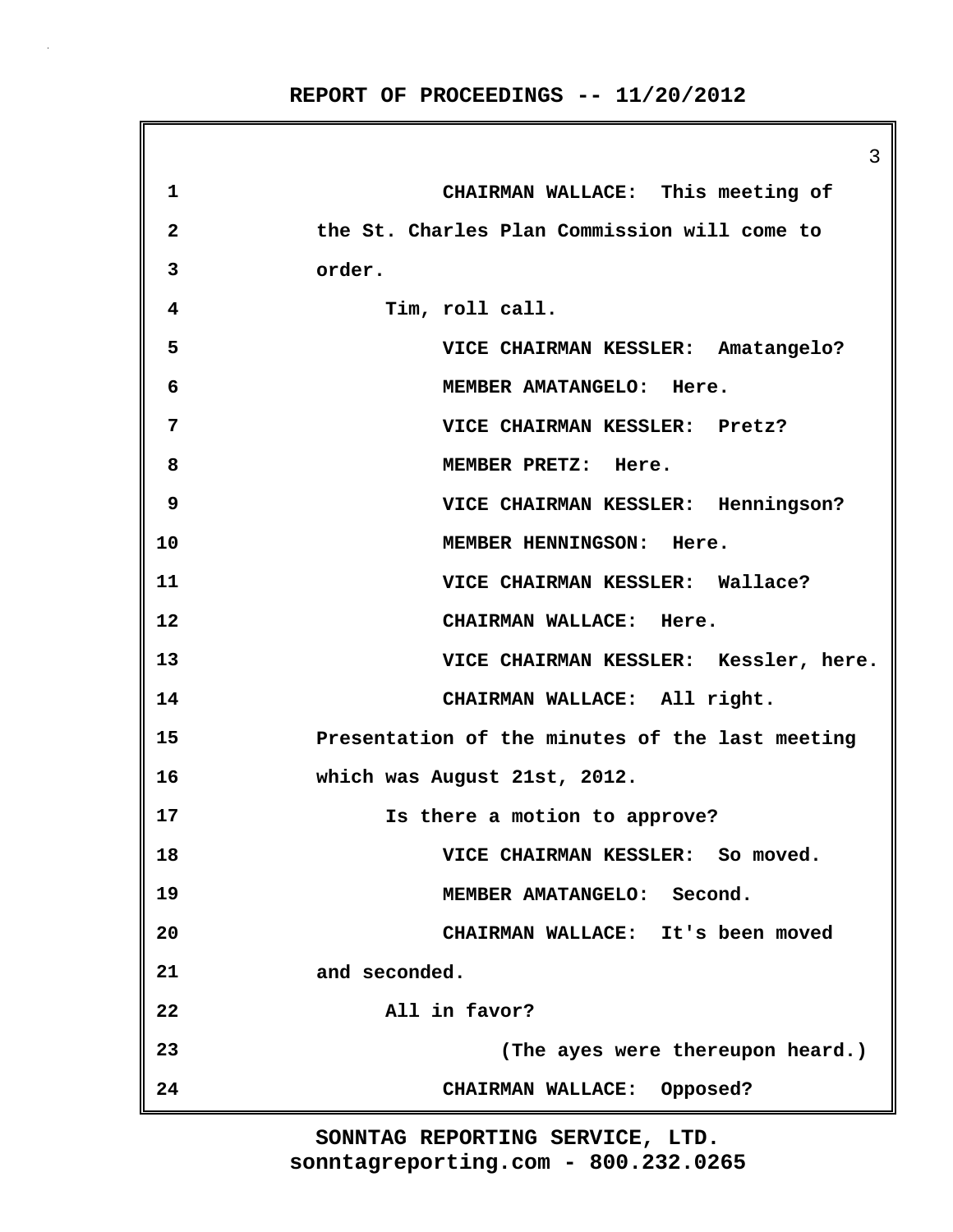CHAIRMAN WALLACE: This meeting of the St. Charles Plan Commission will come to order.

Tim, roll call.

VICE CHAIRMAN KESSLER: Amatangelo?

MEMBER AMATANGELO: Here.

VICE CHAIRMAN KESSLER: Pretz?

MEMBER PRETZ: Here.

VICE CHAIRMAN KESSLER: Henningson?

MEMBER HENNINGSON: Here.

VICE CHAIRMAN KESSLER: Wallace?

CHAIRMAN WALLACE: Here.

VICE CHAIRMAN KESSLER: Kessler, here.

CHAIRMAN WALLACE: All right. Presentation of the minutes of the last meeting which was August 21st, 2012.

Is there a motion to approve?

VICE CHAIRMAN KESSLER: So moved.

MEMBER AMATANGELO: Second.

CHAIRMAN WALLACE: It's been moved and seconded.

All in favor?

(The ayes were thereupon heard.)

CHAIRMAN WALLACE: Opposed?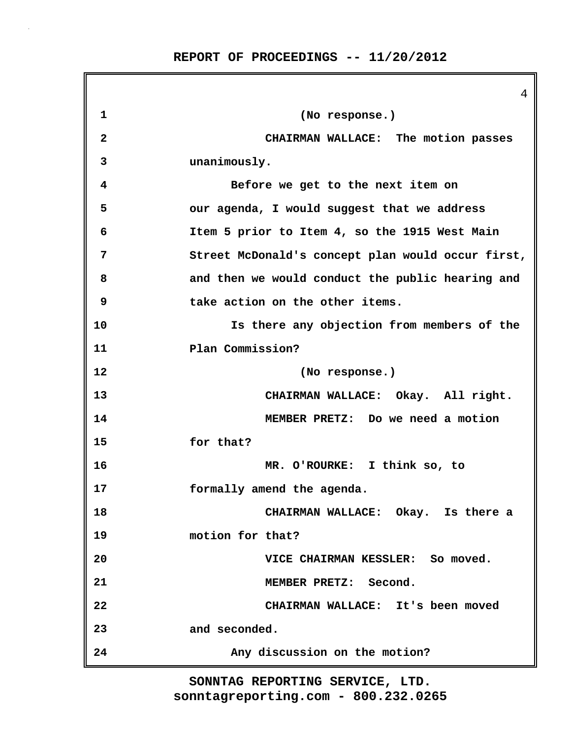(No response.)

CHAIRMAN WALLACE: The motion passes unanimously.

Before we get to the next item on our agenda, I would suggest that we address Item 5 prior to Item 4, so the 1915 West Main Street McDonald's concept plan would occur first, and then we would conduct the public hearing and take action on the other items.

Is there any objection from members of the Plan Commission?

(No response.)

CHAIRMAN WALLACE: Okay. All right.

MEMBER PRETZ: Do we need a motion for that?

MR. O'ROURKE: I think so, to formally amend the agenda.

CHAIRMAN WALLACE: Okay. Is there a motion for that?

VICE CHAIRMAN KESSLER: So moved.

MEMBER PRETZ: Second.

CHAIRMAN WALLACE: It's been moved and seconded.

Any discussion on the motion?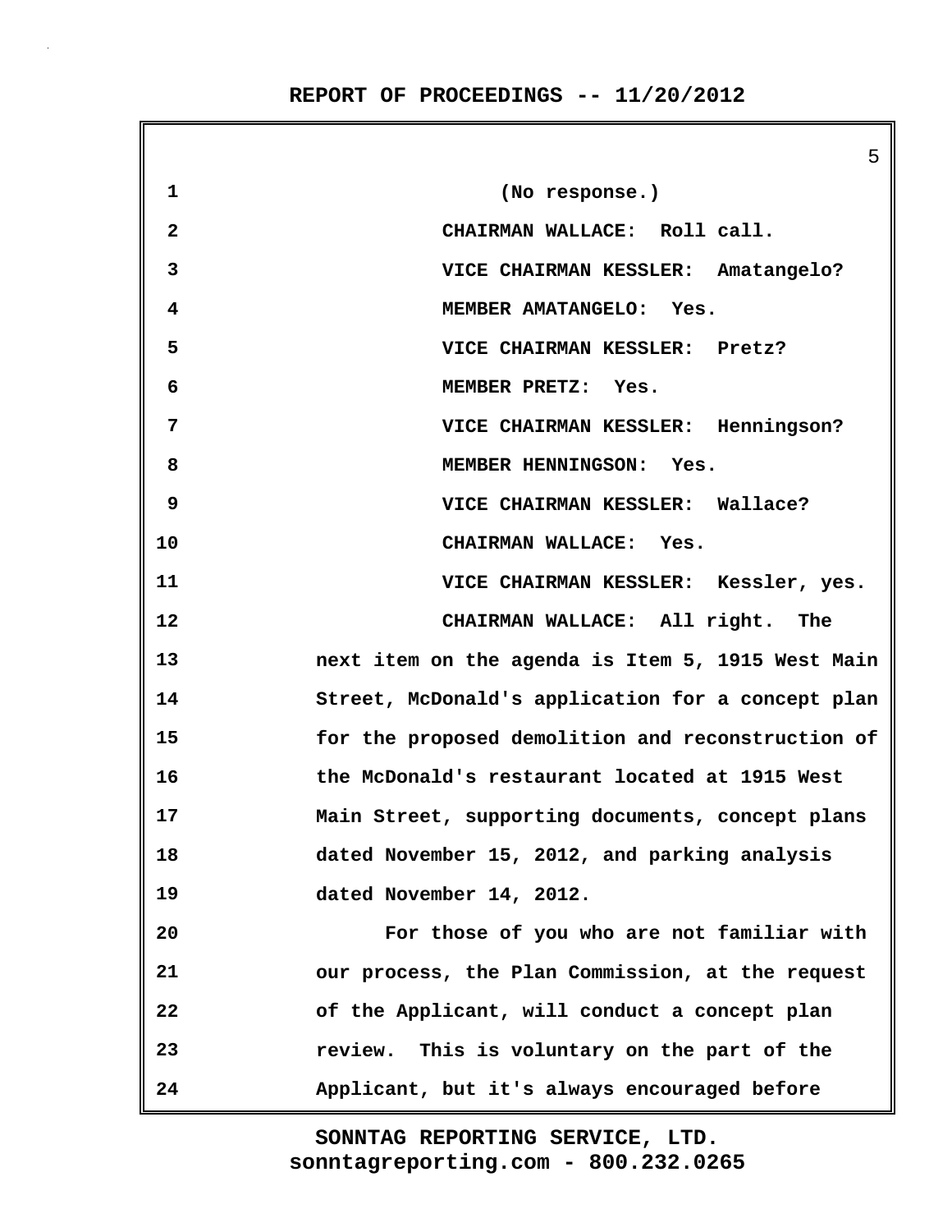1 (No response.)

2 CHAIRMAN WALLACE: Roll call.

3 VICE CHAIRMAN KESSLER: Amatangelo?

4 MEMBER AMATANGELO: Yes.

5 VICE CHAIRMAN KESSLER: Pretz?

6 MEMBER PRETZ: Yes.

7 VICE CHAIRMAN KESSLER: Henningson?

8 MEMBER HENNINGSON: Yes.

9 VICE CHAIRMAN KESSLER: Wallace?

10 CHAIRMAN WALLACE: Yes.

11 VICE CHAIRMAN KESSLER: Kessler, yes.

12 CHAIRMAN WALLACE: All right. The

13 next item on the agenda is Item 5, 1915 West Main

14 Street, McDonald's application for a concept plan

15 for the proposed demolition and reconstruction of

16 the McDonald's restaurant located at 1915 West

17 Main Street, supporting documents, concept plans

18 dated November 15, 2012, and parking analysis

19 dated November 14, 2012.

20 For those of you who are not familiar with

21 our process, the Plan Commission, at the request

22 of the Applicant, will conduct a concept plan

23 review. This is voluntary on the part of the

24 Applicant, but it's always encouraged before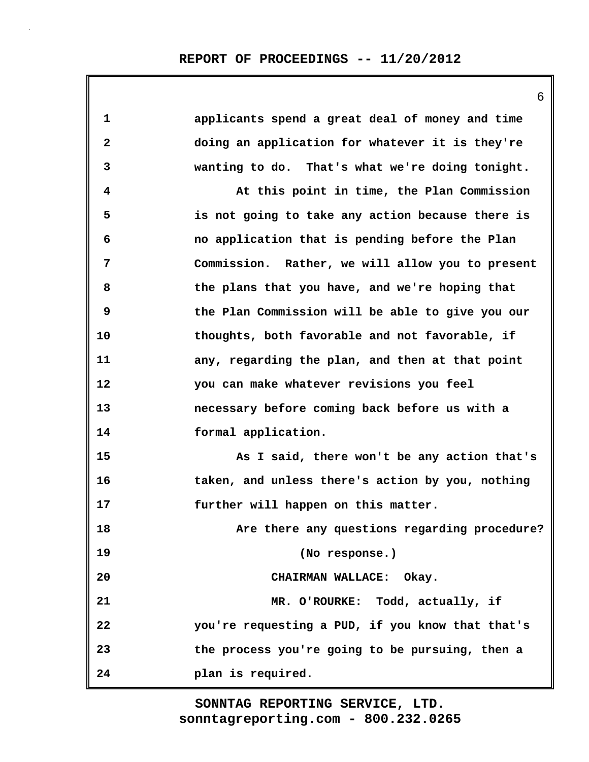applicants spend a great deal of money and time doing an application for whatever it is they're wanting to do. That's what we're doing tonight.

At this point in time, the Plan Commission is not going to take any action because there is no application that is pending before the Plan Commission. Rather, we will allow you to present the plans that you have, and we're hoping that the Plan Commission will be able to give you our thoughts, both favorable and not favorable, if any, regarding the plan, and then at that point you can make whatever revisions you feel necessary before coming back before us with a formal application.

As I said, there won't be any action that's taken, and unless there's action by you, nothing further will happen on this matter.

Are there any questions regarding procedure?

(No response.)

CHAIRMAN WALLACE: Okay.

MR. O'ROURKE: Todd, actually, if you're requesting a PUD, if you know that that's the process you're going to be pursuing, then a plan is required.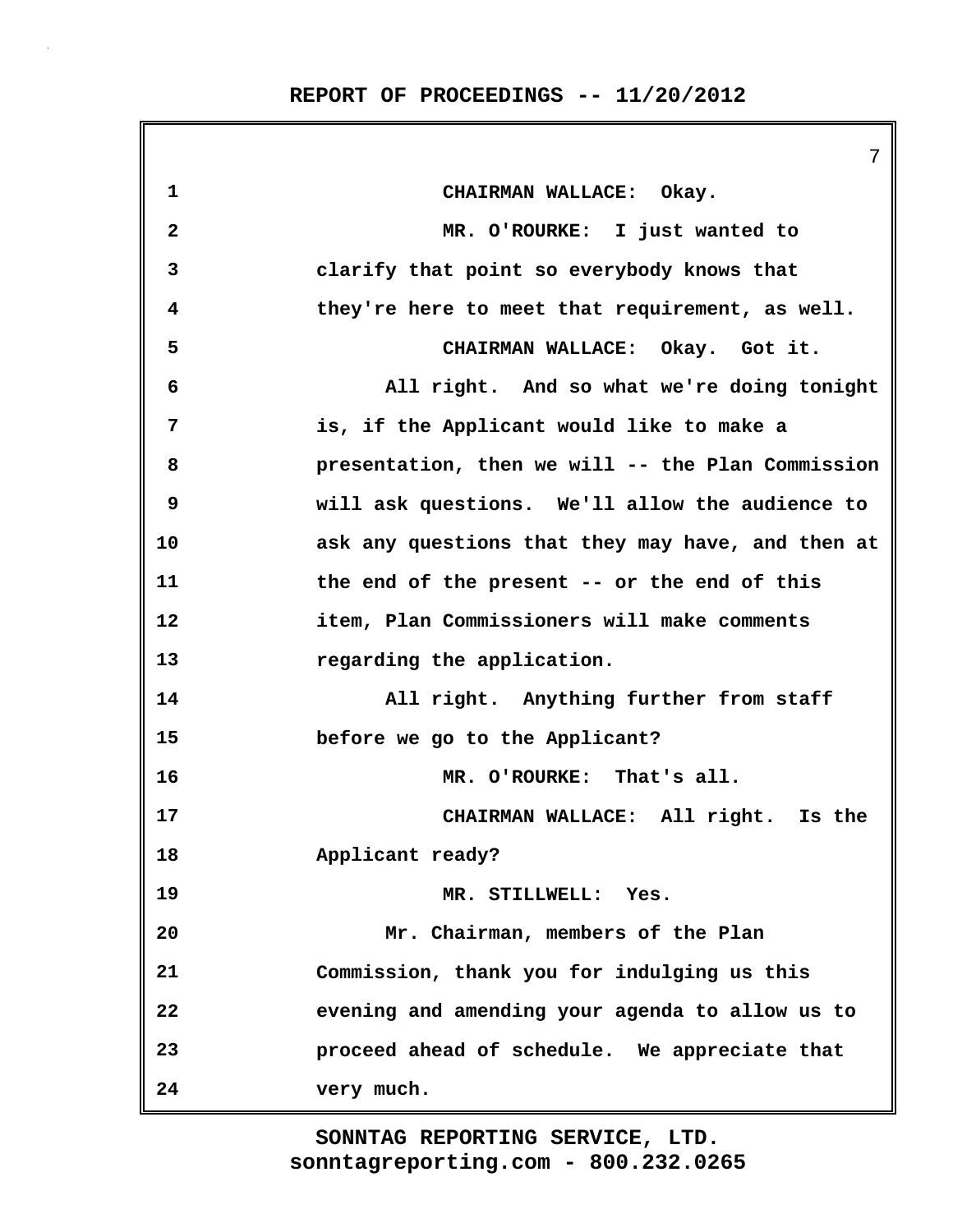CHAIRMAN WALLACE: Okay.

MR. O'ROURKE: I just wanted to clarify that point so everybody knows that they're here to meet that requirement, as well.

CHAIRMAN WALLACE: Okay. Got it.

All right. And so what we're doing tonight is, if the Applicant would like to make a presentation, then we will -- the Plan Commission will ask questions. We'll allow the audience to ask any questions that they may have, and then at the end of the present -- or the end of this item, Plan Commissioners will make comments regarding the application.

All right. Anything further from staff before we go to the Applicant?

MR. O'ROURKE: That's all.

CHAIRMAN WALLACE: All right. Is the Applicant ready?

MR. STILLWELL: Yes.

Mr. Chairman, members of the Plan Commission, thank you for indulging us this evening and amending your agenda to allow us to proceed ahead of schedule. We appreciate that very much.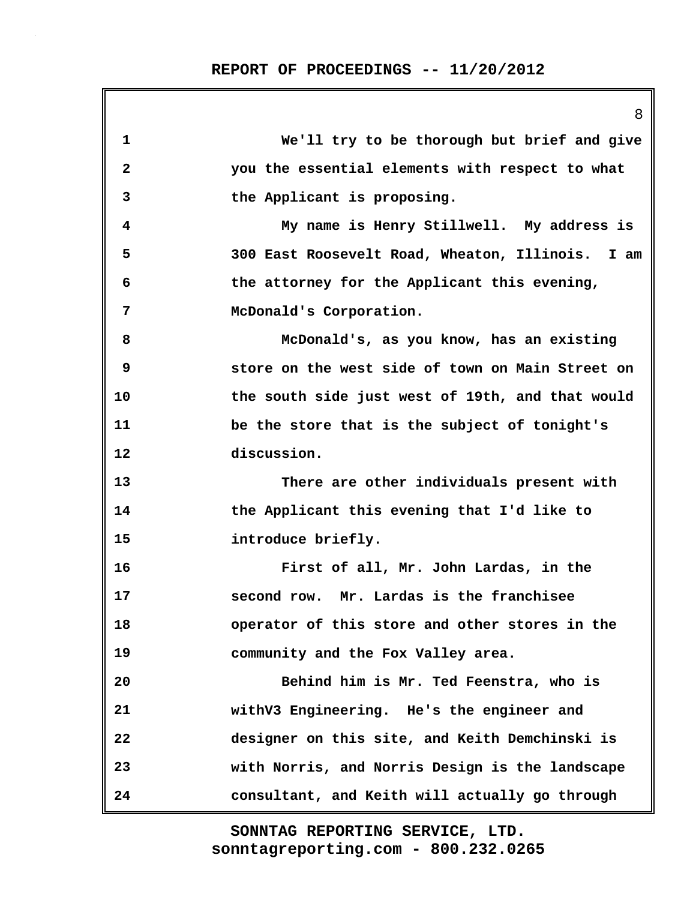We'll try to be thorough but brief and give you the essential elements with respect to what the Applicant is proposing.

My name is Henry Stillwell. My address is 300 East Roosevelt Road, Wheaton, Illinois. I am the attorney for the Applicant this evening, McDonald's Corporation.

McDonald's, as you know, has an existing store on the west side of town on Main Street on the south side just west of 19th, and that would be the store that is the subject of tonight's discussion.

There are other individuals present with the Applicant this evening that I'd like to introduce briefly.

First of all, Mr. John Lardas, in the second row. Mr. Lardas is the franchisee operator of this store and other stores in the community and the Fox Valley area.

Behind him is Mr. Ted Feenstra, who is withV3 Engineering. He's the engineer and designer on this site, and Keith Demchinski is with Norris, and Norris Design is the landscape consultant, and Keith will actually go through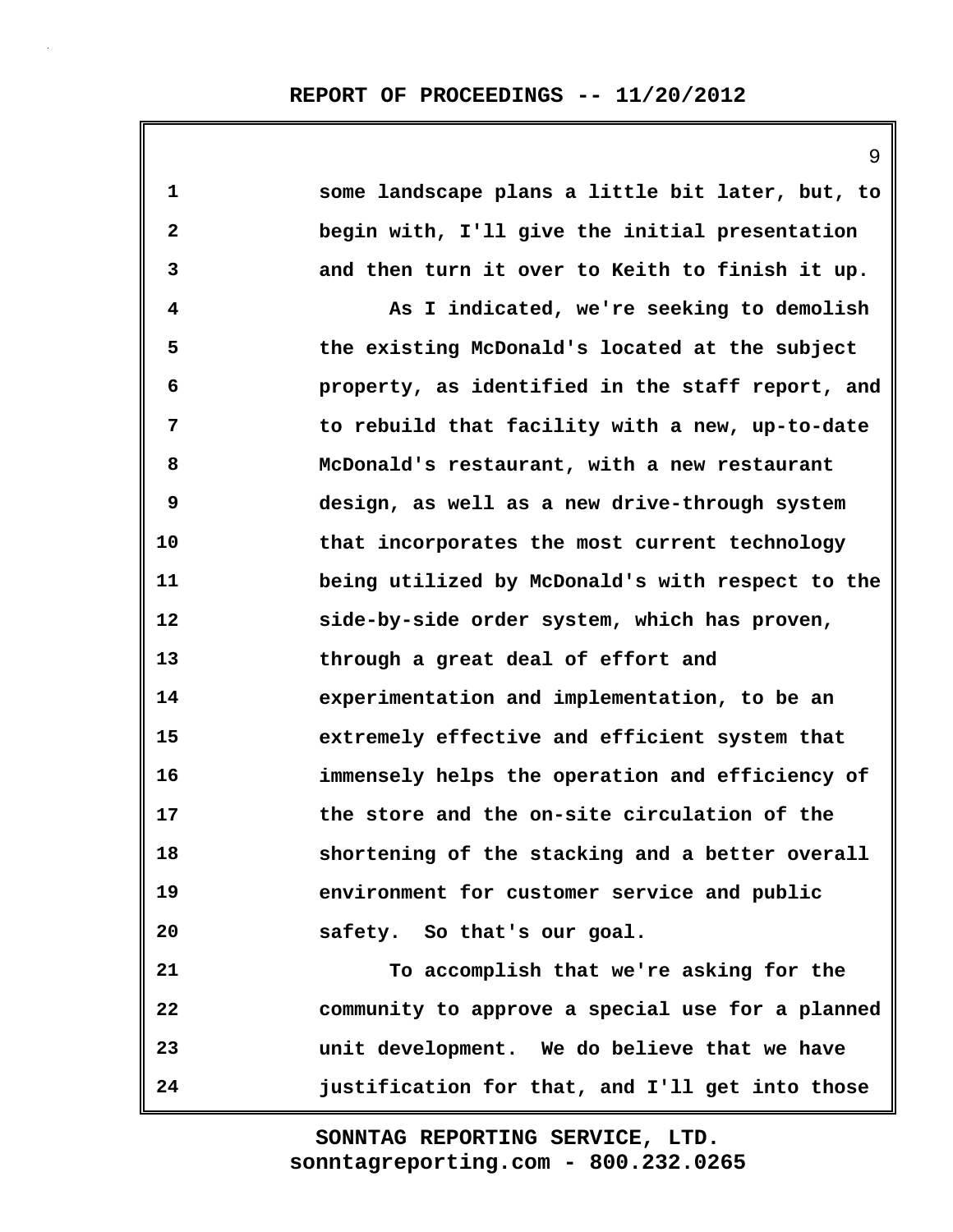some landscape plans a little bit later, but, to begin with, I'll give the initial presentation and then turn it over to Keith to finish it up.

As I indicated, we're seeking to demolish the existing McDonald's located at the subject property, as identified in the staff report, and to rebuild that facility with a new, up-to-date McDonald's restaurant, with a new restaurant design, as well as a new drive-through system that incorporates the most current technology being utilized by McDonald's with respect to the side-by-side order system, which has proven, through a great deal of effort and experimentation and implementation, to be an extremely effective and efficient system that immensely helps the operation and efficiency of the store and the on-site circulation of the shortening of the stacking and a better overall environment for customer service and public safety. So that's our goal.

To accomplish that we're asking for the community to approve a special use for a planned unit development. We do believe that we have justification for that, and I'll get into those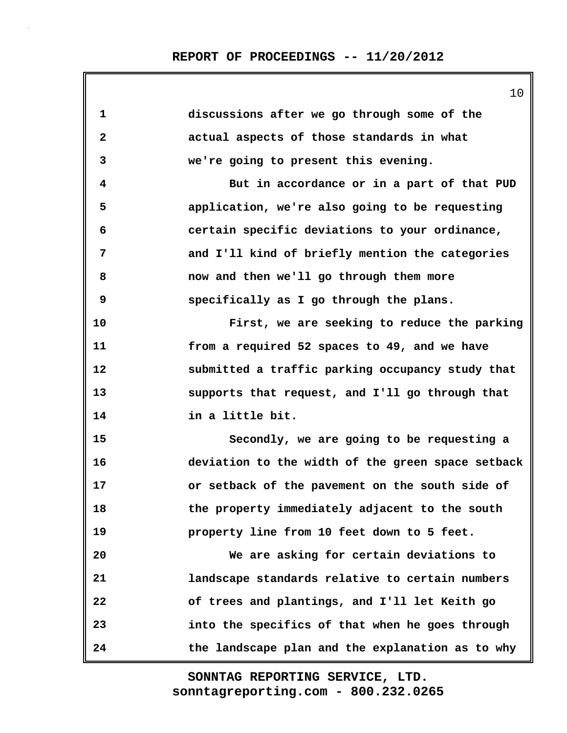discussions after we go through some of the actual aspects of those standards in what we're going to present this evening.

But in accordance or in a part of that PUD application, we're also going to be requesting certain specific deviations to your ordinance, and I'll kind of briefly mention the categories now and then we'll go through them more specifically as I go through the plans.

First, we are seeking to reduce the parking from a required 52 spaces to 49, and we have submitted a traffic parking occupancy study that supports that request, and I'll go through that in a little bit.

Secondly, we are going to be requesting a deviation to the width of the green space setback or setback of the pavement on the south side of the property immediately adjacent to the south property line from 10 feet down to 5 feet.

We are asking for certain deviations to landscape standards relative to certain numbers of trees and plantings, and I'll let Keith go into the specifics of that when he goes through the landscape plan and the explanation as to why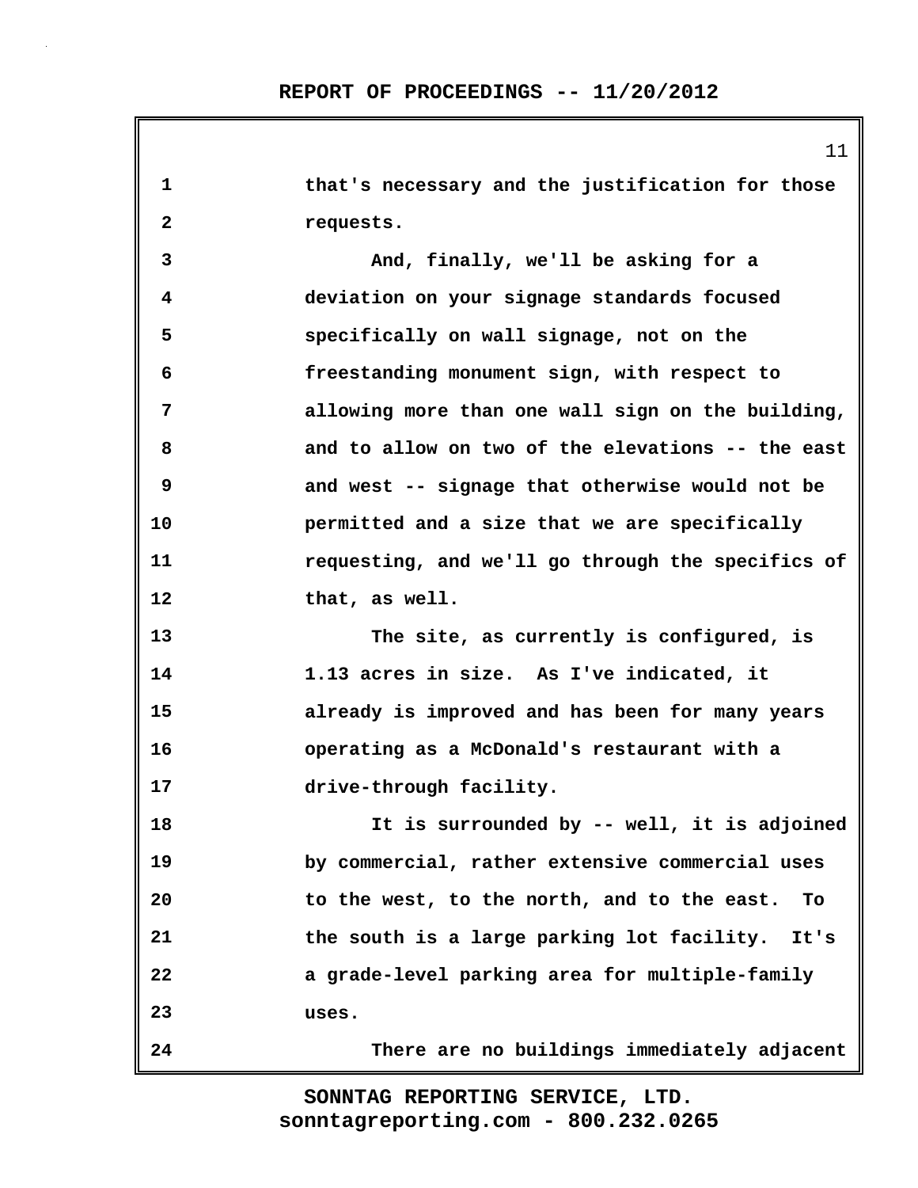that's necessary and the justification for those requests.

And, finally, we'll be asking for a deviation on your signage standards focused specifically on wall signage, not on the freestanding monument sign, with respect to allowing more than one wall sign on the building, and to allow on two of the elevations -- the east and west -- signage that otherwise would not be permitted and a size that we are specifically requesting, and we'll go through the specifics of that, as well.

The site, as currently is configured, is 1.13 acres in size. As I've indicated, it already is improved and has been for many years operating as a McDonald's restaurant with a drive-through facility.

It is surrounded by -- well, it is adjoined by commercial, rather extensive commercial uses to the west, to the north, and to the east. To the south is a large parking lot facility. It's a grade-level parking area for multiple-family uses.

There are no buildings immediately adjacent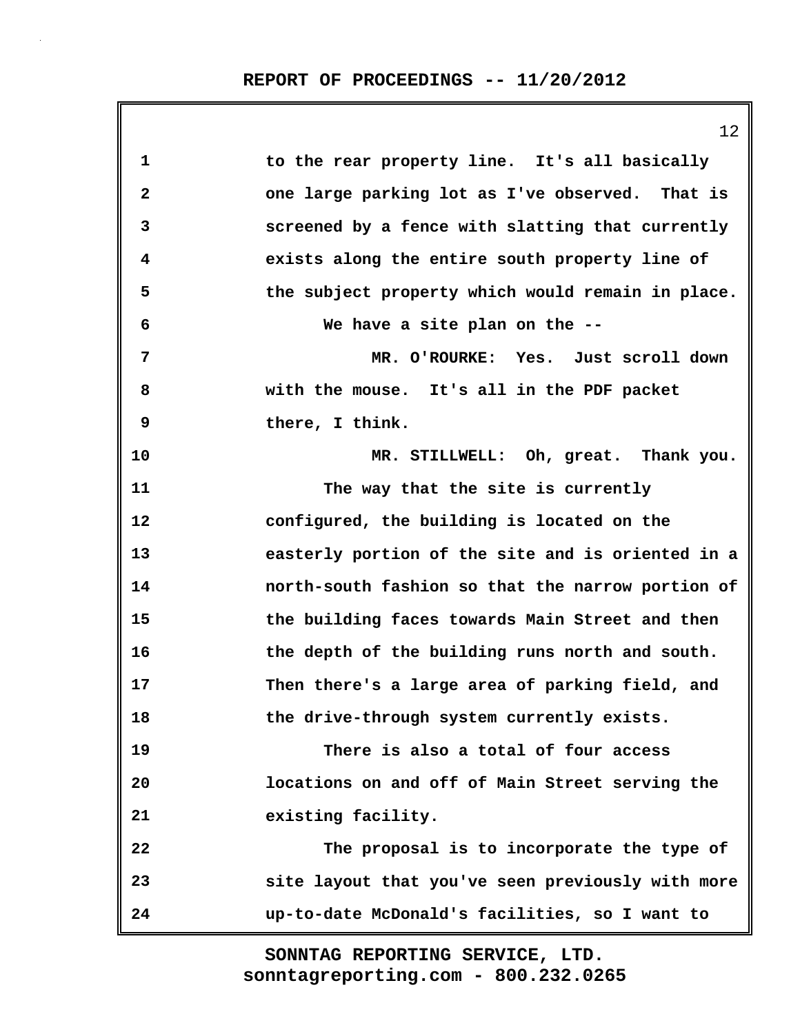to the rear property line. It's all basically one large parking lot as I've observed. That is screened by a fence with slatting that currently exists along the entire south property line of the subject property which would remain in place.

We have a site plan on the --

MR. O'ROURKE: Yes. Just scroll down with the mouse. It's all in the PDF packet there, I think.

MR. STILLWELL: Oh, great. Thank you.

The way that the site is currently configured, the building is located on the easterly portion of the site and is oriented in a north-south fashion so that the narrow portion of the building faces towards Main Street and then the depth of the building runs north and south. Then there's a large area of parking field, and the drive-through system currently exists.

There is also a total of four access locations on and off of Main Street serving the existing facility.

The proposal is to incorporate the type of site layout that you've seen previously with more up-to-date McDonald's facilities, so I want to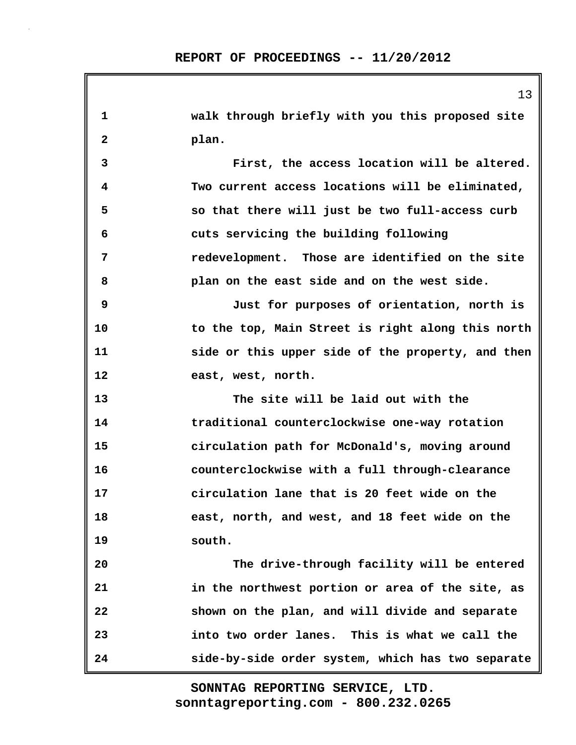walk through briefly with you this proposed site plan.

First, the access location will be altered. Two current access locations will be eliminated, so that there will just be two full-access curb cuts servicing the building following redevelopment. Those are identified on the site plan on the east side and on the west side.

Just for purposes of orientation, north is to the top, Main Street is right along this north side or this upper side of the property, and then east, west, north.

The site will be laid out with the traditional counterclockwise one-way rotation circulation path for McDonald's, moving around counterclockwise with a full through-clearance circulation lane that is 20 feet wide on the east, north, and west, and 18 feet wide on the south.

The drive-through facility will be entered in the northwest portion or area of the site, as shown on the plan, and will divide and separate into two order lanes. This is what we call the side-by-side order system, which has two separate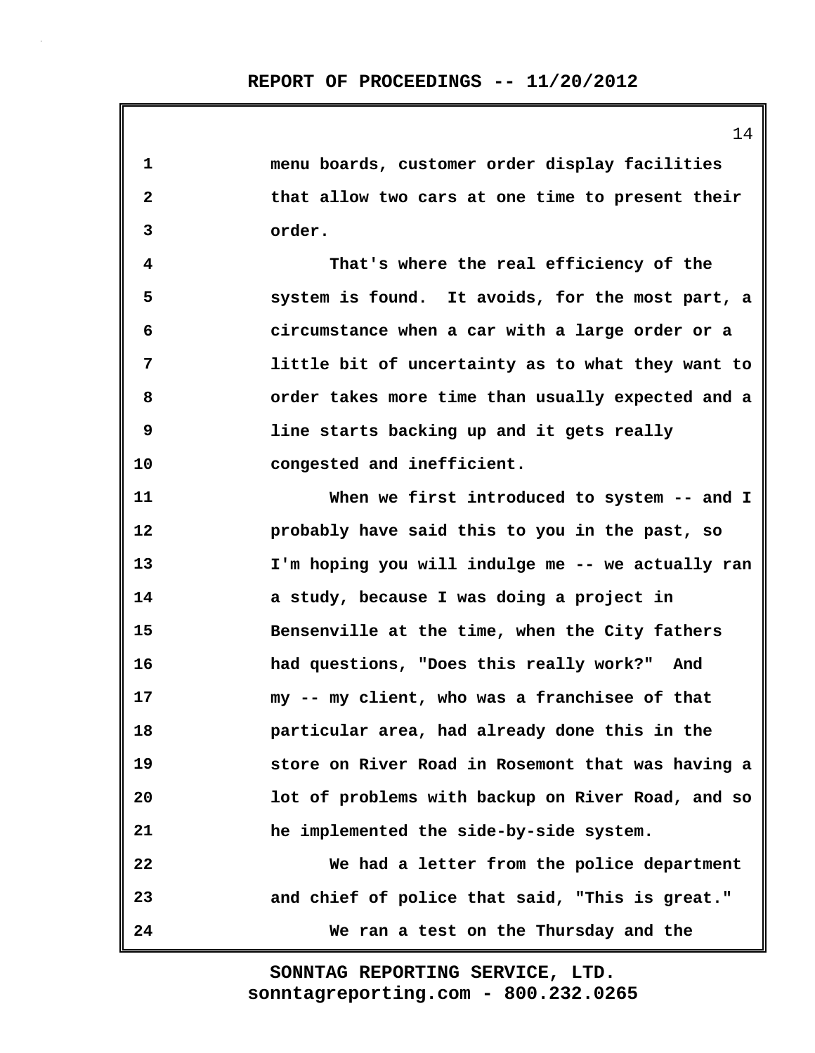menu boards, customer order display facilities that allow two cars at one time to present their order.

That's where the real efficiency of the system is found. It avoids, for the most part, a circumstance when a car with a large order or a little bit of uncertainty as to what they want to order takes more time than usually expected and a line starts backing up and it gets really congested and inefficient.

When we first introduced to system -- and I probably have said this to you in the past, so I'm hoping you will indulge me -- we actually ran a study, because I was doing a project in Bensenville at the time, when the City fathers had questions, "Does this really work?" And my -- my client, who was a franchisee of that particular area, had already done this in the store on River Road in Rosemont that was having a lot of problems with backup on River Road, and so he implemented the side-by-side system.

We had a letter from the police department and chief of police that said, "This is great."

We ran a test on the Thursday and the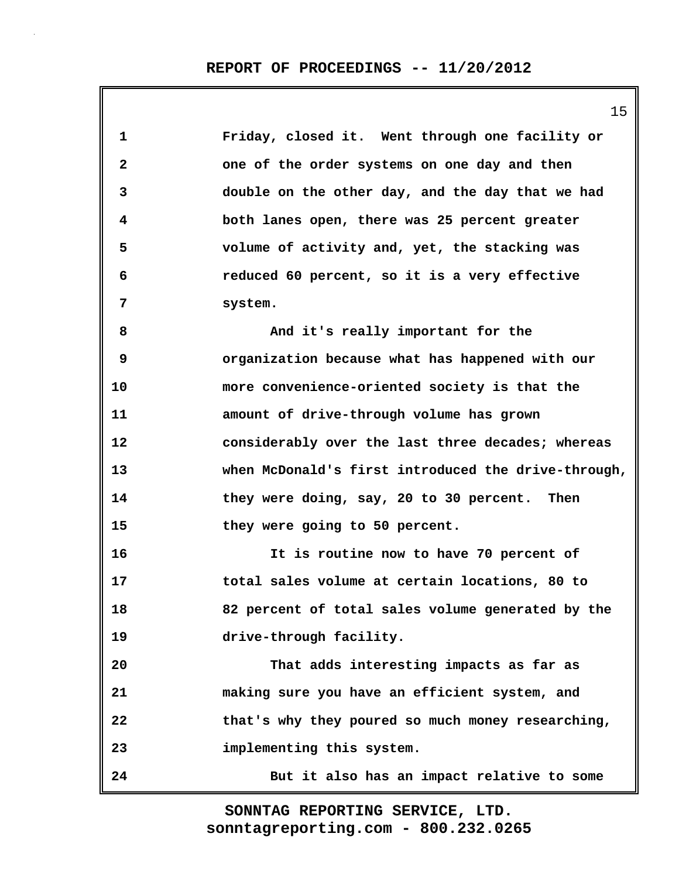Friday, closed it. Went through one facility or one of the order systems on one day and then double on the other day, and the day that we had both lanes open, there was 25 percent greater volume of activity and, yet, the stacking was reduced 60 percent, so it is a very effective system.

And it's really important for the organization because what has happened with our more convenience-oriented society is that the amount of drive-through volume has grown considerably over the last three decades; whereas when McDonald's first introduced the drive-through, they were doing, say, 20 to 30 percent. Then they were going to 50 percent.

It is routine now to have 70 percent of total sales volume at certain locations, 80 to 82 percent of total sales volume generated by the drive-through facility.

That adds interesting impacts as far as making sure you have an efficient system, and that's why they poured so much money researching, implementing this system.

But it also has an impact relative to some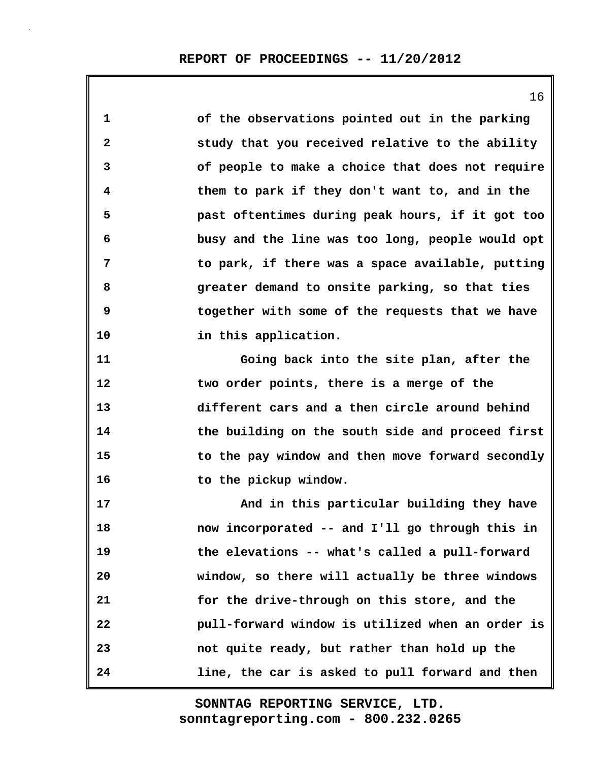of the observations pointed out in the parking study that you received relative to the ability of people to make a choice that does not require them to park if they don't want to, and in the past oftentimes during peak hours, if it got too busy and the line was too long, people would opt to park, if there was a space available, putting greater demand to onsite parking, so that ties together with some of the requests that we have in this application.

Going back into the site plan, after the two order points, there is a merge of the different cars and a then circle around behind the building on the south side and proceed first to the pay window and then move forward secondly to the pickup window.

And in this particular building they have now incorporated -- and I'll go through this in the elevations -- what's called a pull-forward window, so there will actually be three windows for the drive-through on this store, and the pull-forward window is utilized when an order is not quite ready, but rather than hold up the line, the car is asked to pull forward and then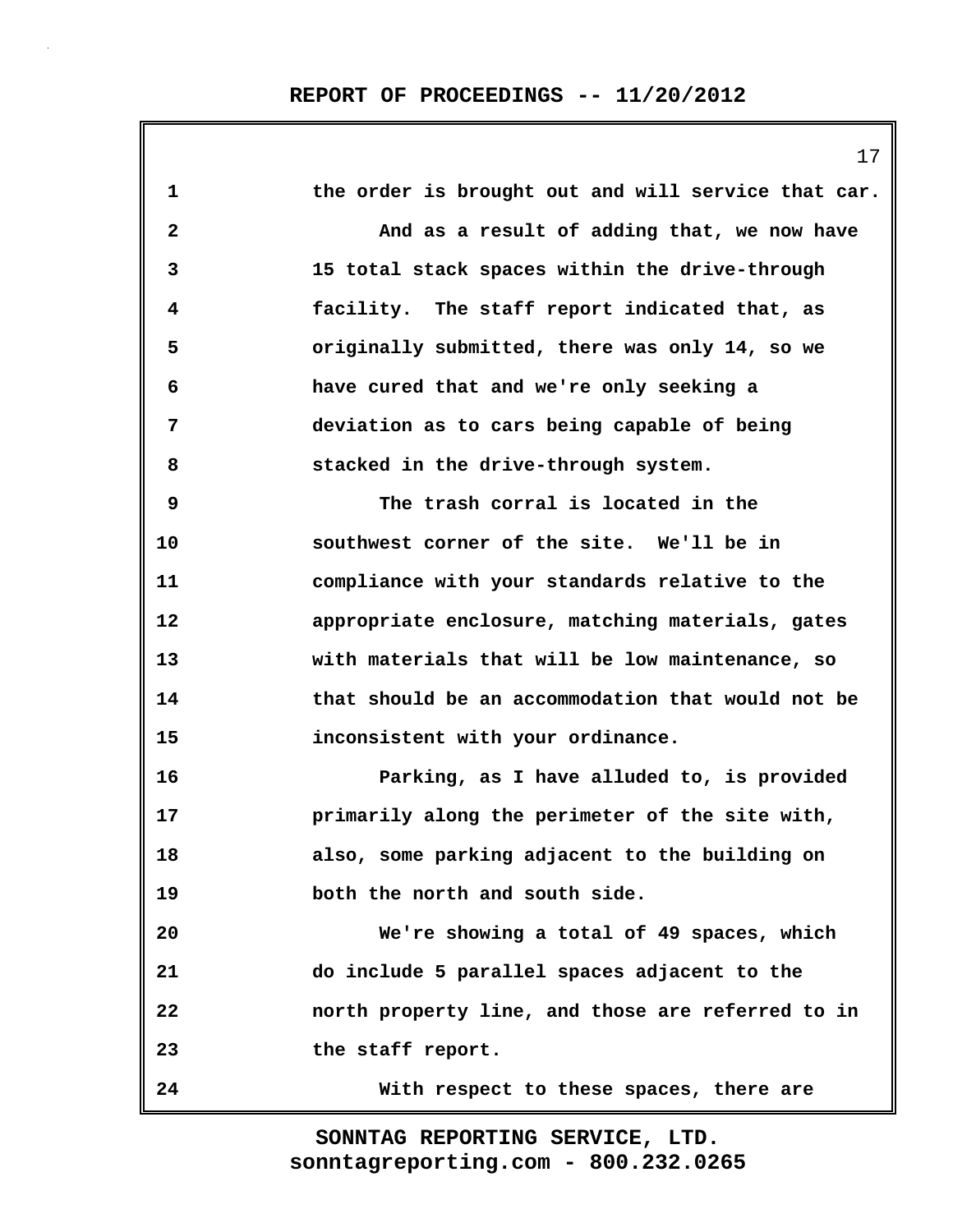1 the order is brought out and will service that car.

2 And as a result of adding that, we now have

3 15 total stack spaces within the drive-through

4 facility. The staff report indicated that, as

5 originally submitted, there was only 14, so we

6 have cured that and we're only seeking a

7 deviation as to cars being capable of being

8 stacked in the drive-through system.

9 The trash corral is located in the

10 southwest corner of the site. We'll be in

11 compliance with your standards relative to the

12 appropriate enclosure, matching materials, gates

13 with materials that will be low maintenance, so

14 that should be an accommodation that would not be

15 inconsistent with your ordinance.

16 Parking, as I have alluded to, is provided

17 primarily along the perimeter of the site with,

18 also, some parking adjacent to the building on

19 both the north and south side.

20 We're showing a total of 49 spaces, which

21 do include 5 parallel spaces adjacent to the

22 north property line, and those are referred to in

23 the staff report.

24 With respect to these spaces, there are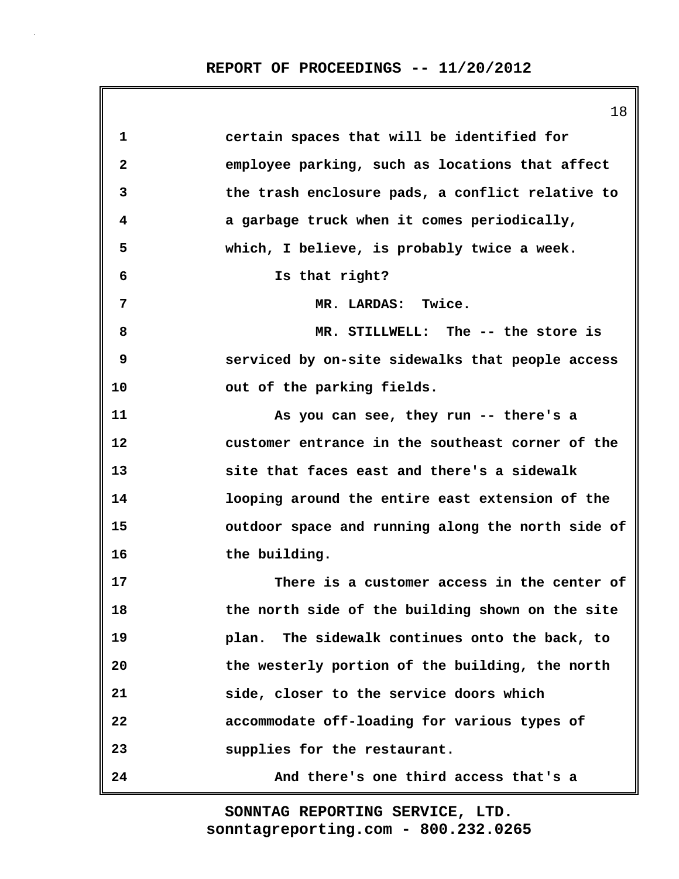certain spaces that will be identified for employee parking, such as locations that affect the trash enclosure pads, a conflict relative to a garbage truck when it comes periodically, which, I believe, is probably twice a week.

Is that right?

MR. LARDAS: Twice.

MR. STILLWELL: The -- the store is serviced by on-site sidewalks that people access out of the parking fields.

As you can see, they run -- there's a customer entrance in the southeast corner of the site that faces east and there's a sidewalk looping around the entire east extension of the outdoor space and running along the north side of the building.

There is a customer access in the center of the north side of the building shown on the site plan. The sidewalk continues onto the back, to the westerly portion of the building, the north side, closer to the service doors which accommodate off-loading for various types of supplies for the restaurant.

And there's one third access that's a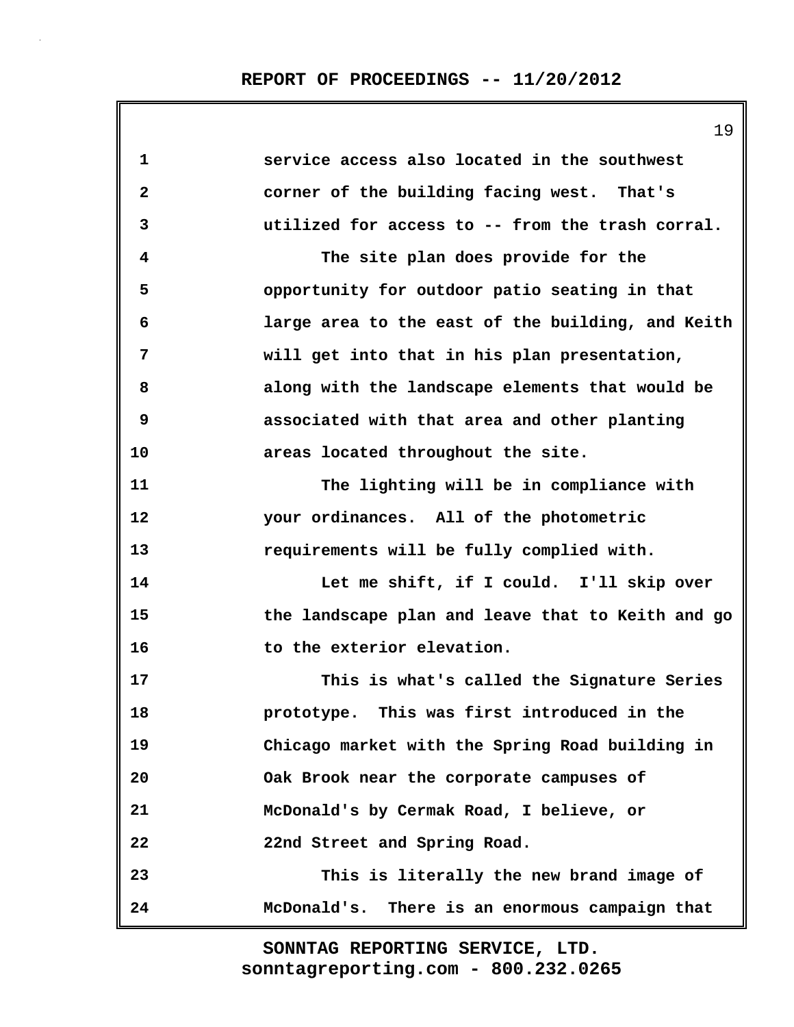service access also located in the southwest corner of the building facing west. That's utilized for access to -- from the trash corral.

The site plan does provide for the opportunity for outdoor patio seating in that large area to the east of the building, and Keith will get into that in his plan presentation, along with the landscape elements that would be associated with that area and other planting areas located throughout the site.

The lighting will be in compliance with your ordinances. All of the photometric requirements will be fully complied with.

Let me shift, if I could. I'll skip over the landscape plan and leave that to Keith and go to the exterior elevation.

This is what's called the Signature Series prototype. This was first introduced in the Chicago market with the Spring Road building in Oak Brook near the corporate campuses of McDonald's by Cermak Road, I believe, or 22nd Street and Spring Road.

This is literally the new brand image of McDonald's. There is an enormous campaign that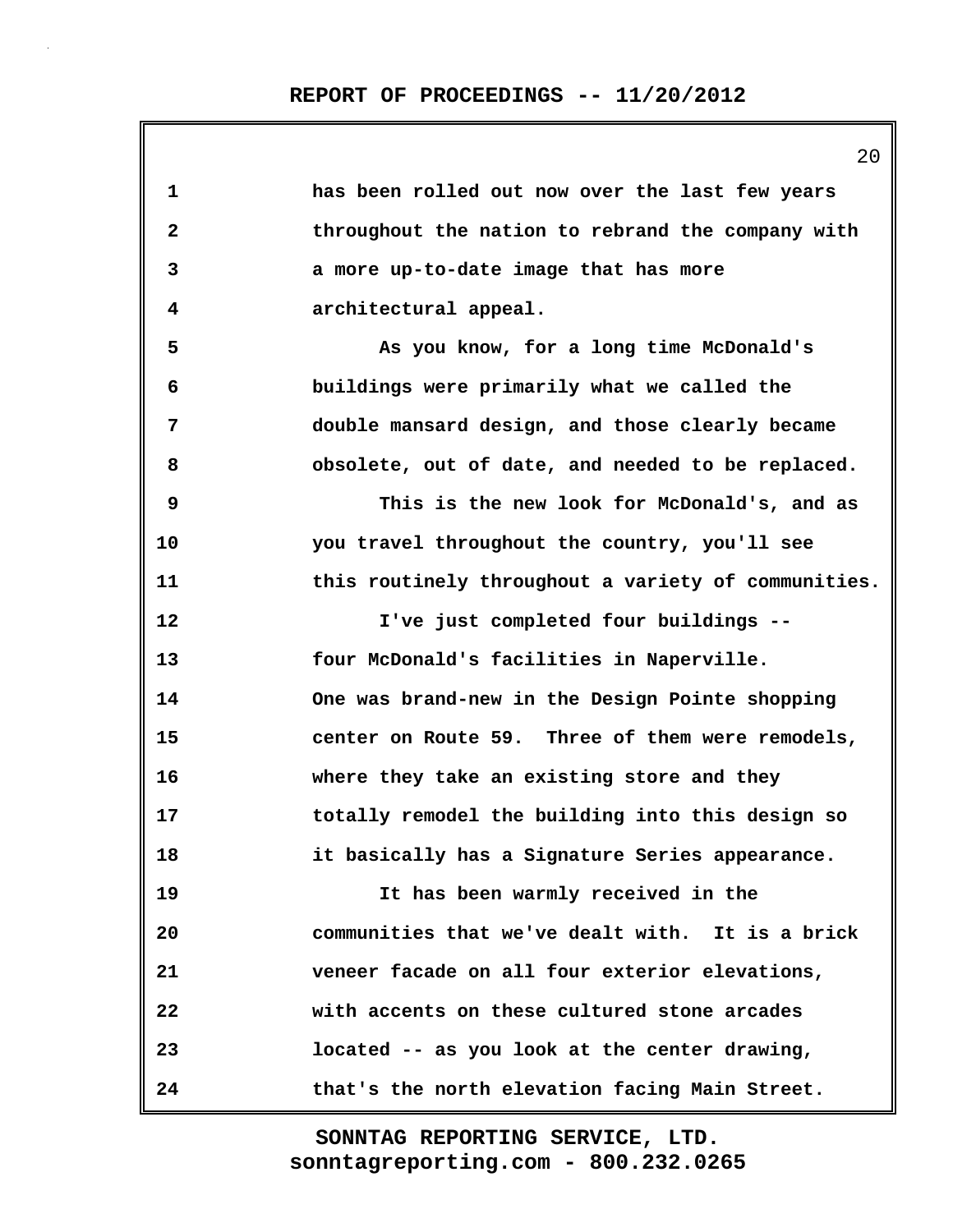has been rolled out now over the last few years throughout the nation to rebrand the company with a more up-to-date image that has more architectural appeal.

As you know, for a long time McDonald's buildings were primarily what we called the double mansard design, and those clearly became obsolete, out of date, and needed to be replaced.

This is the new look for McDonald's, and as you travel throughout the country, you'll see this routinely throughout a variety of communities.

I've just completed four buildings -- four McDonald's facilities in Naperville. One was brand-new in the Design Pointe shopping center on Route 59. Three of them were remodels, where they take an existing store and they totally remodel the building into this design so it basically has a Signature Series appearance.

It has been warmly received in the communities that we've dealt with. It is a brick veneer facade on all four exterior elevations, with accents on these cultured stone arcades located -- as you look at the center drawing, that's the north elevation facing Main Street.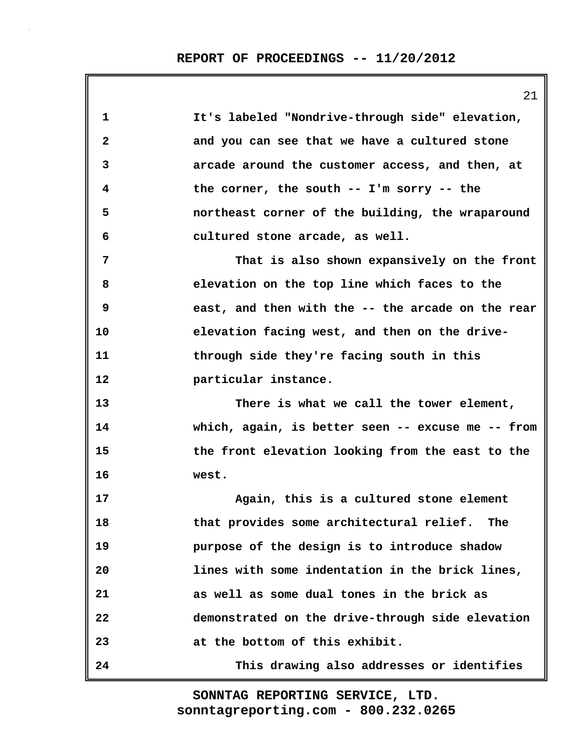It's labeled "Nondrive-through side" elevation, and you can see that we have a cultured stone arcade around the customer access, and then, at the corner, the south -- I'm sorry -- the northeast corner of the building, the wraparound cultured stone arcade, as well.

That is also shown expansively on the front elevation on the top line which faces to the east, and then with the -- the arcade on the rear elevation facing west, and then on the drive-through side they're facing south in this particular instance.

There is what we call the tower element, which, again, is better seen -- excuse me -- from the front elevation looking from the east to the west.

Again, this is a cultured stone element that provides some architectural relief. The purpose of the design is to introduce shadow lines with some indentation in the brick lines, as well as some dual tones in the brick as demonstrated on the drive-through side elevation at the bottom of this exhibit.

This drawing also addresses or identifies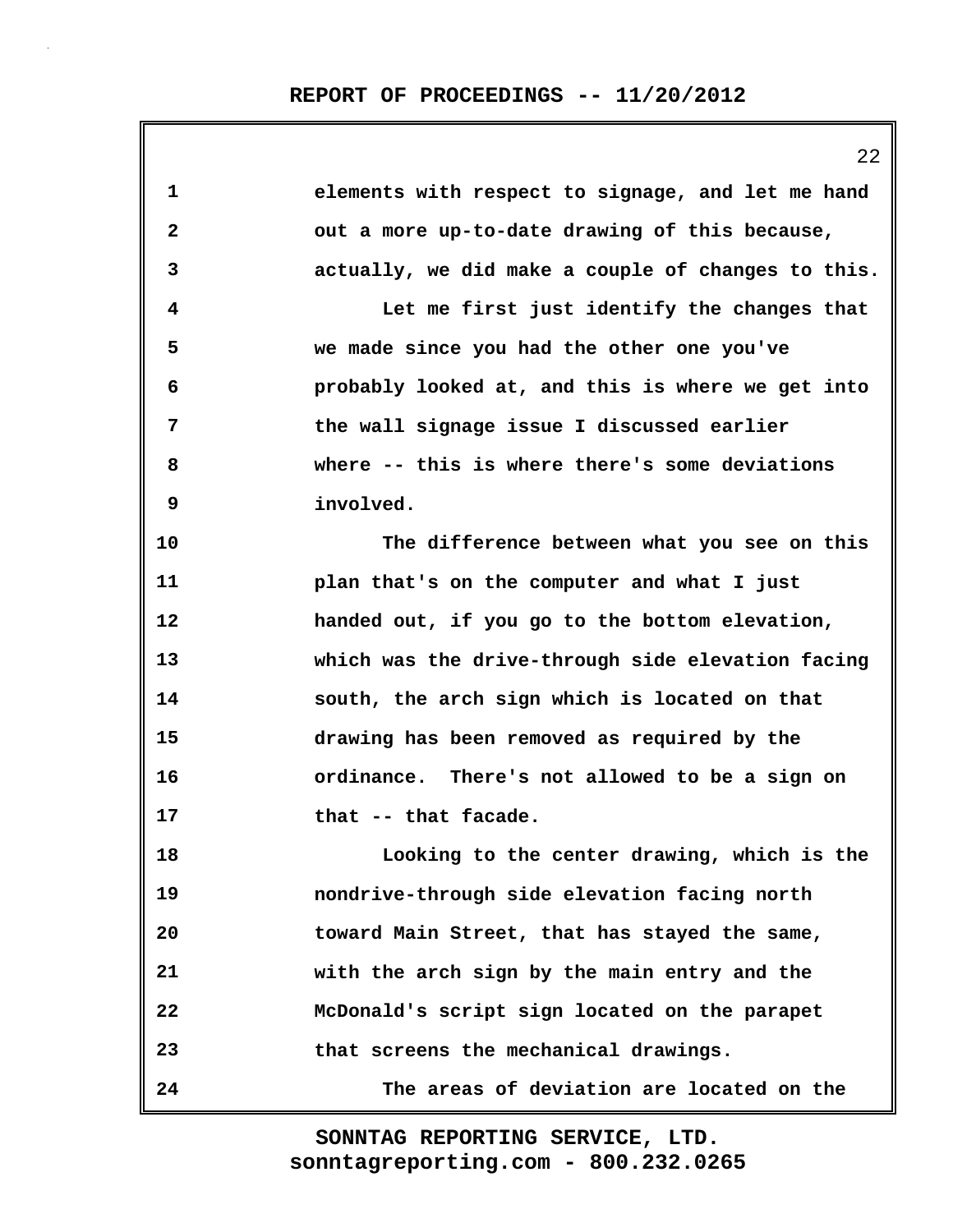elements with respect to signage, and let me hand out a more up-to-date drawing of this because, actually, we did make a couple of changes to this.

Let me first just identify the changes that we made since you had the other one you've probably looked at, and this is where we get into the wall signage issue I discussed earlier where -- this is where there's some deviations involved.

The difference between what you see on this plan that's on the computer and what I just handed out, if you go to the bottom elevation, which was the drive-through side elevation facing south, the arch sign which is located on that drawing has been removed as required by the ordinance. There's not allowed to be a sign on that -- that facade.

Looking to the center drawing, which is the nondrive-through side elevation facing north toward Main Street, that has stayed the same, with the arch sign by the main entry and the McDonald's script sign located on the parapet that screens the mechanical drawings.

The areas of deviation are located on the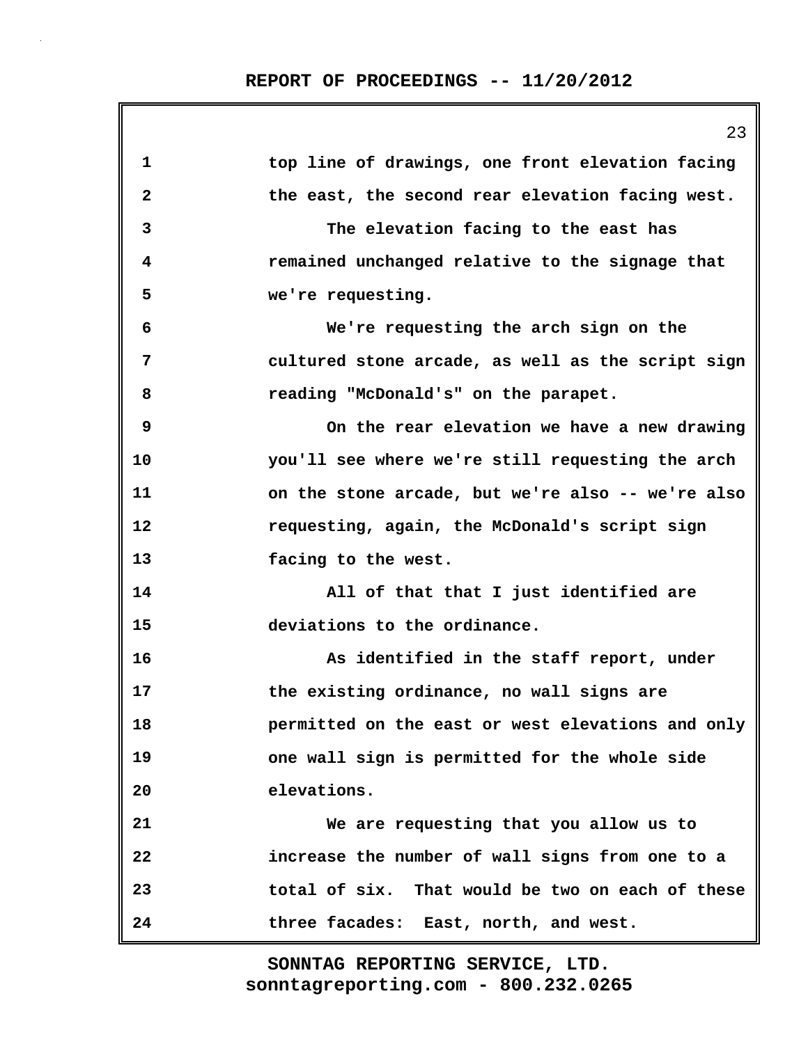top line of drawings, one front elevation facing the east, the second rear elevation facing west.

The elevation facing to the east has remained unchanged relative to the signage that we're requesting.

We're requesting the arch sign on the cultured stone arcade, as well as the script sign reading "McDonald's" on the parapet.

On the rear elevation we have a new drawing you'll see where we're still requesting the arch on the stone arcade, but we're also -- we're also requesting, again, the McDonald's script sign facing to the west.

All of that that I just identified are deviations to the ordinance.

As identified in the staff report, under the existing ordinance, no wall signs are permitted on the east or west elevations and only one wall sign is permitted for the whole side elevations.

We are requesting that you allow us to increase the number of wall signs from one to a total of six. That would be two on each of these three facades: East, north, and west.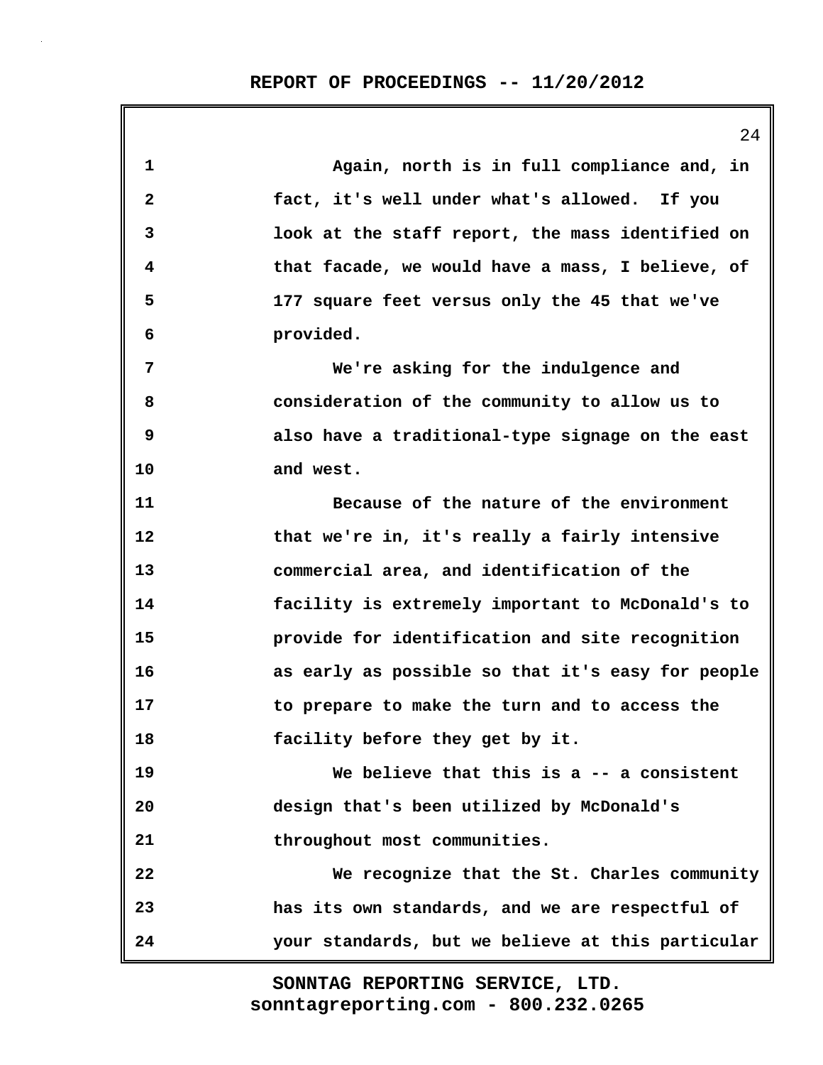Again, north is in full compliance and, in fact, it's well under what's allowed. If you look at the staff report, the mass identified on that facade, we would have a mass, I believe, of 177 square feet versus only the 45 that we've provided.

We're asking for the indulgence and consideration of the community to allow us to also have a traditional-type signage on the east and west.

Because of the nature of the environment that we're in, it's really a fairly intensive commercial area, and identification of the facility is extremely important to McDonald's to provide for identification and site recognition as early as possible so that it's easy for people to prepare to make the turn and to access the facility before they get by it.

We believe that this is a -- a consistent design that's been utilized by McDonald's throughout most communities.

We recognize that the St. Charles community has its own standards, and we are respectful of your standards, but we believe at this particular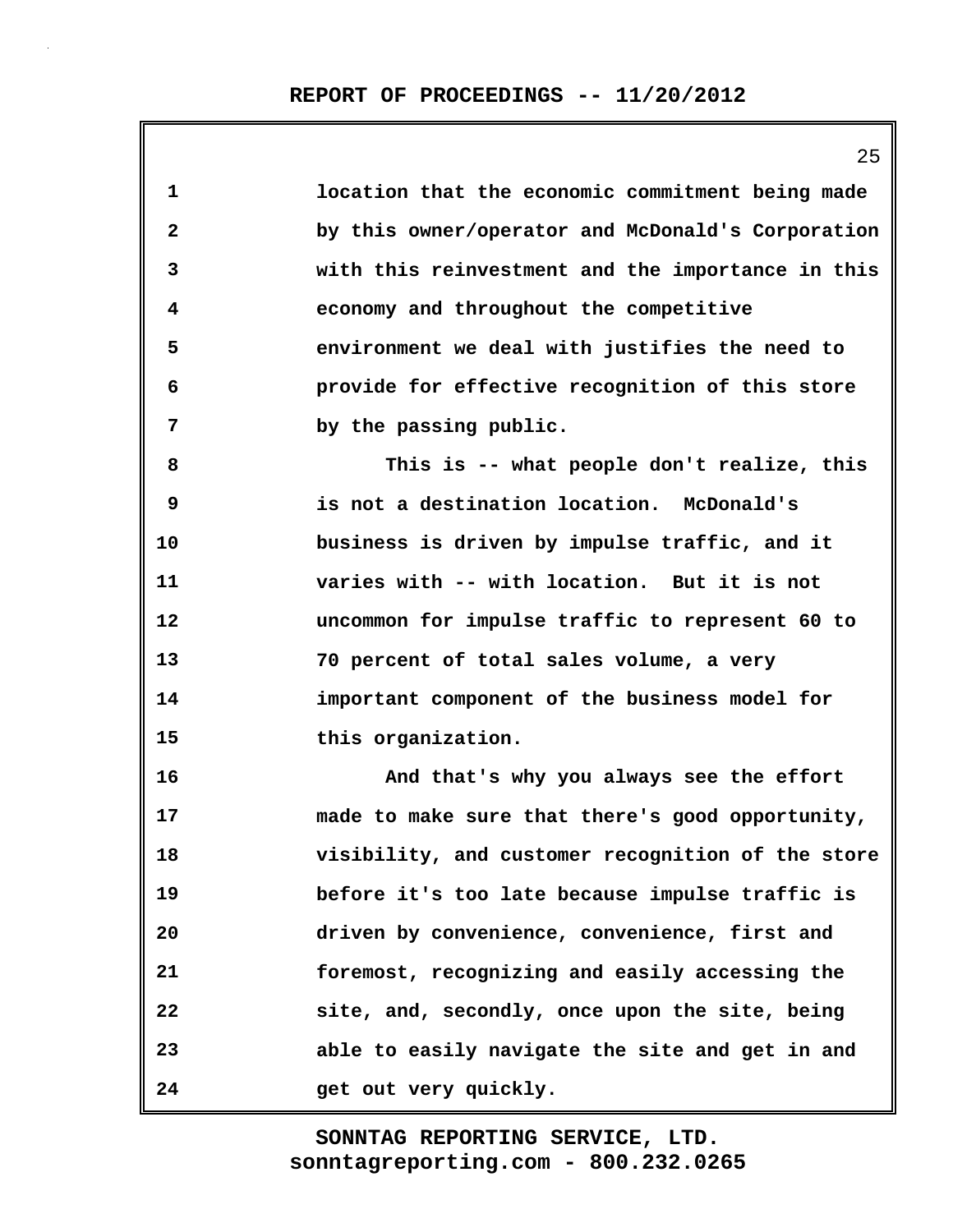location that the economic commitment being made by this owner/operator and McDonald's Corporation with this reinvestment and the importance in this economy and throughout the competitive environment we deal with justifies the need to provide for effective recognition of this store by the passing public.

This is -- what people don't realize, this is not a destination location. McDonald's business is driven by impulse traffic, and it varies with -- with location. But it is not uncommon for impulse traffic to represent 60 to 70 percent of total sales volume, a very important component of the business model for this organization.

And that's why you always see the effort made to make sure that there's good opportunity, visibility, and customer recognition of the store before it's too late because impulse traffic is driven by convenience, convenience, first and foremost, recognizing and easily accessing the site, and, secondly, once upon the site, being able to easily navigate the site and get in and get out very quickly.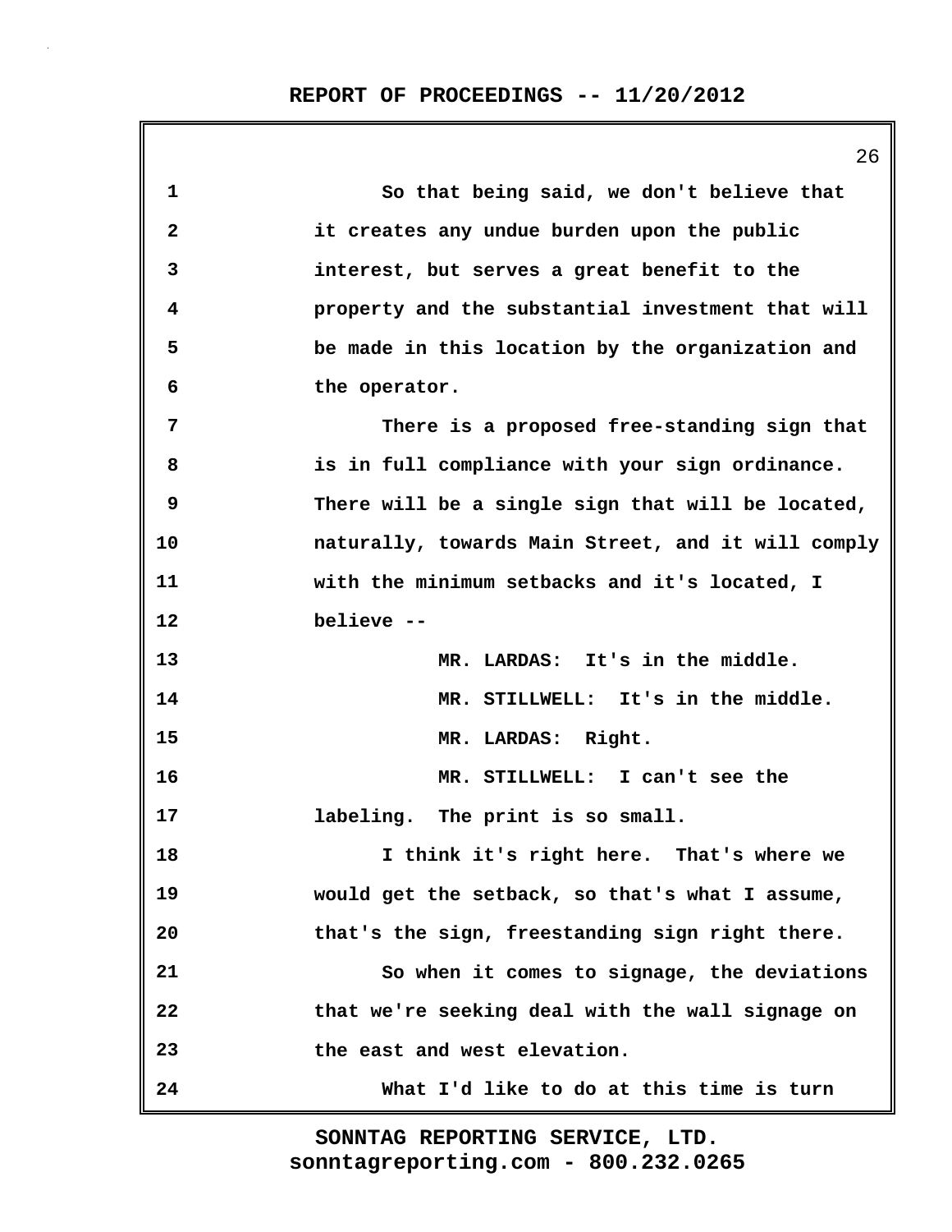1 So that being said, we don't believe that
2 it creates any undue burden upon the public
3 interest, but serves a great benefit to the
4 property and the substantial investment that will
5 be made in this location by the organization and
6 the operator.
7 There is a proposed free-standing sign that
8 is in full compliance with your sign ordinance.
9 There will be a single sign that will be located,
10 naturally, towards Main Street, and it will comply
11 with the minimum setbacks and it's located, I
12 believe --
13 MR. LARDAS: It's in the middle.
14 MR. STILLWELL: It's in the middle.
15 MR. LARDAS: Right.
16 MR. STILLWELL: I can't see the
17 labeling. The print is so small.
18 I think it's right here. That's where we
19 would get the setback, so that's what I assume,
20 that's the sign, freestanding sign right there.
21 So when it comes to signage, the deviations
22 that we're seeking deal with the wall signage on
23 the east and west elevation.
24 What I'd like to do at this time is turn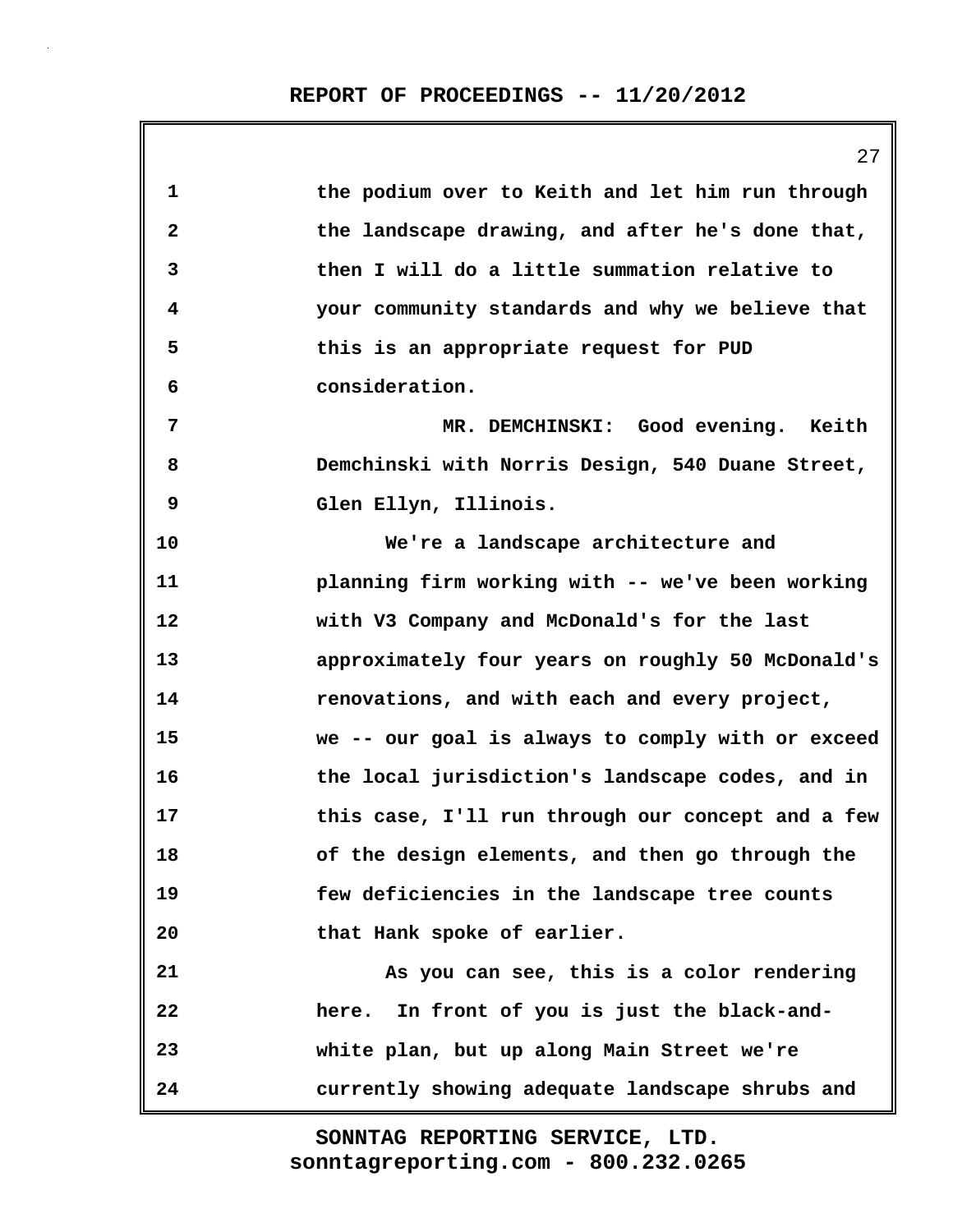the podium over to Keith and let him run through the landscape drawing, and after he's done that, then I will do a little summation relative to your community standards and why we believe that this is an appropriate request for PUD consideration.

MR. DEMCHINSKI: Good evening. Keith Demchinski with Norris Design, 540 Duane Street, Glen Ellyn, Illinois.

We're a landscape architecture and planning firm working with -- we've been working with V3 Company and McDonald's for the last approximately four years on roughly 50 McDonald's renovations, and with each and every project, we -- our goal is always to comply with or exceed the local jurisdiction's landscape codes, and in this case, I'll run through our concept and a few of the design elements, and then go through the few deficiencies in the landscape tree counts that Hank spoke of earlier.

As you can see, this is a color rendering here. In front of you is just the black-and-white plan, but up along Main Street we're currently showing adequate landscape shrubs and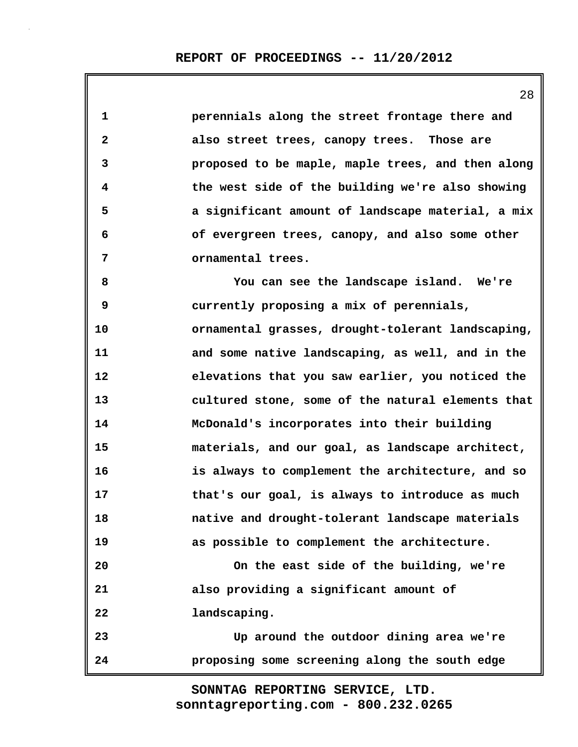perennials along the street frontage there and also street trees, canopy trees. Those are proposed to be maple, maple trees, and then along the west side of the building we're also showing a significant amount of landscape material, a mix of evergreen trees, canopy, and also some other ornamental trees.

You can see the landscape island. We're currently proposing a mix of perennials, ornamental grasses, drought-tolerant landscaping, and some native landscaping, as well, and in the elevations that you saw earlier, you noticed the cultured stone, some of the natural elements that McDonald's incorporates into their building materials, and our goal, as landscape architect, is always to complement the architecture, and so that's our goal, is always to introduce as much native and drought-tolerant landscape materials as possible to complement the architecture.

On the east side of the building, we're also providing a significant amount of landscaping.

Up around the outdoor dining area we're proposing some screening along the south edge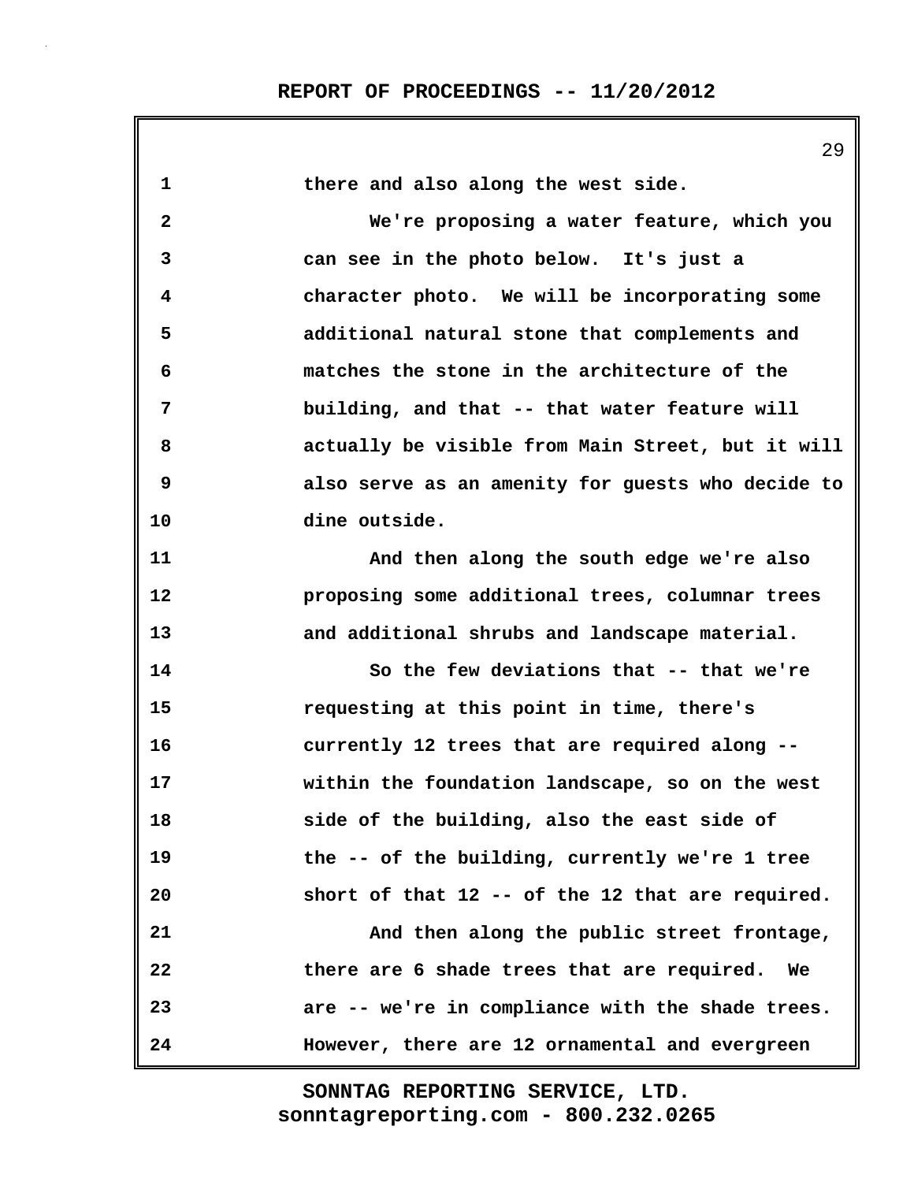there and also along the west side.

We're proposing a water feature, which you can see in the photo below. It's just a character photo. We will be incorporating some additional natural stone that complements and matches the stone in the architecture of the building, and that -- that water feature will actually be visible from Main Street, but it will also serve as an amenity for guests who decide to dine outside.

And then along the south edge we're also proposing some additional trees, columnar trees and additional shrubs and landscape material.

So the few deviations that -- that we're requesting at this point in time, there's currently 12 trees that are required along -- within the foundation landscape, so on the west side of the building, also the east side of the -- of the building, currently we're 1 tree short of that 12 -- of the 12 that are required.

And then along the public street frontage, there are 6 shade trees that are required. We are -- we're in compliance with the shade trees. However, there are 12 ornamental and evergreen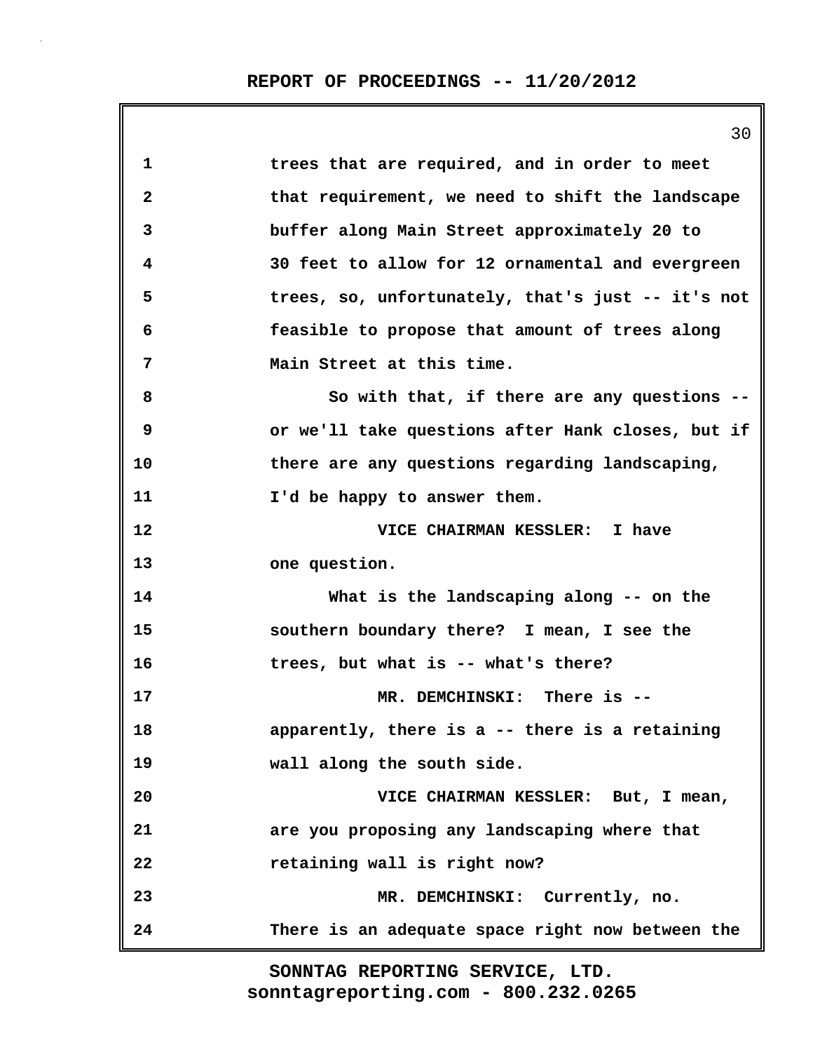trees that are required, and in order to meet that requirement, we need to shift the landscape buffer along Main Street approximately 20 to 30 feet to allow for 12 ornamental and evergreen trees, so, unfortunately, that's just -- it's not feasible to propose that amount of trees along Main Street at this time.

So with that, if there are any questions -- or we'll take questions after Hank closes, but if there are any questions regarding landscaping, I'd be happy to answer them.

VICE CHAIRMAN KESSLER: I have one question.

What is the landscaping along -- on the southern boundary there? I mean, I see the trees, but what is -- what's there?

MR. DEMCHINSKI: There is -- apparently, there is a -- there is a retaining wall along the south side.

VICE CHAIRMAN KESSLER: But, I mean, are you proposing any landscaping where that retaining wall is right now?

MR. DEMCHINSKI: Currently, no. There is an adequate space right now between the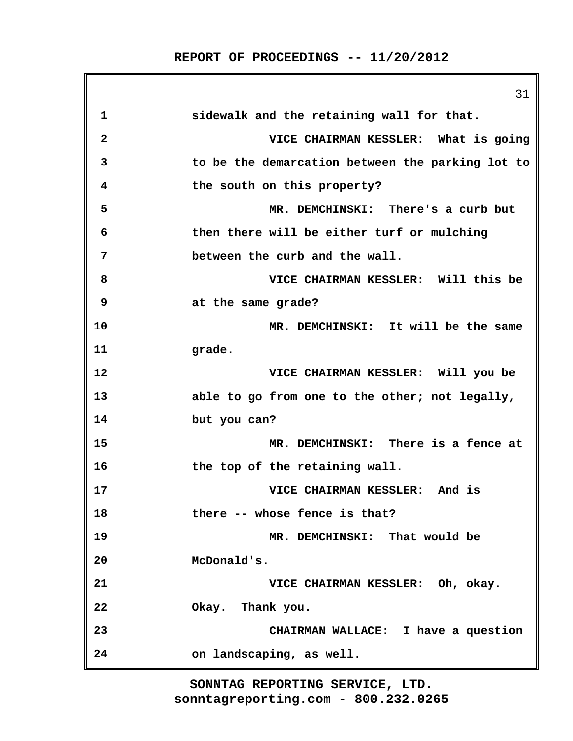sidewalk and the retaining wall for that.

VICE CHAIRMAN KESSLER: What is going to be the demarcation between the parking lot to the south on this property?

MR. DEMCHINSKI: There's a curb but then there will be either turf or mulching between the curb and the wall.

VICE CHAIRMAN KESSLER: Will this be at the same grade?

MR. DEMCHINSKI: It will be the same grade.

VICE CHAIRMAN KESSLER: Will you be able to go from one to the other; not legally, but you can?

MR. DEMCHINSKI: There is a fence at the top of the retaining wall.

VICE CHAIRMAN KESSLER: And is there -- whose fence is that?

MR. DEMCHINSKI: That would be McDonald's.

VICE CHAIRMAN KESSLER: Oh, okay. Okay. Thank you.

CHAIRMAN WALLACE: I have a question on landscaping, as well.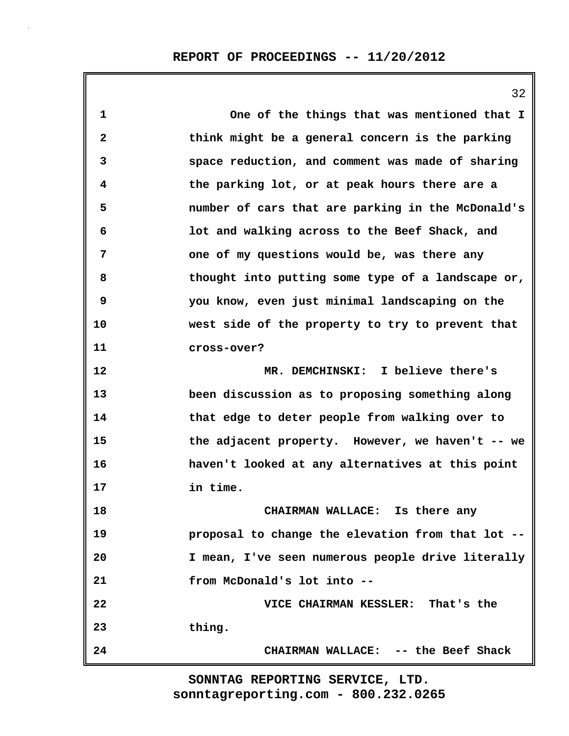One of the things that was mentioned that I think might be a general concern is the parking space reduction, and comment was made of sharing the parking lot, or at peak hours there are a number of cars that are parking in the McDonald's lot and walking across to the Beef Shack, and one of my questions would be, was there any thought into putting some type of a landscape or, you know, even just minimal landscaping on the west side of the property to try to prevent that cross-over?

MR. DEMCHINSKI: I believe there's been discussion as to proposing something along that edge to deter people from walking over to the adjacent property. However, we haven't -- we haven't looked at any alternatives at this point in time.

CHAIRMAN WALLACE: Is there any proposal to change the elevation from that lot -- I mean, I've seen numerous people drive literally from McDonald's lot into --

VICE CHAIRMAN KESSLER: That's the thing.

CHAIRMAN WALLACE: -- the Beef Shack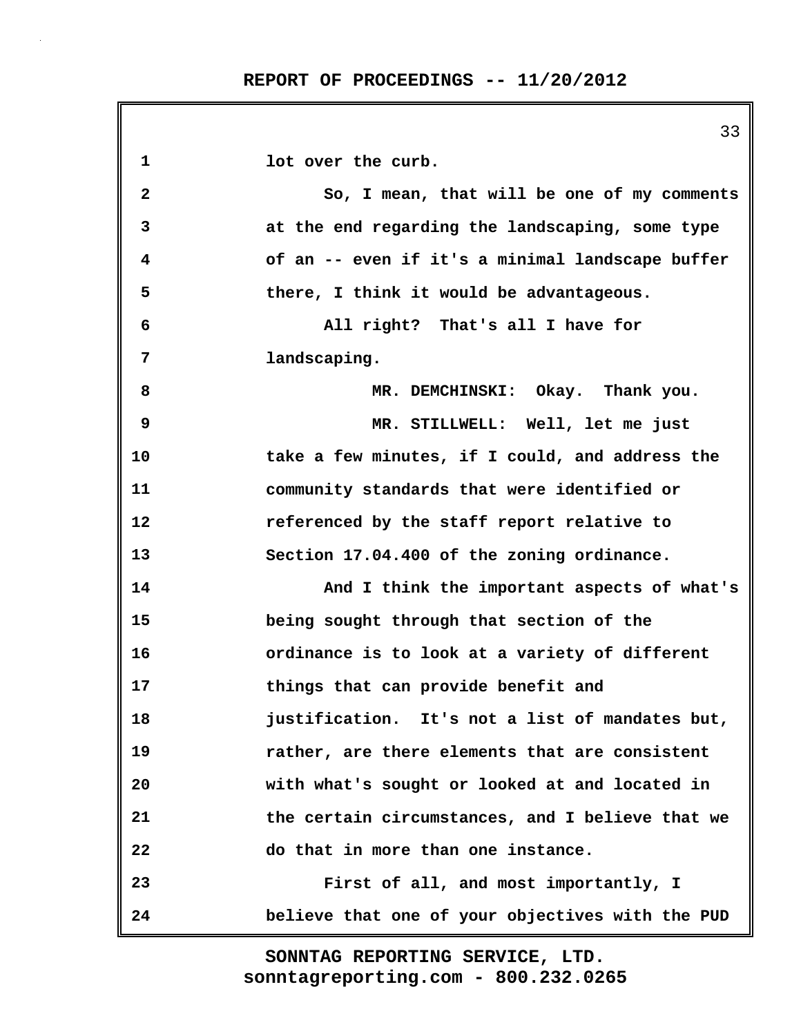lot over the curb.

So, I mean, that will be one of my comments at the end regarding the landscaping, some type of an -- even if it's a minimal landscape buffer there, I think it would be advantageous.

All right? That's all I have for landscaping.

MR. DEMCHINSKI: Okay. Thank you.

MR. STILLWELL: Well, let me just take a few minutes, if I could, and address the community standards that were identified or referenced by the staff report relative to Section 17.04.400 of the zoning ordinance.

And I think the important aspects of what's being sought through that section of the ordinance is to look at a variety of different things that can provide benefit and justification. It's not a list of mandates but, rather, are there elements that are consistent with what's sought or looked at and located in the certain circumstances, and I believe that we do that in more than one instance.

First of all, and most importantly, I believe that one of your objectives with the PUD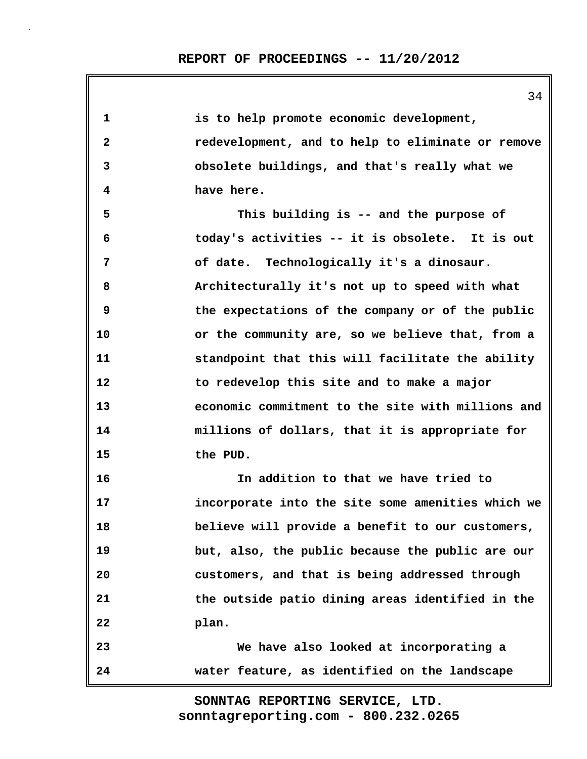is to help promote economic development, redevelopment, and to help to eliminate or remove obsolete buildings, and that's really what we have here.

This building is -- and the purpose of today's activities -- it is obsolete. It is out of date. Technologically it's a dinosaur. Architecturally it's not up to speed with what the expectations of the company or of the public or the community are, so we believe that, from a standpoint that this will facilitate the ability to redevelop this site and to make a major economic commitment to the site with millions and millions of dollars, that it is appropriate for the PUD.

In addition to that we have tried to incorporate into the site some amenities which we believe will provide a benefit to our customers, but, also, the public because the public are our customers, and that is being addressed through the outside patio dining areas identified in the plan.

We have also looked at incorporating a water feature, as identified on the landscape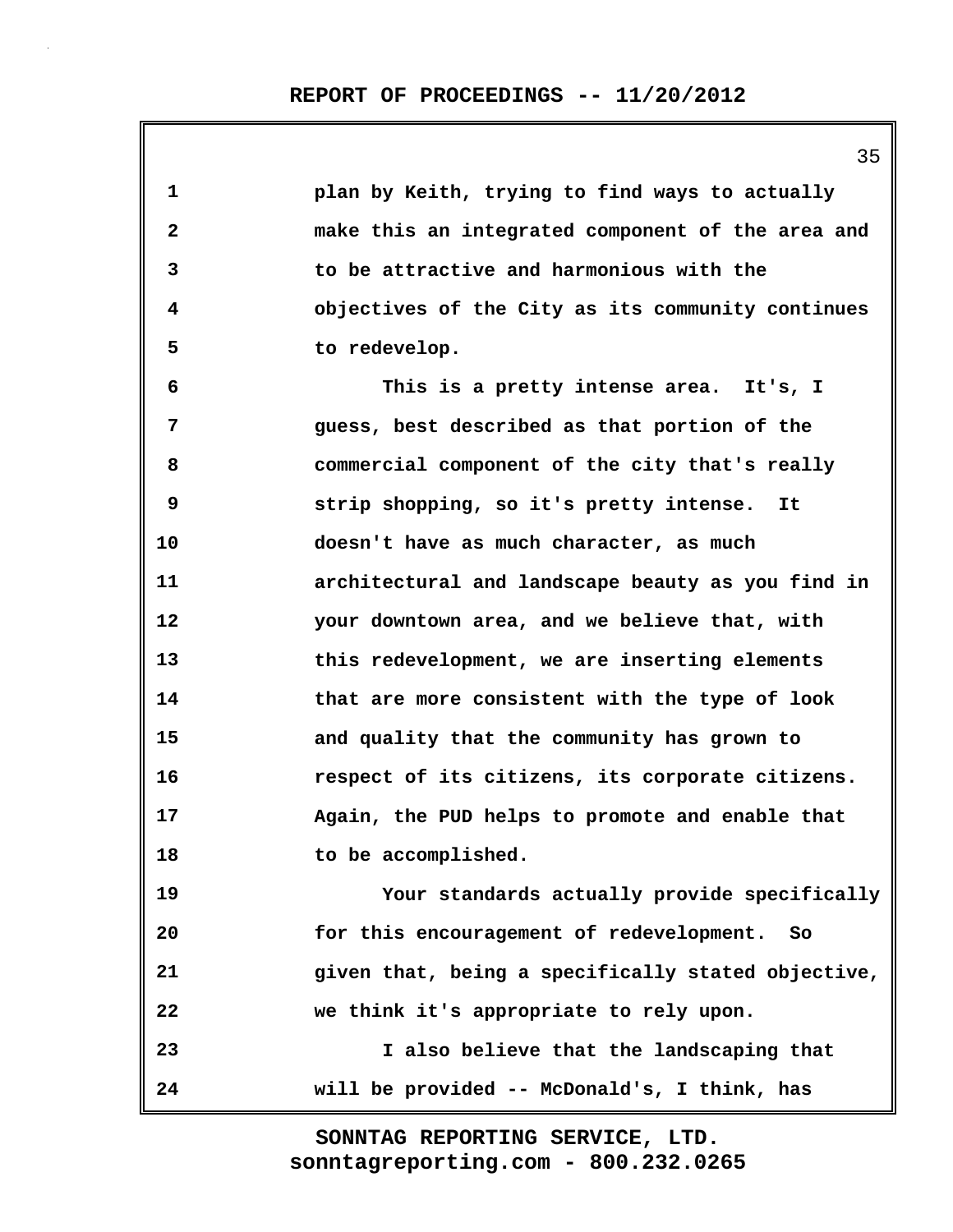plan by Keith, trying to find ways to actually make this an integrated component of the area and to be attractive and harmonious with the objectives of the City as its community continues to redevelop.

This is a pretty intense area. It's, I guess, best described as that portion of the commercial component of the city that's really strip shopping, so it's pretty intense. It doesn't have as much character, as much architectural and landscape beauty as you find in your downtown area, and we believe that, with this redevelopment, we are inserting elements that are more consistent with the type of look and quality that the community has grown to respect of its citizens, its corporate citizens. Again, the PUD helps to promote and enable that to be accomplished.

Your standards actually provide specifically for this encouragement of redevelopment. So given that, being a specifically stated objective, we think it's appropriate to rely upon.

I also believe that the landscaping that will be provided -- McDonald's, I think, has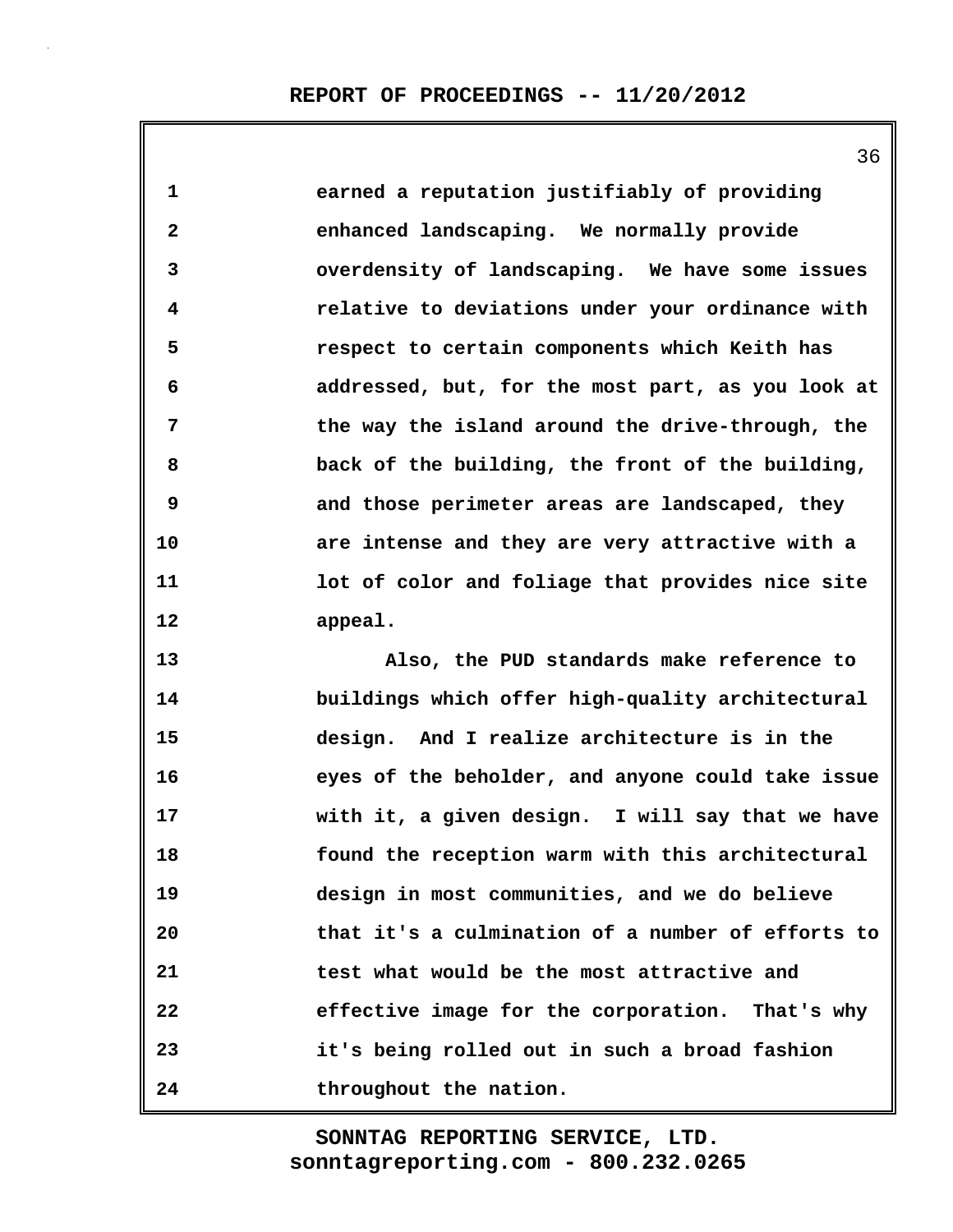earned a reputation justifiably of providing enhanced landscaping. We normally provide overdensity of landscaping. We have some issues relative to deviations under your ordinance with respect to certain components which Keith has addressed, but, for the most part, as you look at the way the island around the drive-through, the back of the building, the front of the building, and those perimeter areas are landscaped, they are intense and they are very attractive with a lot of color and foliage that provides nice site appeal.

Also, the PUD standards make reference to buildings which offer high-quality architectural design. And I realize architecture is in the eyes of the beholder, and anyone could take issue with it, a given design. I will say that we have found the reception warm with this architectural design in most communities, and we do believe that it's a culmination of a number of efforts to test what would be the most attractive and effective image for the corporation. That's why it's being rolled out in such a broad fashion throughout the nation.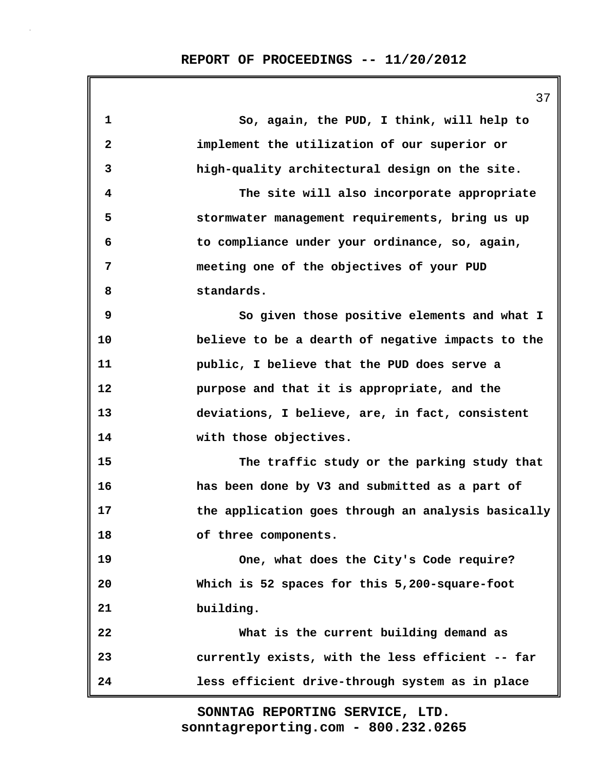So, again, the PUD, I think, will help to implement the utilization of our superior or high-quality architectural design on the site.

The site will also incorporate appropriate stormwater management requirements, bring us up to compliance under your ordinance, so, again, meeting one of the objectives of your PUD standards.

So given those positive elements and what I believe to be a dearth of negative impacts to the public, I believe that the PUD does serve a purpose and that it is appropriate, and the deviations, I believe, are, in fact, consistent with those objectives.

The traffic study or the parking study that has been done by V3 and submitted as a part of the application goes through an analysis basically of three components.

One, what does the City's Code require? Which is 52 spaces for this 5,200-square-foot building.

What is the current building demand as currently exists, with the less efficient -- far less efficient drive-through system as in place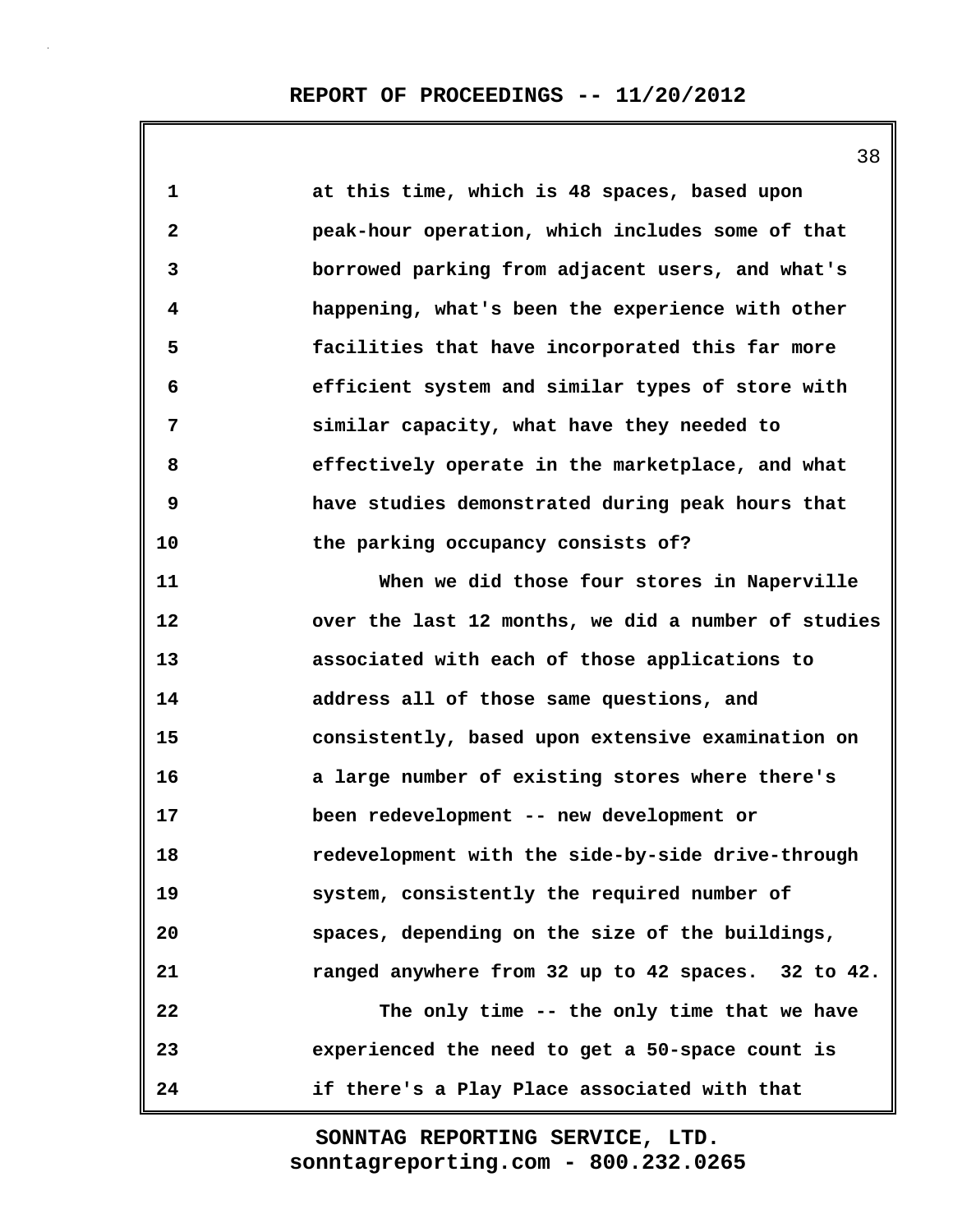at this time, which is 48 spaces, based upon peak-hour operation, which includes some of that borrowed parking from adjacent users, and what's happening, what's been the experience with other facilities that have incorporated this far more efficient system and similar types of store with similar capacity, what have they needed to effectively operate in the marketplace, and what have studies demonstrated during peak hours that the parking occupancy consists of?

When we did those four stores in Naperville over the last 12 months, we did a number of studies associated with each of those applications to address all of those same questions, and consistently, based upon extensive examination on a large number of existing stores where there's been redevelopment -- new development or redevelopment with the side-by-side drive-through system, consistently the required number of spaces, depending on the size of the buildings, ranged anywhere from 32 up to 42 spaces. 32 to 42.

The only time -- the only time that we have experienced the need to get a 50-space count is if there's a Play Place associated with that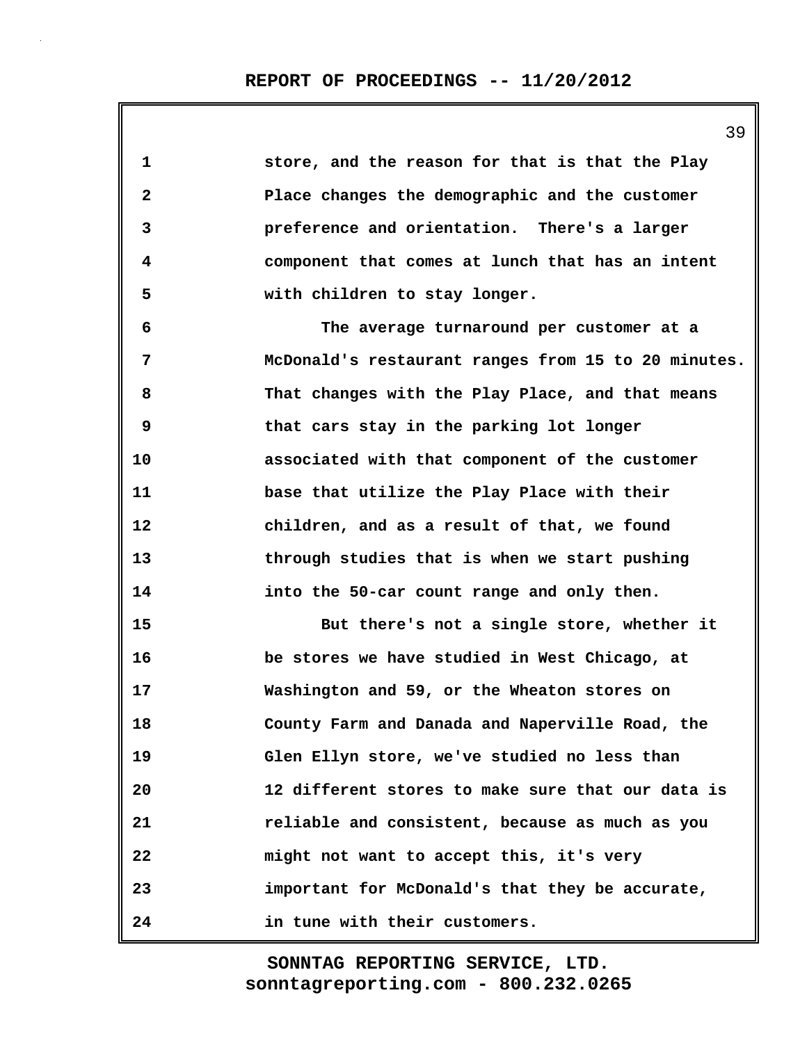store, and the reason for that is that the Play Place changes the demographic and the customer preference and orientation.  There's a larger component that comes at lunch that has an intent with children to stay longer.

The average turnaround per customer at a McDonald's restaurant ranges from 15 to 20 minutes. That changes with the Play Place, and that means that cars stay in the parking lot longer associated with that component of the customer base that utilize the Play Place with their children, and as a result of that, we found through studies that is when we start pushing into the 50-car count range and only then.

But there's not a single store, whether it be stores we have studied in West Chicago, at Washington and 59, or the Wheaton stores on County Farm and Danada and Naperville Road, the Glen Ellyn store, we've studied no less than 12 different stores to make sure that our data is reliable and consistent, because as much as you might not want to accept this, it's very important for McDonald's that they be accurate, in tune with their customers.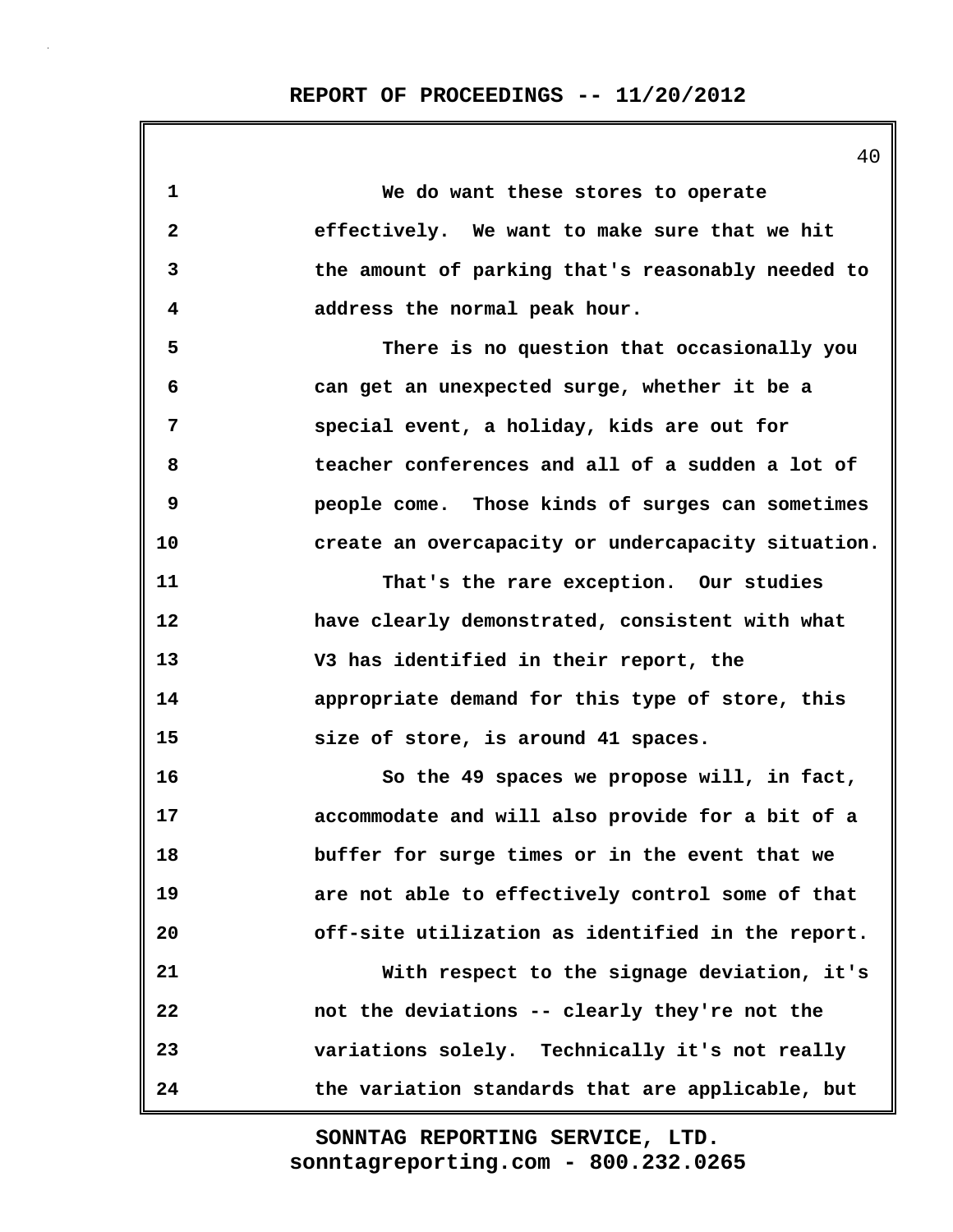We do want these stores to operate effectively. We want to make sure that we hit the amount of parking that's reasonably needed to address the normal peak hour.

There is no question that occasionally you can get an unexpected surge, whether it be a special event, a holiday, kids are out for teacher conferences and all of a sudden a lot of people come. Those kinds of surges can sometimes create an overcapacity or undercapacity situation.

That's the rare exception. Our studies have clearly demonstrated, consistent with what V3 has identified in their report, the appropriate demand for this type of store, this size of store, is around 41 spaces.

So the 49 spaces we propose will, in fact, accommodate and will also provide for a bit of a buffer for surge times or in the event that we are not able to effectively control some of that off-site utilization as identified in the report.

With respect to the signage deviation, it's not the deviations -- clearly they're not the variations solely. Technically it's not really the variation standards that are applicable, but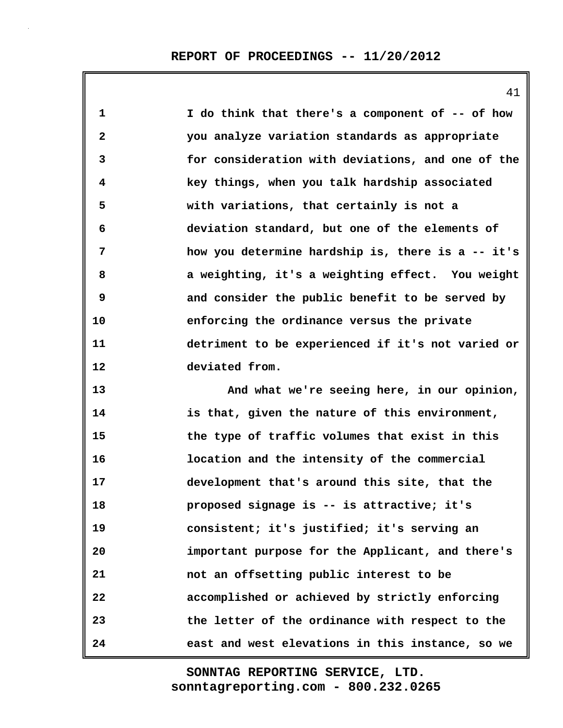I do think that there's a component of -- of how you analyze variation standards as appropriate for consideration with deviations, and one of the key things, when you talk hardship associated with variations, that certainly is not a deviation standard, but one of the elements of how you determine hardship is, there is a -- it's a weighting, it's a weighting effect. You weight and consider the public benefit to be served by enforcing the ordinance versus the private detriment to be experienced if it's not varied or deviated from.

And what we're seeing here, in our opinion, is that, given the nature of this environment, the type of traffic volumes that exist in this location and the intensity of the commercial development that's around this site, that the proposed signage is -- is attractive; it's consistent; it's justified; it's serving an important purpose for the Applicant, and there's not an offsetting public interest to be accomplished or achieved by strictly enforcing the letter of the ordinance with respect to the east and west elevations in this instance, so we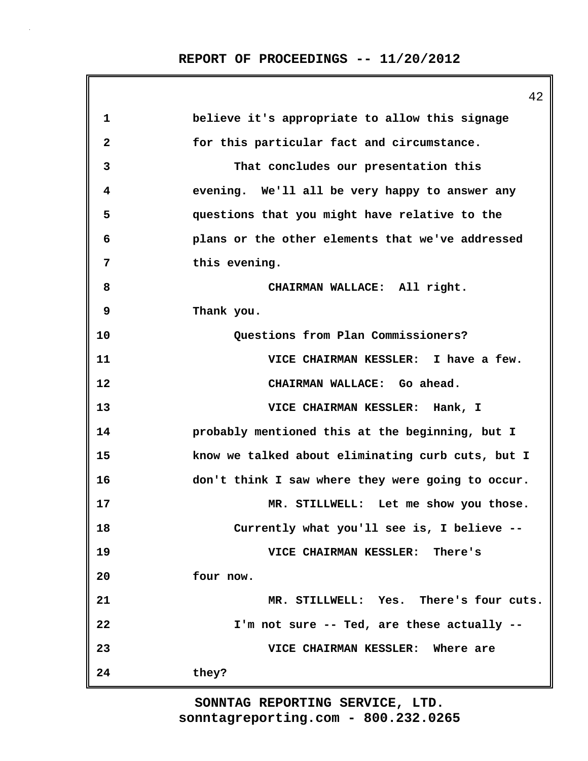believe it's appropriate to allow this signage for this particular fact and circumstance.

That concludes our presentation this evening. We'll all be very happy to answer any questions that you might have relative to the plans or the other elements that we've addressed this evening.

CHAIRMAN WALLACE: All right. Thank you.

Questions from Plan Commissioners?

VICE CHAIRMAN KESSLER: I have a few.

CHAIRMAN WALLACE: Go ahead.

VICE CHAIRMAN KESSLER: Hank, I probably mentioned this at the beginning, but I know we talked about eliminating curb cuts, but I don't think I saw where they were going to occur.

MR. STILLWELL: Let me show you those.

Currently what you'll see is, I believe --

VICE CHAIRMAN KESSLER: There's four now.

MR. STILLWELL: Yes. There's four cuts.

I'm not sure -- Ted, are these actually --

VICE CHAIRMAN KESSLER: Where are they?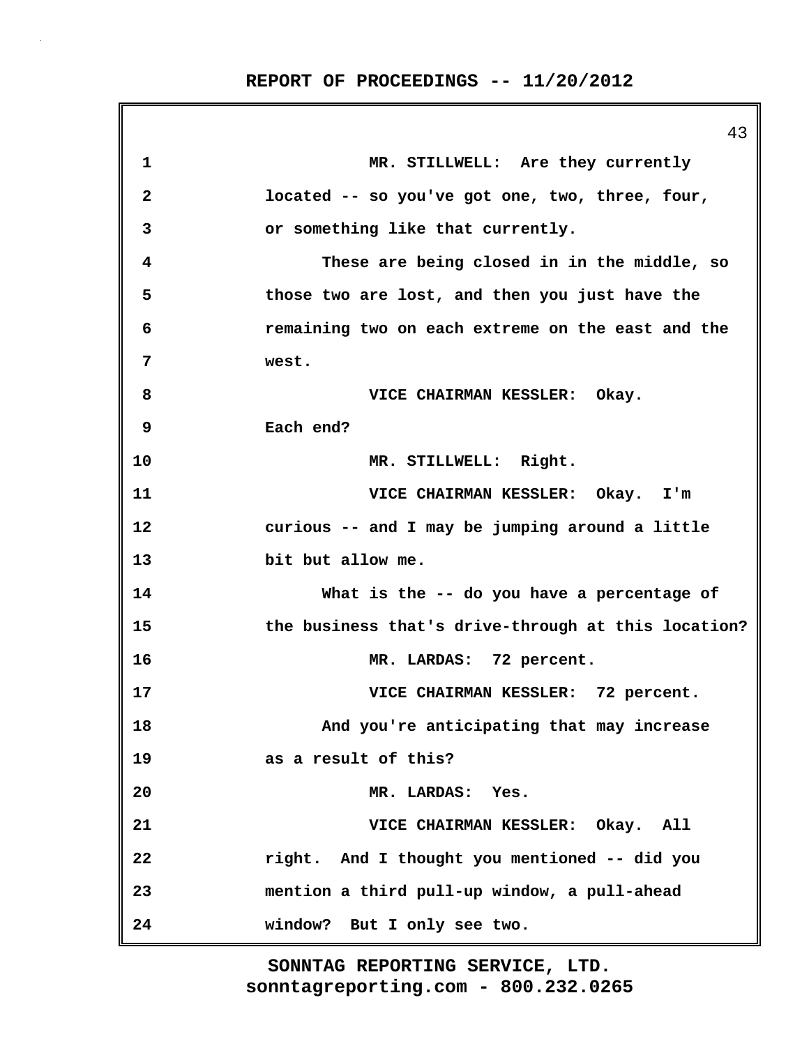MR. STILLWELL: Are they currently located -- so you've got one, two, three, four, or something like that currently.

These are being closed in in the middle, so those two are lost, and then you just have the remaining two on each extreme on the east and the west.

VICE CHAIRMAN KESSLER: Okay. Each end?

MR. STILLWELL: Right.

VICE CHAIRMAN KESSLER: Okay. I'm curious -- and I may be jumping around a little bit but allow me.

What is the -- do you have a percentage of the business that's drive-through at this location?

MR. LARDAS: 72 percent.

VICE CHAIRMAN KESSLER: 72 percent.

And you're anticipating that may increase as a result of this?

MR. LARDAS: Yes.

VICE CHAIRMAN KESSLER: Okay. All right. And I thought you mentioned -- did you mention a third pull-up window, a pull-ahead window? But I only see two.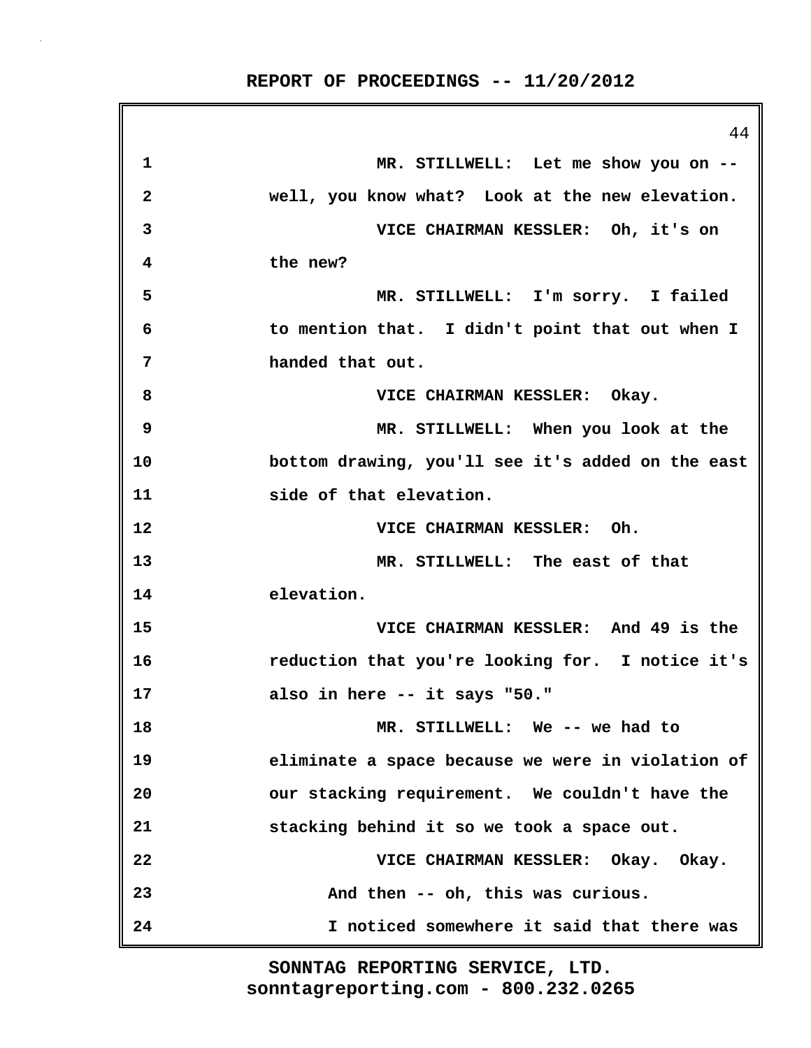MR. STILLWELL: Let me show you on -- well, you know what? Look at the new elevation.

VICE CHAIRMAN KESSLER: Oh, it's on the new?

MR. STILLWELL: I'm sorry. I failed to mention that. I didn't point that out when I handed that out.

VICE CHAIRMAN KESSLER: Okay.

MR. STILLWELL: When you look at the bottom drawing, you'll see it's added on the east side of that elevation.

VICE CHAIRMAN KESSLER: Oh.

MR. STILLWELL: The east of that elevation.

VICE CHAIRMAN KESSLER: And 49 is the reduction that you're looking for. I notice it's also in here -- it says "50."

MR. STILLWELL: We -- we had to eliminate a space because we were in violation of our stacking requirement. We couldn't have the stacking behind it so we took a space out.

VICE CHAIRMAN KESSLER: Okay. Okay.

And then -- oh, this was curious.

I noticed somewhere it said that there was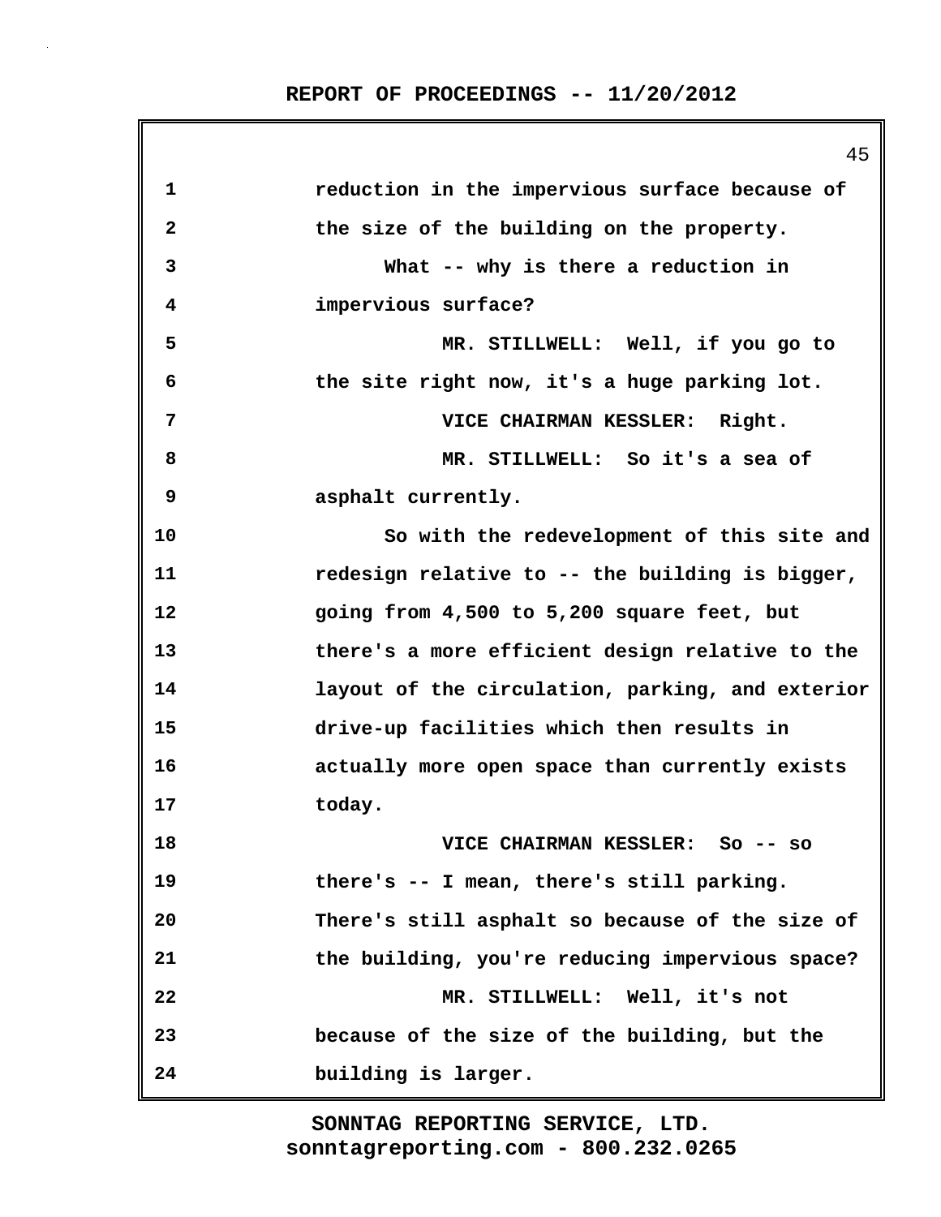reduction in the impervious surface because of the size of the building on the property.

What -- why is there a reduction in impervious surface?

MR. STILLWELL: Well, if you go to the site right now, it's a huge parking lot.

VICE CHAIRMAN KESSLER: Right.

MR. STILLWELL: So it's a sea of asphalt currently.

So with the redevelopment of this site and redesign relative to -- the building is bigger, going from 4,500 to 5,200 square feet, but there's a more efficient design relative to the layout of the circulation, parking, and exterior drive-up facilities which then results in actually more open space than currently exists today.

VICE CHAIRMAN KESSLER: So -- so there's -- I mean, there's still parking. There's still asphalt so because of the size of the building, you're reducing impervious space?

MR. STILLWELL: Well, it's not because of the size of the building, but the building is larger.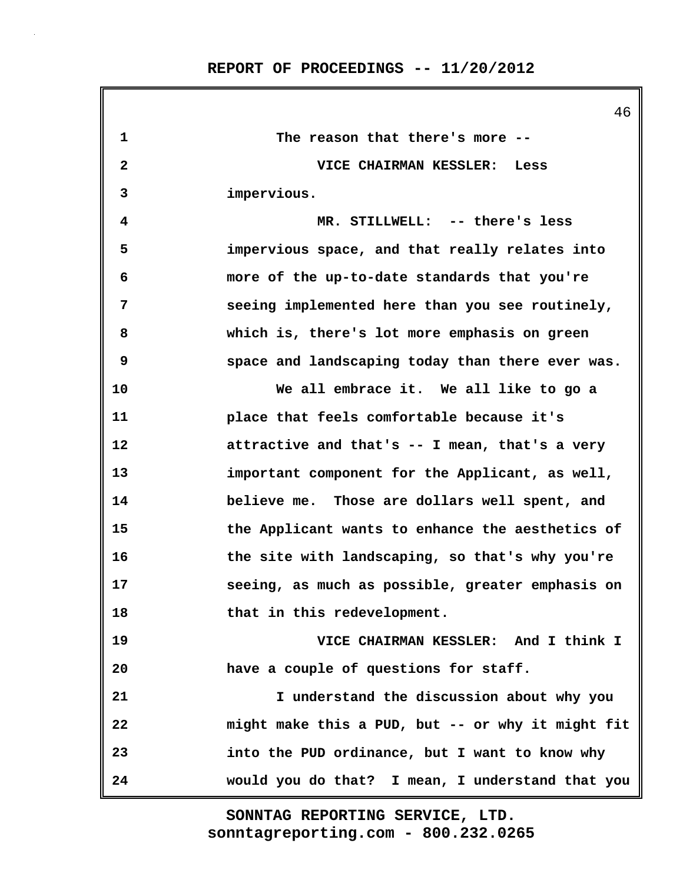The reason that there's more --

VICE CHAIRMAN KESSLER: Less impervious.

MR. STILLWELL: -- there's less impervious space, and that really relates into more of the up-to-date standards that you're seeing implemented here than you see routinely, which is, there's lot more emphasis on green space and landscaping today than there ever was.

We all embrace it. We all like to go a place that feels comfortable because it's attractive and that's -- I mean, that's a very important component for the Applicant, as well, believe me. Those are dollars well spent, and the Applicant wants to enhance the aesthetics of the site with landscaping, so that's why you're seeing, as much as possible, greater emphasis on that in this redevelopment.

VICE CHAIRMAN KESSLER: And I think I have a couple of questions for staff.

I understand the discussion about why you might make this a PUD, but -- or why it might fit into the PUD ordinance, but I want to know why would you do that? I mean, I understand that you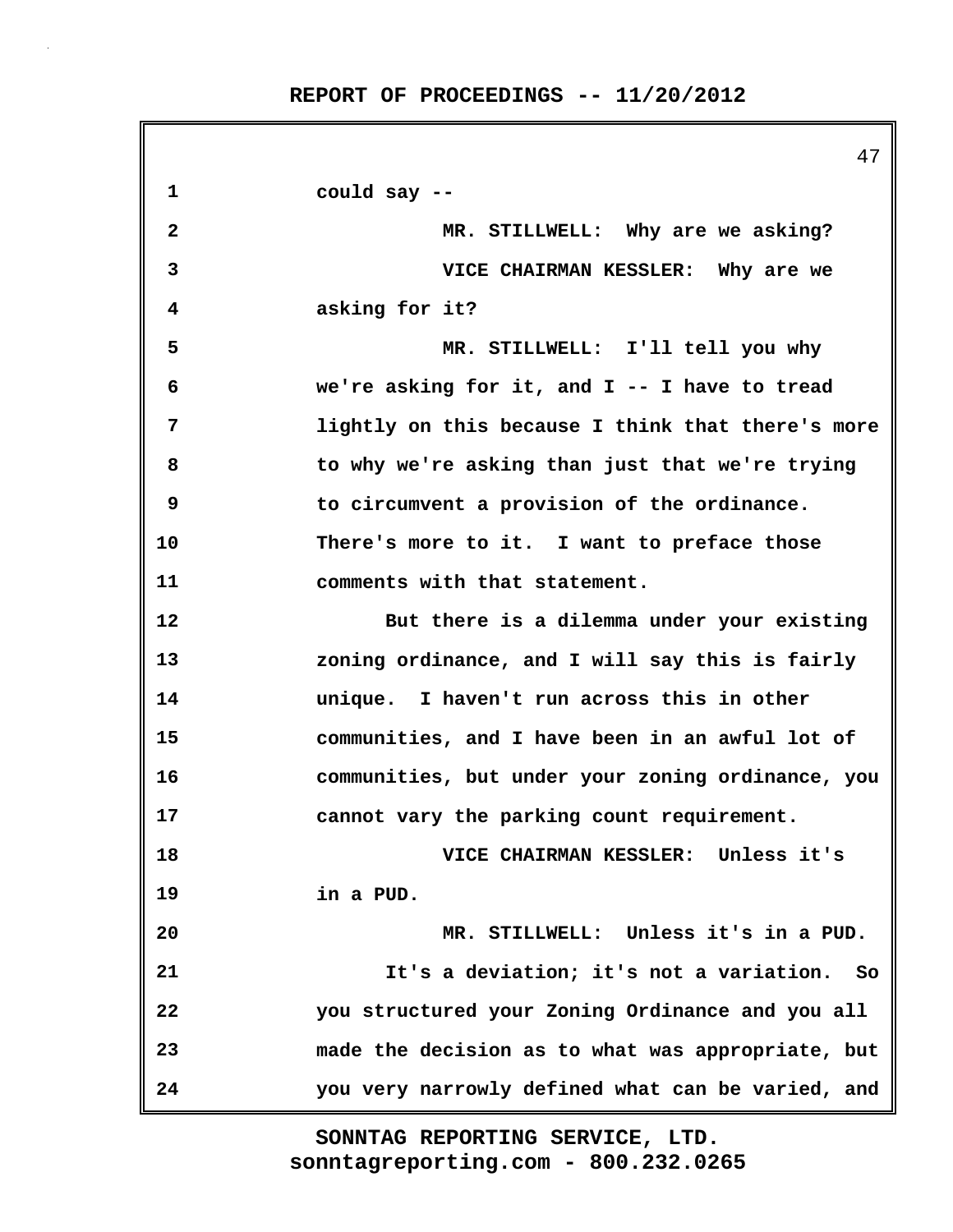could say --

MR. STILLWELL: Why are we asking?

VICE CHAIRMAN KESSLER: Why are we asking for it?

MR. STILLWELL: I'll tell you why we're asking for it, and I -- I have to tread lightly on this because I think that there's more to why we're asking than just that we're trying to circumvent a provision of the ordinance. There's more to it. I want to preface those comments with that statement.

But there is a dilemma under your existing zoning ordinance, and I will say this is fairly unique. I haven't run across this in other communities, and I have been in an awful lot of communities, but under your zoning ordinance, you cannot vary the parking count requirement.

VICE CHAIRMAN KESSLER: Unless it's in a PUD.

MR. STILLWELL: Unless it's in a PUD.

It's a deviation; it's not a variation. So you structured your Zoning Ordinance and you all made the decision as to what was appropriate, but you very narrowly defined what can be varied, and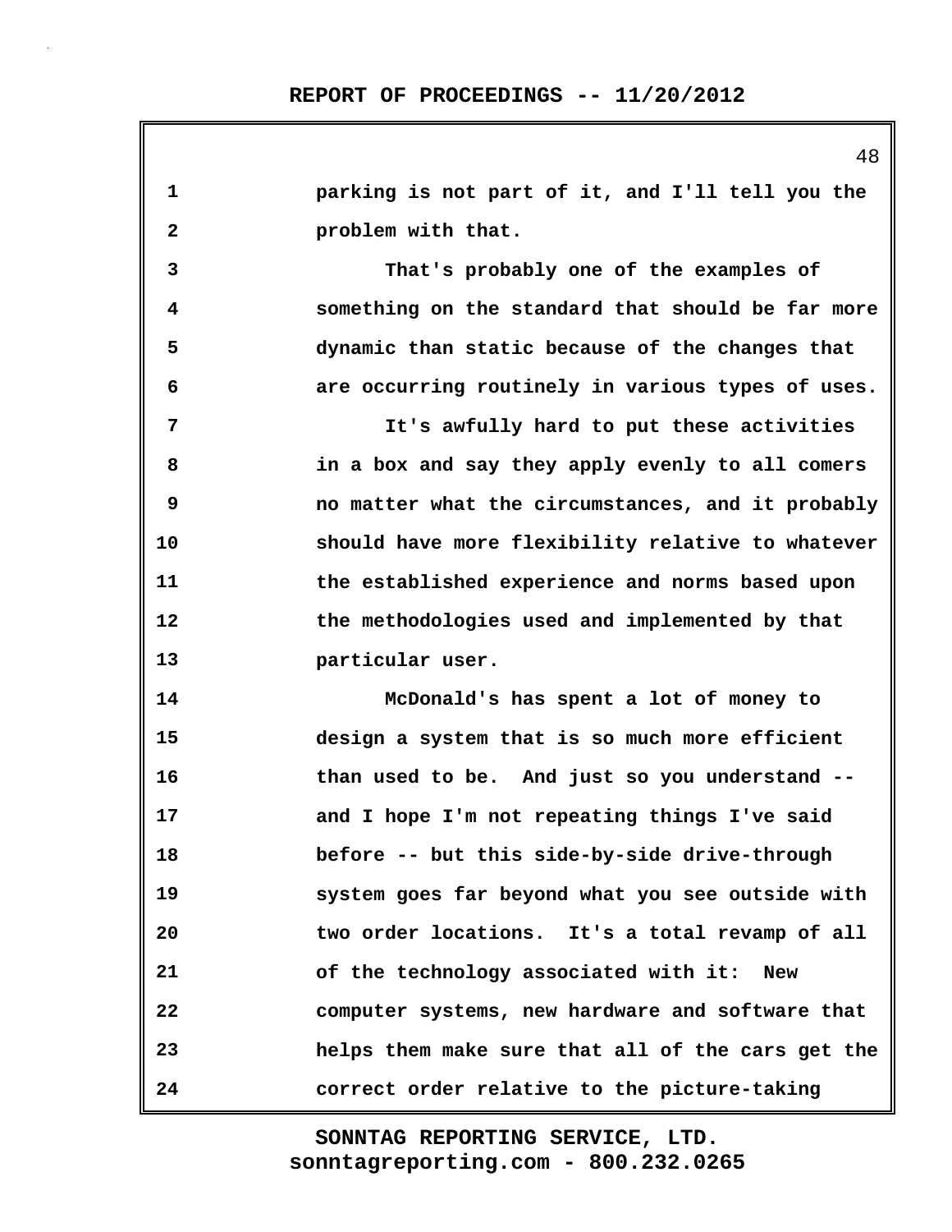parking is not part of it, and I'll tell you the problem with that.

That's probably one of the examples of something on the standard that should be far more dynamic than static because of the changes that are occurring routinely in various types of uses.

It's awfully hard to put these activities in a box and say they apply evenly to all comers no matter what the circumstances, and it probably should have more flexibility relative to whatever the established experience and norms based upon the methodologies used and implemented by that particular user.

McDonald's has spent a lot of money to design a system that is so much more efficient than used to be. And just so you understand -- and I hope I'm not repeating things I've said before -- but this side-by-side drive-through system goes far beyond what you see outside with two order locations. It's a total revamp of all of the technology associated with it: New computer systems, new hardware and software that helps them make sure that all of the cars get the correct order relative to the picture-taking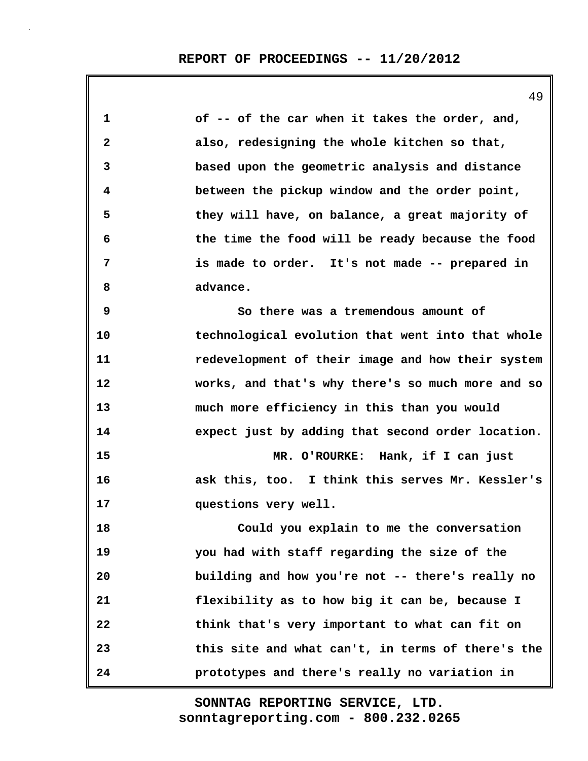of -- of the car when it takes the order, and, also, redesigning the whole kitchen so that, based upon the geometric analysis and distance between the pickup window and the order point, they will have, on balance, a great majority of the time the food will be ready because the food is made to order. It's not made -- prepared in advance.

So there was a tremendous amount of technological evolution that went into that whole redevelopment of their image and how their system works, and that's why there's so much more and so much more efficiency in this than you would expect just by adding that second order location.

MR. O'ROURKE: Hank, if I can just ask this, too. I think this serves Mr. Kessler's questions very well.

Could you explain to me the conversation you had with staff regarding the size of the building and how you're not -- there's really no flexibility as to how big it can be, because I think that's very important to what can fit on this site and what can't, in terms of there's the prototypes and there's really no variation in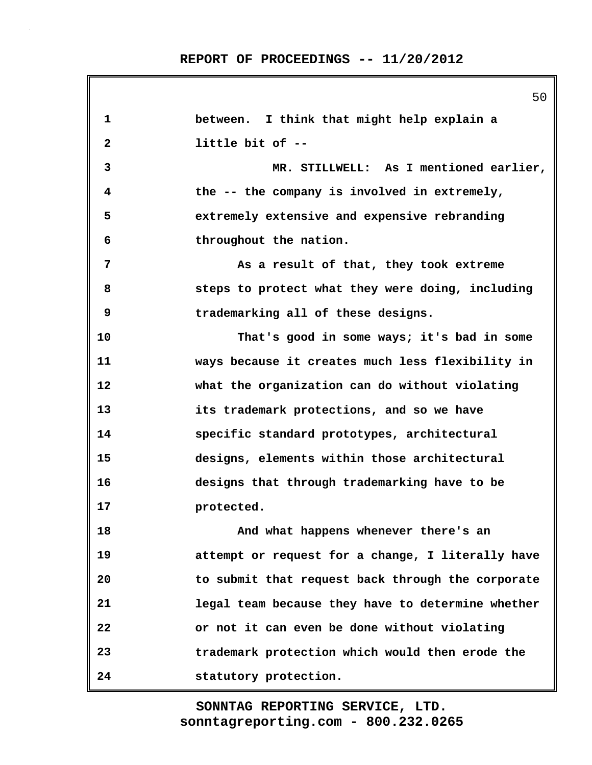between. I think that might help explain a little bit of --

MR. STILLWELL: As I mentioned earlier, the -- the company is involved in extremely, extremely extensive and expensive rebranding throughout the nation.

As a result of that, they took extreme steps to protect what they were doing, including trademarking all of these designs.

That's good in some ways; it's bad in some ways because it creates much less flexibility in what the organization can do without violating its trademark protections, and so we have specific standard prototypes, architectural designs, elements within those architectural designs that through trademarking have to be protected.

And what happens whenever there's an attempt or request for a change, I literally have to submit that request back through the corporate legal team because they have to determine whether or not it can even be done without violating trademark protection which would then erode the statutory protection.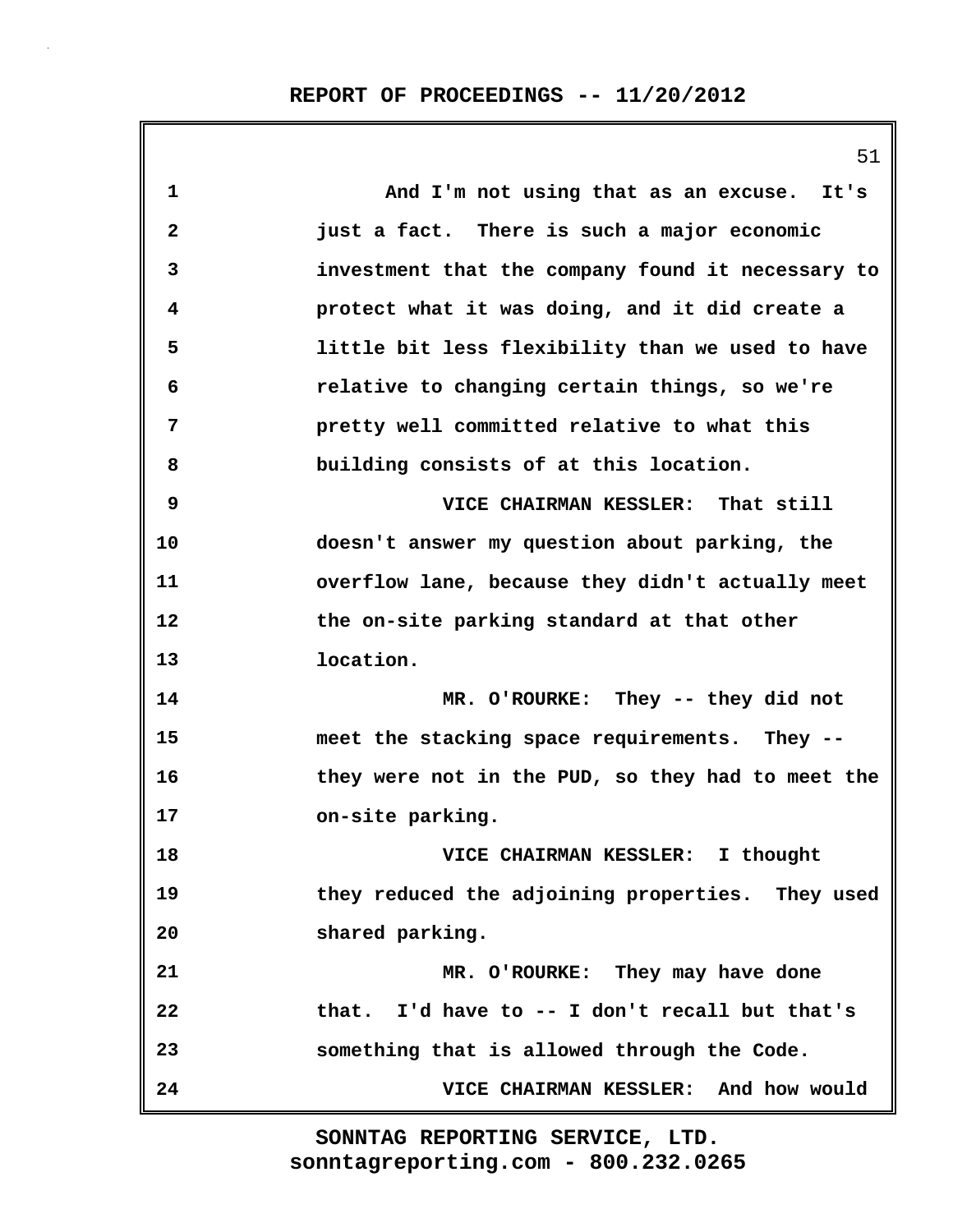And I'm not using that as an excuse. It's just a fact. There is such a major economic investment that the company found it necessary to protect what it was doing, and it did create a little bit less flexibility than we used to have relative to changing certain things, so we're pretty well committed relative to what this building consists of at this location.

VICE CHAIRMAN KESSLER: That still doesn't answer my question about parking, the overflow lane, because they didn't actually meet the on-site parking standard at that other location.

MR. O'ROURKE: They -- they did not meet the stacking space requirements. They -- they were not in the PUD, so they had to meet the on-site parking.

VICE CHAIRMAN KESSLER: I thought they reduced the adjoining properties. They used shared parking.

MR. O'ROURKE: They may have done that. I'd have to -- I don't recall but that's something that is allowed through the Code.

VICE CHAIRMAN KESSLER: And how would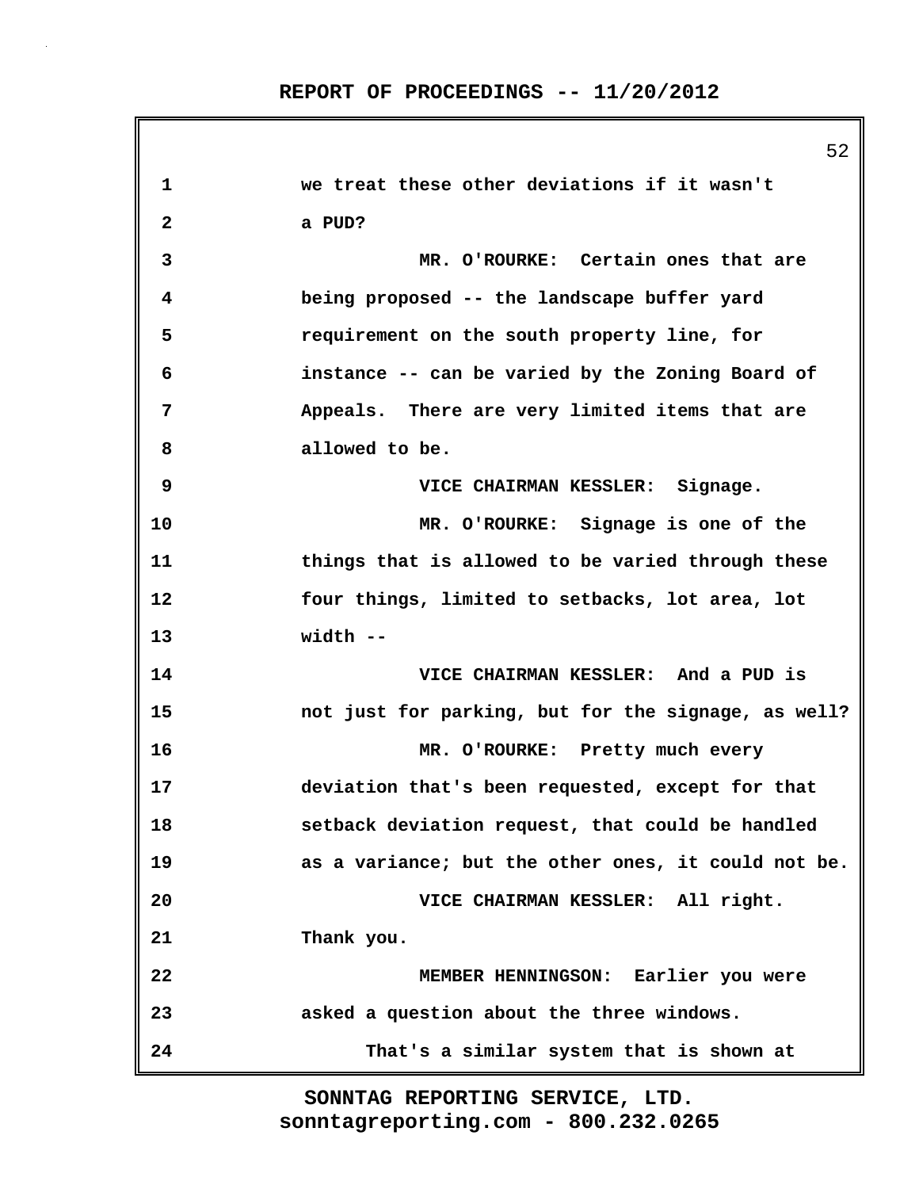we treat these other deviations if it wasn't a PUD?

MR. O'ROURKE: Certain ones that are being proposed -- the landscape buffer yard requirement on the south property line, for instance -- can be varied by the Zoning Board of Appeals. There are very limited items that are allowed to be.

VICE CHAIRMAN KESSLER: Signage.

MR. O'ROURKE: Signage is one of the things that is allowed to be varied through these four things, limited to setbacks, lot area, lot width --

VICE CHAIRMAN KESSLER: And a PUD is not just for parking, but for the signage, as well?

MR. O'ROURKE: Pretty much every deviation that's been requested, except for that setback deviation request, that could be handled as a variance; but the other ones, it could not be.

VICE CHAIRMAN KESSLER: All right. Thank you.

MEMBER HENNINGSON: Earlier you were asked a question about the three windows.

That's a similar system that is shown at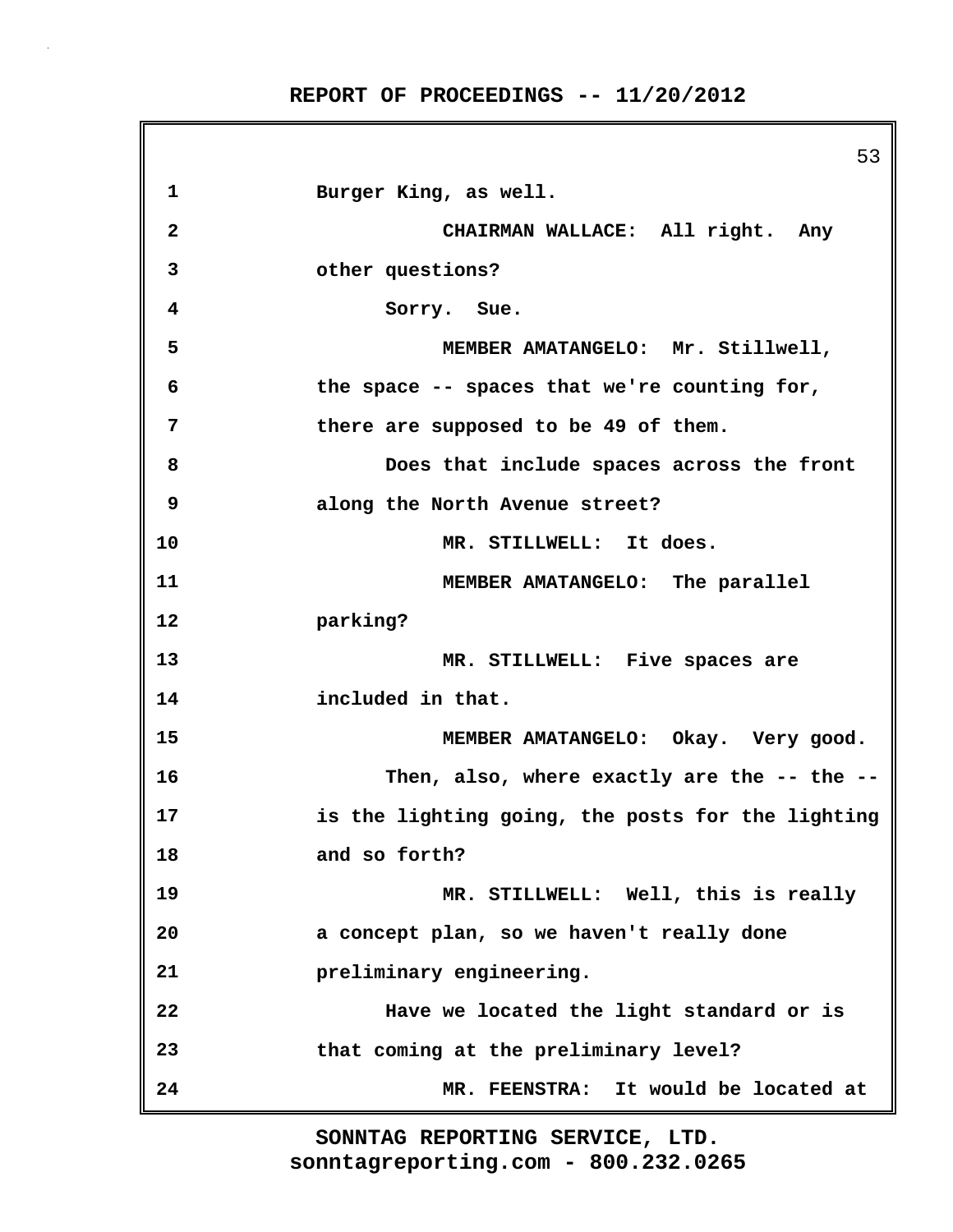Burger King, as well.

CHAIRMAN WALLACE: All right. Any other questions?

Sorry. Sue.

MEMBER AMATANGELO: Mr. Stillwell, the space -- spaces that we're counting for, there are supposed to be 49 of them.

Does that include spaces across the front along the North Avenue street?

MR. STILLWELL: It does.

MEMBER AMATANGELO: The parallel parking?

MR. STILLWELL: Five spaces are included in that.

MEMBER AMATANGELO: Okay. Very good.

Then, also, where exactly are the -- the -- is the lighting going, the posts for the lighting and so forth?

MR. STILLWELL: Well, this is really a concept plan, so we haven't really done preliminary engineering.

Have we located the light standard or is that coming at the preliminary level?

MR. FEENSTRA: It would be located at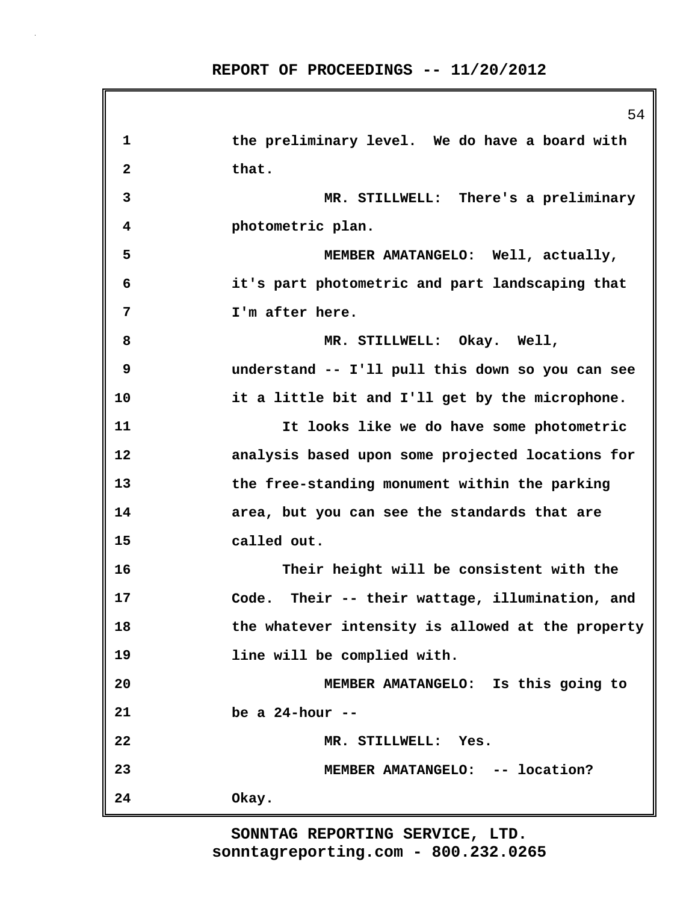1 the preliminary level. We do have a board with
2 that.
3 MR. STILLWELL: There's a preliminary
4 photometric plan.
5 MEMBER AMATANGELO: Well, actually,
6 it's part photometric and part landscaping that
7 I'm after here.
8 MR. STILLWELL: Okay. Well,
9 understand -- I'll pull this down so you can see
10 it a little bit and I'll get by the microphone.
11 It looks like we do have some photometric
12 analysis based upon some projected locations for
13 the free-standing monument within the parking
14 area, but you can see the standards that are
15 called out.
16 Their height will be consistent with the
17 Code. Their -- their wattage, illumination, and
18 the whatever intensity is allowed at the property
19 line will be complied with.
20 MEMBER AMATANGELO: Is this going to
21 be a 24-hour --
22 MR. STILLWELL: Yes.
23 MEMBER AMATANGELO: -- location?
24 Okay.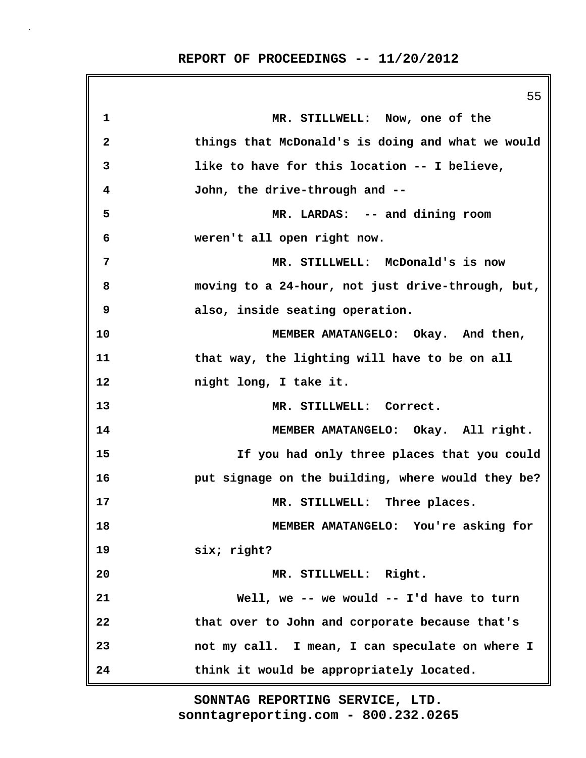MR. STILLWELL: Now, one of the things that McDonald's is doing and what we would like to have for this location -- I believe, John, the drive-through and --

MR. LARDAS: -- and dining room weren't all open right now.

MR. STILLWELL: McDonald's is now moving to a 24-hour, not just drive-through, but, also, inside seating operation.

MEMBER AMATANGELO: Okay. And then, that way, the lighting will have to be on all night long, I take it.

MR. STILLWELL: Correct.

MEMBER AMATANGELO: Okay. All right.

If you had only three places that you could put signage on the building, where would they be?

MR. STILLWELL: Three places.

MEMBER AMATANGELO: You're asking for six; right?

MR. STILLWELL: Right.

Well, we -- we would -- I'd have to turn that over to John and corporate because that's not my call. I mean, I can speculate on where I think it would be appropriately located.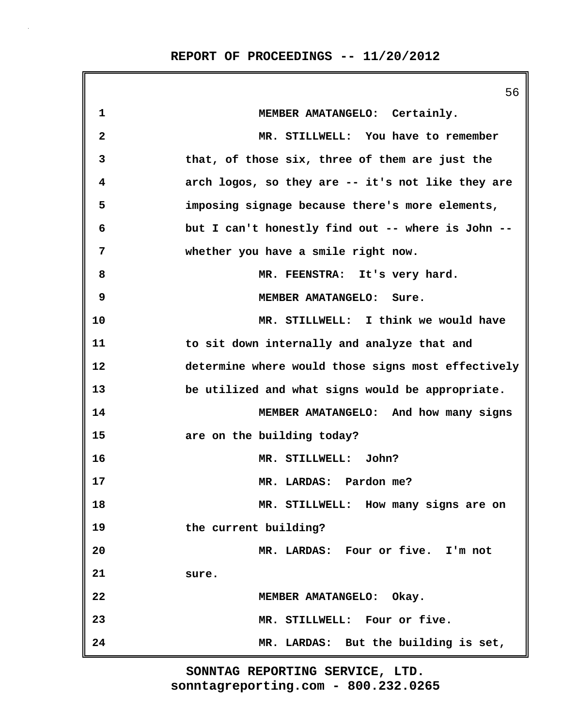MEMBER AMATANGELO: Certainly.

MR. STILLWELL: You have to remember that, of those six, three of them are just the arch logos, so they are -- it's not like they are imposing signage because there's more elements, but I can't honestly find out -- where is John -- whether you have a smile right now.

MR. FEENSTRA: It's very hard.

MEMBER AMATANGELO: Sure.

MR. STILLWELL: I think we would have to sit down internally and analyze that and determine where would those signs most effectively be utilized and what signs would be appropriate.

MEMBER AMATANGELO: And how many signs are on the building today?

MR. STILLWELL: John?

MR. LARDAS: Pardon me?

MR. STILLWELL: How many signs are on the current building?

MR. LARDAS: Four or five. I'm not sure.

MEMBER AMATANGELO: Okay.

MR. STILLWELL: Four or five.

MR. LARDAS: But the building is set,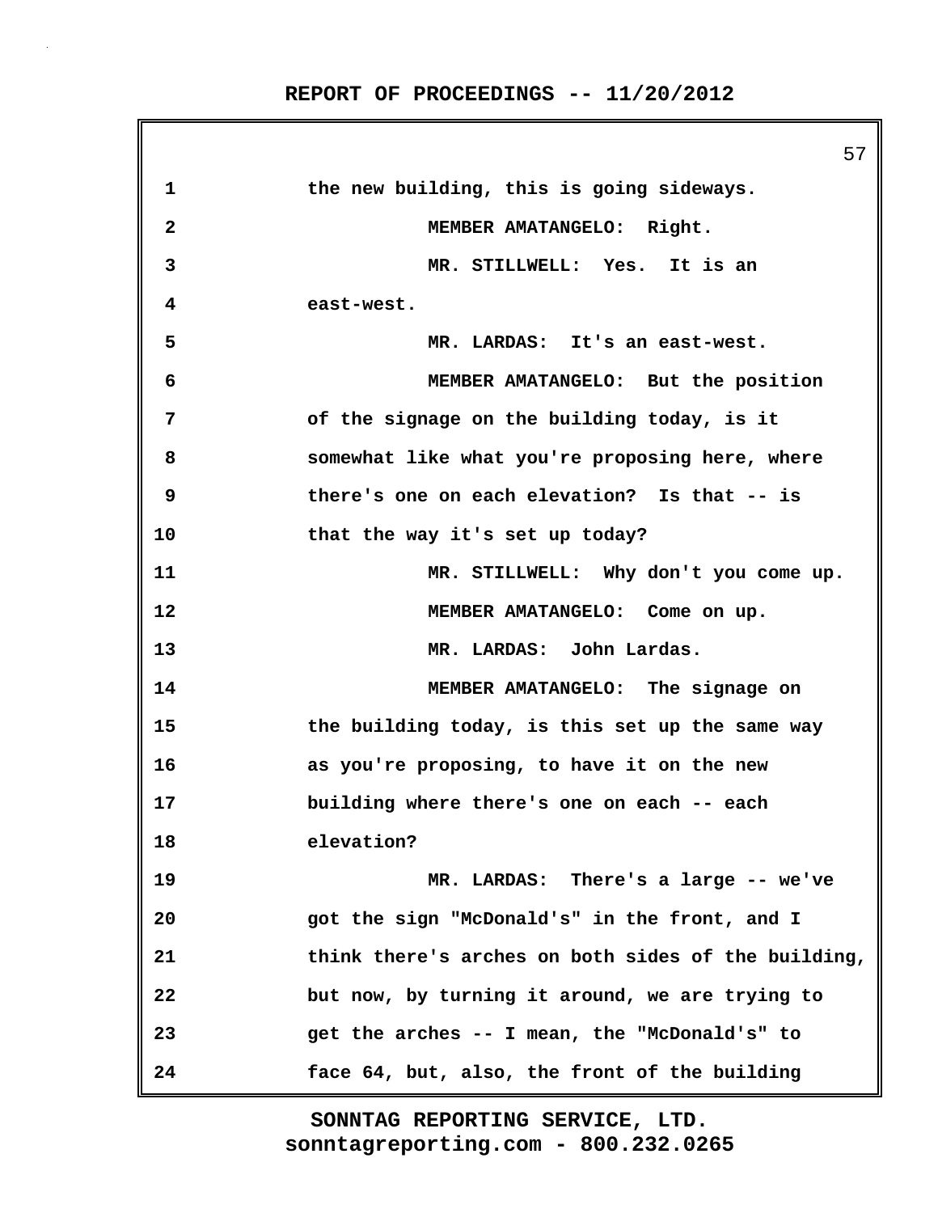the new building, this is going sideways.

MEMBER AMATANGELO: Right.

MR. STILLWELL: Yes. It is an east-west.

MR. LARDAS: It's an east-west.

MEMBER AMATANGELO: But the position of the signage on the building today, is it somewhat like what you're proposing here, where there's one on each elevation? Is that -- is that the way it's set up today?

MR. STILLWELL: Why don't you come up.

MEMBER AMATANGELO: Come on up.

MR. LARDAS: John Lardas.

MEMBER AMATANGELO: The signage on the building today, is this set up the same way as you're proposing, to have it on the new building where there's one on each -- each elevation?

MR. LARDAS: There's a large -- we've got the sign "McDonald's" in the front, and I think there's arches on both sides of the building, but now, by turning it around, we are trying to get the arches -- I mean, the "McDonald's" to face 64, but, also, the front of the building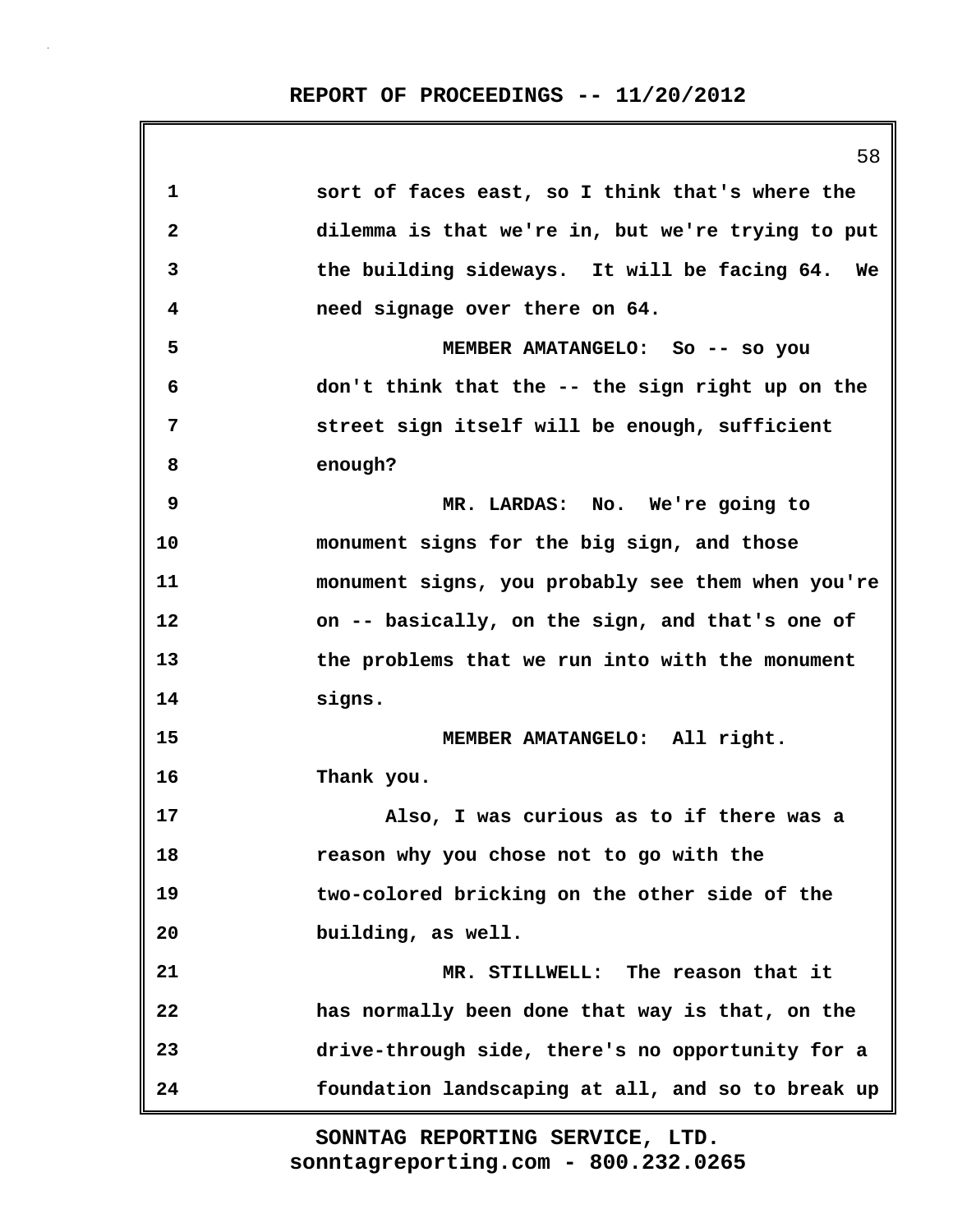sort of faces east, so I think that's where the dilemma is that we're in, but we're trying to put the building sideways. It will be facing 64. We need signage over there on 64.

MEMBER AMATANGELO: So -- so you don't think that the -- the sign right up on the street sign itself will be enough, sufficient enough?

MR. LARDAS: No. We're going to monument signs for the big sign, and those monument signs, you probably see them when you're on -- basically, on the sign, and that's one of the problems that we run into with the monument signs.

MEMBER AMATANGELO: All right. Thank you.

Also, I was curious as to if there was a reason why you chose not to go with the two-colored bricking on the other side of the building, as well.

MR. STILLWELL: The reason that it has normally been done that way is that, on the drive-through side, there's no opportunity for a foundation landscaping at all, and so to break up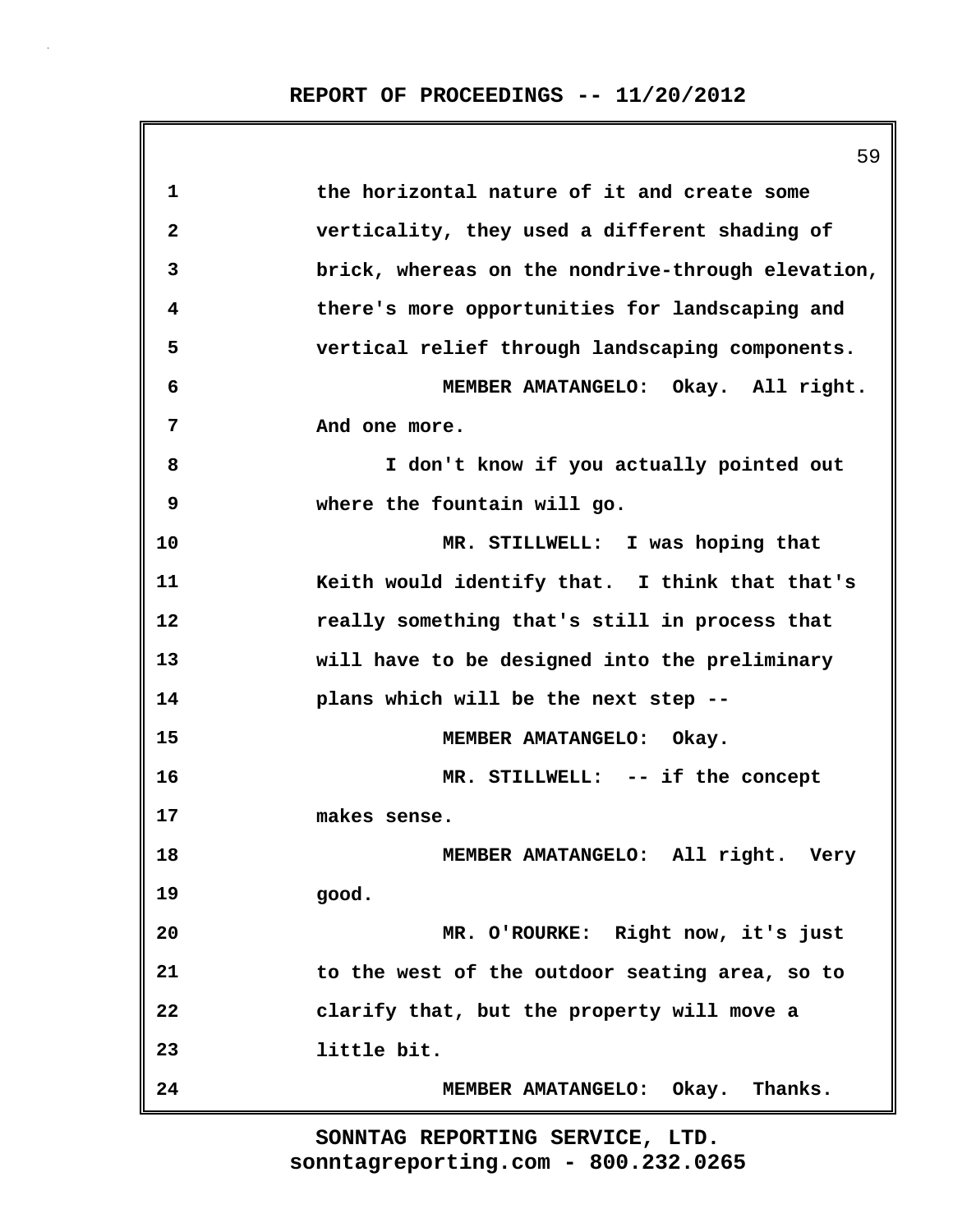the horizontal nature of it and create some verticality, they used a different shading of brick, whereas on the nondrive-through elevation, there's more opportunities for landscaping and vertical relief through landscaping components.

MEMBER AMATANGELO: Okay. All right. And one more.

I don't know if you actually pointed out where the fountain will go.

MR. STILLWELL: I was hoping that Keith would identify that. I think that that's really something that's still in process that will have to be designed into the preliminary plans which will be the next step --

MEMBER AMATANGELO: Okay.

MR. STILLWELL: -- if the concept makes sense.

MEMBER AMATANGELO: All right. Very good.

MR. O'ROURKE: Right now, it's just to the west of the outdoor seating area, so to clarify that, but the property will move a little bit.

MEMBER AMATANGELO: Okay. Thanks.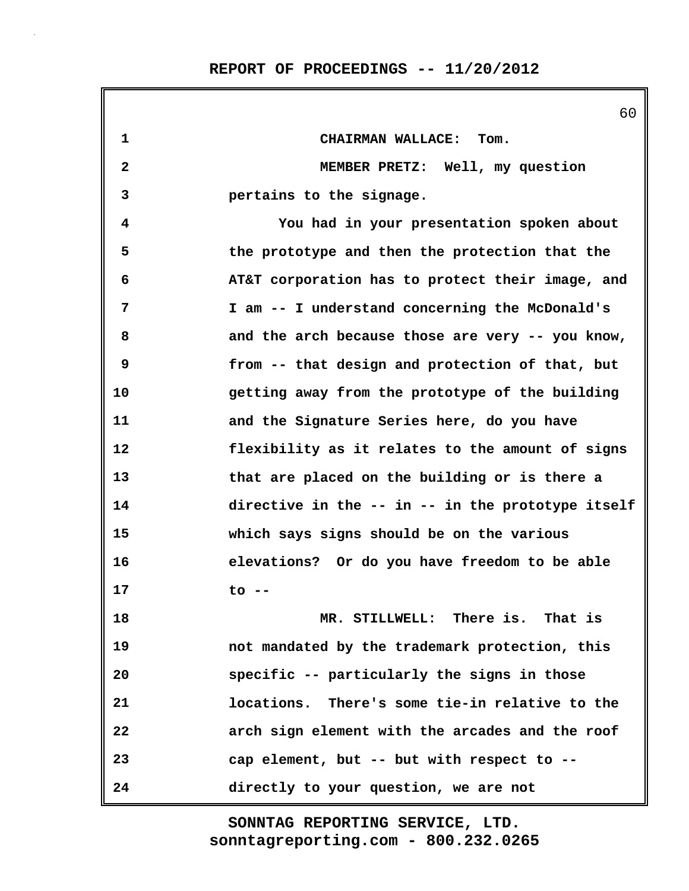1 CHAIRMAN WALLACE: Tom.

2 MEMBER PRETZ: Well, my question

3 pertains to the signage.

4 You had in your presentation spoken about

5 the prototype and then the protection that the

6 AT&T corporation has to protect their image, and

7 I am -- I understand concerning the McDonald's

8 and the arch because those are very -- you know,

9 from -- that design and protection of that, but

10 getting away from the prototype of the building

11 and the Signature Series here, do you have

12 flexibility as it relates to the amount of signs

13 that are placed on the building or is there a

14 directive in the -- in -- in the prototype itself

15 which says signs should be on the various

16 elevations? Or do you have freedom to be able

17 to --

18 MR. STILLWELL: There is. That is

19 not mandated by the trademark protection, this

20 specific -- particularly the signs in those

21 locations. There's some tie-in relative to the

22 arch sign element with the arcades and the roof

23 cap element, but -- but with respect to --

24 directly to your question, we are not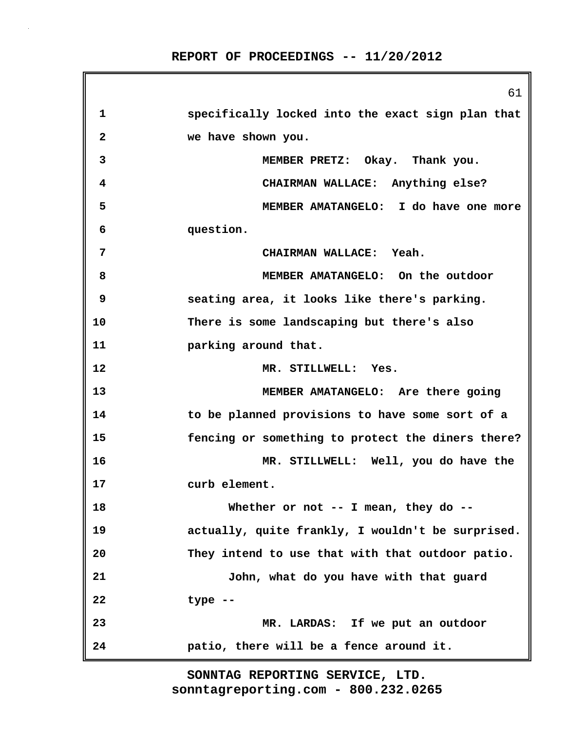specifically locked into the exact sign plan that we have shown you.

MEMBER PRETZ: Okay. Thank you.

CHAIRMAN WALLACE: Anything else?

MEMBER AMATANGELO: I do have one more question.

CHAIRMAN WALLACE: Yeah.

MEMBER AMATANGELO: On the outdoor seating area, it looks like there's parking. There is some landscaping but there's also parking around that.

MR. STILLWELL: Yes.

MEMBER AMATANGELO: Are there going to be planned provisions to have some sort of a fencing or something to protect the diners there?

MR. STILLWELL: Well, you do have the curb element.

Whether or not -- I mean, they do -- actually, quite frankly, I wouldn't be surprised. They intend to use that with that outdoor patio.

John, what do you have with that guard type --

MR. LARDAS: If we put an outdoor patio, there will be a fence around it.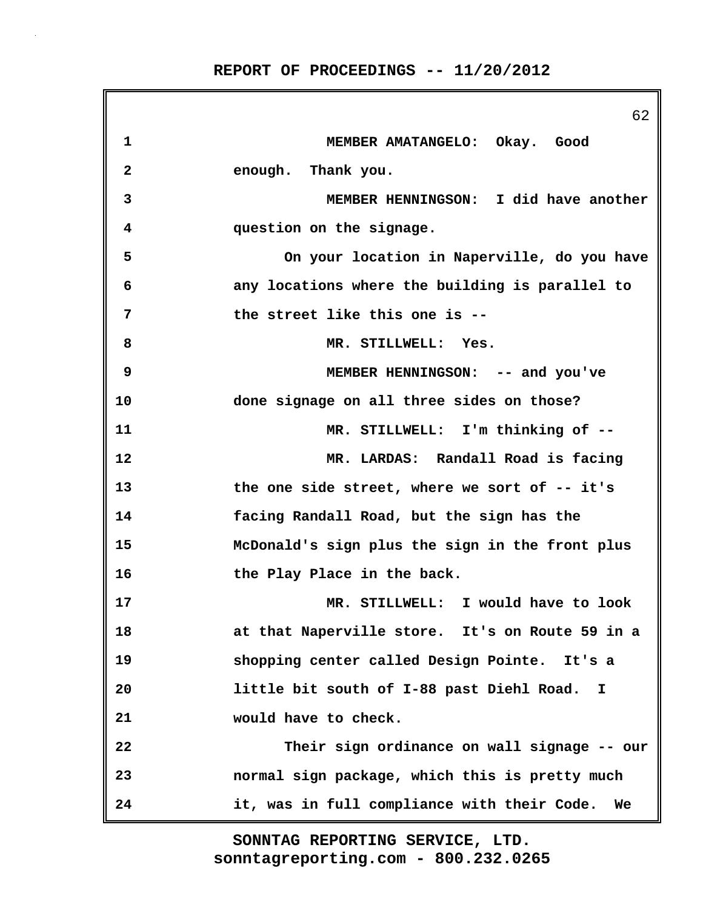MEMBER AMATANGELO: Okay. Good enough. Thank you.

MEMBER HENNINGSON: I did have another question on the signage.

On your location in Naperville, do you have any locations where the building is parallel to the street like this one is --

MR. STILLWELL: Yes.

MEMBER HENNINGSON: -- and you've done signage on all three sides on those?

MR. STILLWELL: I'm thinking of --

MR. LARDAS: Randall Road is facing the one side street, where we sort of -- it's facing Randall Road, but the sign has the McDonald's sign plus the sign in the front plus the Play Place in the back.

MR. STILLWELL: I would have to look at that Naperville store. It's on Route 59 in a shopping center called Design Pointe. It's a little bit south of I-88 past Diehl Road. I would have to check.

Their sign ordinance on wall signage -- our normal sign package, which this is pretty much it, was in full compliance with their Code. We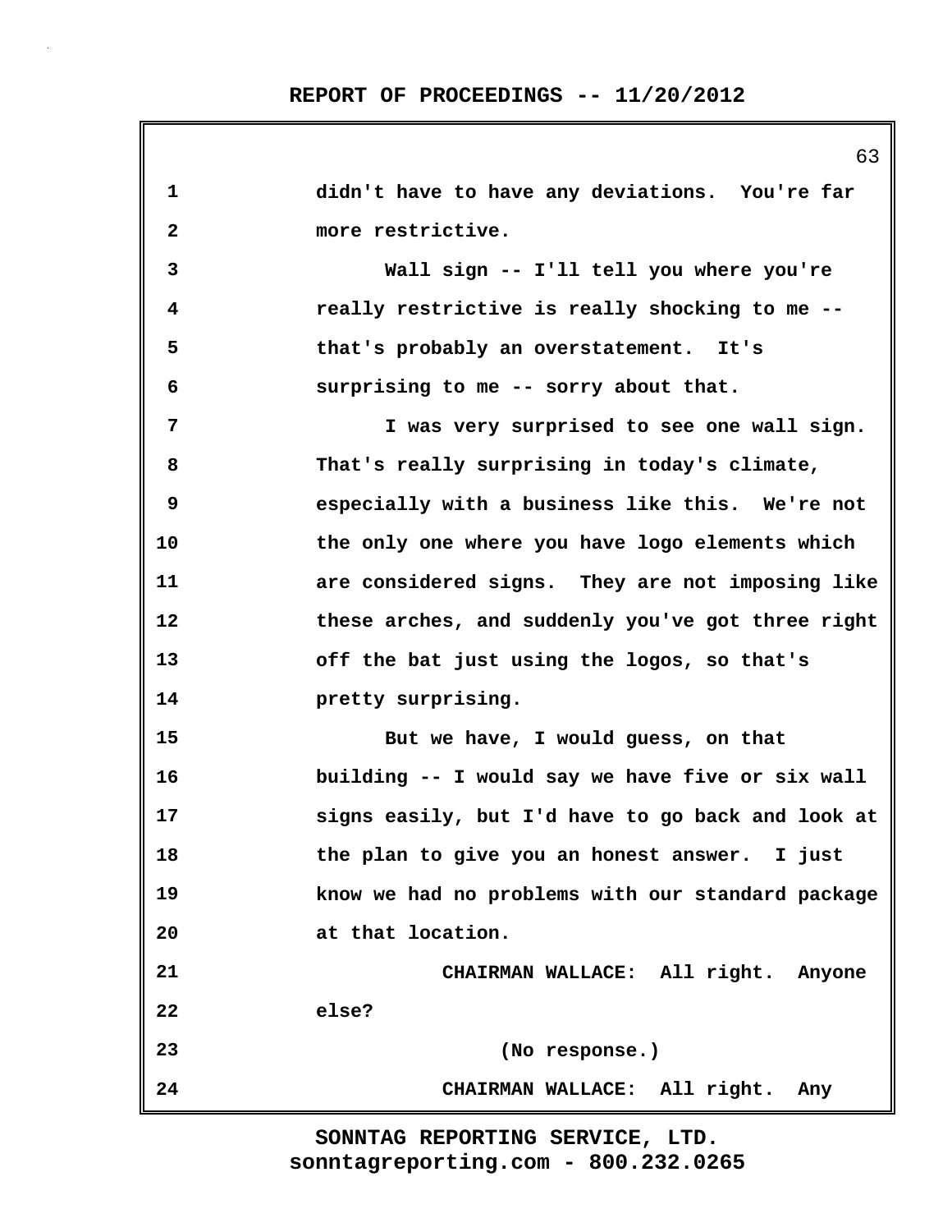didn't have to have any deviations. You're far more restrictive.

Wall sign -- I'll tell you where you're really restrictive is really shocking to me -- that's probably an overstatement. It's surprising to me -- sorry about that.

I was very surprised to see one wall sign. That's really surprising in today's climate, especially with a business like this. We're not the only one where you have logo elements which are considered signs. They are not imposing like these arches, and suddenly you've got three right off the bat just using the logos, so that's pretty surprising.

But we have, I would guess, on that building -- I would say we have five or six wall signs easily, but I'd have to go back and look at the plan to give you an honest answer. I just know we had no problems with our standard package at that location.

CHAIRMAN WALLACE: All right. Anyone else?

(No response.)

CHAIRMAN WALLACE: All right. Any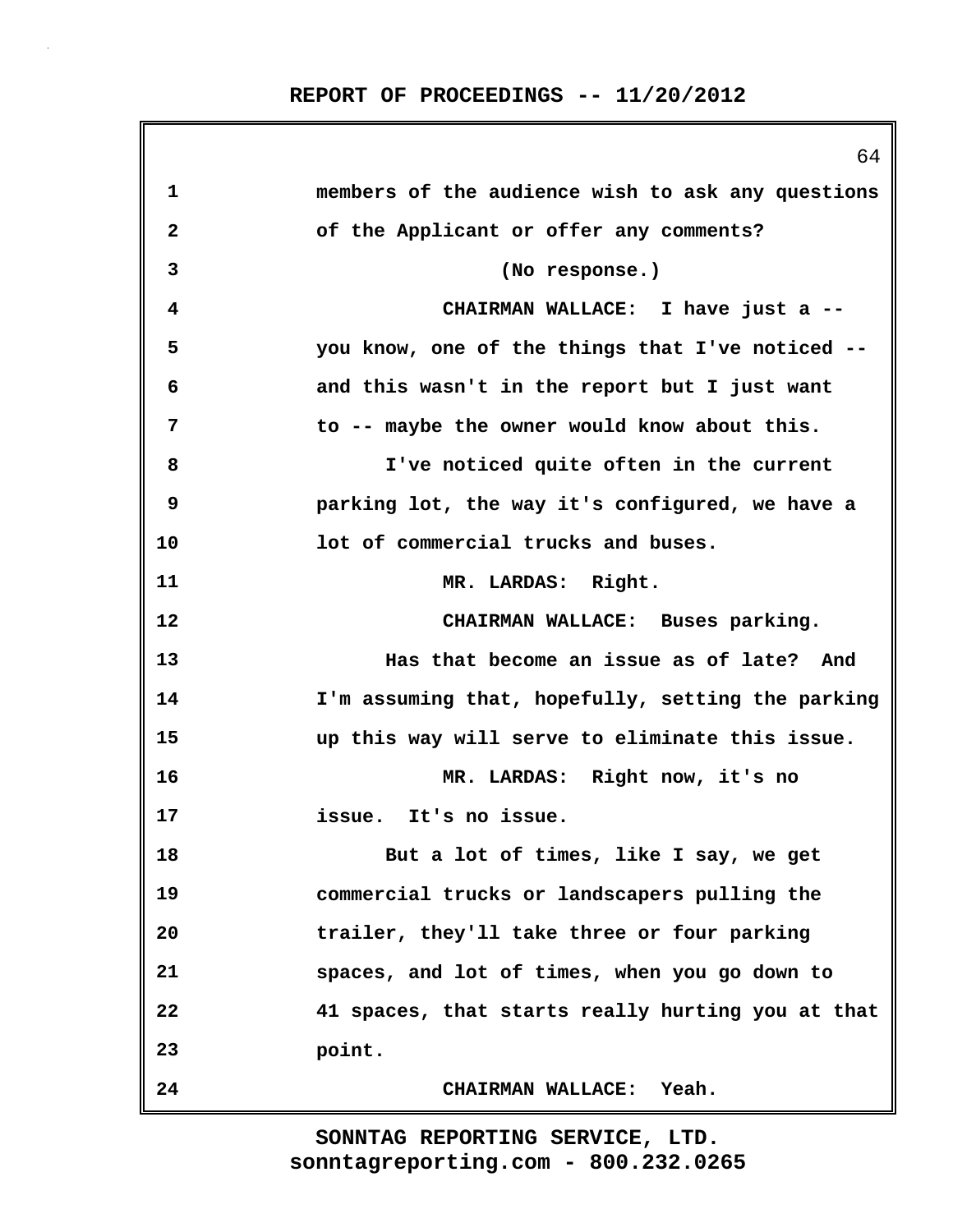members of the audience wish to ask any questions of the Applicant or offer any comments?

(No response.)

CHAIRMAN WALLACE: I have just a -- you know, one of the things that I've noticed -- and this wasn't in the report but I just want to -- maybe the owner would know about this.

I've noticed quite often in the current parking lot, the way it's configured, we have a lot of commercial trucks and buses.

MR. LARDAS: Right.

CHAIRMAN WALLACE: Buses parking.

Has that become an issue as of late? And I'm assuming that, hopefully, setting the parking up this way will serve to eliminate this issue.

MR. LARDAS: Right now, it's no issue. It's no issue.

But a lot of times, like I say, we get commercial trucks or landscapers pulling the trailer, they'll take three or four parking spaces, and lot of times, when you go down to 41 spaces, that starts really hurting you at that point.

CHAIRMAN WALLACE: Yeah.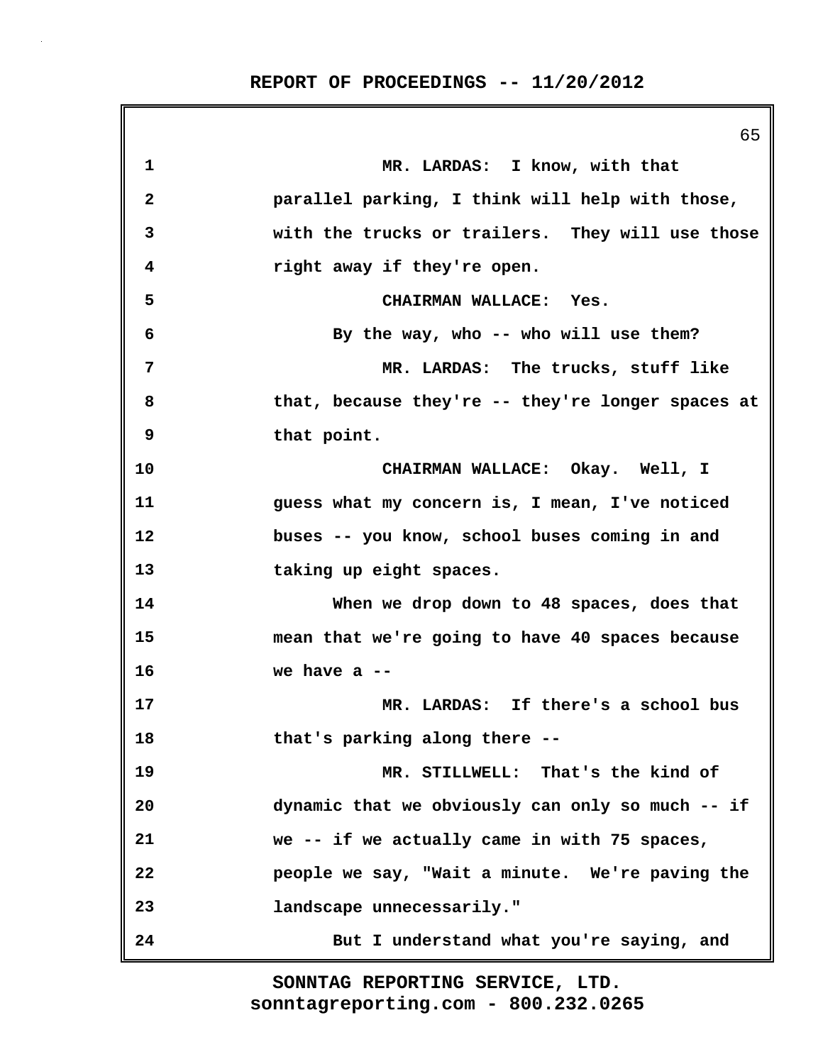MR. LARDAS: I know, with that parallel parking, I think will help with those, with the trucks or trailers. They will use those right away if they're open.

CHAIRMAN WALLACE: Yes.

By the way, who -- who will use them?

MR. LARDAS: The trucks, stuff like that, because they're -- they're longer spaces at that point.

CHAIRMAN WALLACE: Okay. Well, I guess what my concern is, I mean, I've noticed buses -- you know, school buses coming in and taking up eight spaces.

When we drop down to 48 spaces, does that mean that we're going to have 40 spaces because we have a --

MR. LARDAS: If there's a school bus that's parking along there --

MR. STILLWELL: That's the kind of dynamic that we obviously can only so much -- if we -- if we actually came in with 75 spaces, people we say, "Wait a minute. We're paving the landscape unnecessarily."

But I understand what you're saying, and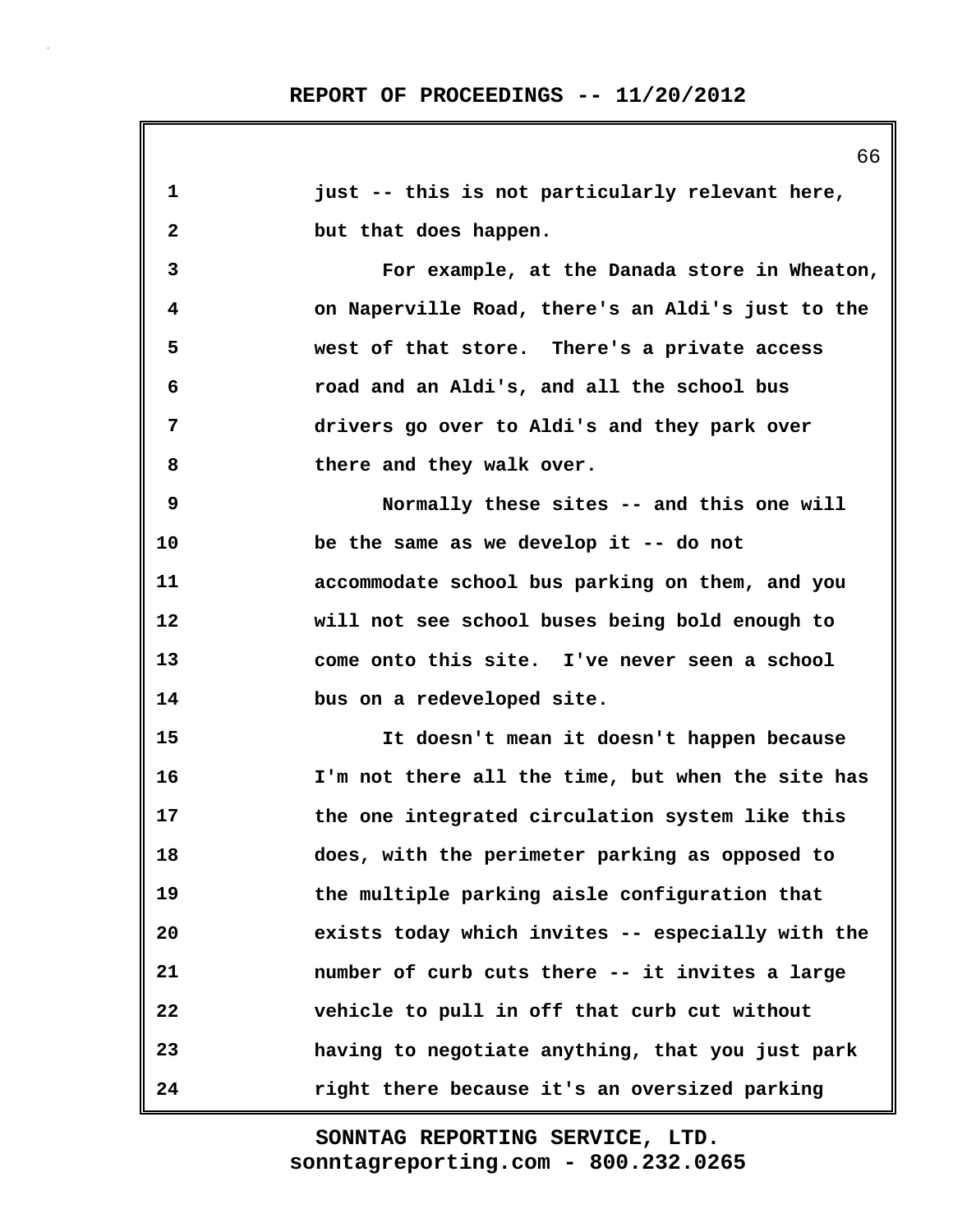just -- this is not particularly relevant here, but that does happen.

For example, at the Danada store in Wheaton, on Naperville Road, there's an Aldi's just to the west of that store. There's a private access road and an Aldi's, and all the school bus drivers go over to Aldi's and they park over there and they walk over.

Normally these sites -- and this one will be the same as we develop it -- do not accommodate school bus parking on them, and you will not see school buses being bold enough to come onto this site. I've never seen a school bus on a redeveloped site.

It doesn't mean it doesn't happen because I'm not there all the time, but when the site has the one integrated circulation system like this does, with the perimeter parking as opposed to the multiple parking aisle configuration that exists today which invites -- especially with the number of curb cuts there -- it invites a large vehicle to pull in off that curb cut without having to negotiate anything, that you just park right there because it's an oversized parking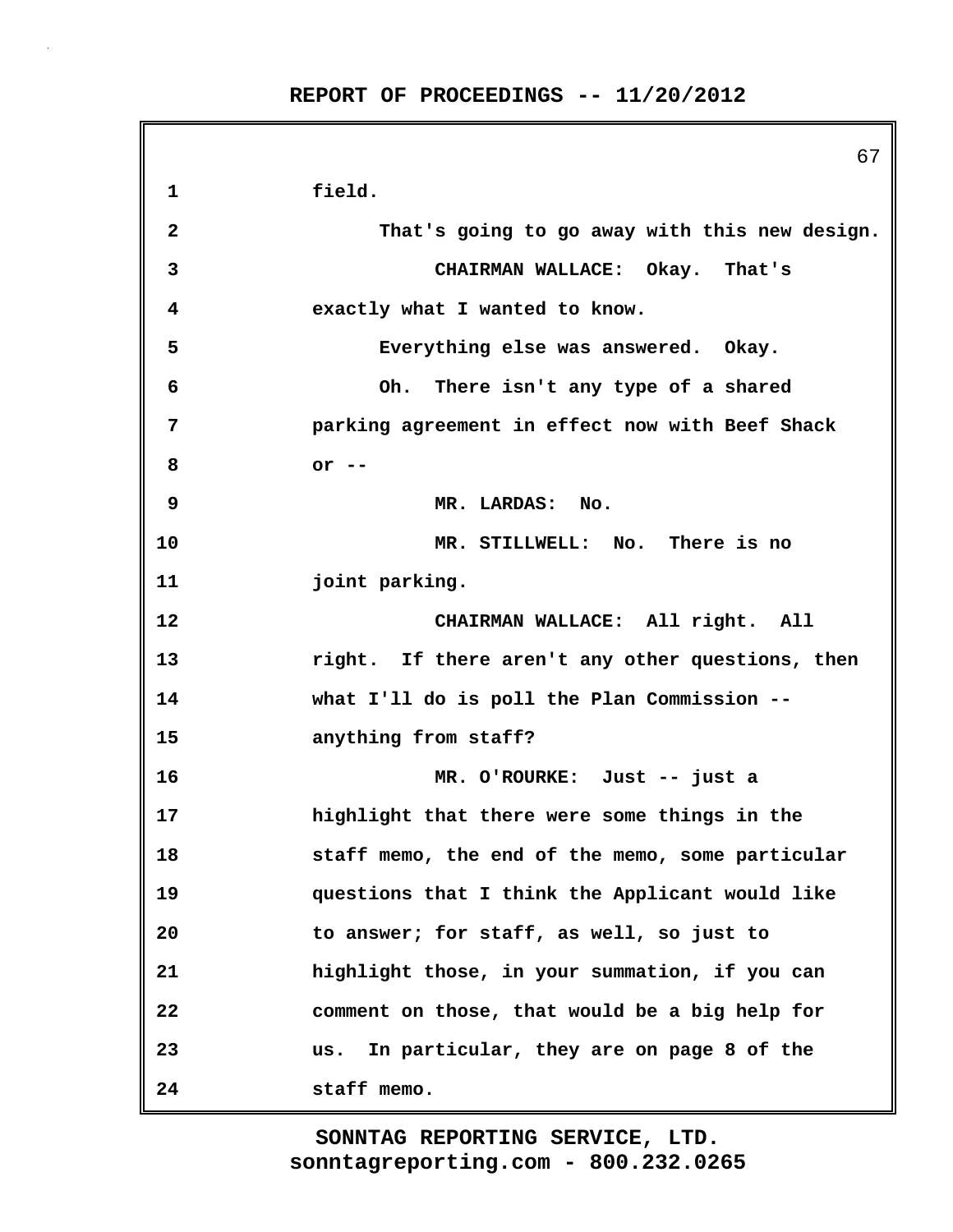1 field.

2 That's going to go away with this new design.

3 CHAIRMAN WALLACE: Okay. That's

4 exactly what I wanted to know.

5 Everything else was answered. Okay.

6 Oh. There isn't any type of a shared

7 parking agreement in effect now with Beef Shack

8 or --

9 MR. LARDAS: No.

10 MR. STILLWELL: No. There is no

11 joint parking.

12 CHAIRMAN WALLACE: All right. All

13 right. If there aren't any other questions, then

14 what I'll do is poll the Plan Commission --

15 anything from staff?

16 MR. O'ROURKE: Just -- just a

17 highlight that there were some things in the

18 staff memo, the end of the memo, some particular

19 questions that I think the Applicant would like

20 to answer; for staff, as well, so just to

21 highlight those, in your summation, if you can

22 comment on those, that would be a big help for

23 us. In particular, they are on page 8 of the

24 staff memo.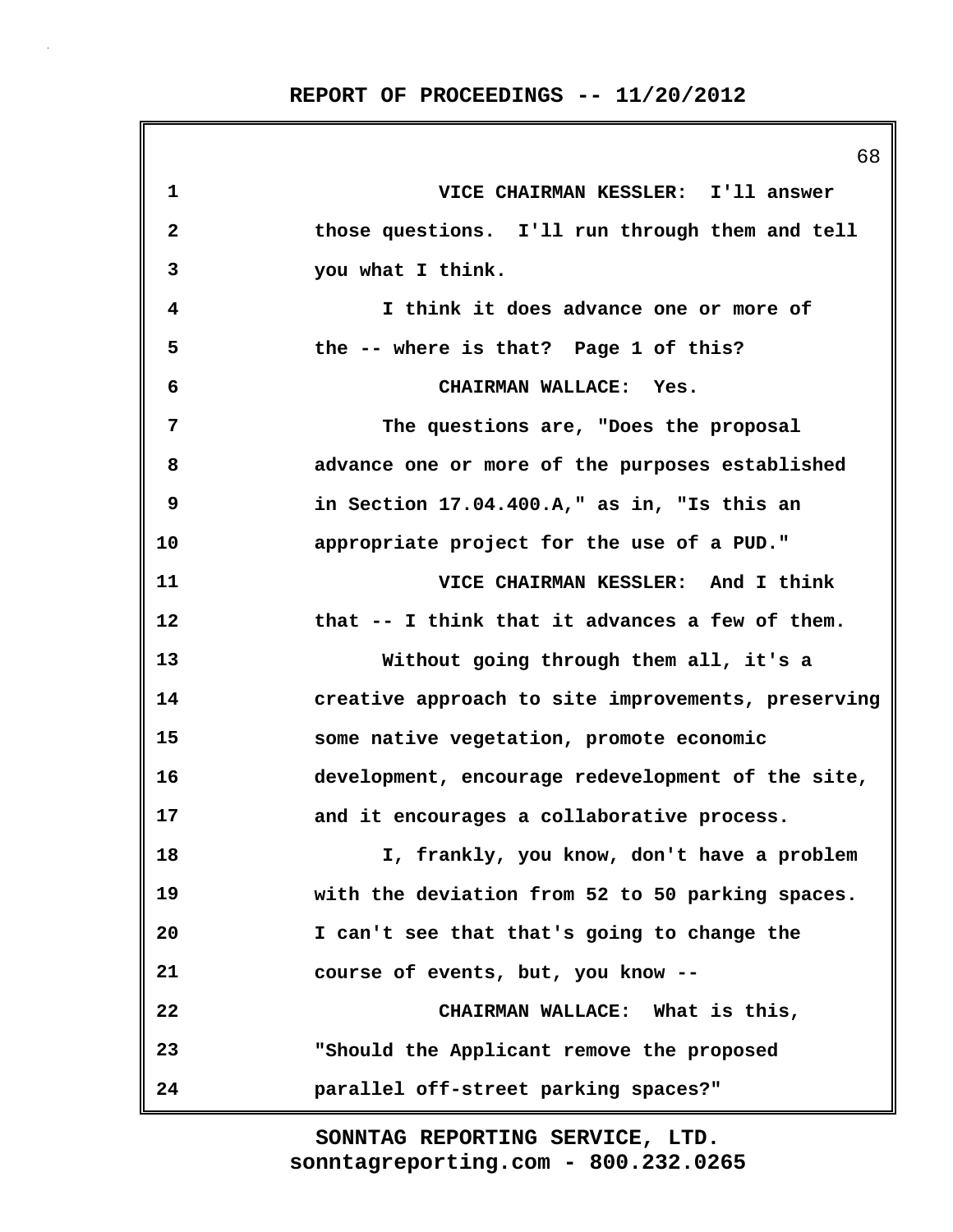VICE CHAIRMAN KESSLER: I'll answer those questions. I'll run through them and tell you what I think.

I think it does advance one or more of the -- where is that? Page 1 of this?

CHAIRMAN WALLACE: Yes.

The questions are, "Does the proposal advance one or more of the purposes established in Section 17.04.400.A," as in, "Is this an appropriate project for the use of a PUD."

VICE CHAIRMAN KESSLER: And I think that -- I think that it advances a few of them.

Without going through them all, it's a creative approach to site improvements, preserving some native vegetation, promote economic development, encourage redevelopment of the site, and it encourages a collaborative process.

I, frankly, you know, don't have a problem with the deviation from 52 to 50 parking spaces. I can't see that that's going to change the course of events, but, you know --

CHAIRMAN WALLACE: What is this, "Should the Applicant remove the proposed parallel off-street parking spaces?"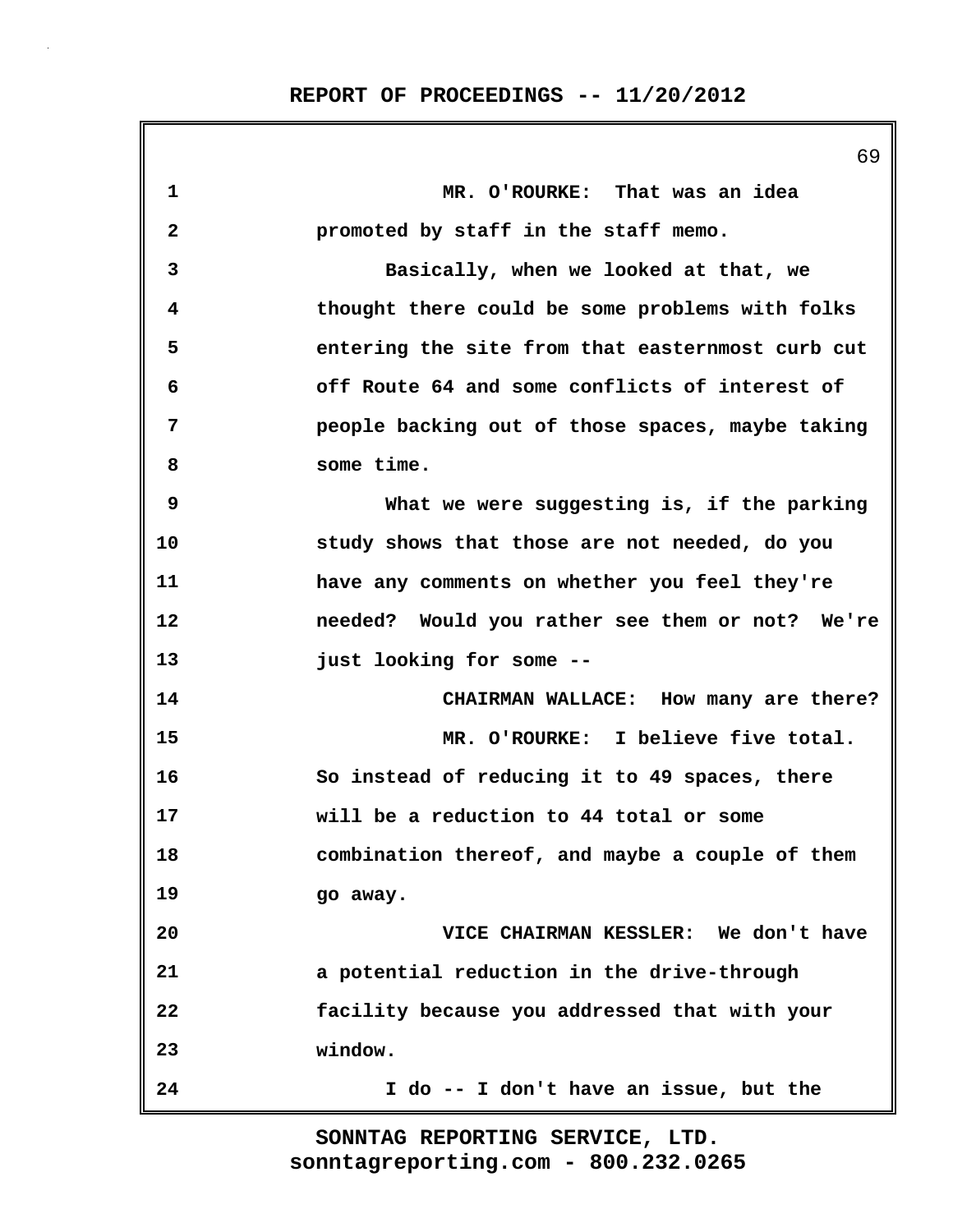MR. O'ROURKE: That was an idea promoted by staff in the staff memo.

Basically, when we looked at that, we thought there could be some problems with folks entering the site from that easternmost curb cut off Route 64 and some conflicts of interest of people backing out of those spaces, maybe taking some time.

What we were suggesting is, if the parking study shows that those are not needed, do you have any comments on whether you feel they're needed? Would you rather see them or not? We're just looking for some --

CHAIRMAN WALLACE: How many are there?

MR. O'ROURKE: I believe five total. So instead of reducing it to 49 spaces, there will be a reduction to 44 total or some combination thereof, and maybe a couple of them go away.

VICE CHAIRMAN KESSLER: We don't have a potential reduction in the drive-through facility because you addressed that with your window.

I do -- I don't have an issue, but the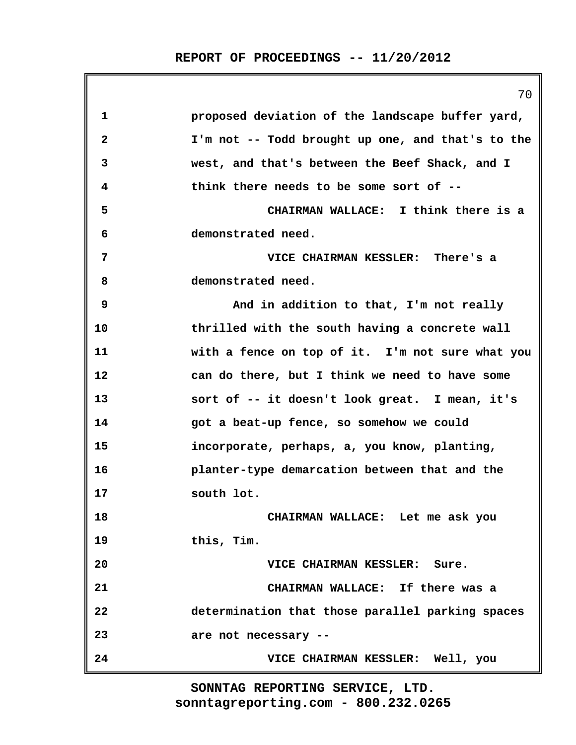1 proposed deviation of the landscape buffer yard,
2 I'm not -- Todd brought up one, and that's to the
3 west, and that's between the Beef Shack, and I
4 think there needs to be some sort of --
5 CHAIRMAN WALLACE: I think there is a
6 demonstrated need.
7 VICE CHAIRMAN KESSLER: There's a
8 demonstrated need.
9 And in addition to that, I'm not really
10 thrilled with the south having a concrete wall
11 with a fence on top of it. I'm not sure what you
12 can do there, but I think we need to have some
13 sort of -- it doesn't look great. I mean, it's
14 got a beat-up fence, so somehow we could
15 incorporate, perhaps, a, you know, planting,
16 planter-type demarcation between that and the
17 south lot.
18 CHAIRMAN WALLACE: Let me ask you
19 this, Tim.
20 VICE CHAIRMAN KESSLER: Sure.
21 CHAIRMAN WALLACE: If there was a
22 determination that those parallel parking spaces
23 are not necessary --
24 VICE CHAIRMAN KESSLER: Well, you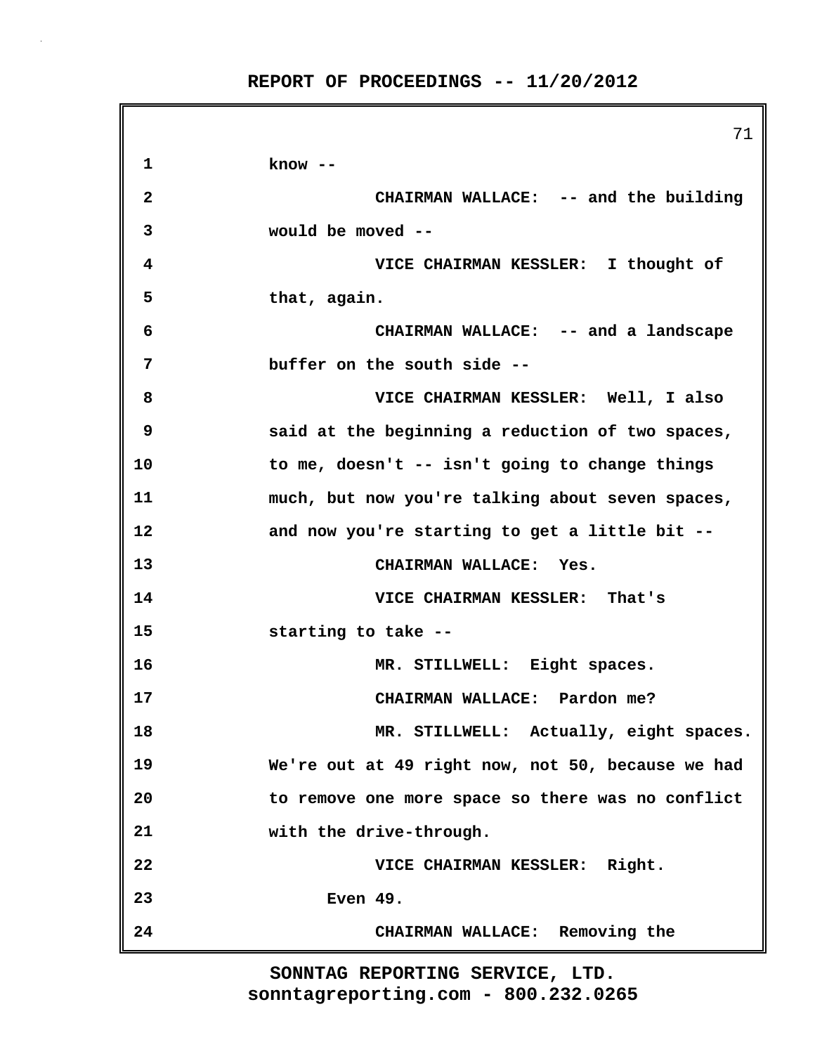know --

CHAIRMAN WALLACE: -- and the building would be moved --

VICE CHAIRMAN KESSLER: I thought of that, again.

CHAIRMAN WALLACE: -- and a landscape buffer on the south side --

VICE CHAIRMAN KESSLER: Well, I also said at the beginning a reduction of two spaces, to me, doesn't -- isn't going to change things much, but now you're talking about seven spaces, and now you're starting to get a little bit --

CHAIRMAN WALLACE: Yes.

VICE CHAIRMAN KESSLER: That's starting to take --

MR. STILLWELL: Eight spaces.

CHAIRMAN WALLACE: Pardon me?

MR. STILLWELL: Actually, eight spaces. We're out at 49 right now, not 50, because we had to remove one more space so there was no conflict with the drive-through.

VICE CHAIRMAN KESSLER: Right. Even 49.

CHAIRMAN WALLACE: Removing the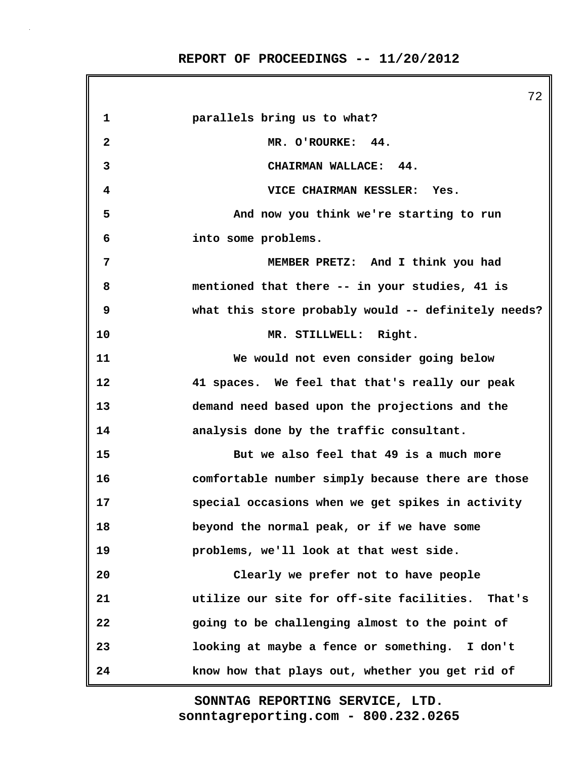parallels bring us to what?

MR. O'ROURKE: 44.

CHAIRMAN WALLACE: 44.

VICE CHAIRMAN KESSLER: Yes.

And now you think we're starting to run into some problems.

MEMBER PRETZ: And I think you had mentioned that there -- in your studies, 41 is what this store probably would -- definitely needs?

MR. STILLWELL: Right.

We would not even consider going below 41 spaces. We feel that that's really our peak demand need based upon the projections and the analysis done by the traffic consultant.

But we also feel that 49 is a much more comfortable number simply because there are those special occasions when we get spikes in activity beyond the normal peak, or if we have some problems, we'll look at that west side.

Clearly we prefer not to have people utilize our site for off-site facilities. That's going to be challenging almost to the point of looking at maybe a fence or something. I don't know how that plays out, whether you get rid of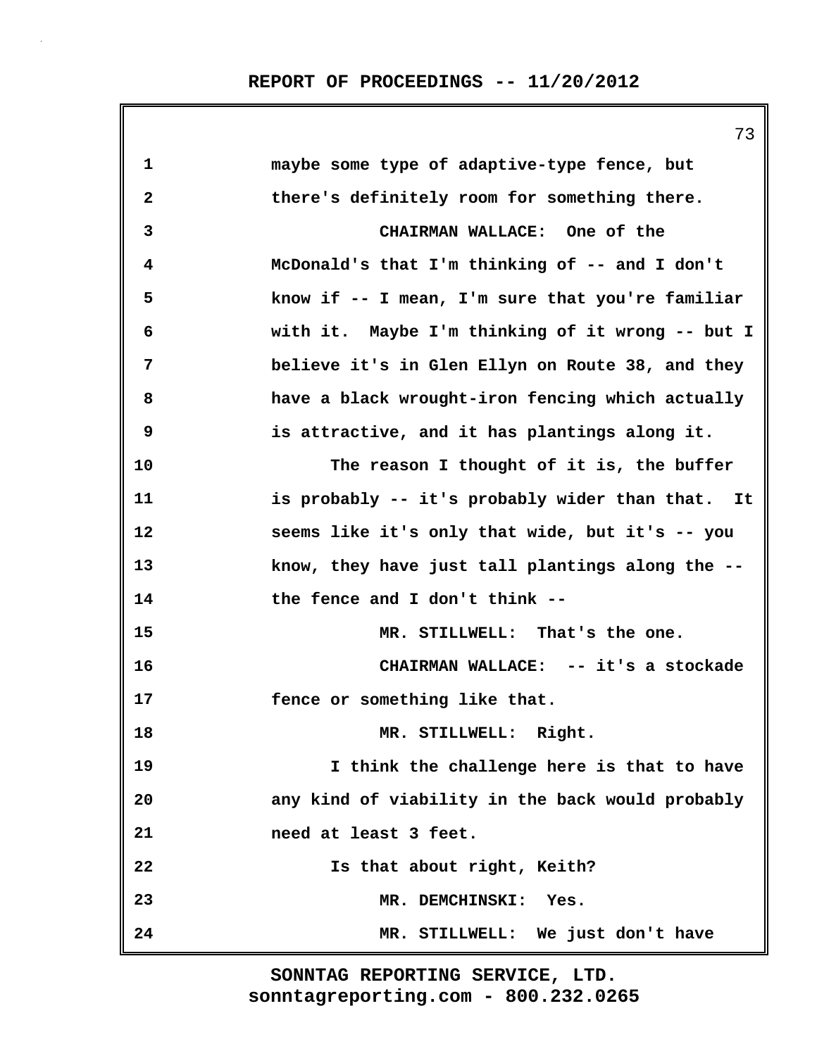1 maybe some type of adaptive-type fence, but
2 there's definitely room for something there.
3 CHAIRMAN WALLACE: One of the
4 McDonald's that I'm thinking of -- and I don't
5 know if -- I mean, I'm sure that you're familiar
6 with it. Maybe I'm thinking of it wrong -- but I
7 believe it's in Glen Ellyn on Route 38, and they
8 have a black wrought-iron fencing which actually
9 is attractive, and it has plantings along it.
10 The reason I thought of it is, the buffer
11 is probably -- it's probably wider than that. It
12 seems like it's only that wide, but it's -- you
13 know, they have just tall plantings along the --
14 the fence and I don't think --
15 MR. STILLWELL: That's the one.
16 CHAIRMAN WALLACE: -- it's a stockade
17 fence or something like that.
18 MR. STILLWELL: Right.
19 I think the challenge here is that to have
20 any kind of viability in the back would probably
21 need at least 3 feet.
22 Is that about right, Keith?
23 MR. DEMCHINSKI: Yes.
24 MR. STILLWELL: We just don't have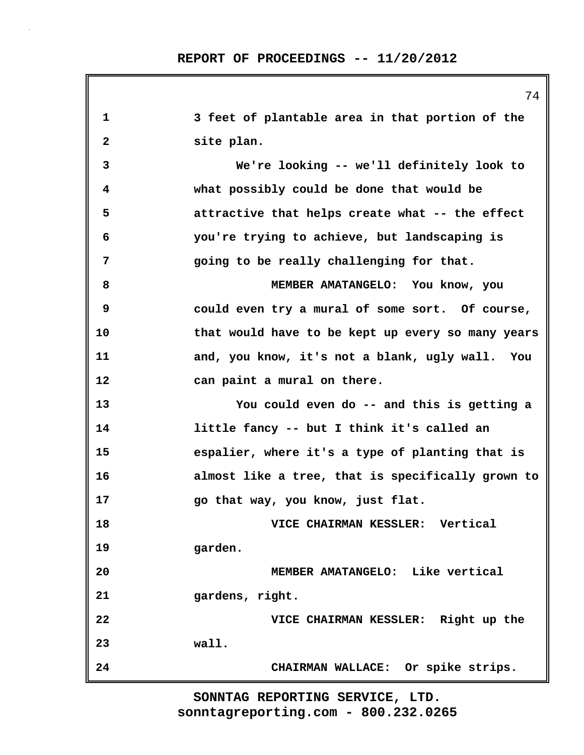3 feet of plantable area in that portion of the site plan.

We're looking -- we'll definitely look to what possibly could be done that would be attractive that helps create what -- the effect you're trying to achieve, but landscaping is going to be really challenging for that.

MEMBER AMATANGELO: You know, you could even try a mural of some sort. Of course, that would have to be kept up every so many years and, you know, it's not a blank, ugly wall. You can paint a mural on there.

You could even do -- and this is getting a little fancy -- but I think it's called an espalier, where it's a type of planting that is almost like a tree, that is specifically grown to go that way, you know, just flat.

VICE CHAIRMAN KESSLER: Vertical garden.

MEMBER AMATANGELO: Like vertical gardens, right.

VICE CHAIRMAN KESSLER: Right up the wall.

CHAIRMAN WALLACE: Or spike strips.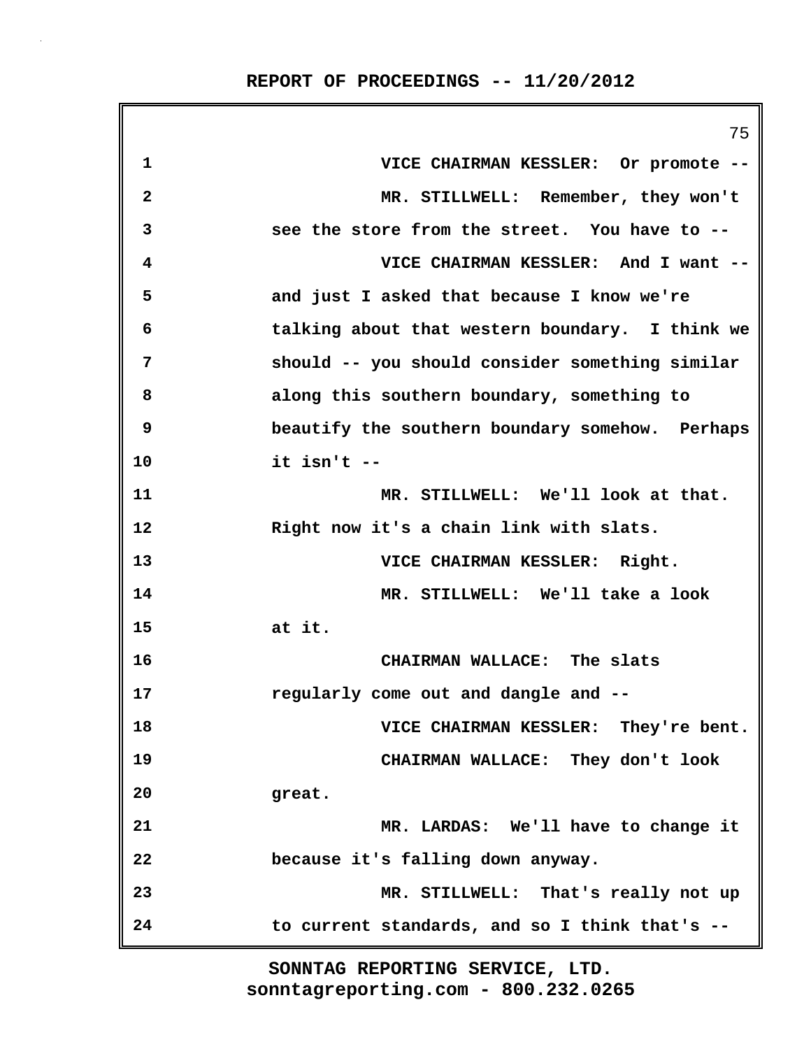1 VICE CHAIRMAN KESSLER: Or promote --

2 MR. STILLWELL: Remember, they won't

3 see the store from the street. You have to --

4 VICE CHAIRMAN KESSLER: And I want --

5 and just I asked that because I know we're

6 talking about that western boundary. I think we

7 should -- you should consider something similar

8 along this southern boundary, something to

9 beautify the southern boundary somehow. Perhaps

10 it isn't --

11 MR. STILLWELL: We'll look at that.

12 Right now it's a chain link with slats.

13 VICE CHAIRMAN KESSLER: Right.

14 MR. STILLWELL: We'll take a look

15 at it.

16 CHAIRMAN WALLACE: The slats

17 regularly come out and dangle and --

18 VICE CHAIRMAN KESSLER: They're bent.

19 CHAIRMAN WALLACE: They don't look

20 great.

21 MR. LARDAS: We'll have to change it

22 because it's falling down anyway.

23 MR. STILLWELL: That's really not up

24 to current standards, and so I think that's --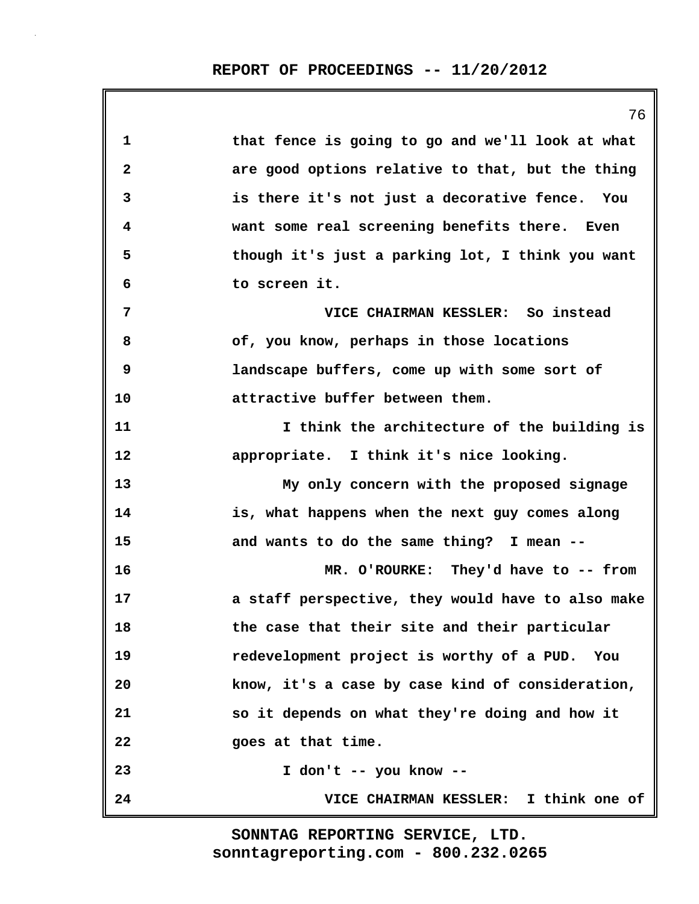that fence is going to go and we'll look at what are good options relative to that, but the thing is there it's not just a decorative fence. You want some real screening benefits there. Even though it's just a parking lot, I think you want to screen it.

VICE CHAIRMAN KESSLER: So instead of, you know, perhaps in those locations landscape buffers, come up with some sort of attractive buffer between them.

I think the architecture of the building is appropriate. I think it's nice looking.

My only concern with the proposed signage is, what happens when the next guy comes along and wants to do the same thing? I mean --

MR. O'ROURKE: They'd have to -- from a staff perspective, they would have to also make the case that their site and their particular redevelopment project is worthy of a PUD. You know, it's a case by case kind of consideration, so it depends on what they're doing and how it goes at that time.

I don't -- you know --

VICE CHAIRMAN KESSLER: I think one of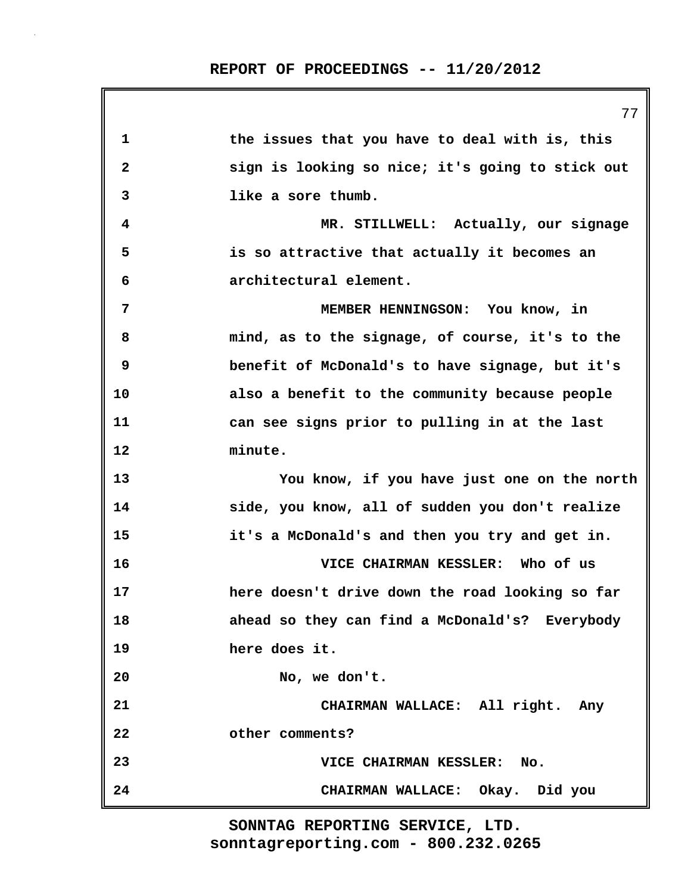the issues that you have to deal with is, this sign is looking so nice; it's going to stick out like a sore thumb.

MR. STILLWELL: Actually, our signage is so attractive that actually it becomes an architectural element.

MEMBER HENNINGSON: You know, in mind, as to the signage, of course, it's to the benefit of McDonald's to have signage, but it's also a benefit to the community because people can see signs prior to pulling in at the last minute.

You know, if you have just one on the north side, you know, all of sudden you don't realize it's a McDonald's and then you try and get in.

VICE CHAIRMAN KESSLER: Who of us here doesn't drive down the road looking so far ahead so they can find a McDonald's? Everybody here does it.

No, we don't.

CHAIRMAN WALLACE: All right. Any other comments?

VICE CHAIRMAN KESSLER: No.

CHAIRMAN WALLACE: Okay. Did you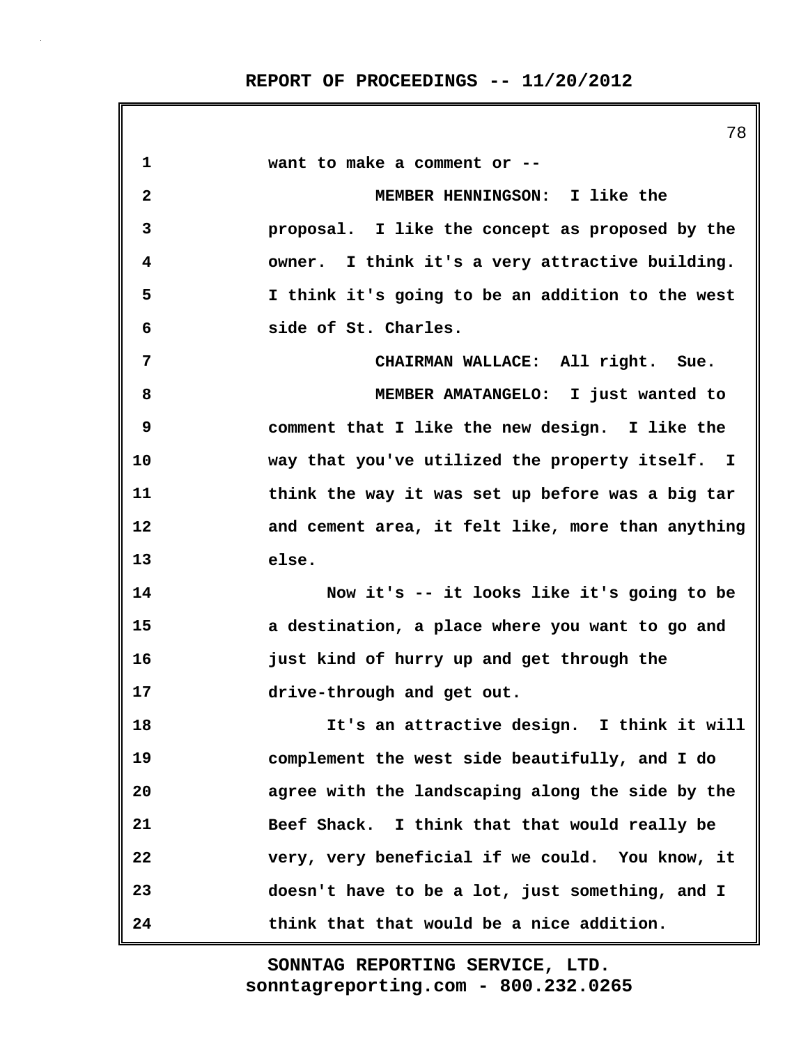want to make a comment or --

MEMBER HENNINGSON: I like the proposal. I like the concept as proposed by the owner. I think it's a very attractive building. I think it's going to be an addition to the west side of St. Charles.

CHAIRMAN WALLACE: All right. Sue.

MEMBER AMATANGELO: I just wanted to comment that I like the new design. I like the way that you've utilized the property itself. I think the way it was set up before was a big tar and cement area, it felt like, more than anything else.

Now it's -- it looks like it's going to be a destination, a place where you want to go and just kind of hurry up and get through the drive-through and get out.

It's an attractive design. I think it will complement the west side beautifully, and I do agree with the landscaping along the side by the Beef Shack. I think that that would really be very, very beneficial if we could. You know, it doesn't have to be a lot, just something, and I think that that would be a nice addition.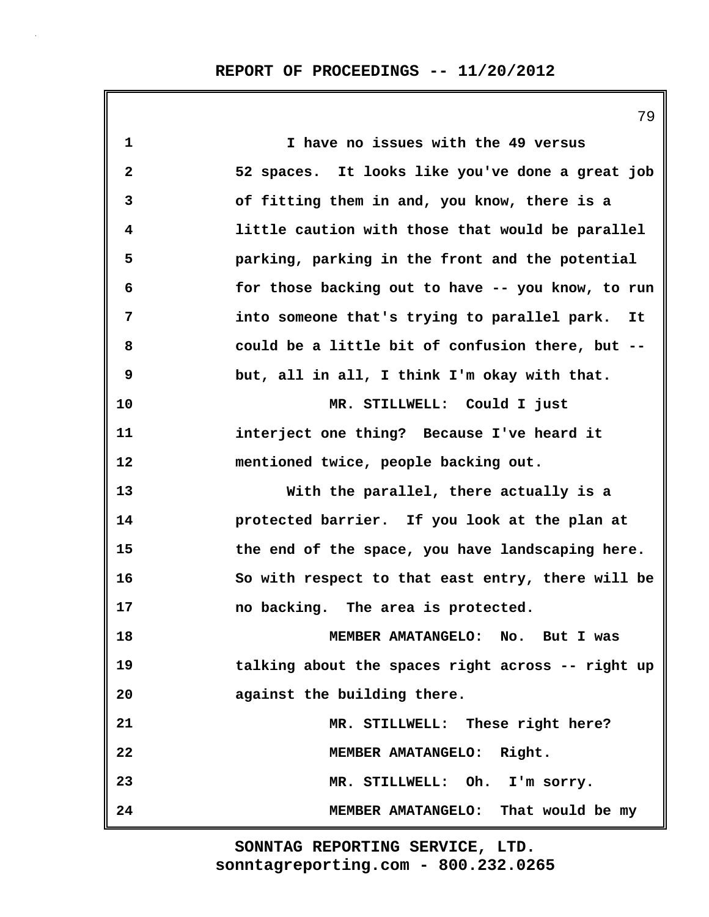I have no issues with the 49 versus 52 spaces. It looks like you've done a great job of fitting them in and, you know, there is a little caution with those that would be parallel parking, parking in the front and the potential for those backing out to have -- you know, to run into someone that's trying to parallel park. It could be a little bit of confusion there, but -- but, all in all, I think I'm okay with that.

MR. STILLWELL: Could I just interject one thing? Because I've heard it mentioned twice, people backing out.

With the parallel, there actually is a protected barrier. If you look at the plan at the end of the space, you have landscaping here. So with respect to that east entry, there will be no backing. The area is protected.

MEMBER AMATANGELO: No. But I was talking about the spaces right across -- right up against the building there.

MR. STILLWELL: These right here?

MEMBER AMATANGELO: Right.

MR. STILLWELL: Oh. I'm sorry.

MEMBER AMATANGELO: That would be my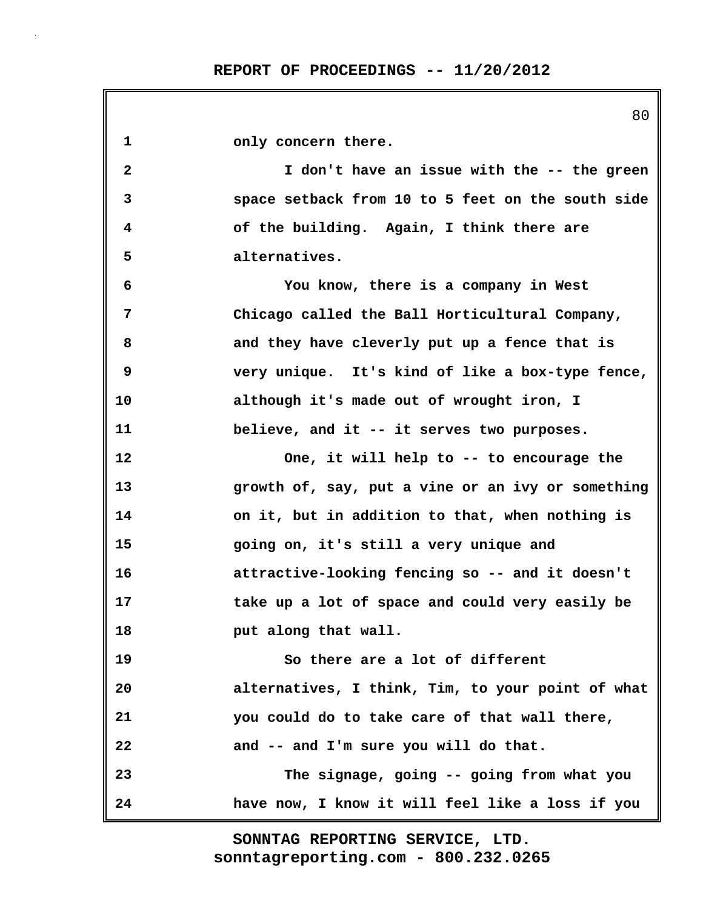only concern there.

I don't have an issue with the -- the green space setback from 10 to 5 feet on the south side of the building. Again, I think there are alternatives.

You know, there is a company in West Chicago called the Ball Horticultural Company, and they have cleverly put up a fence that is very unique. It's kind of like a box-type fence, although it's made out of wrought iron, I believe, and it -- it serves two purposes.

One, it will help to -- to encourage the growth of, say, put a vine or an ivy or something on it, but in addition to that, when nothing is going on, it's still a very unique and attractive-looking fencing so -- and it doesn't take up a lot of space and could very easily be put along that wall.

So there are a lot of different alternatives, I think, Tim, to your point of what you could do to take care of that wall there, and -- and I'm sure you will do that.

The signage, going -- going from what you have now, I know it will feel like a loss if you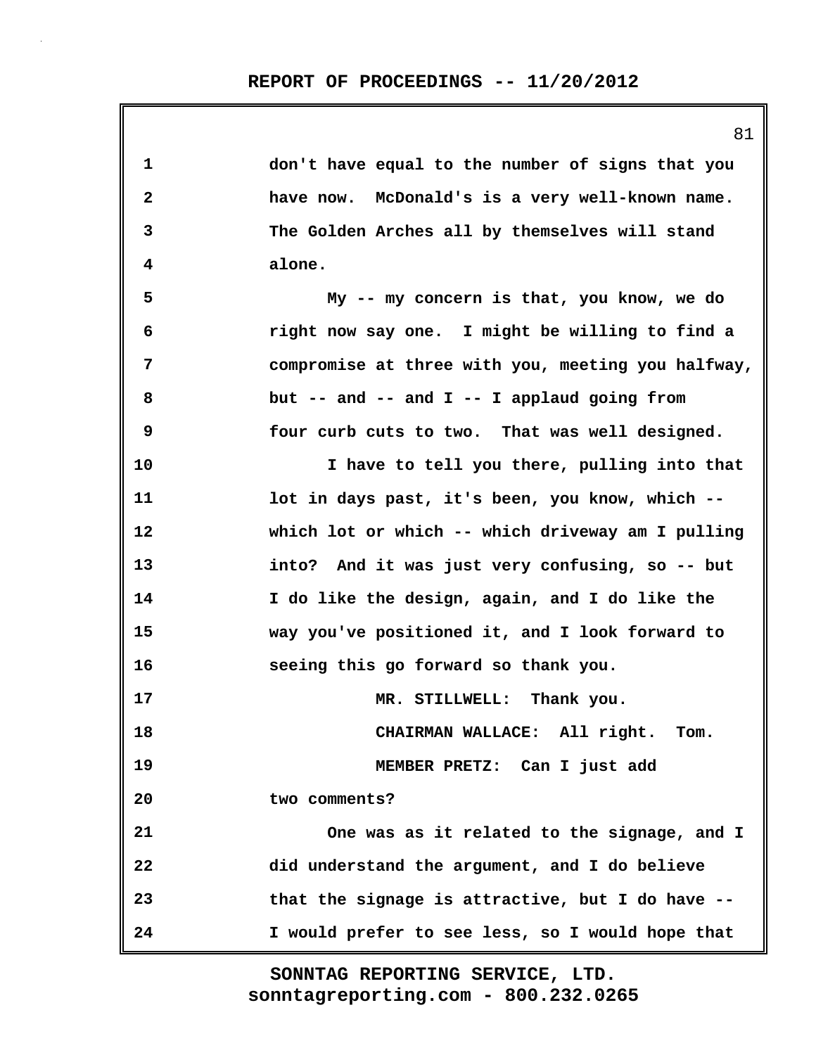don't have equal to the number of signs that you have now. McDonald's is a very well-known name. The Golden Arches all by themselves will stand alone.

My -- my concern is that, you know, we do right now say one. I might be willing to find a compromise at three with you, meeting you halfway, but -- and -- and I -- I applaud going from four curb cuts to two. That was well designed.

I have to tell you there, pulling into that lot in days past, it's been, you know, which -- which lot or which -- which driveway am I pulling into? And it was just very confusing, so -- but I do like the design, again, and I do like the way you've positioned it, and I look forward to seeing this go forward so thank you.

MR. STILLWELL: Thank you.

CHAIRMAN WALLACE: All right. Tom.

MEMBER PRETZ: Can I just add two comments?

One was as it related to the signage, and I did understand the argument, and I do believe that the signage is attractive, but I do have -- I would prefer to see less, so I would hope that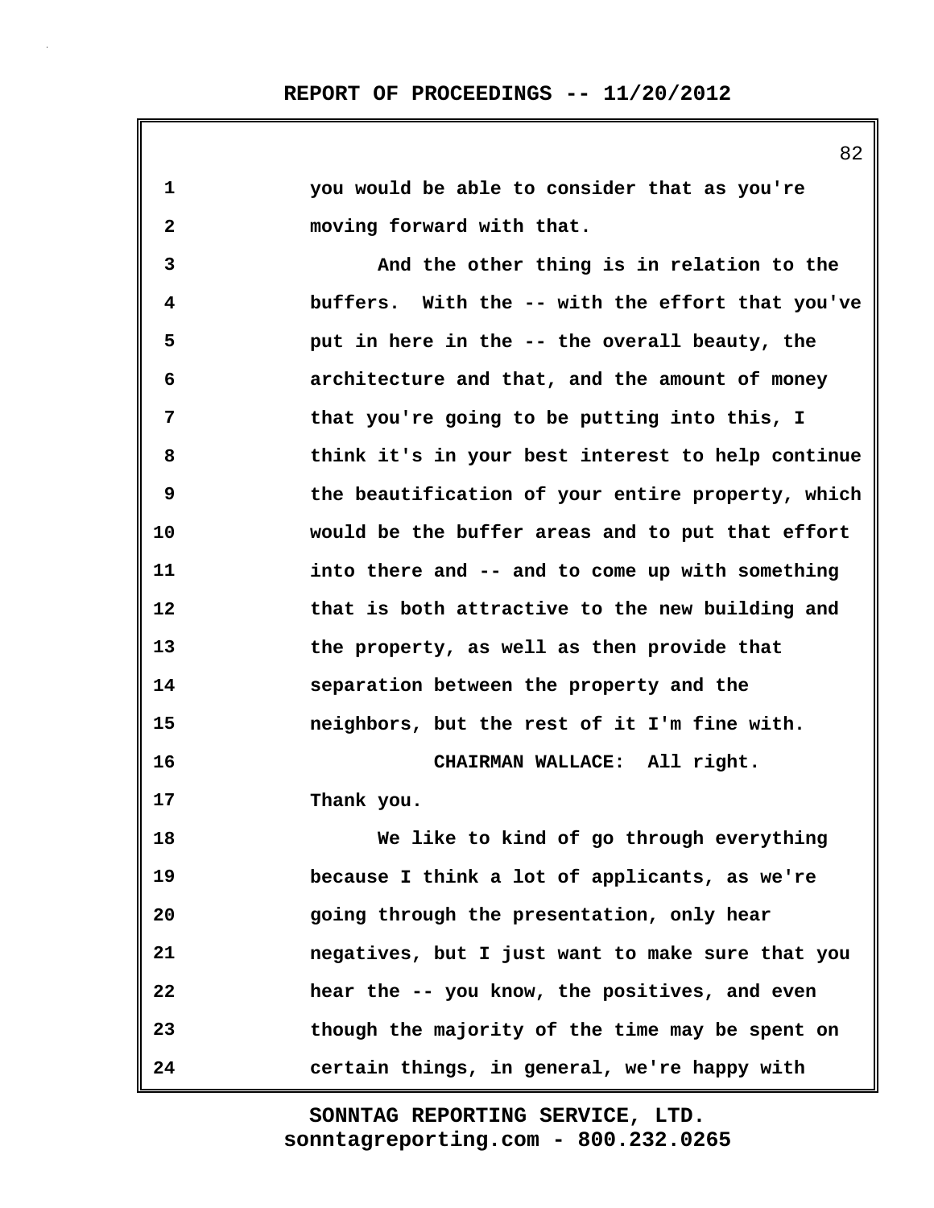you would be able to consider that as you're moving forward with that.

And the other thing is in relation to the buffers. With the -- with the effort that you've put in here in the -- the overall beauty, the architecture and that, and the amount of money that you're going to be putting into this, I think it's in your best interest to help continue the beautification of your entire property, which would be the buffer areas and to put that effort into there and -- and to come up with something that is both attractive to the new building and the property, as well as then provide that separation between the property and the neighbors, but the rest of it I'm fine with.

CHAIRMAN WALLACE: All right. Thank you.

We like to kind of go through everything because I think a lot of applicants, as we're going through the presentation, only hear negatives, but I just want to make sure that you hear the -- you know, the positives, and even though the majority of the time may be spent on certain things, in general, we're happy with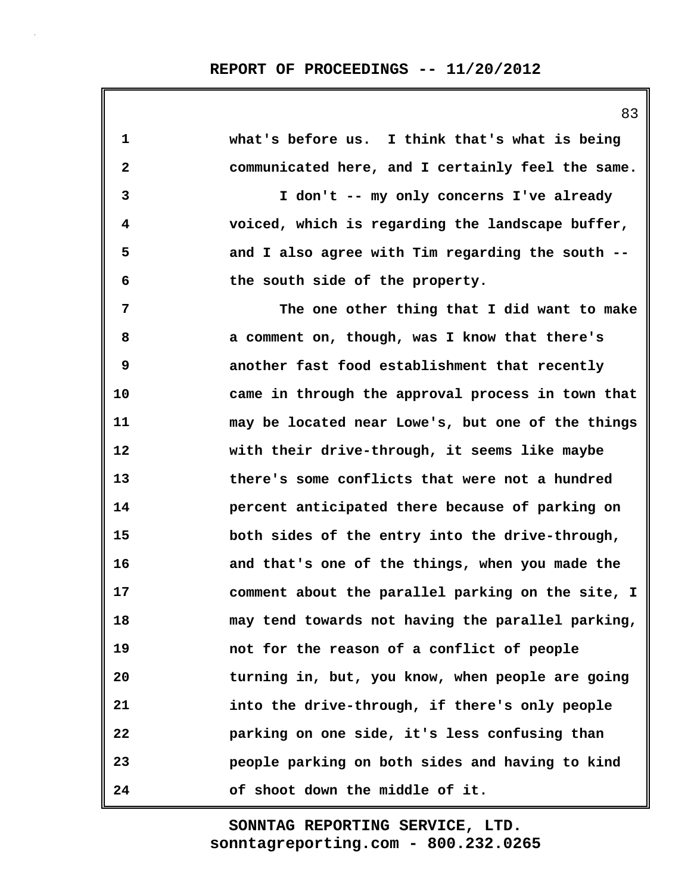what's before us. I think that's what is being communicated here, and I certainly feel the same.

I don't -- my only concerns I've already voiced, which is regarding the landscape buffer, and I also agree with Tim regarding the south -- the south side of the property.

The one other thing that I did want to make a comment on, though, was I know that there's another fast food establishment that recently came in through the approval process in town that may be located near Lowe's, but one of the things with their drive-through, it seems like maybe there's some conflicts that were not a hundred percent anticipated there because of parking on both sides of the entry into the drive-through, and that's one of the things, when you made the comment about the parallel parking on the site, I may tend towards not having the parallel parking, not for the reason of a conflict of people turning in, but, you know, when people are going into the drive-through, if there's only people parking on one side, it's less confusing than people parking on both sides and having to kind of shoot down the middle of it.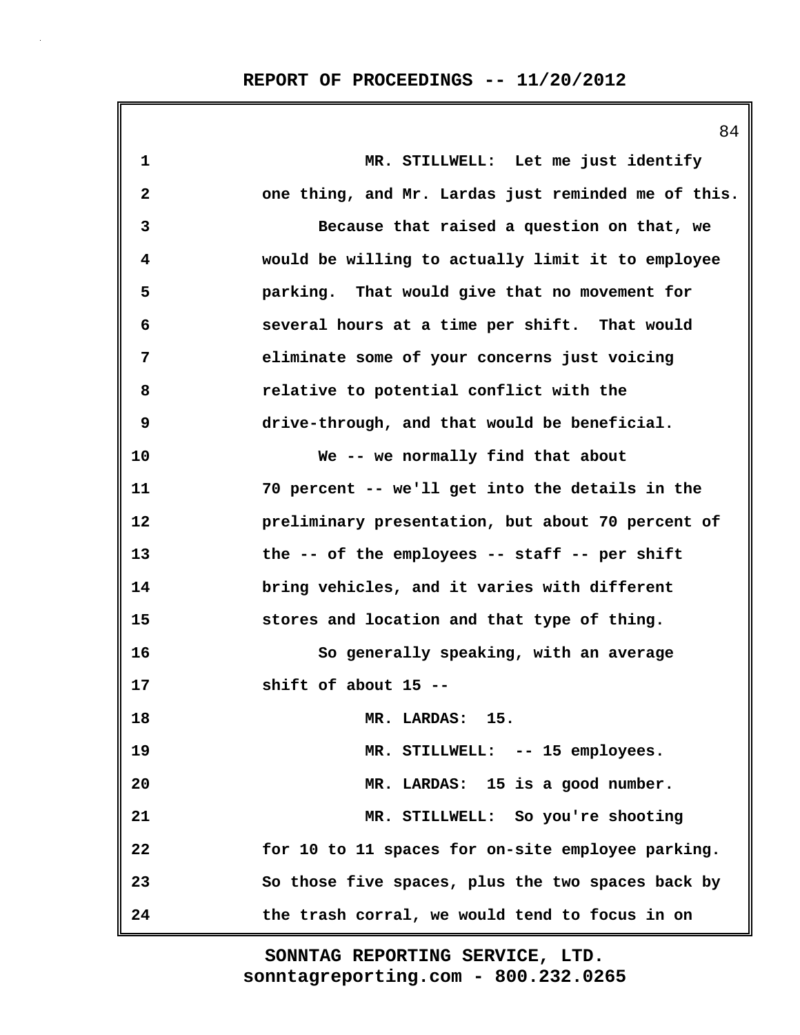MR. STILLWELL: Let me just identify one thing, and Mr. Lardas just reminded me of this.

Because that raised a question on that, we would be willing to actually limit it to employee parking. That would give that no movement for several hours at a time per shift. That would eliminate some of your concerns just voicing relative to potential conflict with the drive-through, and that would be beneficial.

We -- we normally find that about 70 percent -- we'll get into the details in the preliminary presentation, but about 70 percent of the -- of the employees -- staff -- per shift bring vehicles, and it varies with different stores and location and that type of thing.

So generally speaking, with an average shift of about 15 --

MR. LARDAS: 15.

MR. STILLWELL: -- 15 employees.

MR. LARDAS: 15 is a good number.

MR. STILLWELL: So you're shooting for 10 to 11 spaces for on-site employee parking. So those five spaces, plus the two spaces back by the trash corral, we would tend to focus in on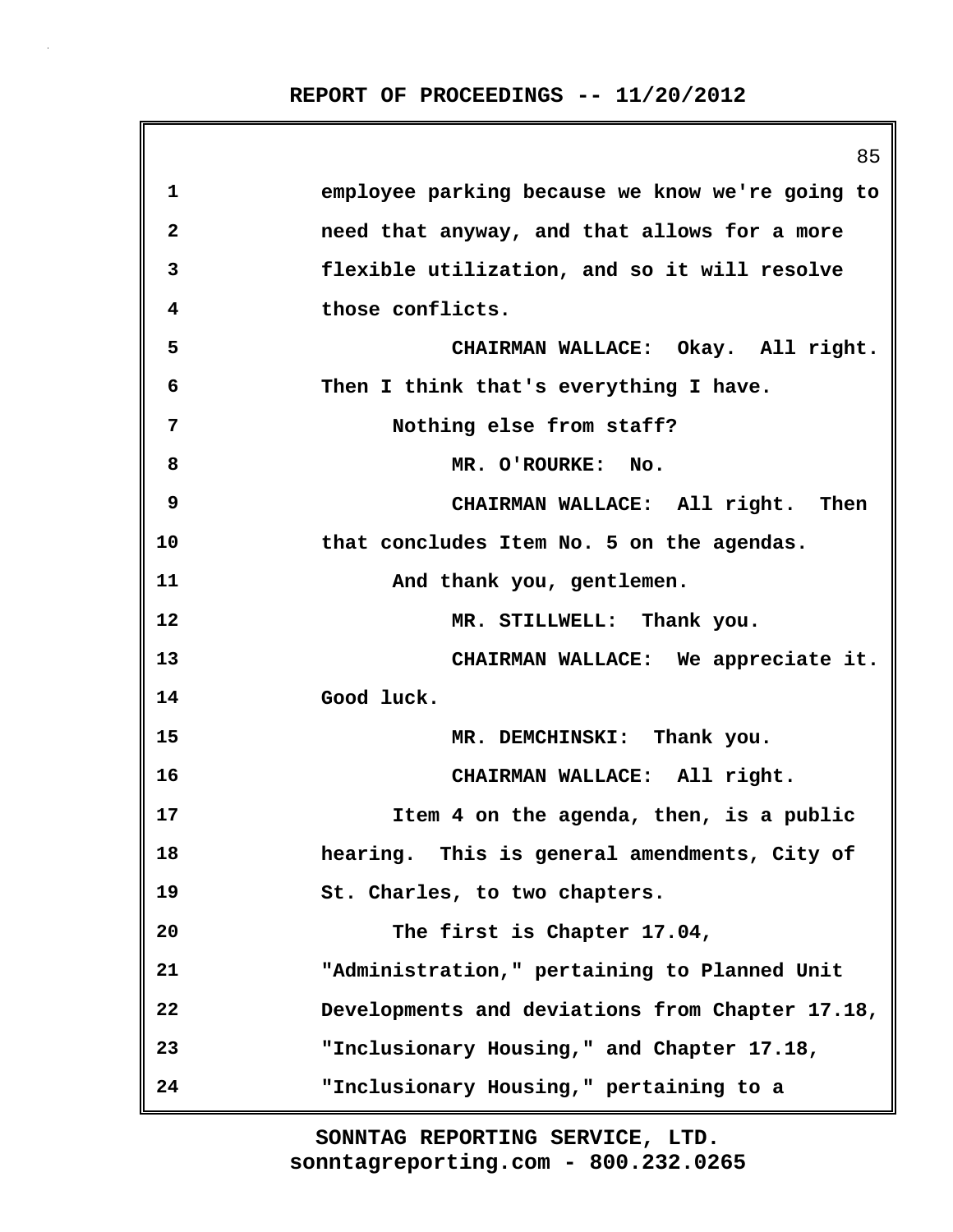employee parking because we know we're going to need that anyway, and that allows for a more flexible utilization, and so it will resolve those conflicts.

CHAIRMAN WALLACE: Okay. All right. Then I think that's everything I have.

Nothing else from staff?

MR. O'ROURKE: No.

CHAIRMAN WALLACE: All right. Then that concludes Item No. 5 on the agendas.

And thank you, gentlemen.

MR. STILLWELL: Thank you.

CHAIRMAN WALLACE: We appreciate it. Good luck.

MR. DEMCHINSKI: Thank you.

CHAIRMAN WALLACE: All right.

Item 4 on the agenda, then, is a public hearing. This is general amendments, City of St. Charles, to two chapters.

The first is Chapter 17.04, "Administration," pertaining to Planned Unit Developments and deviations from Chapter 17.18, "Inclusionary Housing," and Chapter 17.18, "Inclusionary Housing," pertaining to a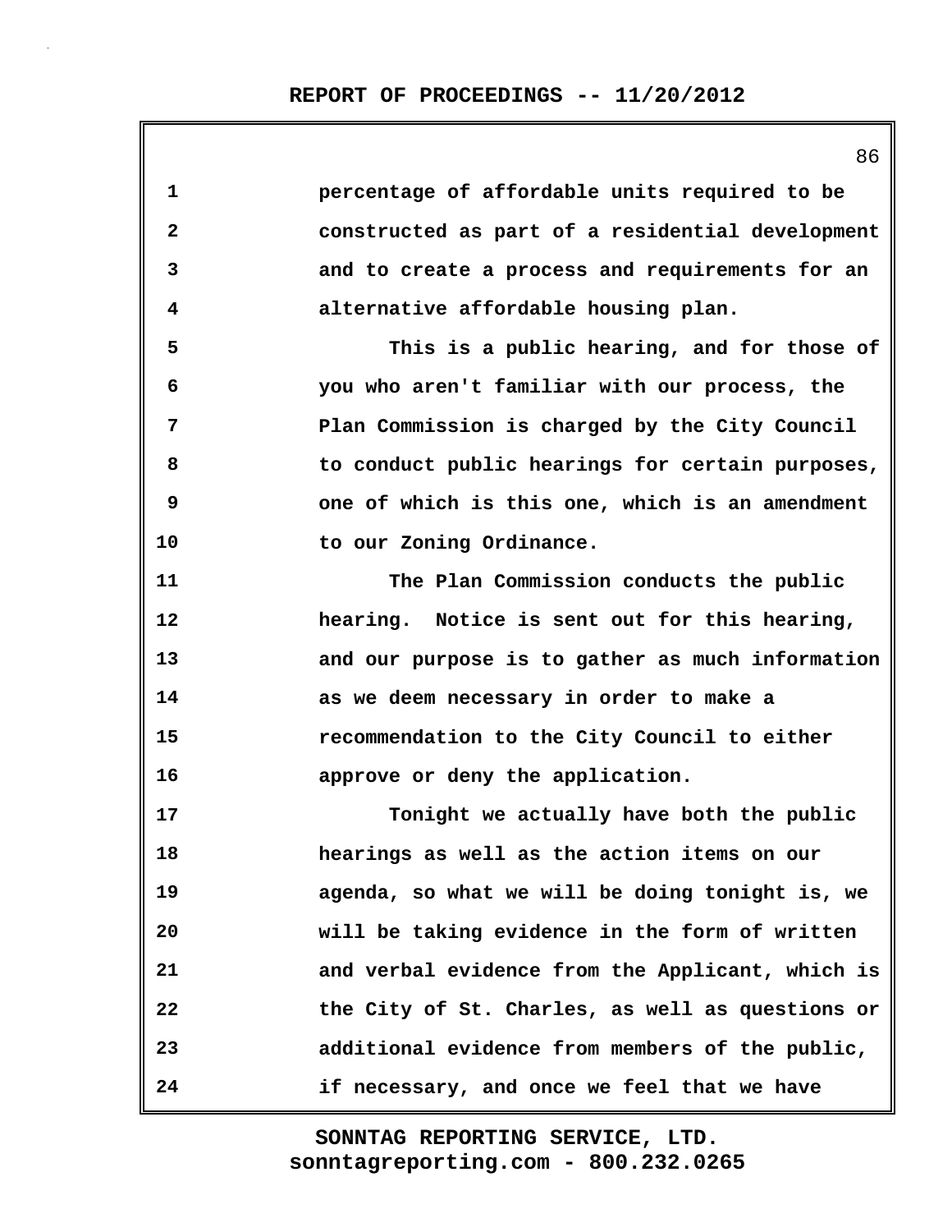percentage of affordable units required to be constructed as part of a residential development and to create a process and requirements for an alternative affordable housing plan.

This is a public hearing, and for those of you who aren't familiar with our process, the Plan Commission is charged by the City Council to conduct public hearings for certain purposes, one of which is this one, which is an amendment to our Zoning Ordinance.

The Plan Commission conducts the public hearing. Notice is sent out for this hearing, and our purpose is to gather as much information as we deem necessary in order to make a recommendation to the City Council to either approve or deny the application.

Tonight we actually have both the public hearings as well as the action items on our agenda, so what we will be doing tonight is, we will be taking evidence in the form of written and verbal evidence from the Applicant, which is the City of St. Charles, as well as questions or additional evidence from members of the public, if necessary, and once we feel that we have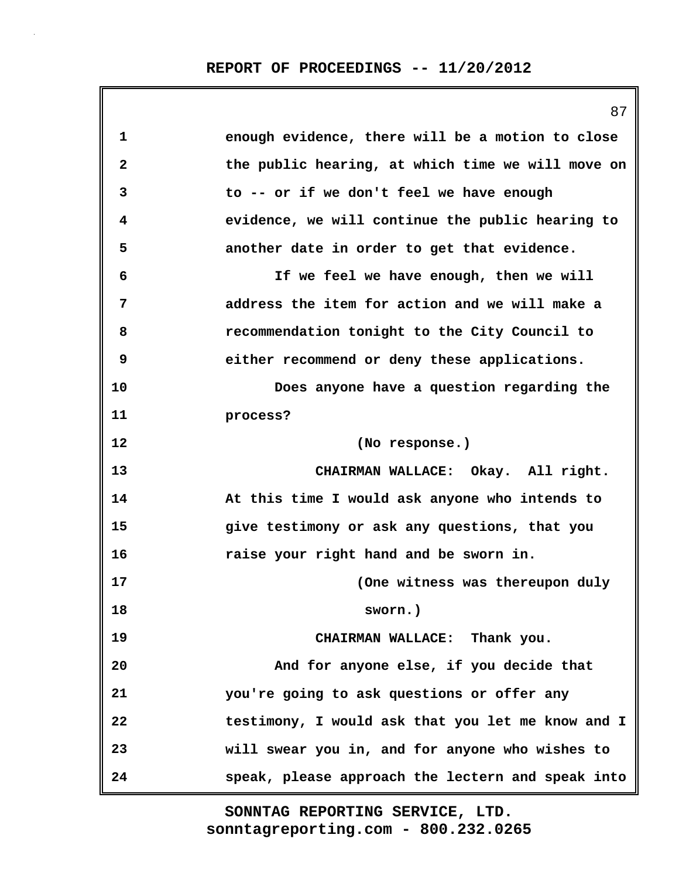enough evidence, there will be a motion to close the public hearing, at which time we will move on to -- or if we don't feel we have enough evidence, we will continue the public hearing to another date in order to get that evidence.

If we feel we have enough, then we will address the item for action and we will make a recommendation tonight to the City Council to either recommend or deny these applications.

Does anyone have a question regarding the process?

(No response.)

CHAIRMAN WALLACE: Okay. All right. At this time I would ask anyone who intends to give testimony or ask any questions, that you raise your right hand and be sworn in.

(One witness was thereupon duly sworn.)

CHAIRMAN WALLACE: Thank you.

And for anyone else, if you decide that you're going to ask questions or offer any testimony, I would ask that you let me know and I will swear you in, and for anyone who wishes to speak, please approach the lectern and speak into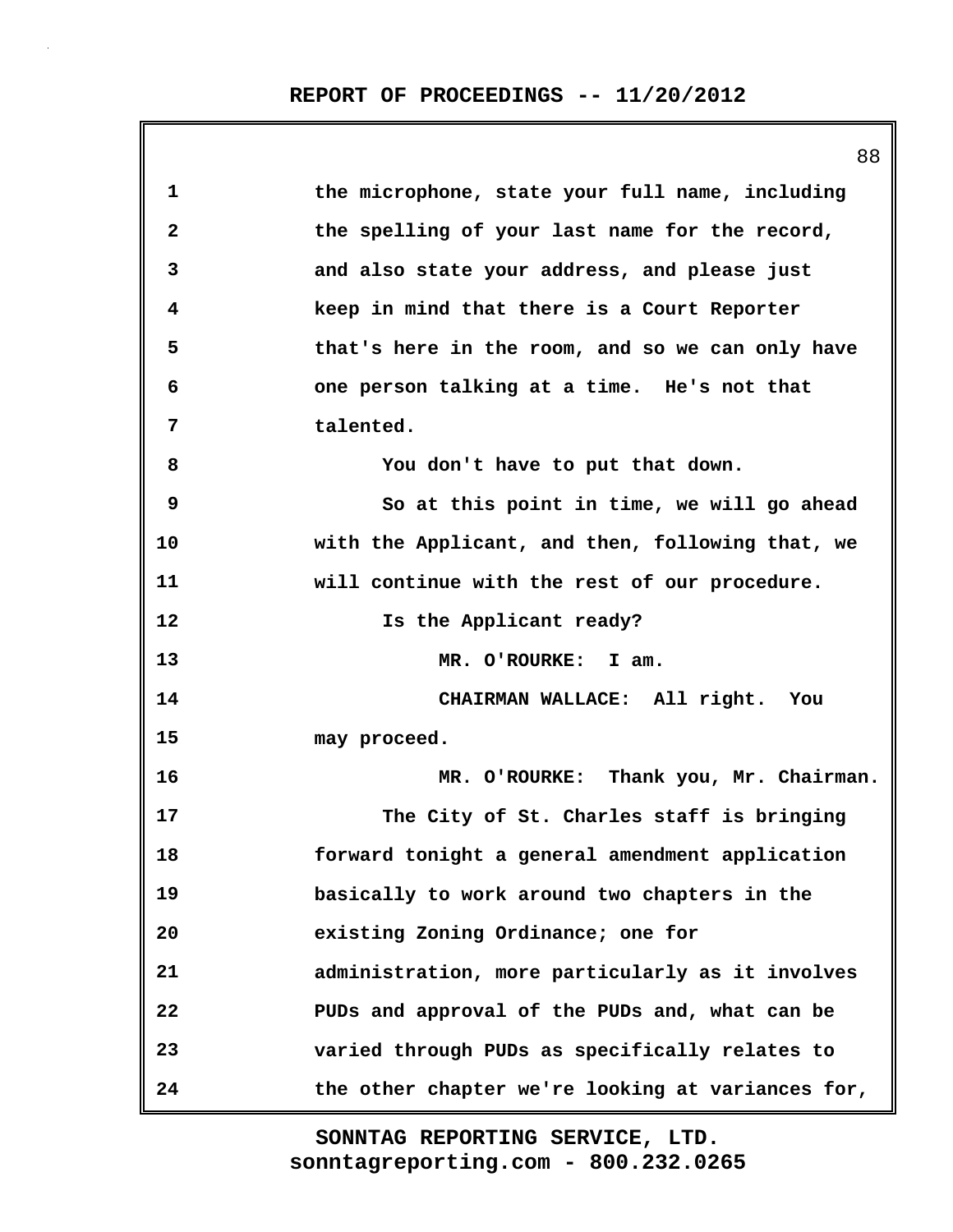1 the microphone, state your full name, including
2 the spelling of your last name for the record,
3 and also state your address, and please just
4 keep in mind that there is a Court Reporter
5 that's here in the room, and so we can only have
6 one person talking at a time. He's not that
7 talented.
8 You don't have to put that down.
9 So at this point in time, we will go ahead
10 with the Applicant, and then, following that, we
11 will continue with the rest of our procedure.
12 Is the Applicant ready?
13 MR. O'ROURKE: I am.
14 CHAIRMAN WALLACE: All right. You
15 may proceed.
16 MR. O'ROURKE: Thank you, Mr. Chairman.
17 The City of St. Charles staff is bringing
18 forward tonight a general amendment application
19 basically to work around two chapters in the
20 existing Zoning Ordinance; one for
21 administration, more particularly as it involves
22 PUDs and approval of the PUDs and, what can be
23 varied through PUDs as specifically relates to
24 the other chapter we're looking at variances for,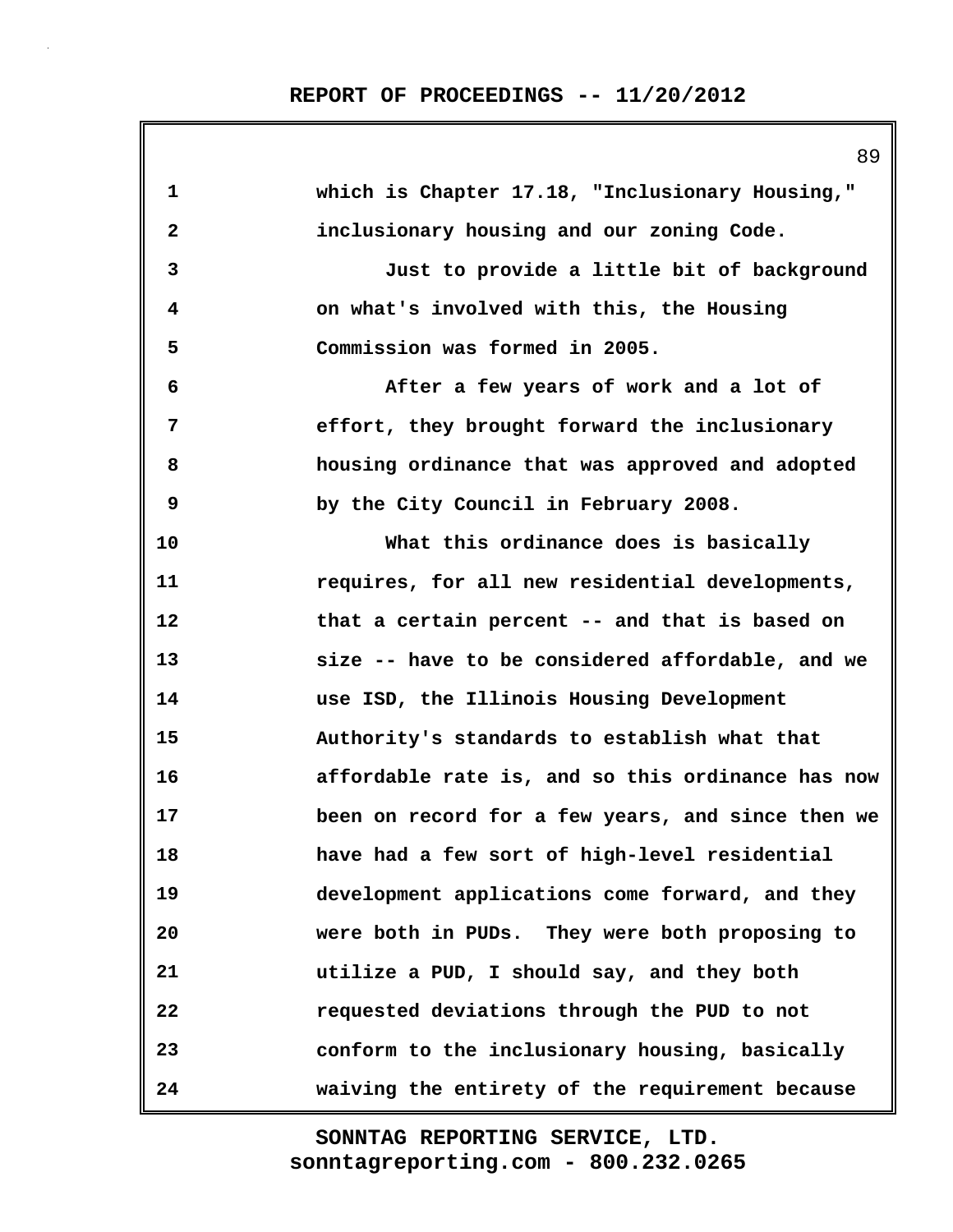1 which is Chapter 17.18, "Inclusionary Housing,"
2 inclusionary housing and our zoning Code.
3 Just to provide a little bit of background
4 on what's involved with this, the Housing
5 Commission was formed in 2005.
6 After a few years of work and a lot of
7 effort, they brought forward the inclusionary
8 housing ordinance that was approved and adopted
9 by the City Council in February 2008.
10 What this ordinance does is basically
11 requires, for all new residential developments,
12 that a certain percent -- and that is based on
13 size -- have to be considered affordable, and we
14 use ISD, the Illinois Housing Development
15 Authority's standards to establish what that
16 affordable rate is, and so this ordinance has now
17 been on record for a few years, and since then we
18 have had a few sort of high-level residential
19 development applications come forward, and they
20 were both in PUDs. They were both proposing to
21 utilize a PUD, I should say, and they both
22 requested deviations through the PUD to not
23 conform to the inclusionary housing, basically
24 waiving the entirety of the requirement because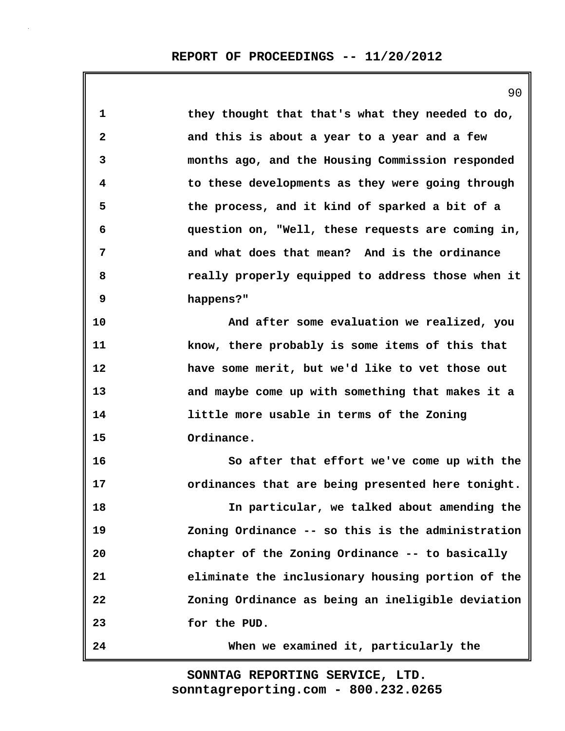they thought that that's what they needed to do, and this is about a year to a year and a few months ago, and the Housing Commission responded to these developments as they were going through the process, and it kind of sparked a bit of a question on, "Well, these requests are coming in, and what does that mean? And is the ordinance really properly equipped to address those when it happens?"

And after some evaluation we realized, you know, there probably is some items of this that have some merit, but we'd like to vet those out and maybe come up with something that makes it a little more usable in terms of the Zoning Ordinance.

So after that effort we've come up with the ordinances that are being presented here tonight.

In particular, we talked about amending the Zoning Ordinance -- so this is the administration chapter of the Zoning Ordinance -- to basically eliminate the inclusionary housing portion of the Zoning Ordinance as being an ineligible deviation for the PUD.

When we examined it, particularly the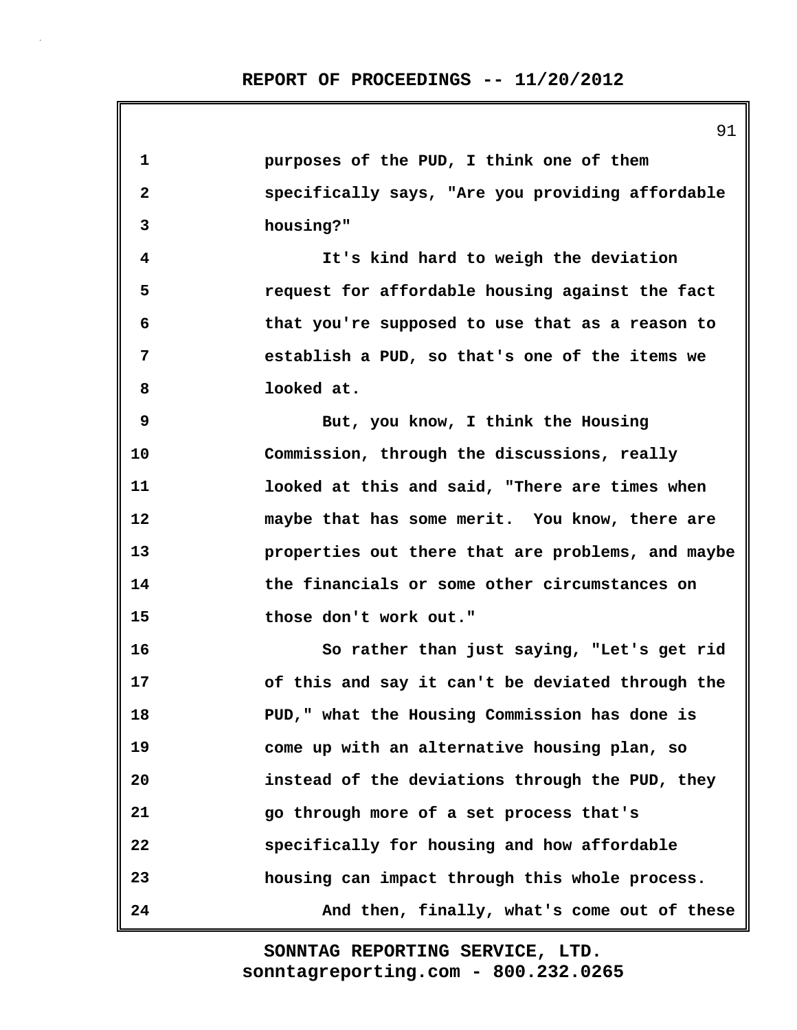purposes of the PUD, I think one of them specifically says, "Are you providing affordable housing?"

It's kind hard to weigh the deviation request for affordable housing against the fact that you're supposed to use that as a reason to establish a PUD, so that's one of the items we looked at.

But, you know, I think the Housing Commission, through the discussions, really looked at this and said, "There are times when maybe that has some merit. You know, there are properties out there that are problems, and maybe the financials or some other circumstances on those don't work out."

So rather than just saying, "Let's get rid of this and say it can't be deviated through the PUD," what the Housing Commission has done is come up with an alternative housing plan, so instead of the deviations through the PUD, they go through more of a set process that's specifically for housing and how affordable housing can impact through this whole process.

And then, finally, what's come out of these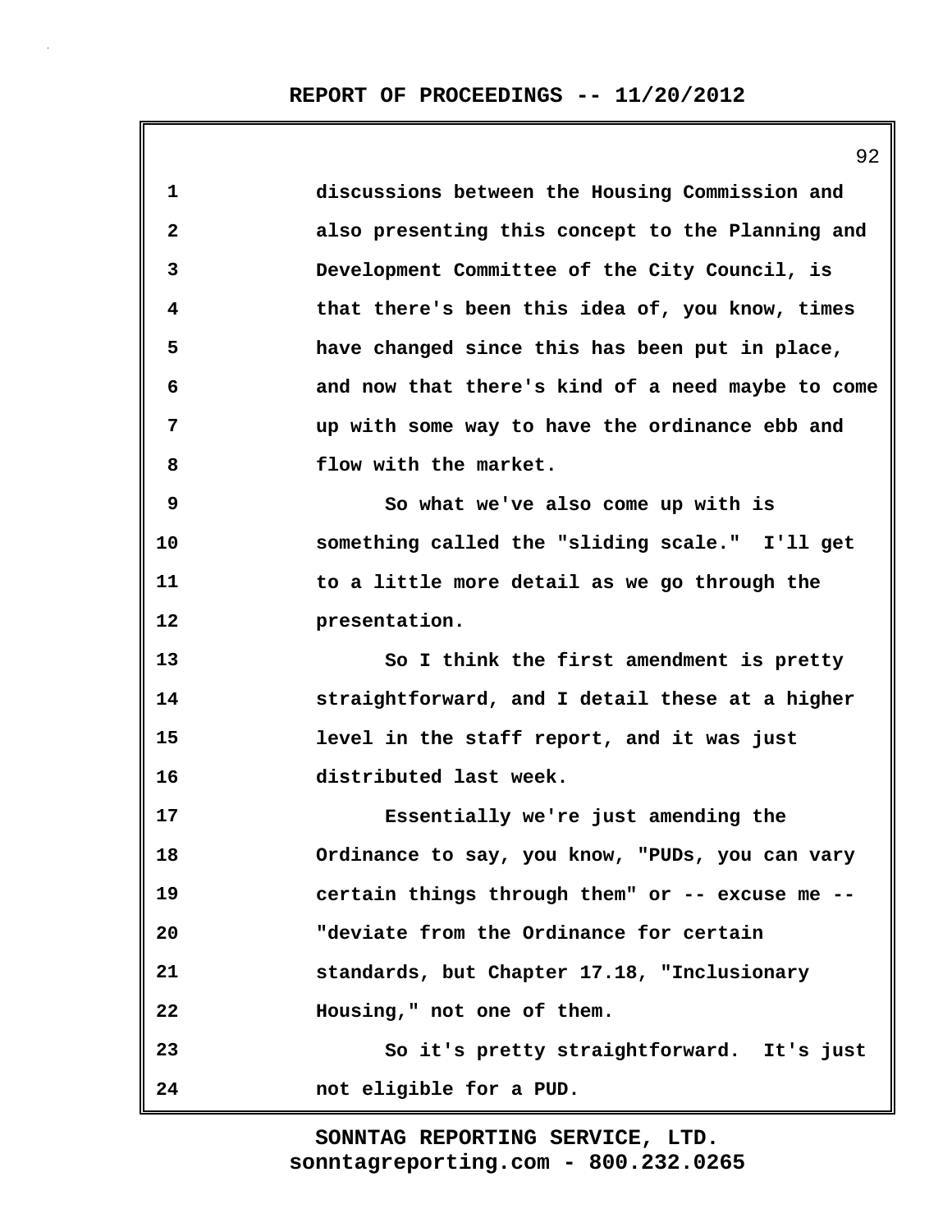discussions between the Housing Commission and also presenting this concept to the Planning and Development Committee of the City Council, is that there's been this idea of, you know, times have changed since this has been put in place, and now that there's kind of a need maybe to come up with some way to have the ordinance ebb and flow with the market.

So what we've also come up with is something called the "sliding scale." I'll get to a little more detail as we go through the presentation.

So I think the first amendment is pretty straightforward, and I detail these at a higher level in the staff report, and it was just distributed last week.

Essentially we're just amending the Ordinance to say, you know, "PUDs, you can vary certain things through them" or -- excuse me -- "deviate from the Ordinance for certain standards, but Chapter 17.18, "Inclusionary Housing," not one of them.

So it's pretty straightforward. It's just not eligible for a PUD.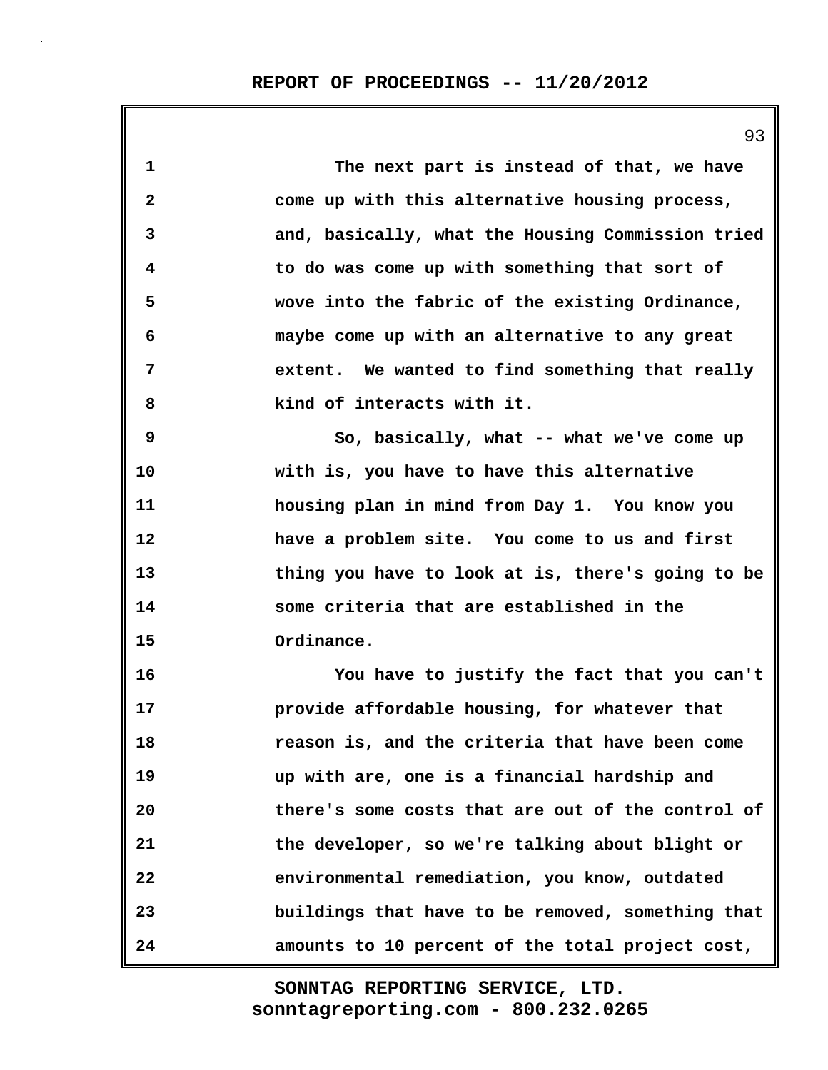The next part is instead of that, we have come up with this alternative housing process, and, basically, what the Housing Commission tried to do was come up with something that sort of wove into the fabric of the existing Ordinance, maybe come up with an alternative to any great extent. We wanted to find something that really kind of interacts with it.

So, basically, what -- what we've come up with is, you have to have this alternative housing plan in mind from Day 1. You know you have a problem site. You come to us and first thing you have to look at is, there's going to be some criteria that are established in the Ordinance.

You have to justify the fact that you can't provide affordable housing, for whatever that reason is, and the criteria that have been come up with are, one is a financial hardship and there's some costs that are out of the control of the developer, so we're talking about blight or environmental remediation, you know, outdated buildings that have to be removed, something that amounts to 10 percent of the total project cost,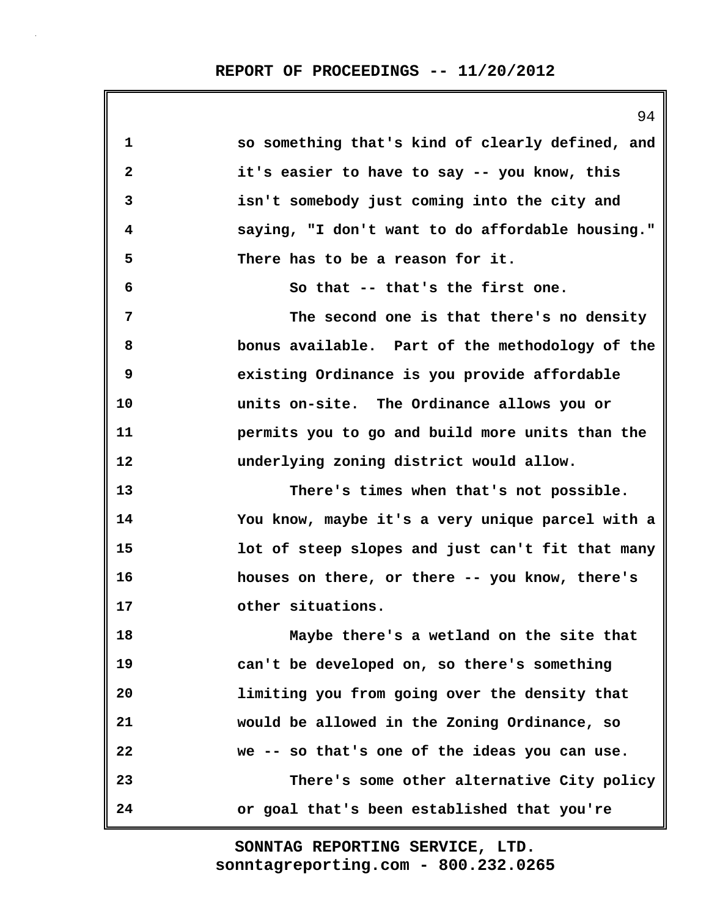so something that's kind of clearly defined, and it's easier to have to say -- you know, this isn't somebody just coming into the city and saying, "I don't want to do affordable housing." There has to be a reason for it.

So that -- that's the first one.

The second one is that there's no density bonus available. Part of the methodology of the existing Ordinance is you provide affordable units on-site. The Ordinance allows you or permits you to go and build more units than the underlying zoning district would allow.

There's times when that's not possible. You know, maybe it's a very unique parcel with a lot of steep slopes and just can't fit that many houses on there, or there -- you know, there's other situations.

Maybe there's a wetland on the site that can't be developed on, so there's something limiting you from going over the density that would be allowed in the Zoning Ordinance, so we -- so that's one of the ideas you can use.

There's some other alternative City policy or goal that's been established that you're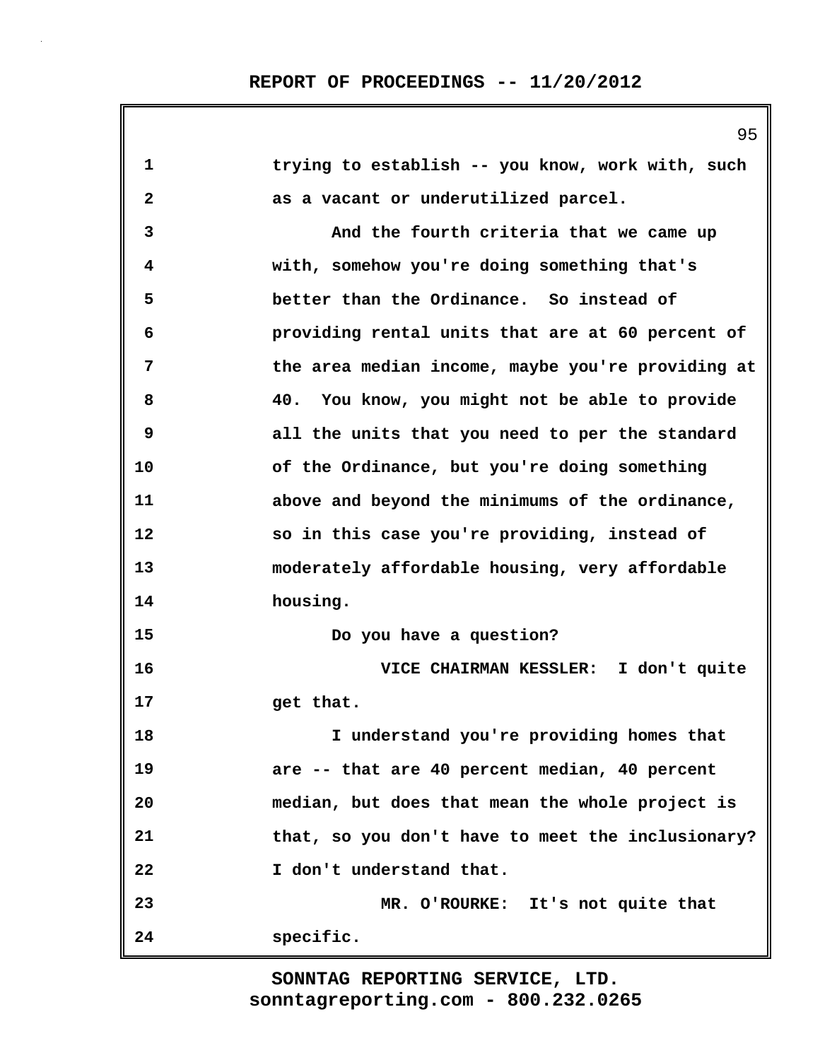trying to establish -- you know, work with, such as a vacant or underutilized parcel.

And the fourth criteria that we came up with, somehow you're doing something that's better than the Ordinance. So instead of providing rental units that are at 60 percent of the area median income, maybe you're providing at 40. You know, you might not be able to provide all the units that you need to per the standard of the Ordinance, but you're doing something above and beyond the minimums of the ordinance, so in this case you're providing, instead of moderately affordable housing, very affordable housing.

Do you have a question?

VICE CHAIRMAN KESSLER: I don't quite get that.

I understand you're providing homes that are -- that are 40 percent median, 40 percent median, but does that mean the whole project is that, so you don't have to meet the inclusionary? I don't understand that.

MR. O'ROURKE: It's not quite that specific.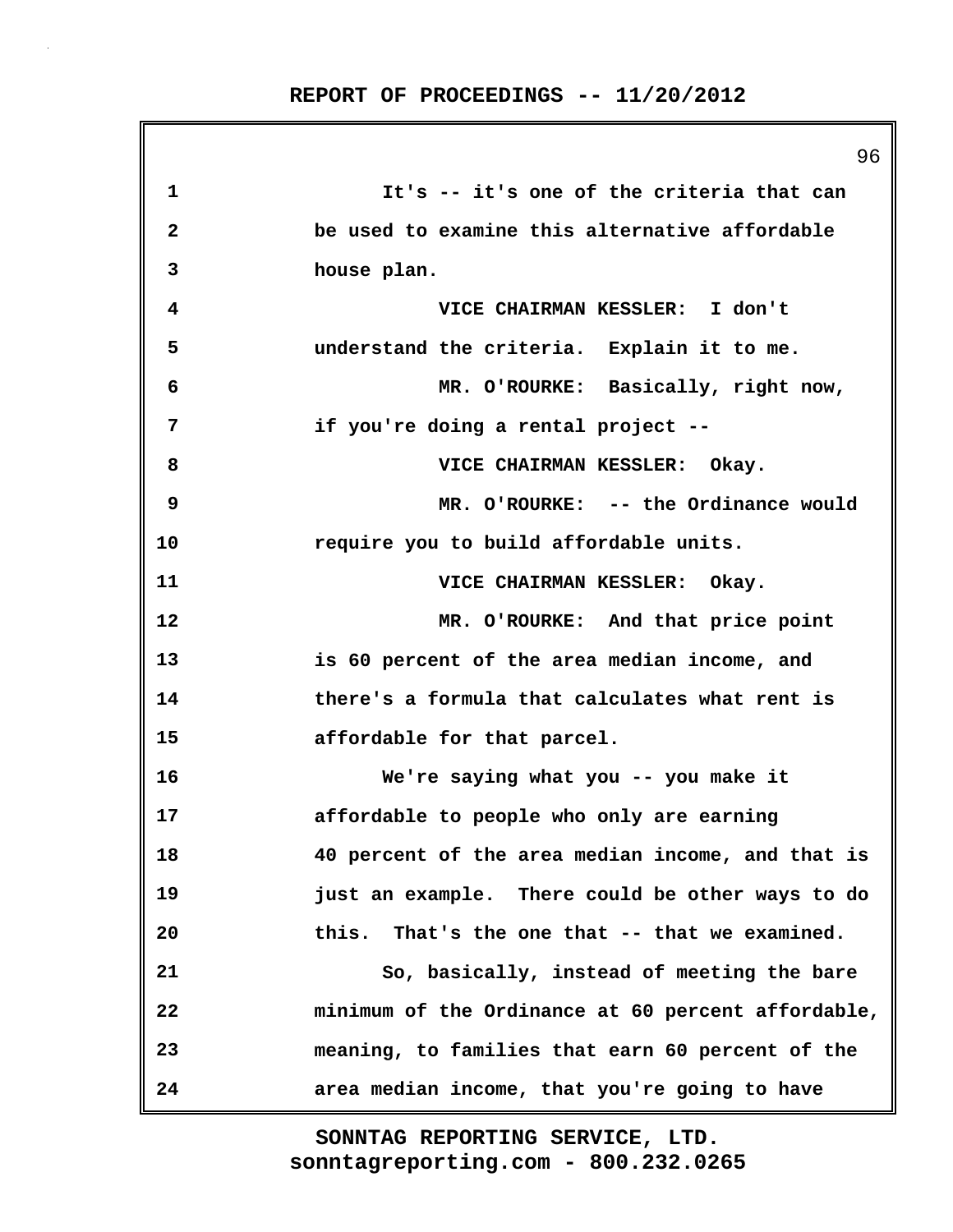It's -- it's one of the criteria that can be used to examine this alternative affordable house plan.

VICE CHAIRMAN KESSLER: I don't understand the criteria. Explain it to me.

MR. O'ROURKE: Basically, right now, if you're doing a rental project --

VICE CHAIRMAN KESSLER: Okay.

MR. O'ROURKE: -- the Ordinance would require you to build affordable units.

VICE CHAIRMAN KESSLER: Okay.

MR. O'ROURKE: And that price point is 60 percent of the area median income, and there's a formula that calculates what rent is affordable for that parcel.

We're saying what you -- you make it affordable to people who only are earning 40 percent of the area median income, and that is just an example. There could be other ways to do this. That's the one that -- that we examined.

So, basically, instead of meeting the bare minimum of the Ordinance at 60 percent affordable, meaning, to families that earn 60 percent of the area median income, that you're going to have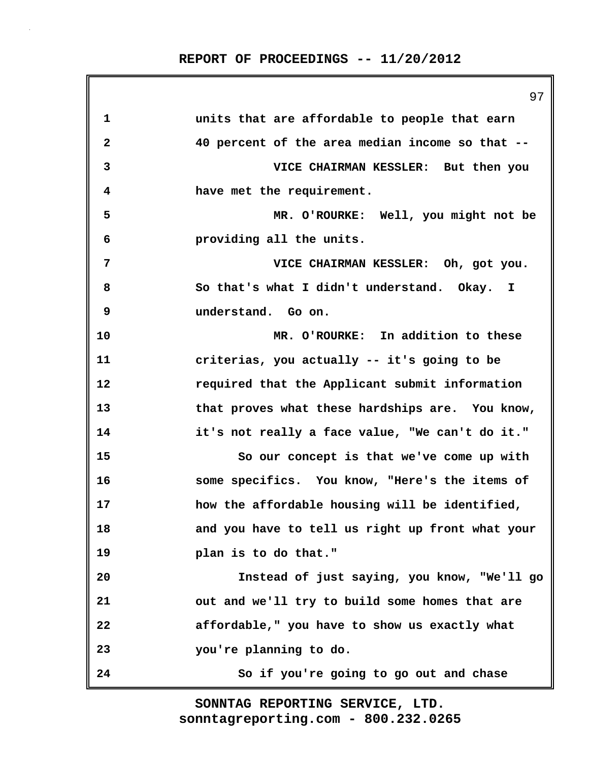units that are affordable to people that earn 40 percent of the area median income so that --

VICE CHAIRMAN KESSLER: But then you have met the requirement.

MR. O'ROURKE: Well, you might not be providing all the units.

VICE CHAIRMAN KESSLER: Oh, got you. So that's what I didn't understand. Okay. I understand. Go on.

MR. O'ROURKE: In addition to these criterias, you actually -- it's going to be required that the Applicant submit information that proves what these hardships are. You know, it's not really a face value, "We can't do it."

So our concept is that we've come up with some specifics. You know, "Here's the items of how the affordable housing will be identified, and you have to tell us right up front what your plan is to do that."

Instead of just saying, you know, "We'll go out and we'll try to build some homes that are affordable," you have to show us exactly what you're planning to do.

So if you're going to go out and chase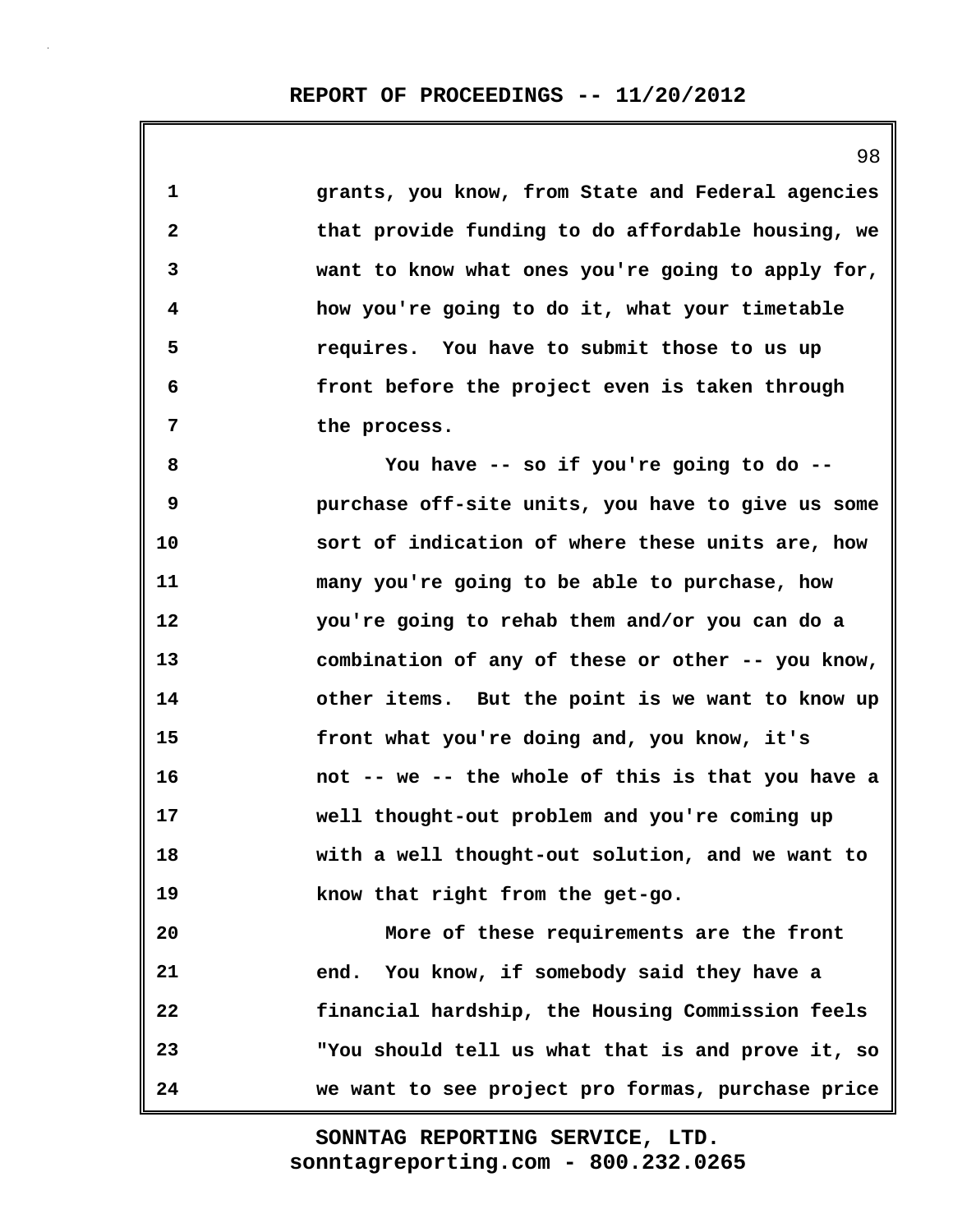grants, you know, from State and Federal agencies that provide funding to do affordable housing, we want to know what ones you're going to apply for, how you're going to do it, what your timetable requires. You have to submit those to us up front before the project even is taken through the process.

You have -- so if you're going to do -- purchase off-site units, you have to give us some sort of indication of where these units are, how many you're going to be able to purchase, how you're going to rehab them and/or you can do a combination of any of these or other -- you know, other items. But the point is we want to know up front what you're doing and, you know, it's not -- we -- the whole of this is that you have a well thought-out problem and you're coming up with a well thought-out solution, and we want to know that right from the get-go.

More of these requirements are the front end. You know, if somebody said they have a financial hardship, the Housing Commission feels "You should tell us what that is and prove it, so we want to see project pro formas, purchase price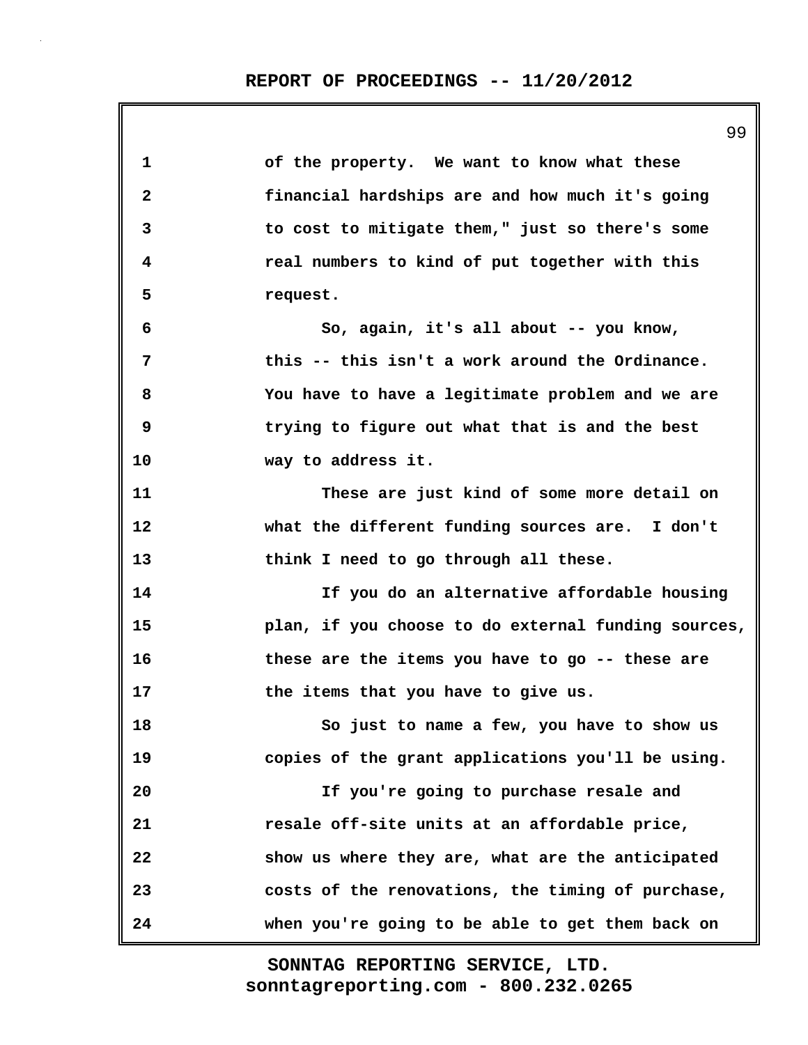of the property. We want to know what these financial hardships are and how much it's going to cost to mitigate them," just so there's some real numbers to kind of put together with this request.

So, again, it's all about -- you know, this -- this isn't a work around the Ordinance. You have to have a legitimate problem and we are trying to figure out what that is and the best way to address it.

These are just kind of some more detail on what the different funding sources are. I don't think I need to go through all these.

If you do an alternative affordable housing plan, if you choose to do external funding sources, these are the items you have to go -- these are the items that you have to give us.

So just to name a few, you have to show us copies of the grant applications you'll be using.

If you're going to purchase resale and resale off-site units at an affordable price, show us where they are, what are the anticipated costs of the renovations, the timing of purchase, when you're going to be able to get them back on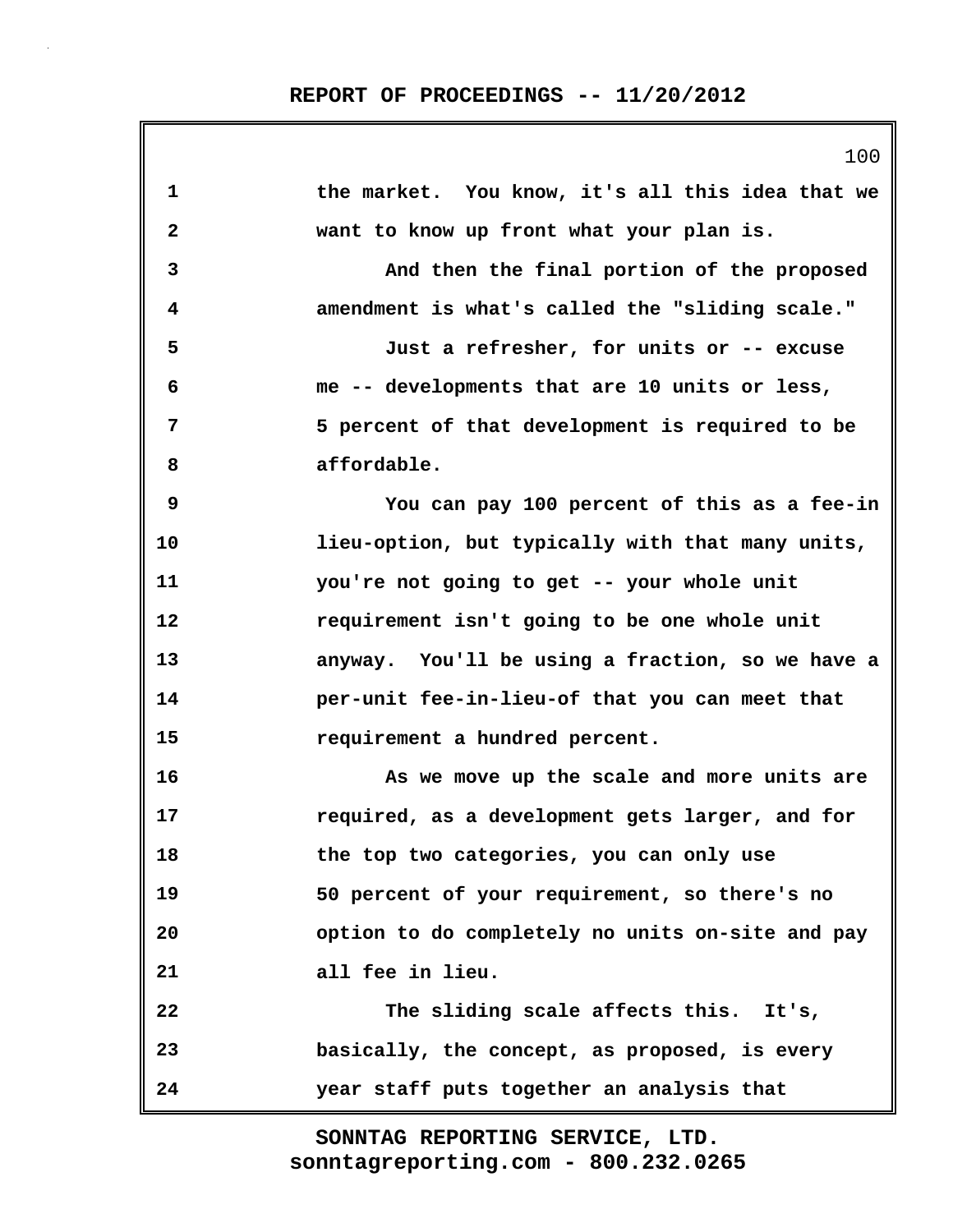the market. You know, it's all this idea that we want to know up front what your plan is.

And then the final portion of the proposed amendment is what's called the "sliding scale."

Just a refresher, for units or -- excuse me -- developments that are 10 units or less, 5 percent of that development is required to be affordable.

You can pay 100 percent of this as a fee-in lieu-option, but typically with that many units, you're not going to get -- your whole unit requirement isn't going to be one whole unit anyway. You'll be using a fraction, so we have a per-unit fee-in-lieu-of that you can meet that requirement a hundred percent.

As we move up the scale and more units are required, as a development gets larger, and for the top two categories, you can only use 50 percent of your requirement, so there's no option to do completely no units on-site and pay all fee in lieu.

The sliding scale affects this. It's, basically, the concept, as proposed, is every year staff puts together an analysis that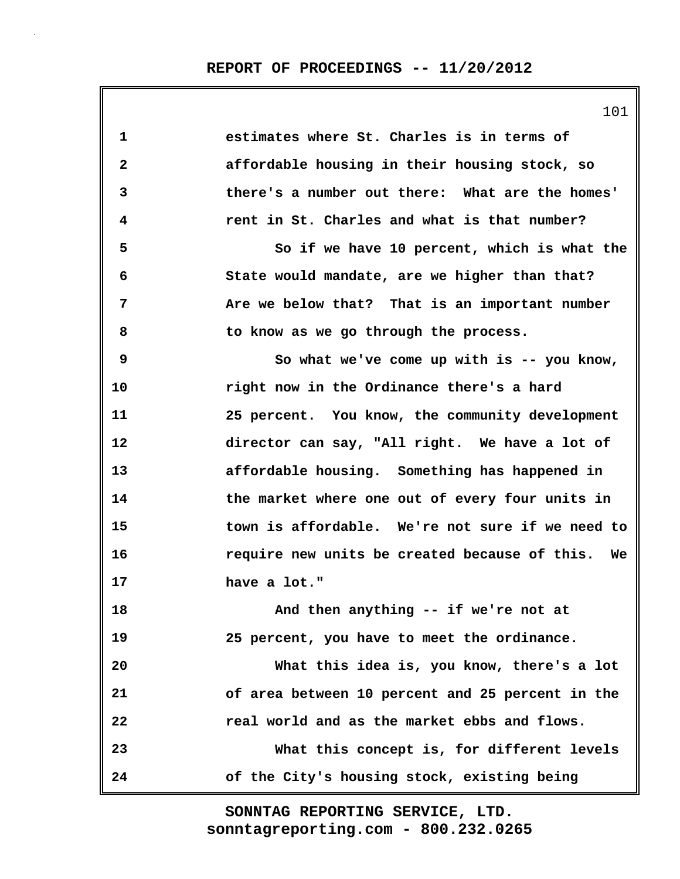estimates where St. Charles is in terms of affordable housing in their housing stock, so there's a number out there: What are the homes' rent in St. Charles and what is that number?

So if we have 10 percent, which is what the State would mandate, are we higher than that? Are we below that? That is an important number to know as we go through the process.

So what we've come up with is -- you know, right now in the Ordinance there's a hard 25 percent. You know, the community development director can say, "All right. We have a lot of affordable housing. Something has happened in the market where one out of every four units in town is affordable. We're not sure if we need to require new units be created because of this. We have a lot."

And then anything -- if we're not at 25 percent, you have to meet the ordinance.

What this idea is, you know, there's a lot of area between 10 percent and 25 percent in the real world and as the market ebbs and flows.

What this concept is, for different levels of the City's housing stock, existing being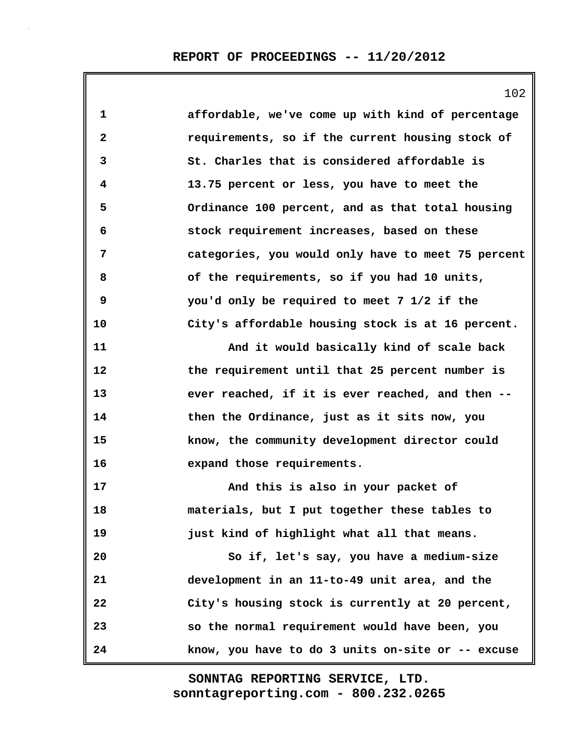affordable, we've come up with kind of percentage requirements, so if the current housing stock of St. Charles that is considered affordable is 13.75 percent or less, you have to meet the Ordinance 100 percent, and as that total housing stock requirement increases, based on these categories, you would only have to meet 75 percent of the requirements, so if you had 10 units, you'd only be required to meet 7 1/2 if the City's affordable housing stock is at 16 percent.

And it would basically kind of scale back the requirement until that 25 percent number is ever reached, if it is ever reached, and then -- then the Ordinance, just as it sits now, you know, the community development director could expand those requirements.

And this is also in your packet of materials, but I put together these tables to just kind of highlight what all that means.

So if, let's say, you have a medium-size development in an 11-to-49 unit area, and the City's housing stock is currently at 20 percent, so the normal requirement would have been, you know, you have to do 3 units on-site or -- excuse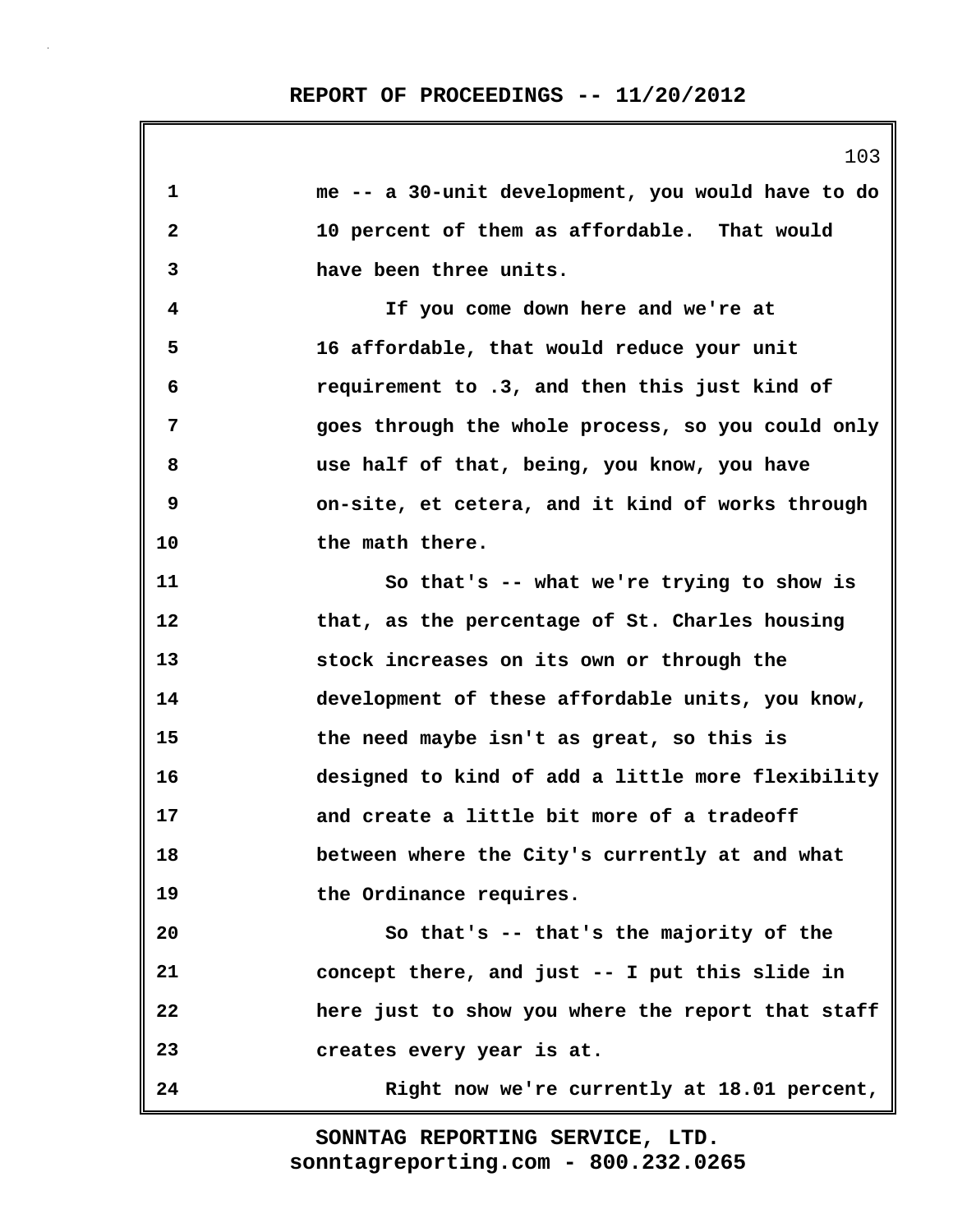me -- a 30-unit development, you would have to do 10 percent of them as affordable. That would have been three units.

If you come down here and we're at 16 affordable, that would reduce your unit requirement to .3, and then this just kind of goes through the whole process, so you could only use half of that, being, you know, you have on-site, et cetera, and it kind of works through the math there.

So that's -- what we're trying to show is that, as the percentage of St. Charles housing stock increases on its own or through the development of these affordable units, you know, the need maybe isn't as great, so this is designed to kind of add a little more flexibility and create a little bit more of a tradeoff between where the City's currently at and what the Ordinance requires.

So that's -- that's the majority of the concept there, and just -- I put this slide in here just to show you where the report that staff creates every year is at.

Right now we're currently at 18.01 percent,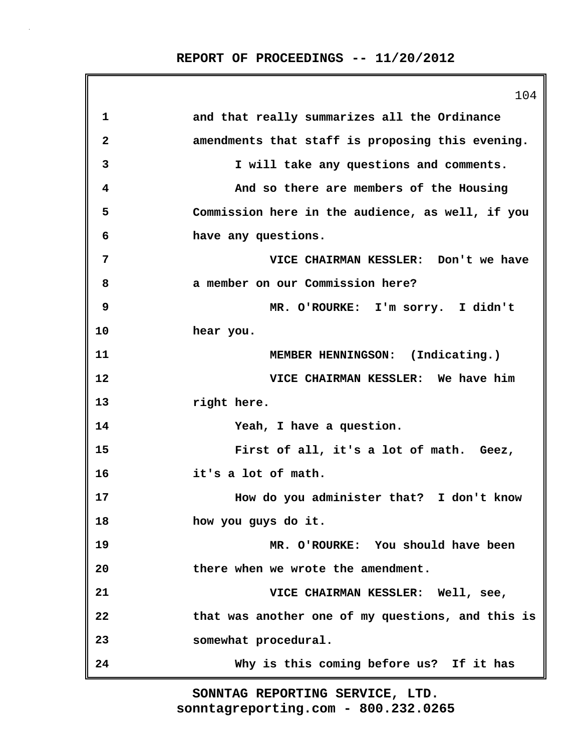1 and that really summarizes all the Ordinance
2 amendments that staff is proposing this evening.
3 I will take any questions and comments.
4 And so there are members of the Housing
5 Commission here in the audience, as well, if you
6 have any questions.
7 VICE CHAIRMAN KESSLER: Don't we have
8 a member on our Commission here?
9 MR. O'ROURKE: I'm sorry. I didn't
10 hear you.
11 MEMBER HENNINGSON: (Indicating.)
12 VICE CHAIRMAN KESSLER: We have him
13 right here.
14 Yeah, I have a question.
15 First of all, it's a lot of math. Geez,
16 it's a lot of math.
17 How do you administer that? I don't know
18 how you guys do it.
19 MR. O'ROURKE: You should have been
20 there when we wrote the amendment.
21 VICE CHAIRMAN KESSLER: Well, see,
22 that was another one of my questions, and this is
23 somewhat procedural.
24 Why is this coming before us? If it has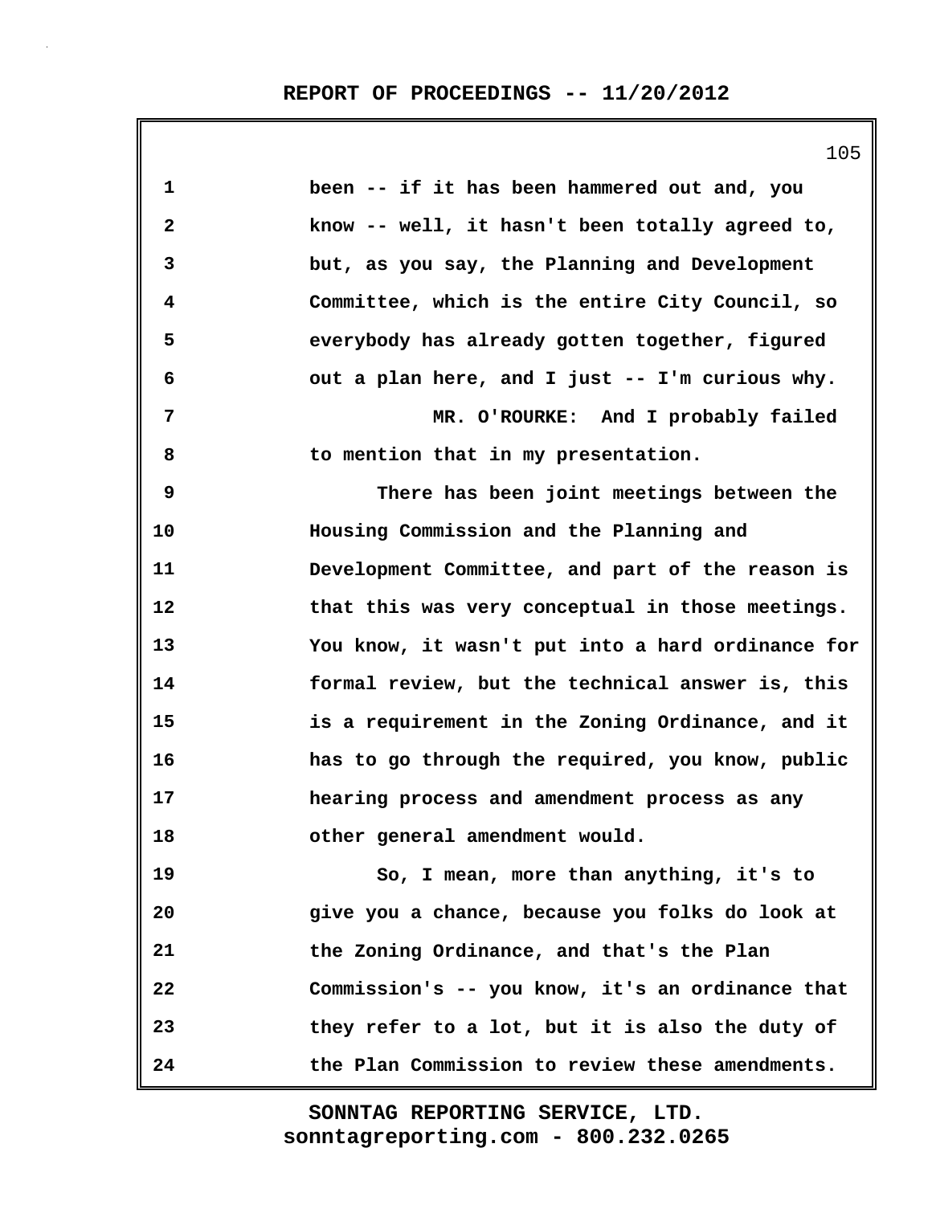been -- if it has been hammered out and, you know -- well, it hasn't been totally agreed to, but, as you say, the Planning and Development Committee, which is the entire City Council, so everybody has already gotten together, figured out a plan here, and I just -- I'm curious why.

MR. O'ROURKE: And I probably failed to mention that in my presentation.

There has been joint meetings between the Housing Commission and the Planning and Development Committee, and part of the reason is that this was very conceptual in those meetings. You know, it wasn't put into a hard ordinance for formal review, but the technical answer is, this is a requirement in the Zoning Ordinance, and it has to go through the required, you know, public hearing process and amendment process as any other general amendment would.

So, I mean, more than anything, it's to give you a chance, because you folks do look at the Zoning Ordinance, and that's the Plan Commission's -- you know, it's an ordinance that they refer to a lot, but it is also the duty of the Plan Commission to review these amendments.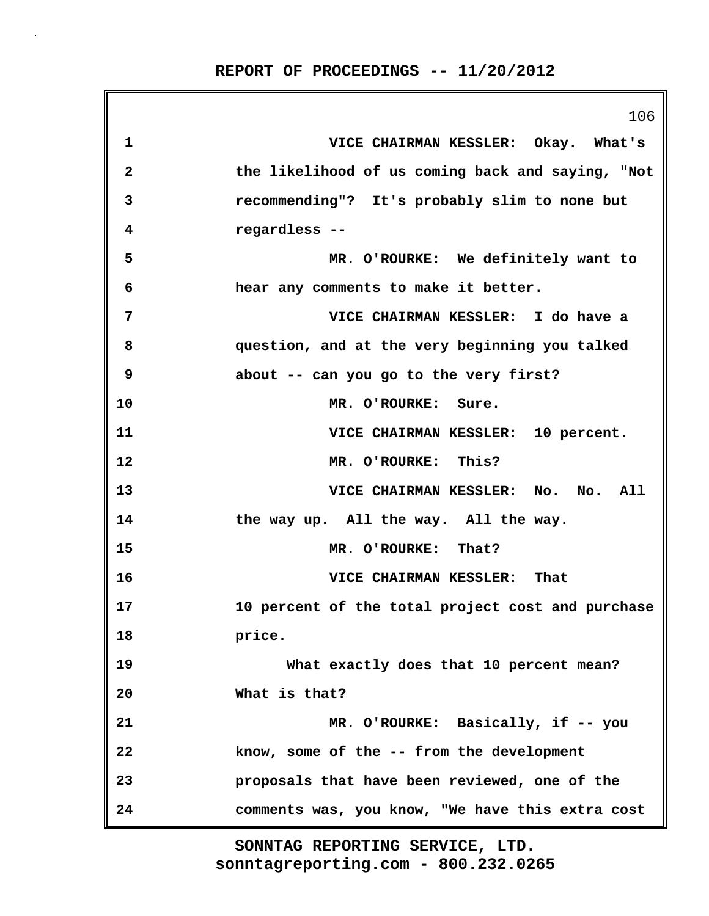VICE CHAIRMAN KESSLER: Okay. What's the likelihood of us coming back and saying, "Not recommending"? It's probably slim to none but regardless --

MR. O'ROURKE: We definitely want to hear any comments to make it better.

VICE CHAIRMAN KESSLER: I do have a question, and at the very beginning you talked about -- can you go to the very first?

MR. O'ROURKE: Sure.

VICE CHAIRMAN KESSLER: 10 percent.

MR. O'ROURKE: This?

VICE CHAIRMAN KESSLER: No. No. All the way up. All the way. All the way.

MR. O'ROURKE: That?

VICE CHAIRMAN KESSLER: That 10 percent of the total project cost and purchase price.

What exactly does that 10 percent mean? What is that?

MR. O'ROURKE: Basically, if -- you know, some of the -- from the development proposals that have been reviewed, one of the comments was, you know, "We have this extra cost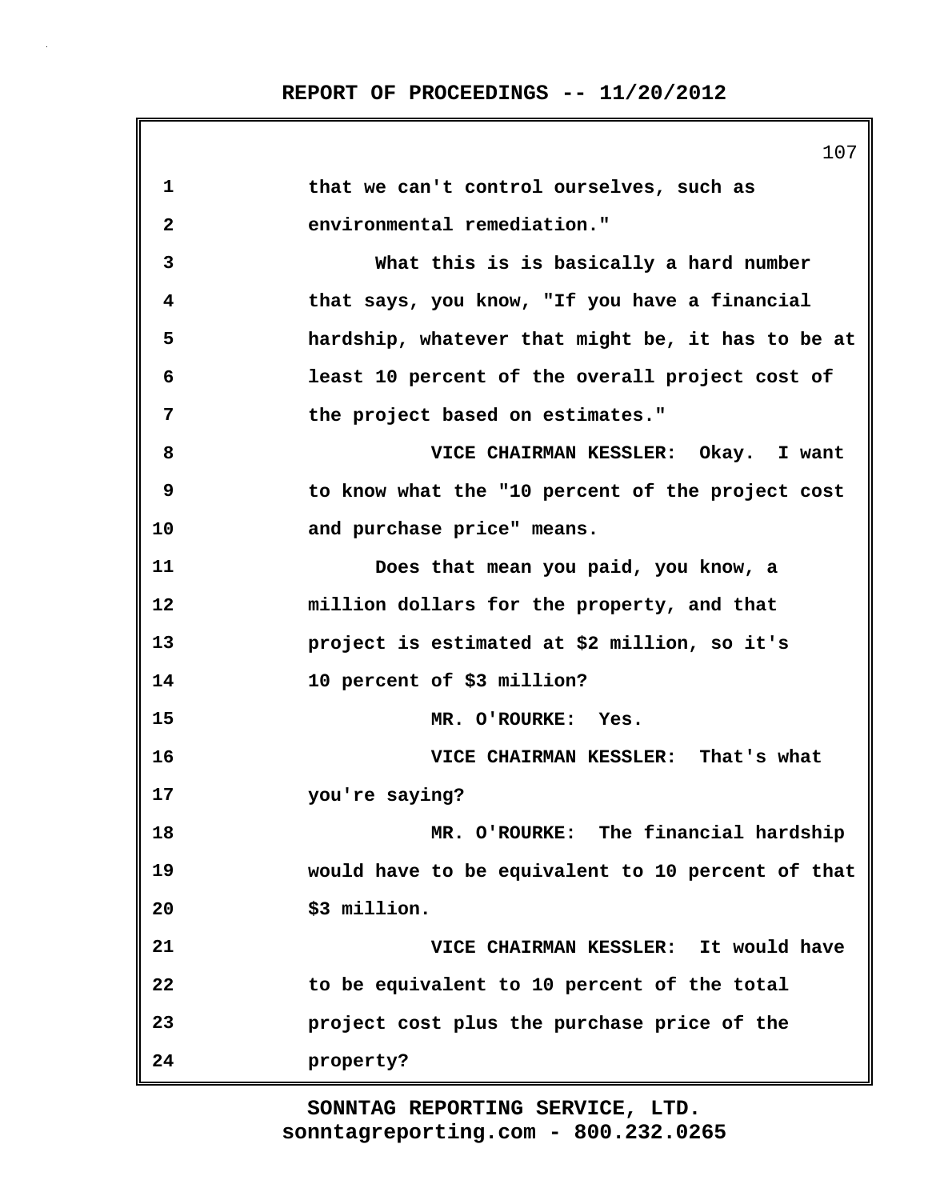that we can't control ourselves, such as environmental remediation."

What this is is basically a hard number that says, you know, "If you have a financial hardship, whatever that might be, it has to be at least 10 percent of the overall project cost of the project based on estimates."

VICE CHAIRMAN KESSLER: Okay. I want to know what the "10 percent of the project cost and purchase price" means.

Does that mean you paid, you know, a million dollars for the property, and that project is estimated at $2 million, so it's 10 percent of $3 million?

MR. O'ROURKE: Yes.

VICE CHAIRMAN KESSLER: That's what you're saying?

MR. O'ROURKE: The financial hardship would have to be equivalent to 10 percent of that $3 million.

VICE CHAIRMAN KESSLER: It would have to be equivalent to 10 percent of the total project cost plus the purchase price of the property?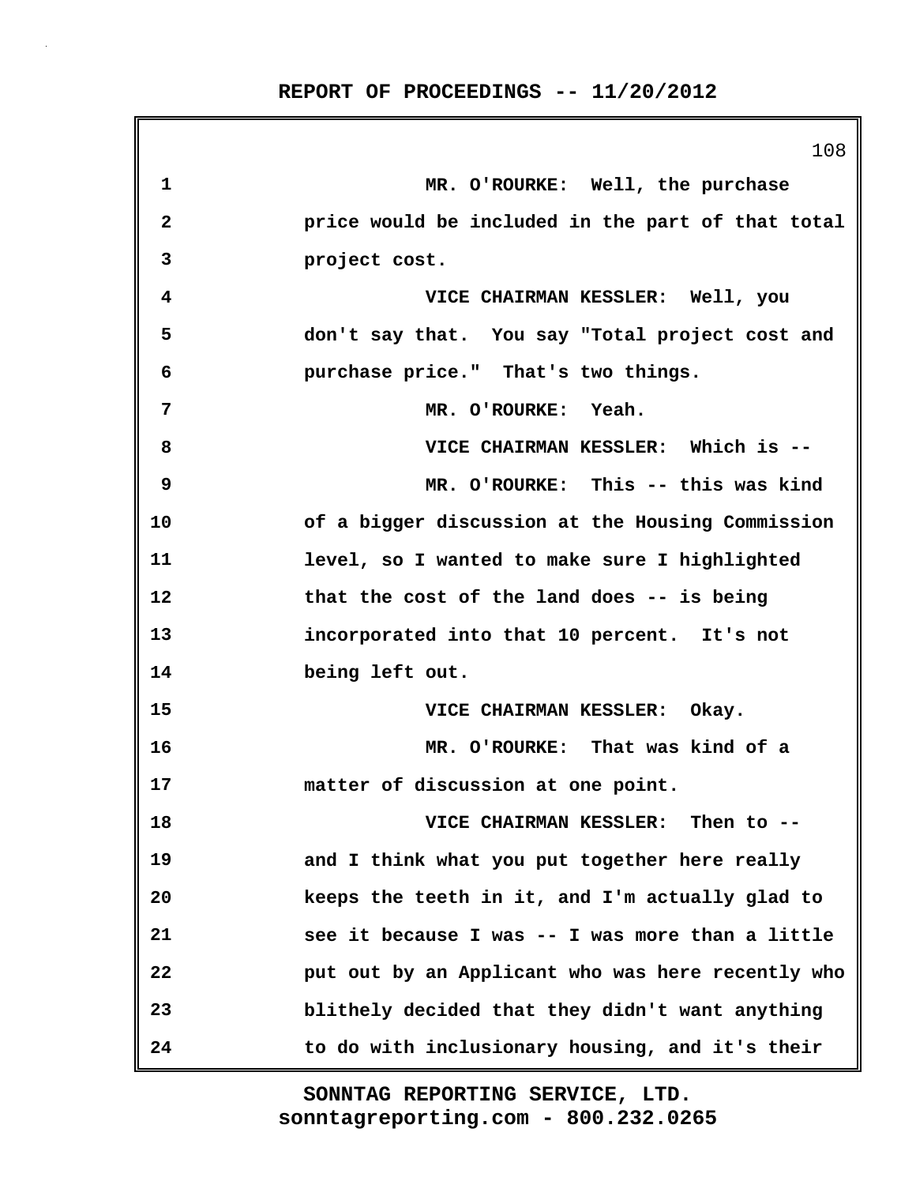MR. O'ROURKE: Well, the purchase price would be included in the part of that total project cost.

VICE CHAIRMAN KESSLER: Well, you don't say that. You say "Total project cost and purchase price." That's two things.

MR. O'ROURKE: Yeah.

VICE CHAIRMAN KESSLER: Which is --

MR. O'ROURKE: This -- this was kind of a bigger discussion at the Housing Commission level, so I wanted to make sure I highlighted that the cost of the land does -- is being incorporated into that 10 percent. It's not being left out.

VICE CHAIRMAN KESSLER: Okay.

MR. O'ROURKE: That was kind of a matter of discussion at one point.

VICE CHAIRMAN KESSLER: Then to -- and I think what you put together here really keeps the teeth in it, and I'm actually glad to see it because I was -- I was more than a little put out by an Applicant who was here recently who blithely decided that they didn't want anything to do with inclusionary housing, and it's their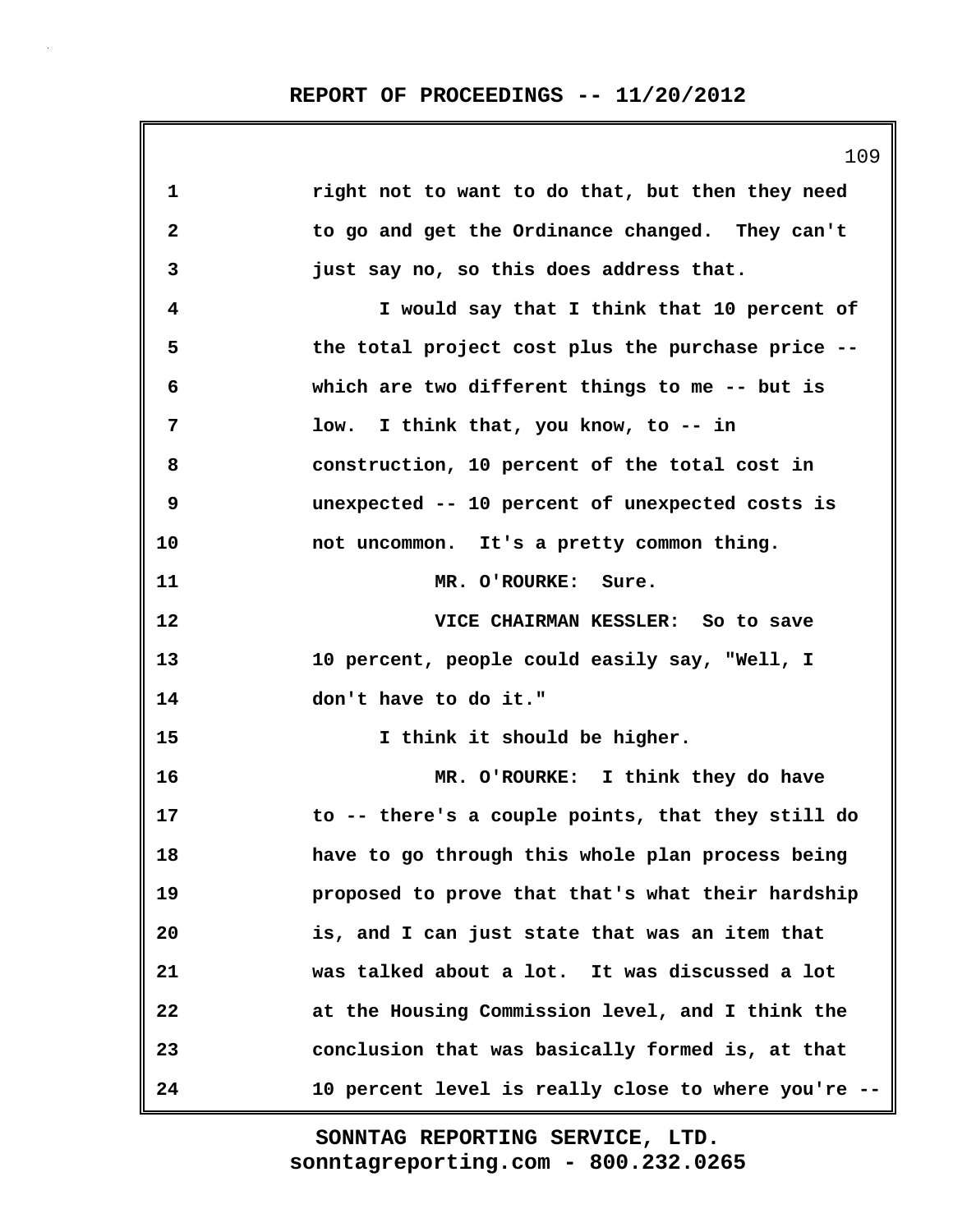right not to want to do that, but then they need to go and get the Ordinance changed. They can't just say no, so this does address that.

I would say that I think that 10 percent of the total project cost plus the purchase price -- which are two different things to me -- but is low. I think that, you know, to -- in construction, 10 percent of the total cost in unexpected -- 10 percent of unexpected costs is not uncommon. It's a pretty common thing.

MR. O'ROURKE: Sure.

VICE CHAIRMAN KESSLER: So to save 10 percent, people could easily say, "Well, I don't have to do it."

I think it should be higher.

MR. O'ROURKE: I think they do have to -- there's a couple points, that they still do have to go through this whole plan process being proposed to prove that that's what their hardship is, and I can just state that was an item that was talked about a lot. It was discussed a lot at the Housing Commission level, and I think the conclusion that was basically formed is, at that 10 percent level is really close to where you're --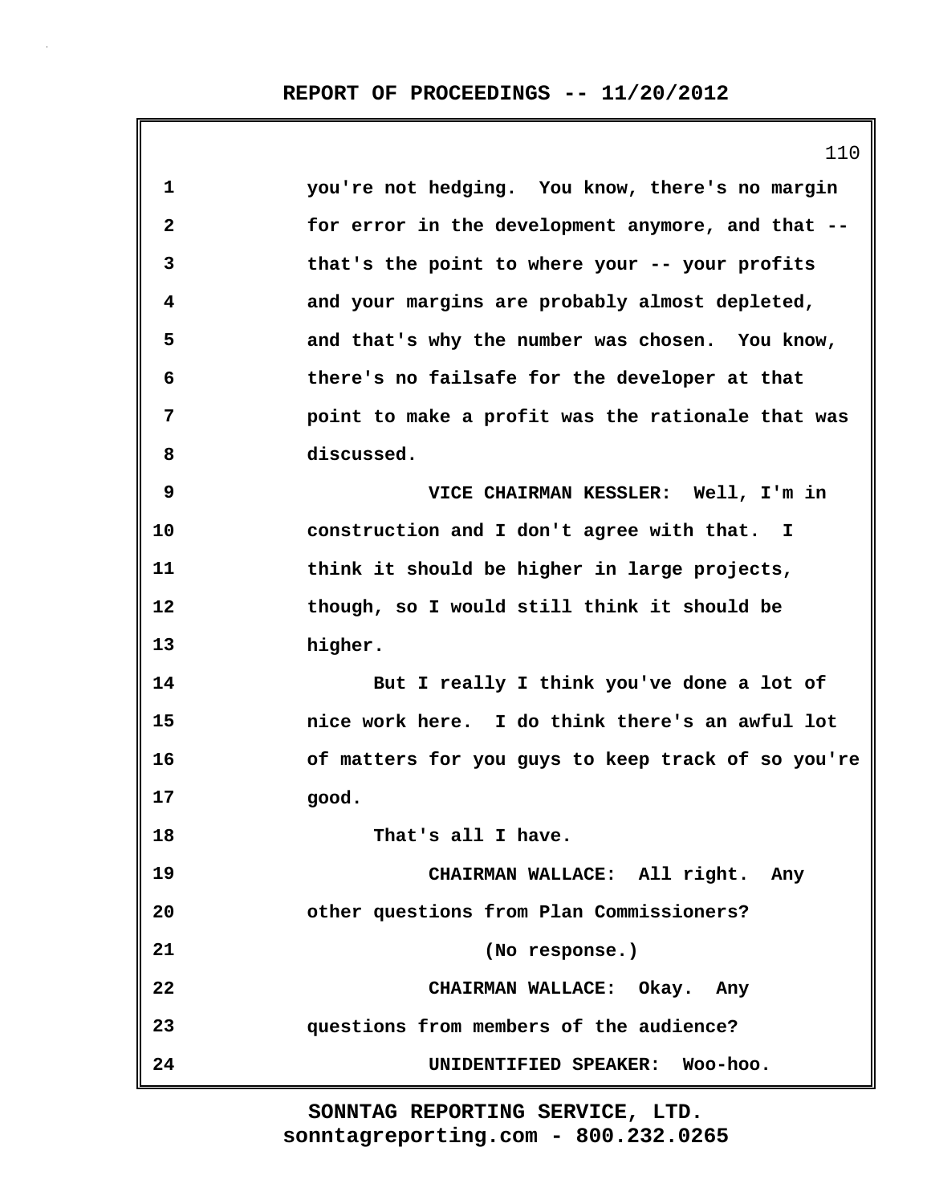you're not hedging. You know, there's no margin for error in the development anymore, and that -- that's the point to where your -- your profits and your margins are probably almost depleted, and that's why the number was chosen. You know, there's no failsafe for the developer at that point to make a profit was the rationale that was discussed.

VICE CHAIRMAN KESSLER: Well, I'm in construction and I don't agree with that. I think it should be higher in large projects, though, so I would still think it should be higher.

But I really I think you've done a lot of nice work here. I do think there's an awful lot of matters for you guys to keep track of so you're good.

That's all I have.

CHAIRMAN WALLACE: All right. Any other questions from Plan Commissioners?

(No response.)

CHAIRMAN WALLACE: Okay. Any questions from members of the audience?

UNIDENTIFIED SPEAKER: Woo-hoo.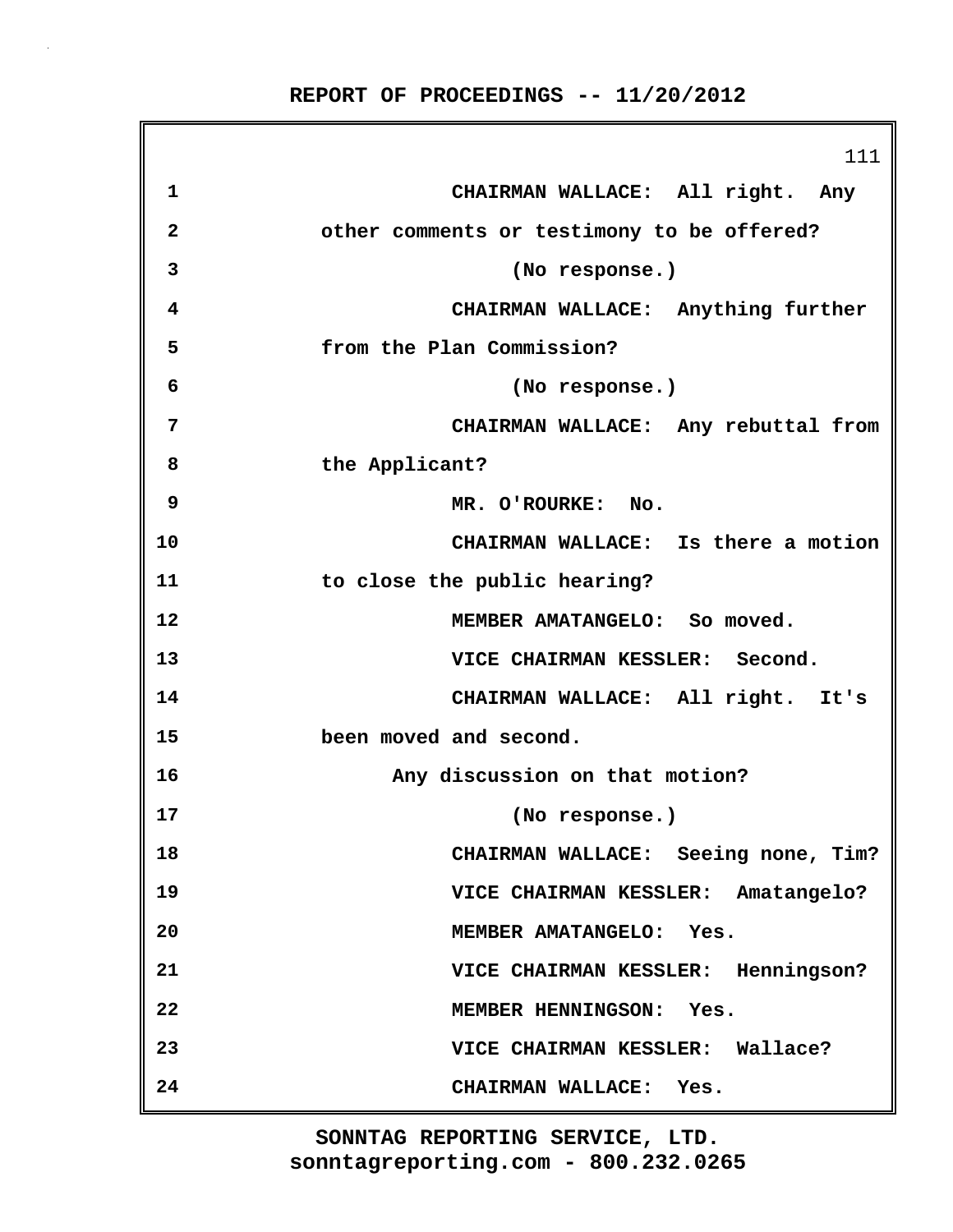1 CHAIRMAN WALLACE: All right. Any
2 other comments or testimony to be offered?
3 (No response.)
4 CHAIRMAN WALLACE: Anything further
5 from the Plan Commission?
6 (No response.)
7 CHAIRMAN WALLACE: Any rebuttal from
8 the Applicant?
9 MR. O'ROURKE: No.
10 CHAIRMAN WALLACE: Is there a motion
11 to close the public hearing?
12 MEMBER AMATANGELO: So moved.
13 VICE CHAIRMAN KESSLER: Second.
14 CHAIRMAN WALLACE: All right. It's
15 been moved and second.
16 Any discussion on that motion?
17 (No response.)
18 CHAIRMAN WALLACE: Seeing none, Tim?
19 VICE CHAIRMAN KESSLER: Amatangelo?
20 MEMBER AMATANGELO: Yes.
21 VICE CHAIRMAN KESSLER: Henningson?
22 MEMBER HENNINGSON: Yes.
23 VICE CHAIRMAN KESSLER: Wallace?
24 CHAIRMAN WALLACE: Yes.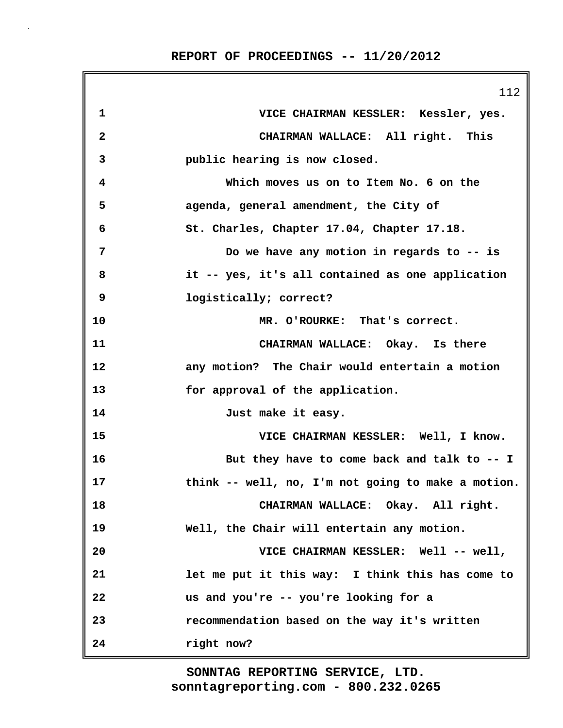VICE CHAIRMAN KESSLER: Kessler, yes.

CHAIRMAN WALLACE: All right. This public hearing is now closed.

Which moves us on to Item No. 6 on the agenda, general amendment, the City of St. Charles, Chapter 17.04, Chapter 17.18.

Do we have any motion in regards to -- is it -- yes, it's all contained as one application logistically; correct?

MR. O'ROURKE: That's correct.

CHAIRMAN WALLACE: Okay. Is there any motion? The Chair would entertain a motion for approval of the application.

Just make it easy.

VICE CHAIRMAN KESSLER: Well, I know.

But they have to come back and talk to -- I think -- well, no, I'm not going to make a motion.

CHAIRMAN WALLACE: Okay. All right. Well, the Chair will entertain any motion.

VICE CHAIRMAN KESSLER: Well -- well, let me put it this way: I think this has come to us and you're -- you're looking for a recommendation based on the way it's written right now?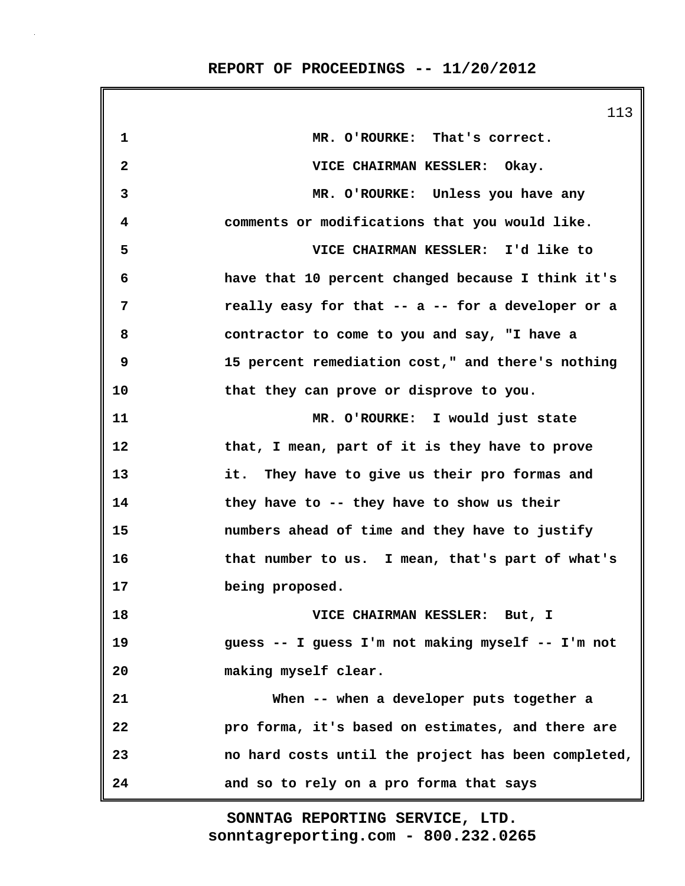MR. O'ROURKE: That's correct.

VICE CHAIRMAN KESSLER: Okay.

MR. O'ROURKE: Unless you have any comments or modifications that you would like.

VICE CHAIRMAN KESSLER: I'd like to have that 10 percent changed because I think it's really easy for that -- a -- for a developer or a contractor to come to you and say, "I have a 15 percent remediation cost," and there's nothing that they can prove or disprove to you.

MR. O'ROURKE: I would just state that, I mean, part of it is they have to prove it. They have to give us their pro formas and they have to -- they have to show us their numbers ahead of time and they have to justify that number to us. I mean, that's part of what's being proposed.

VICE CHAIRMAN KESSLER: But, I guess -- I guess I'm not making myself -- I'm not making myself clear.

When -- when a developer puts together a pro forma, it's based on estimates, and there are no hard costs until the project has been completed, and so to rely on a pro forma that says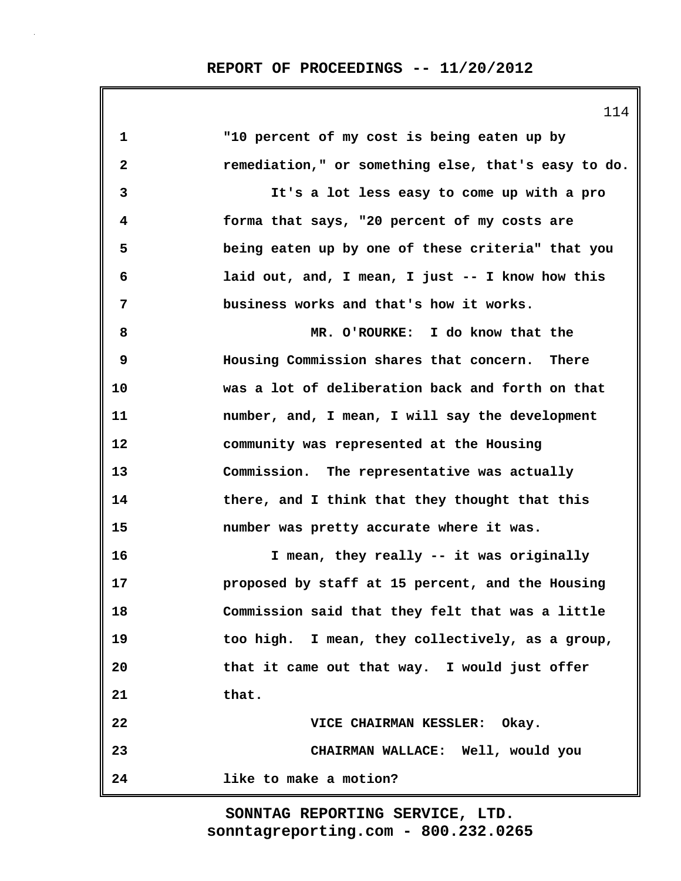"10 percent of my cost is being eaten up by remediation," or something else, that's easy to do.

It's a lot less easy to come up with a pro forma that says, "20 percent of my costs are being eaten up by one of these criteria" that you laid out, and, I mean, I just -- I know how this business works and that's how it works.

MR. O'ROURKE: I do know that the Housing Commission shares that concern. There was a lot of deliberation back and forth on that number, and, I mean, I will say the development community was represented at the Housing Commission. The representative was actually there, and I think that they thought that this number was pretty accurate where it was.

I mean, they really -- it was originally proposed by staff at 15 percent, and the Housing Commission said that they felt that was a little too high. I mean, they collectively, as a group, that it came out that way. I would just offer that.

VICE CHAIRMAN KESSLER: Okay.

CHAIRMAN WALLACE: Well, would you like to make a motion?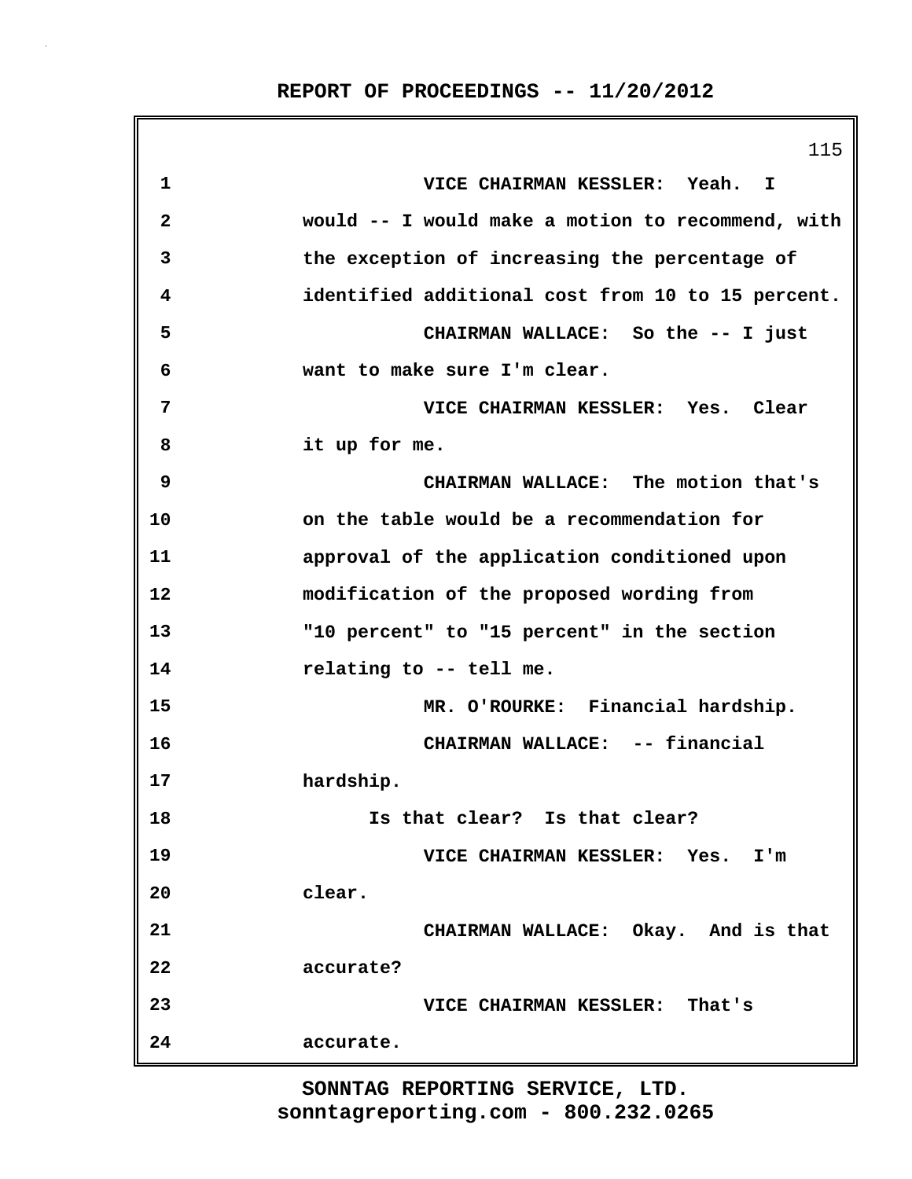VICE CHAIRMAN KESSLER: Yeah. I would -- I would make a motion to recommend, with the exception of increasing the percentage of identified additional cost from 10 to 15 percent.

CHAIRMAN WALLACE: So the -- I just want to make sure I'm clear.

VICE CHAIRMAN KESSLER: Yes. Clear it up for me.

CHAIRMAN WALLACE: The motion that's on the table would be a recommendation for approval of the application conditioned upon modification of the proposed wording from "10 percent" to "15 percent" in the section relating to -- tell me.

MR. O'ROURKE: Financial hardship.

CHAIRMAN WALLACE: -- financial hardship.

Is that clear? Is that clear?

VICE CHAIRMAN KESSLER: Yes. I'm clear.

CHAIRMAN WALLACE: Okay. And is that accurate?

VICE CHAIRMAN KESSLER: That's accurate.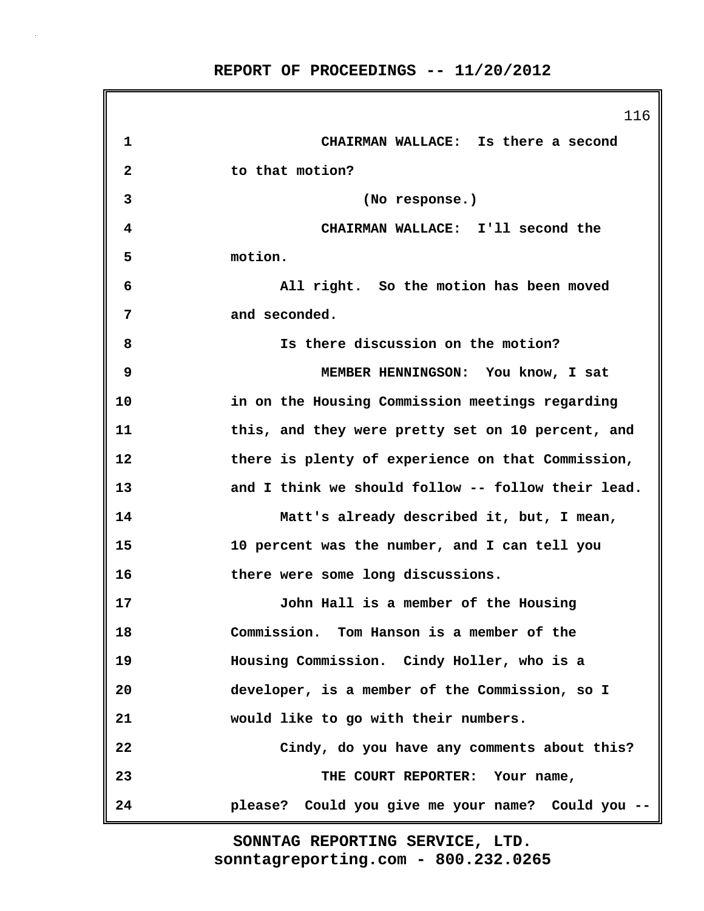CHAIRMAN WALLACE: Is there a second to that motion?

(No response.)

CHAIRMAN WALLACE: I'll second the motion.

All right. So the motion has been moved and seconded.

Is there discussion on the motion?

MEMBER HENNINGSON: You know, I sat in on the Housing Commission meetings regarding this, and they were pretty set on 10 percent, and there is plenty of experience on that Commission, and I think we should follow -- follow their lead.

Matt's already described it, but, I mean, 10 percent was the number, and I can tell you there were some long discussions.

John Hall is a member of the Housing Commission. Tom Hanson is a member of the Housing Commission. Cindy Holler, who is a developer, is a member of the Commission, so I would like to go with their numbers.

Cindy, do you have any comments about this?

THE COURT REPORTER: Your name, please? Could you give me your name? Could you --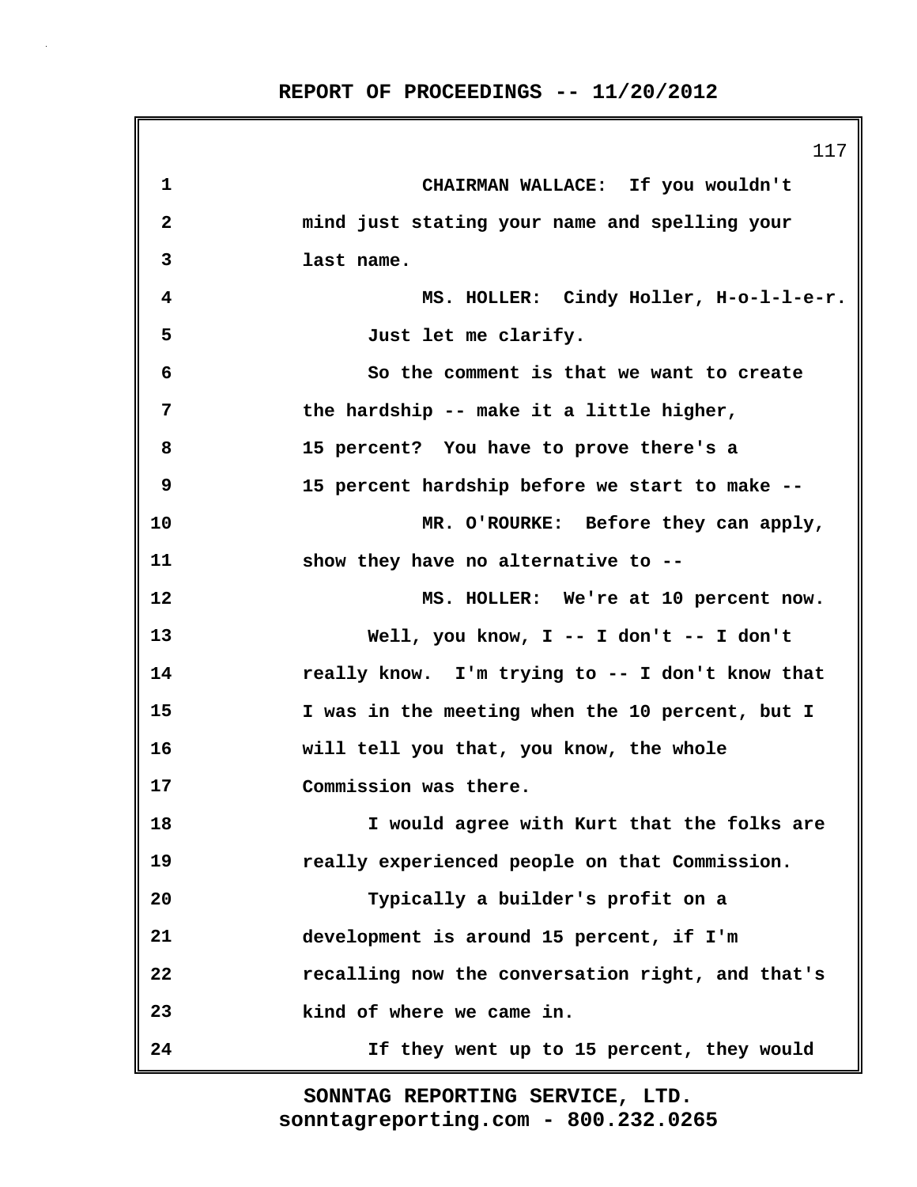CHAIRMAN WALLACE: If you wouldn't mind just stating your name and spelling your last name.

MS. HOLLER: Cindy Holler, H-o-l-l-e-r.

Just let me clarify.

So the comment is that we want to create the hardship -- make it a little higher, 15 percent? You have to prove there's a 15 percent hardship before we start to make --

MR. O'ROURKE: Before they can apply, show they have no alternative to --

MS. HOLLER: We're at 10 percent now.

Well, you know, I -- I don't -- I don't really know. I'm trying to -- I don't know that I was in the meeting when the 10 percent, but I will tell you that, you know, the whole Commission was there.

I would agree with Kurt that the folks are really experienced people on that Commission.

Typically a builder's profit on a development is around 15 percent, if I'm recalling now the conversation right, and that's kind of where we came in.

If they went up to 15 percent, they would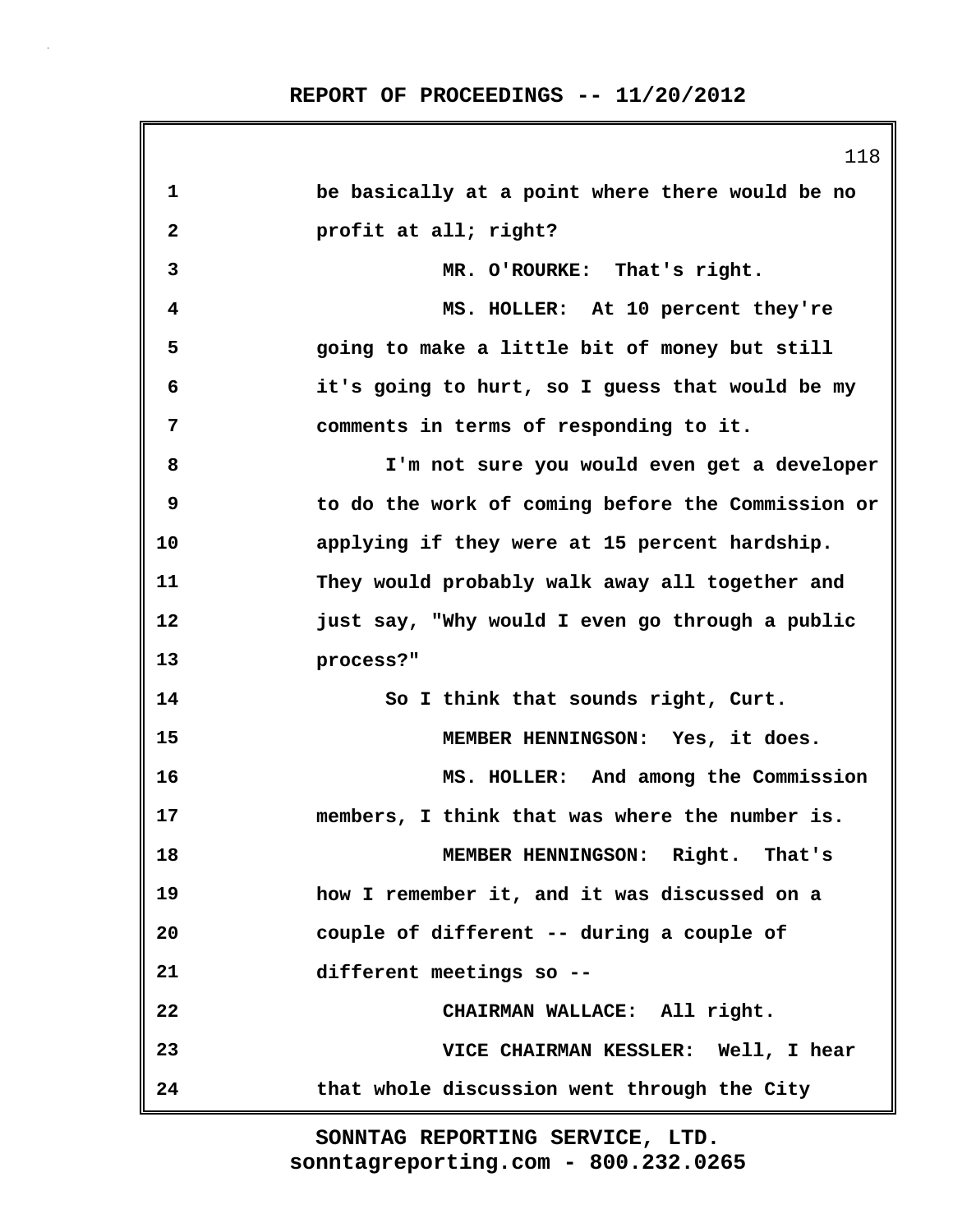1 be basically at a point where there would be no
2 profit at all; right?
3 MR. O'ROURKE: That's right.
4 MS. HOLLER: At 10 percent they're
5 going to make a little bit of money but still
6 it's going to hurt, so I guess that would be my
7 comments in terms of responding to it.
8 I'm not sure you would even get a developer
9 to do the work of coming before the Commission or
10 applying if they were at 15 percent hardship.
11 They would probably walk away all together and
12 just say, "Why would I even go through a public
13 process?"
14 So I think that sounds right, Curt.
15 MEMBER HENNINGSON: Yes, it does.
16 MS. HOLLER: And among the Commission
17 members, I think that was where the number is.
18 MEMBER HENNINGSON: Right. That's
19 how I remember it, and it was discussed on a
20 couple of different -- during a couple of
21 different meetings so --
22 CHAIRMAN WALLACE: All right.
23 VICE CHAIRMAN KESSLER: Well, I hear
24 that whole discussion went through the City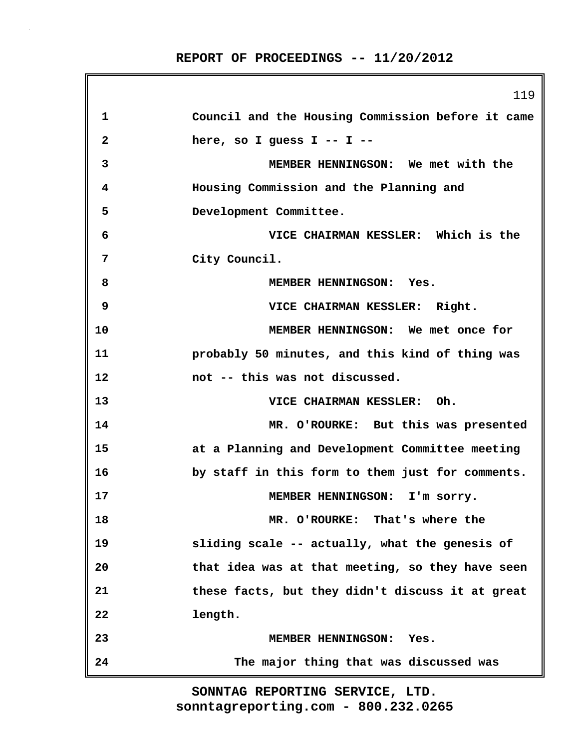1 Council and the Housing Commission before it came
2 here, so I guess I -- I --
3 MEMBER HENNINGSON: We met with the
4 Housing Commission and the Planning and
5 Development Committee.
6 VICE CHAIRMAN KESSLER: Which is the
7 City Council.
8 MEMBER HENNINGSON: Yes.
9 VICE CHAIRMAN KESSLER: Right.
10 MEMBER HENNINGSON: We met once for
11 probably 50 minutes, and this kind of thing was
12 not -- this was not discussed.
13 VICE CHAIRMAN KESSLER: Oh.
14 MR. O'ROURKE: But this was presented
15 at a Planning and Development Committee meeting
16 by staff in this form to them just for comments.
17 MEMBER HENNINGSON: I'm sorry.
18 MR. O'ROURKE: That's where the
19 sliding scale -- actually, what the genesis of
20 that idea was at that meeting, so they have seen
21 these facts, but they didn't discuss it at great
22 length.
23 MEMBER HENNINGSON: Yes.
24 The major thing that was discussed was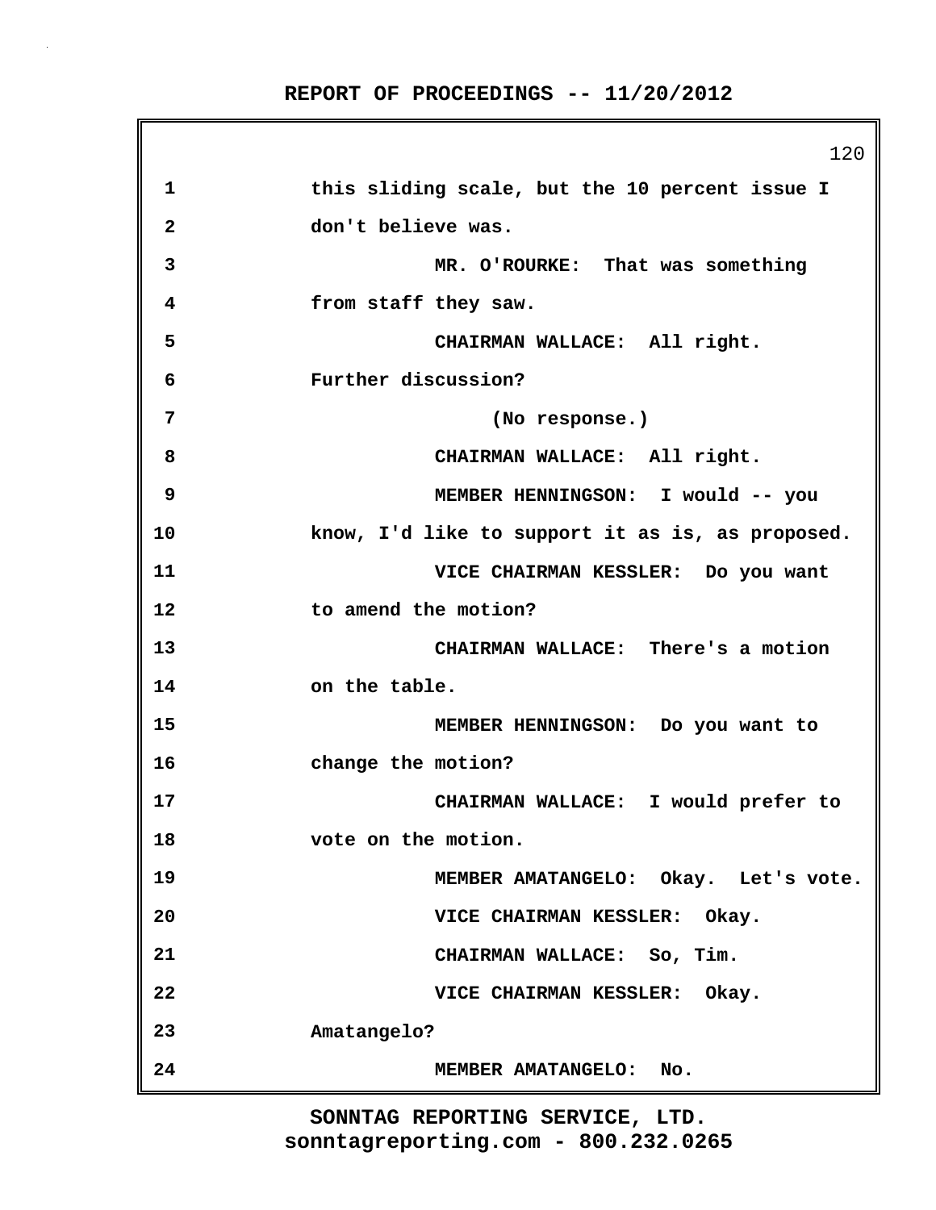1 this sliding scale, but the 10 percent issue I
2 don't believe was.
3 MR. O'ROURKE: That was something
4 from staff they saw.
5 CHAIRMAN WALLACE: All right.
6 Further discussion?
7 (No response.)
8 CHAIRMAN WALLACE: All right.
9 MEMBER HENNINGSON: I would -- you
10 know, I'd like to support it as is, as proposed.
11 VICE CHAIRMAN KESSLER: Do you want
12 to amend the motion?
13 CHAIRMAN WALLACE: There's a motion
14 on the table.
15 MEMBER HENNINGSON: Do you want to
16 change the motion?
17 CHAIRMAN WALLACE: I would prefer to
18 vote on the motion.
19 MEMBER AMATANGELO: Okay. Let's vote.
20 VICE CHAIRMAN KESSLER: Okay.
21 CHAIRMAN WALLACE: So, Tim.
22 VICE CHAIRMAN KESSLER: Okay.
23 Amatangelo?
24 MEMBER AMATANGELO: No.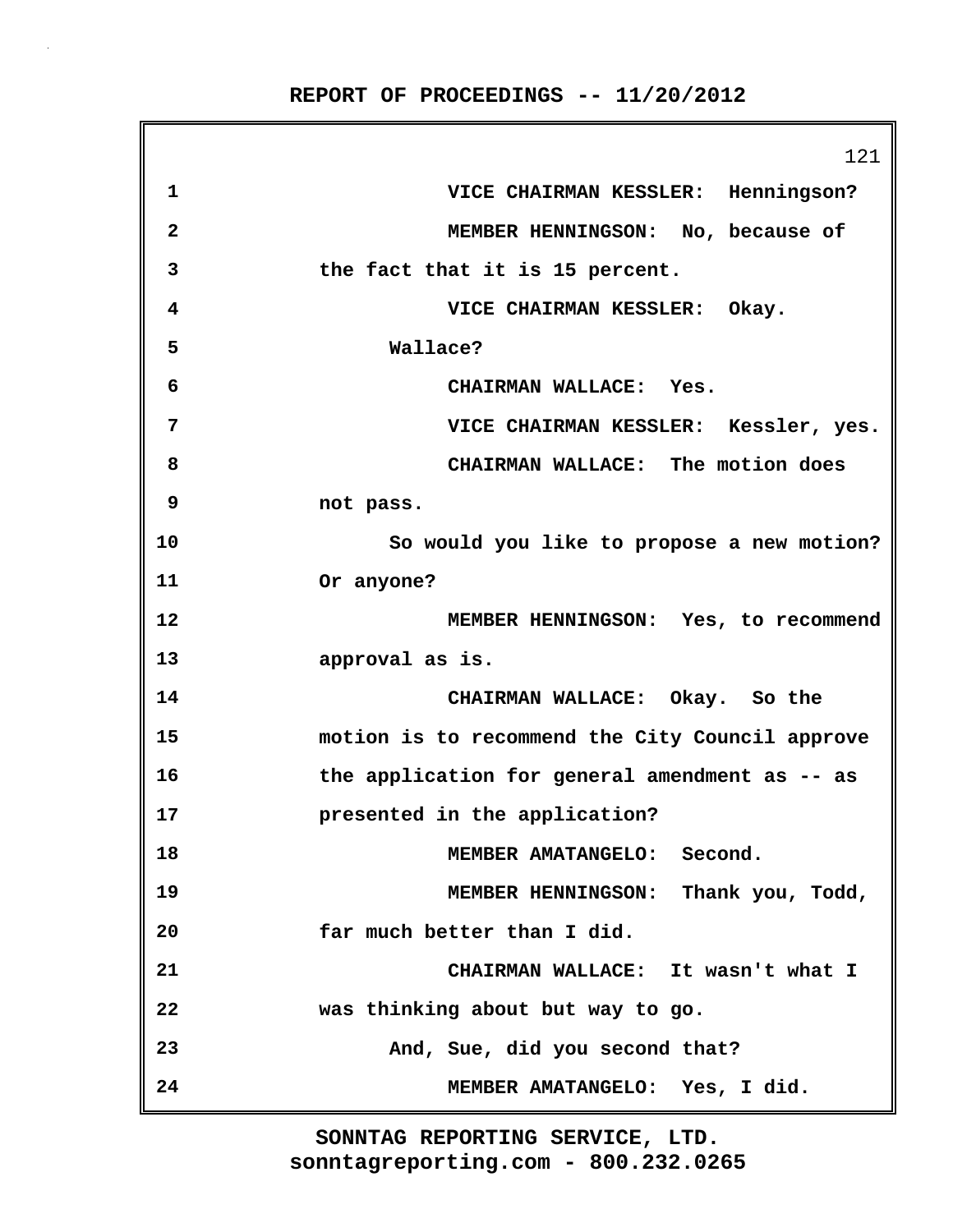1 VICE CHAIRMAN KESSLER: Henningson?

2 MEMBER HENNINGSON: No, because of

3 the fact that it is 15 percent.

4 VICE CHAIRMAN KESSLER: Okay.

5 Wallace?

6 CHAIRMAN WALLACE: Yes.

7 VICE CHAIRMAN KESSLER: Kessler, yes.

8 CHAIRMAN WALLACE: The motion does

9 not pass.

10 So would you like to propose a new motion?

11 Or anyone?

12 MEMBER HENNINGSON: Yes, to recommend

13 approval as is.

14 CHAIRMAN WALLACE: Okay. So the

15 motion is to recommend the City Council approve

16 the application for general amendment as -- as

17 presented in the application?

18 MEMBER AMATANGELO: Second.

19 MEMBER HENNINGSON: Thank you, Todd,

20 far much better than I did.

21 CHAIRMAN WALLACE: It wasn't what I

22 was thinking about but way to go.

23 And, Sue, did you second that?

24 MEMBER AMATANGELO: Yes, I did.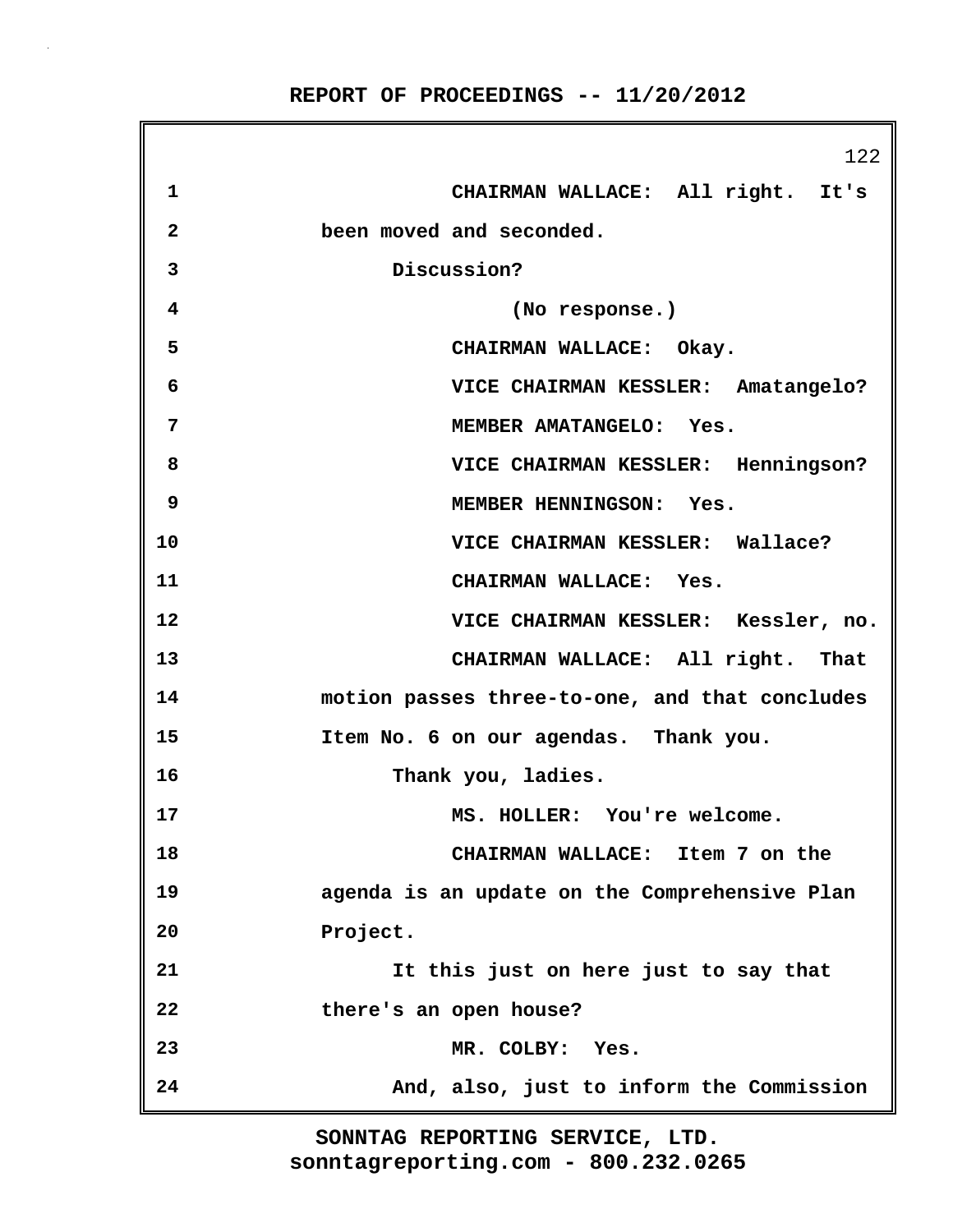CHAIRMAN WALLACE: All right. It's been moved and seconded.

Discussion?

(No response.)

CHAIRMAN WALLACE: Okay.

VICE CHAIRMAN KESSLER: Amatangelo?

MEMBER AMATANGELO: Yes.

VICE CHAIRMAN KESSLER: Henningson?

MEMBER HENNINGSON: Yes.

VICE CHAIRMAN KESSLER: Wallace?

CHAIRMAN WALLACE: Yes.

VICE CHAIRMAN KESSLER: Kessler, no.

CHAIRMAN WALLACE: All right. That motion passes three-to-one, and that concludes Item No. 6 on our agendas. Thank you.

Thank you, ladies.

MS. HOLLER: You're welcome.

CHAIRMAN WALLACE: Item 7 on the agenda is an update on the Comprehensive Plan Project.

It this just on here just to say that there's an open house?

MR. COLBY: Yes.

And, also, just to inform the Commission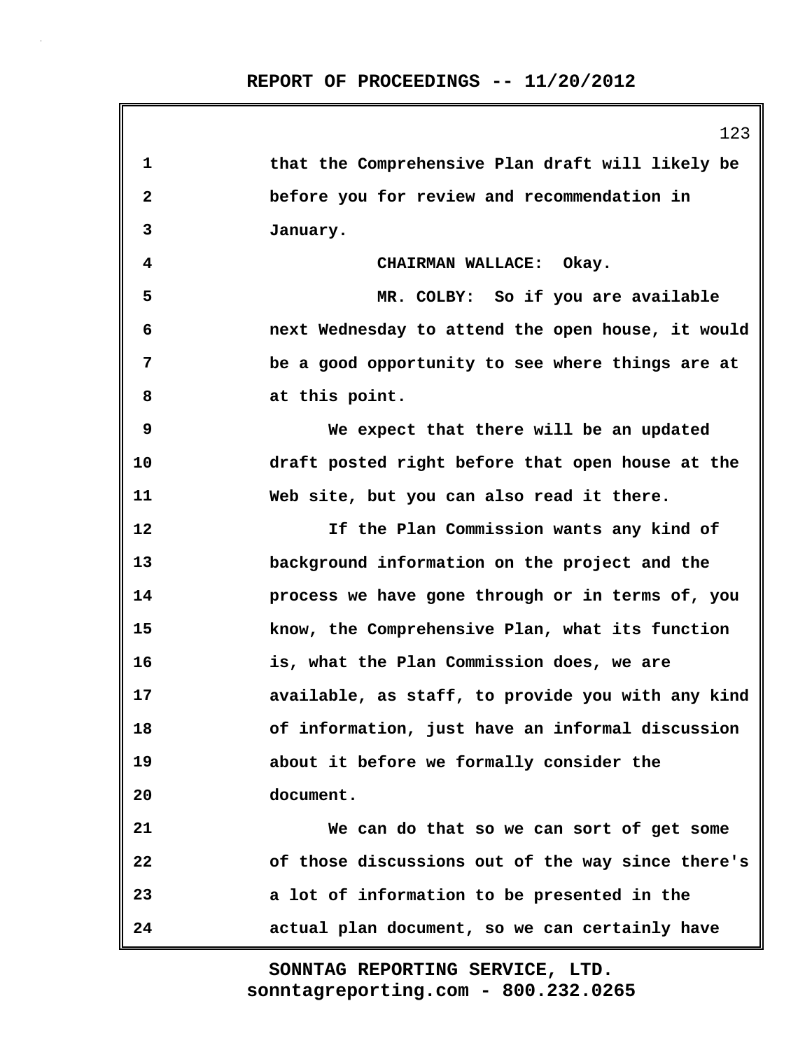1 that the Comprehensive Plan draft will likely be
2 before you for review and recommendation in
3 January.
4 CHAIRMAN WALLACE: Okay.
5 MR. COLBY: So if you are available
6 next Wednesday to attend the open house, it would
7 be a good opportunity to see where things are at
8 at this point.
9 We expect that there will be an updated
10 draft posted right before that open house at the
11 Web site, but you can also read it there.
12 If the Plan Commission wants any kind of
13 background information on the project and the
14 process we have gone through or in terms of, you
15 know, the Comprehensive Plan, what its function
16 is, what the Plan Commission does, we are
17 available, as staff, to provide you with any kind
18 of information, just have an informal discussion
19 about it before we formally consider the
20 document.
21 We can do that so we can sort of get some
22 of those discussions out of the way since there's
23 a lot of information to be presented in the
24 actual plan document, so we can certainly have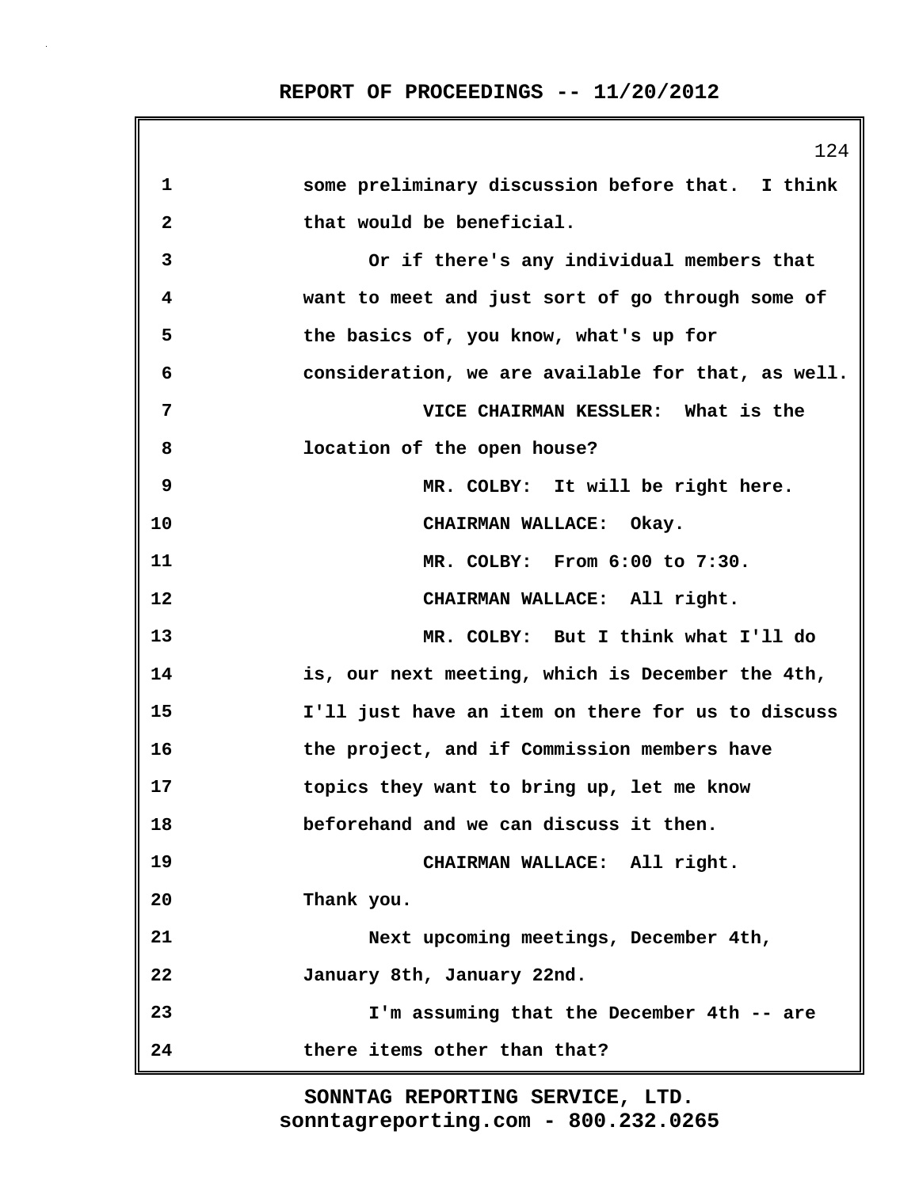some preliminary discussion before that. I think that would be beneficial.

Or if there's any individual members that want to meet and just sort of go through some of the basics of, you know, what's up for consideration, we are available for that, as well.

VICE CHAIRMAN KESSLER: What is the location of the open house?

MR. COLBY: It will be right here.

CHAIRMAN WALLACE: Okay.

MR. COLBY: From 6:00 to 7:30.

CHAIRMAN WALLACE: All right.

MR. COLBY: But I think what I'll do is, our next meeting, which is December the 4th, I'll just have an item on there for us to discuss the project, and if Commission members have topics they want to bring up, let me know beforehand and we can discuss it then.

CHAIRMAN WALLACE: All right. Thank you.

Next upcoming meetings, December 4th, January 8th, January 22nd.

I'm assuming that the December 4th -- are there items other than that?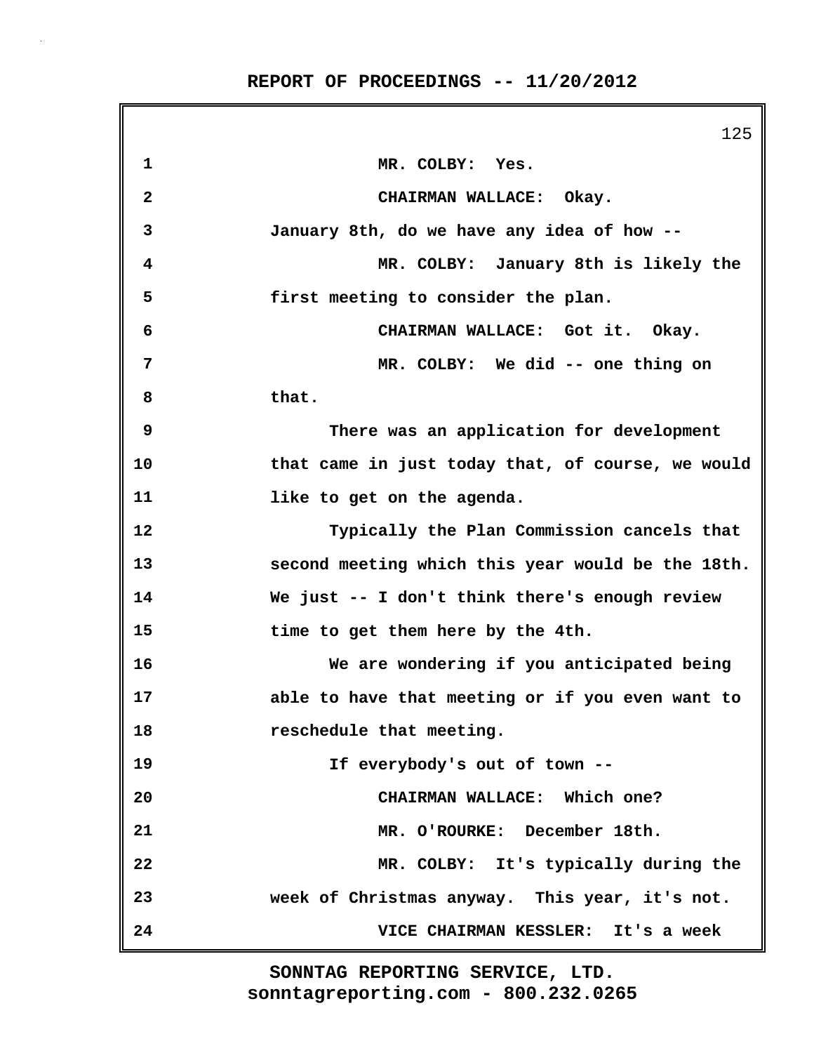MR. COLBY: Yes.

CHAIRMAN WALLACE: Okay.

January 8th, do we have any idea of how --

MR. COLBY: January 8th is likely the first meeting to consider the plan.

CHAIRMAN WALLACE: Got it. Okay.

MR. COLBY: We did -- one thing on that.

There was an application for development that came in just today that, of course, we would like to get on the agenda.

Typically the Plan Commission cancels that second meeting which this year would be the 18th. We just -- I don't think there's enough review time to get them here by the 4th.

We are wondering if you anticipated being able to have that meeting or if you even want to reschedule that meeting.

If everybody's out of town --

CHAIRMAN WALLACE: Which one?

MR. O'ROURKE: December 18th.

MR. COLBY: It's typically during the week of Christmas anyway. This year, it's not.

VICE CHAIRMAN KESSLER: It's a week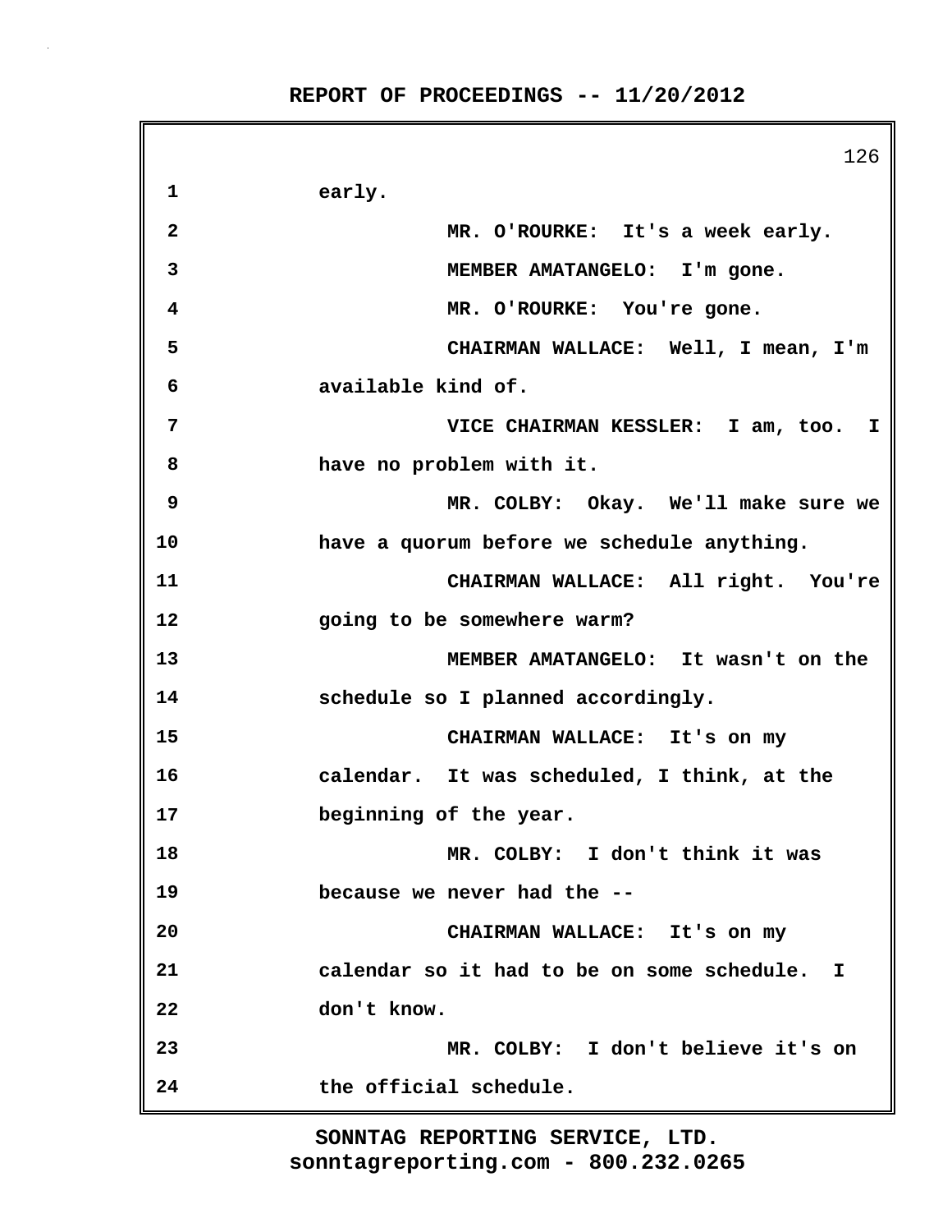1 early.

2 MR. O'ROURKE: It's a week early.

3 MEMBER AMATANGELO: I'm gone.

4 MR. O'ROURKE: You're gone.

5 CHAIRMAN WALLACE: Well, I mean, I'm

6 available kind of.

7 VICE CHAIRMAN KESSLER: I am, too. I

8 have no problem with it.

9 MR. COLBY: Okay. We'll make sure we

10 have a quorum before we schedule anything.

11 CHAIRMAN WALLACE: All right. You're

12 going to be somewhere warm?

13 MEMBER AMATANGELO: It wasn't on the

14 schedule so I planned accordingly.

15 CHAIRMAN WALLACE: It's on my

16 calendar. It was scheduled, I think, at the

17 beginning of the year.

18 MR. COLBY: I don't think it was

19 because we never had the --

20 CHAIRMAN WALLACE: It's on my

21 calendar so it had to be on some schedule. I

22 don't know.

23 MR. COLBY: I don't believe it's on

24 the official schedule.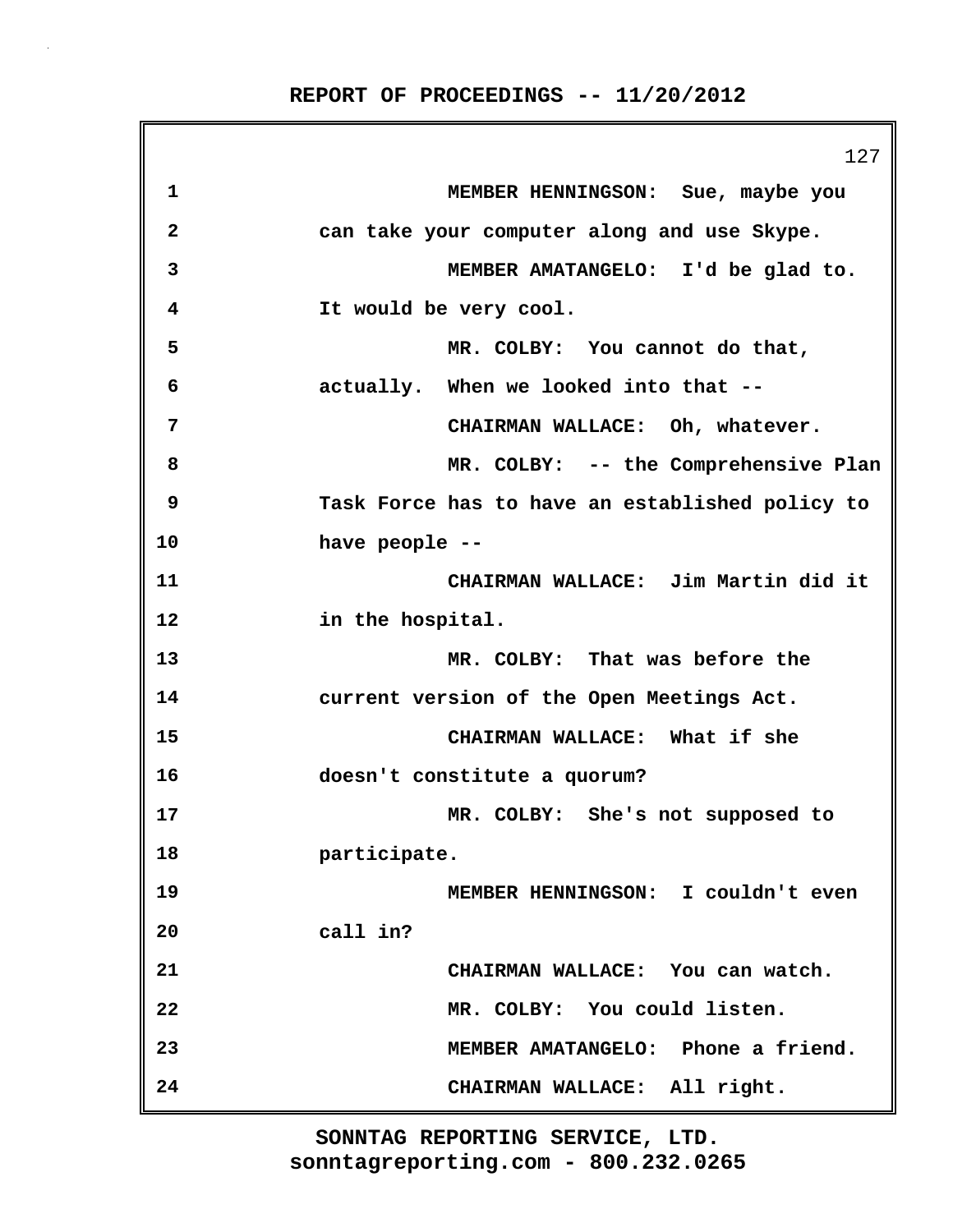MEMBER HENNINGSON: Sue, maybe you can take your computer along and use Skype.

MEMBER AMATANGELO: I'd be glad to. It would be very cool.

MR. COLBY: You cannot do that, actually. When we looked into that --

CHAIRMAN WALLACE: Oh, whatever.

MR. COLBY: -- the Comprehensive Plan Task Force has to have an established policy to have people --

CHAIRMAN WALLACE: Jim Martin did it in the hospital.

MR. COLBY: That was before the current version of the Open Meetings Act.

CHAIRMAN WALLACE: What if she doesn't constitute a quorum?

MR. COLBY: She's not supposed to participate.

MEMBER HENNINGSON: I couldn't even call in?

CHAIRMAN WALLACE: You can watch.

MR. COLBY: You could listen.

MEMBER AMATANGELO: Phone a friend.

CHAIRMAN WALLACE: All right.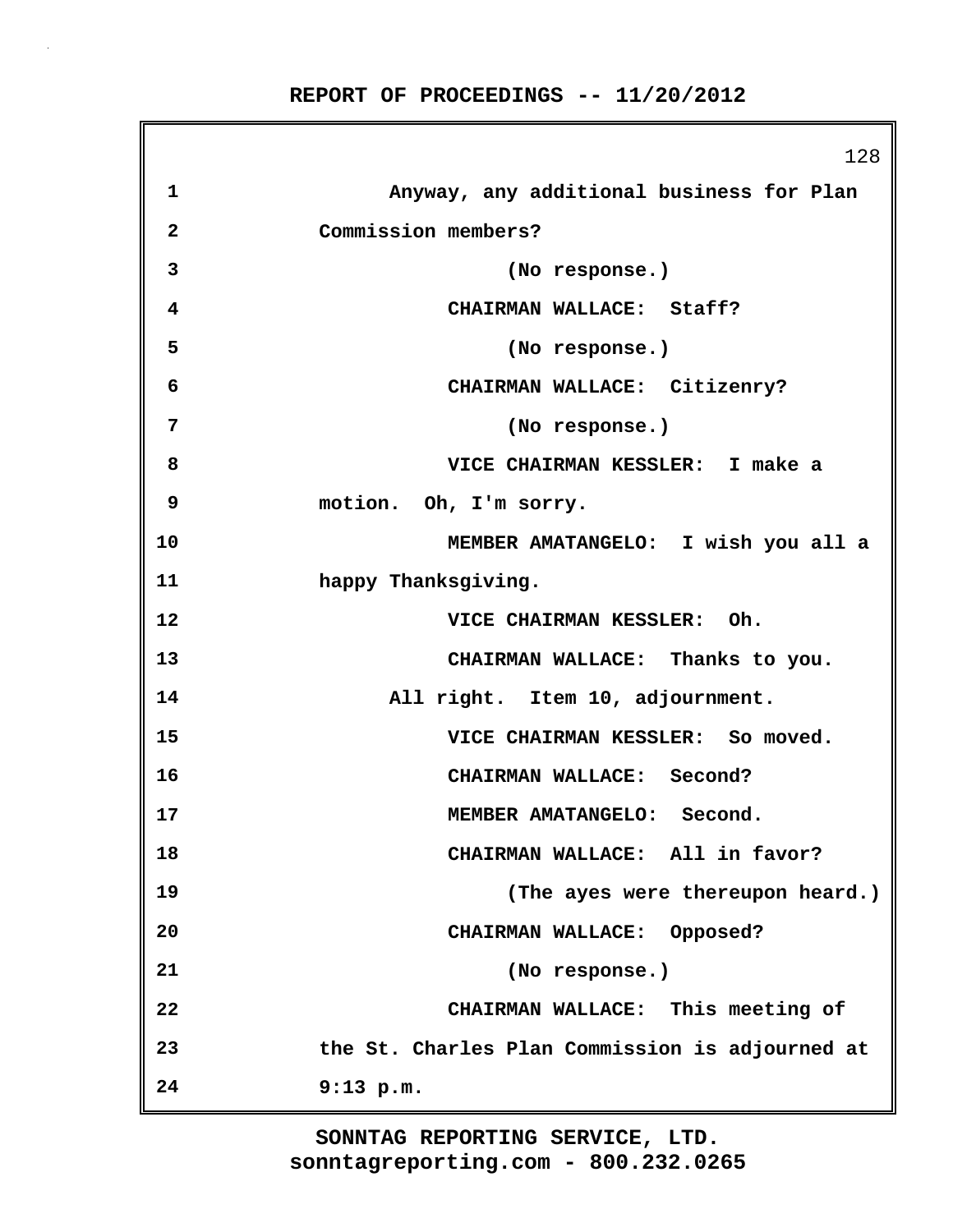1 Anyway, any additional business for Plan
2 Commission members?
3 (No response.)
4 CHAIRMAN WALLACE: Staff?
5 (No response.)
6 CHAIRMAN WALLACE: Citizenry?
7 (No response.)
8 VICE CHAIRMAN KESSLER: I make a
9 motion. Oh, I'm sorry.
10 MEMBER AMATANGELO: I wish you all a
11 happy Thanksgiving.
12 VICE CHAIRMAN KESSLER: Oh.
13 CHAIRMAN WALLACE: Thanks to you.
14 All right. Item 10, adjournment.
15 VICE CHAIRMAN KESSLER: So moved.
16 CHAIRMAN WALLACE: Second?
17 MEMBER AMATANGELO: Second.
18 CHAIRMAN WALLACE: All in favor?
19 (The ayes were thereupon heard.)
20 CHAIRMAN WALLACE: Opposed?
21 (No response.)
22 CHAIRMAN WALLACE: This meeting of
23 the St. Charles Plan Commission is adjourned at
24 9:13 p.m.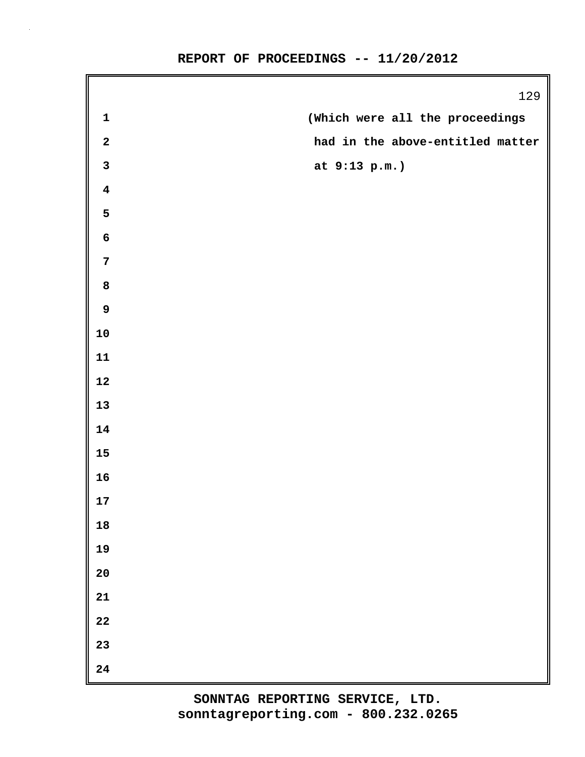(Which were all the proceedings had in the above-entitled matter at 9:13 p.m.)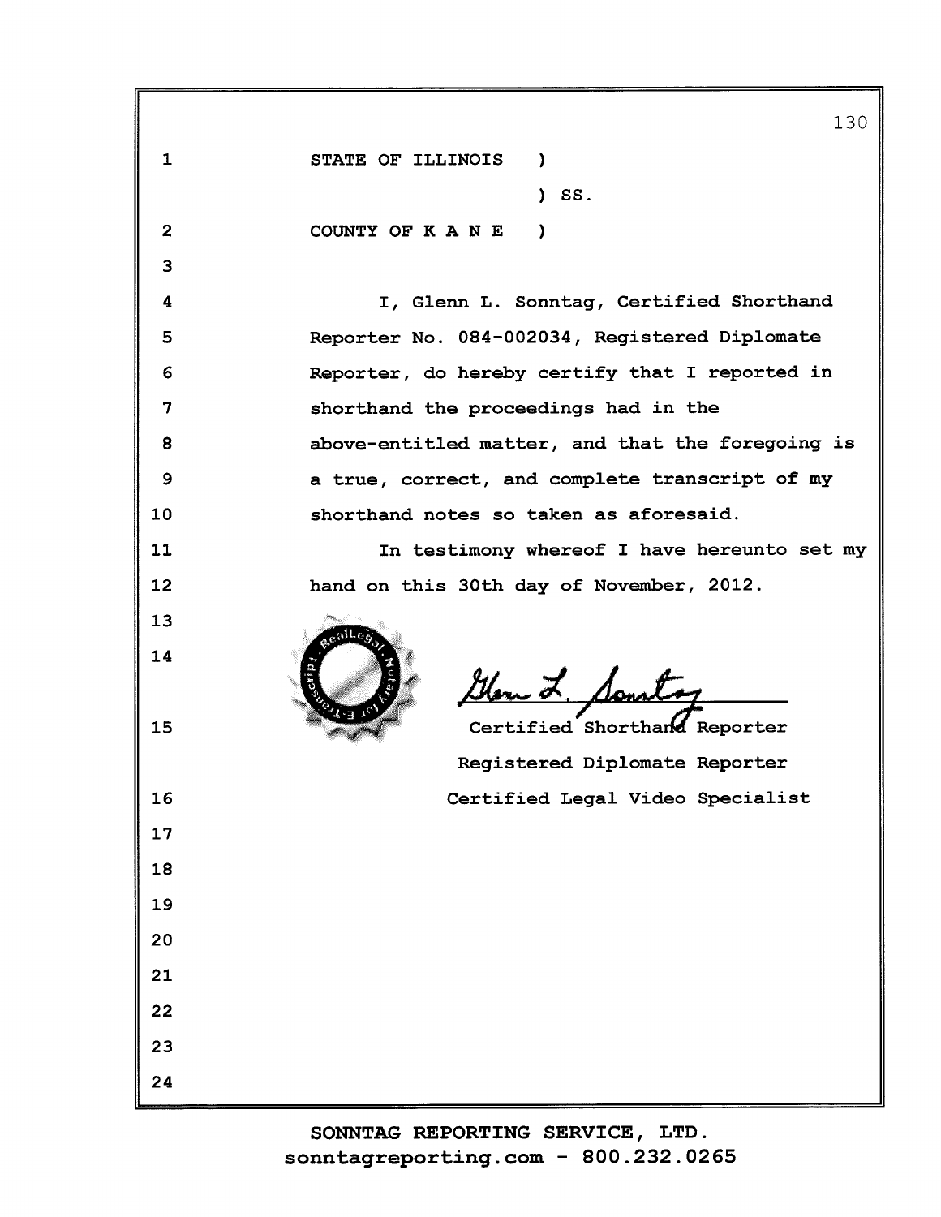STATE OF ILLINOIS )

) SS.

COUNTY OF K A N E )

I, Glenn L. Sonntag, Certified Shorthand Reporter No. 084-002034, Registered Diplomate Reporter, do hereby certify that I reported in shorthand the proceedings had in the above-entitled matter, and that the foregoing is a true, correct, and complete transcript of my shorthand notes so taken as aforesaid.

In testimony whereof I have hereunto set my hand on this 30th day of November, 2012.

Glenn L. Sonntag

Certified Shorthand Reporter

Registered Diplomate Reporter

Certified Legal Video Specialist

SONNTAG REPORTING SERVICE, LTD.
sonntagreporting.com - 800.232.0265